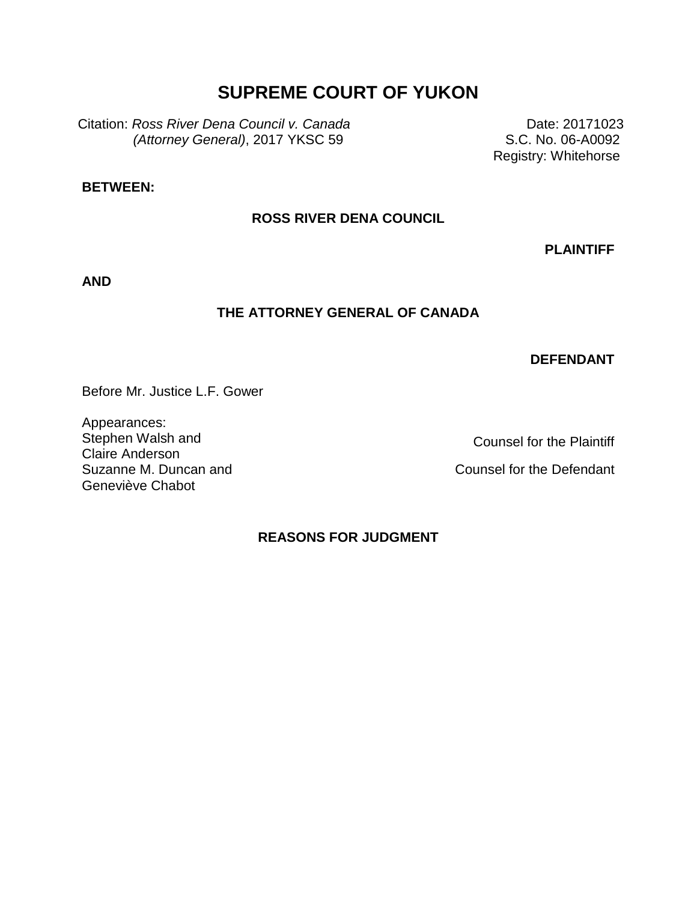# SUPREME COURT OF YUKON

Citation: *Ross River Dena Council v. Canada (Attorney General)*, 2017 YKSC 59

Date: 20171023
S.C. No. 06-A0092
Registry: Whitehorse

**BETWEEN:**

**ROSS RIVER DENA COUNCIL**

**PLAINTIFF**

**AND**

**THE ATTORNEY GENERAL OF CANADA**

**DEFENDANT**

Before Mr. Justice L.F. Gower

Appearances:

| | |
|---|---|
| Stephen Walsh and Claire Anderson | Counsel for the Plaintiff |
| Suzanne M. Duncan and Geneviève Chabot | Counsel for the Defendant |

**REASONS FOR JUDGMENT**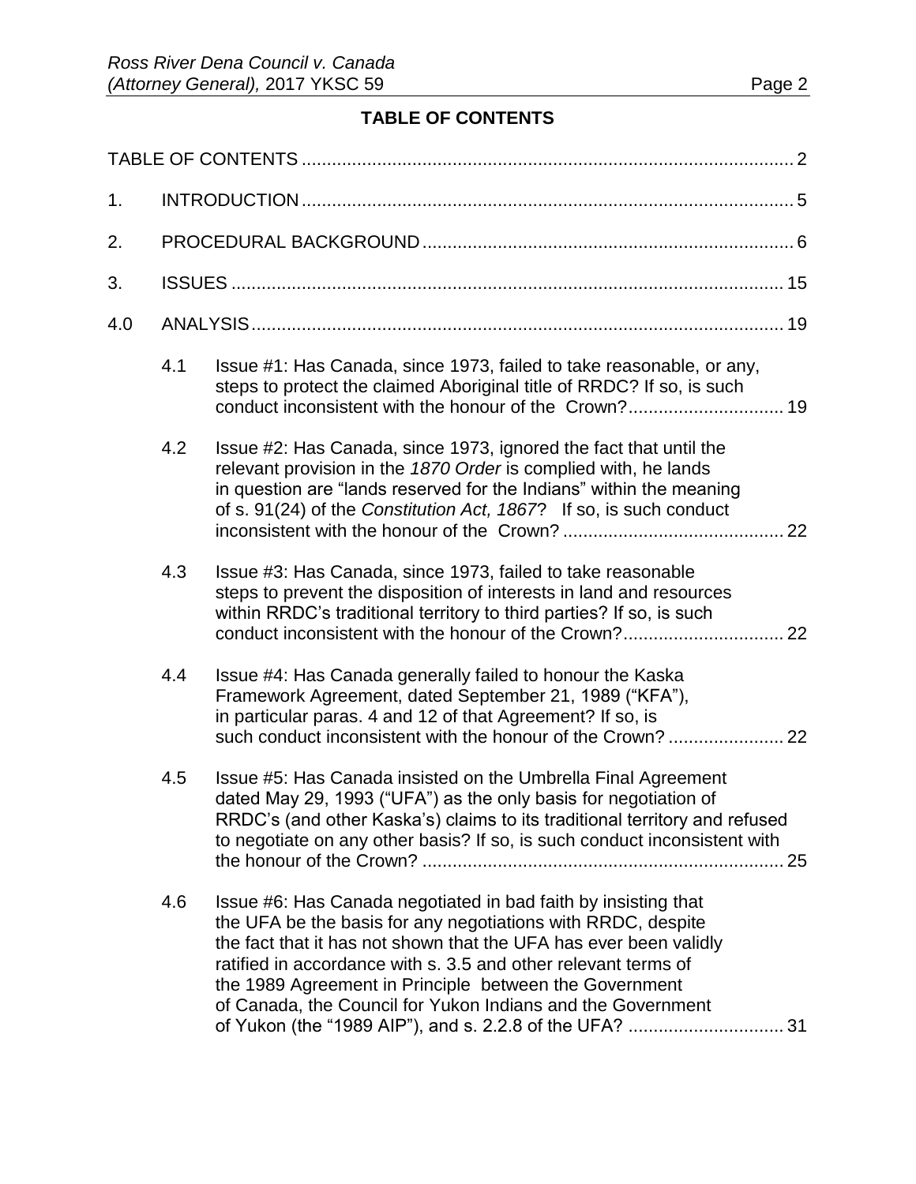## TABLE OF CONTENTS

TABLE OF CONTENTS ..... 2

1. INTRODUCTION ..... 5

2. PROCEDURAL BACKGROUND ..... 6

3. ISSUES ..... 15

4.0 ANALYSIS ..... 19

4.1 Issue #1: Has Canada, since 1973, failed to take reasonable, or any, steps to protect the claimed Aboriginal title of RRDC? If so, is such conduct inconsistent with the honour of the Crown? ..... 19

4.2 Issue #2: Has Canada, since 1973, ignored the fact that until the relevant provision in the *1870 Order* is complied with, he lands in question are "lands reserved for the Indians" within the meaning of s. 91(24) of the *Constitution Act, 1867*? If so, is such conduct inconsistent with the honour of the Crown? ..... 22

4.3 Issue #3: Has Canada, since 1973, failed to take reasonable steps to prevent the disposition of interests in land and resources within RRDC's traditional territory to third parties? If so, is such conduct inconsistent with the honour of the Crown? ..... 22

4.4 Issue #4: Has Canada generally failed to honour the Kaska Framework Agreement, dated September 21, 1989 ("KFA"), in particular paras. 4 and 12 of that Agreement? If so, is such conduct inconsistent with the honour of the Crown? ..... 22

4.5 Issue #5: Has Canada insisted on the Umbrella Final Agreement dated May 29, 1993 ("UFA") as the only basis for negotiation of RRDC's (and other Kaska's) claims to its traditional territory and refused to negotiate on any other basis? If so, is such conduct inconsistent with the honour of the Crown? ..... 25

4.6 Issue #6: Has Canada negotiated in bad faith by insisting that the UFA be the basis for any negotiations with RRDC, despite the fact that it has not shown that the UFA has ever been validly ratified in accordance with s. 3.5 and other relevant terms of the 1989 Agreement in Principle between the Government of Canada, the Council for Yukon Indians and the Government of Yukon (the "1989 AIP"), and s. 2.2.8 of the UFA? ..... 31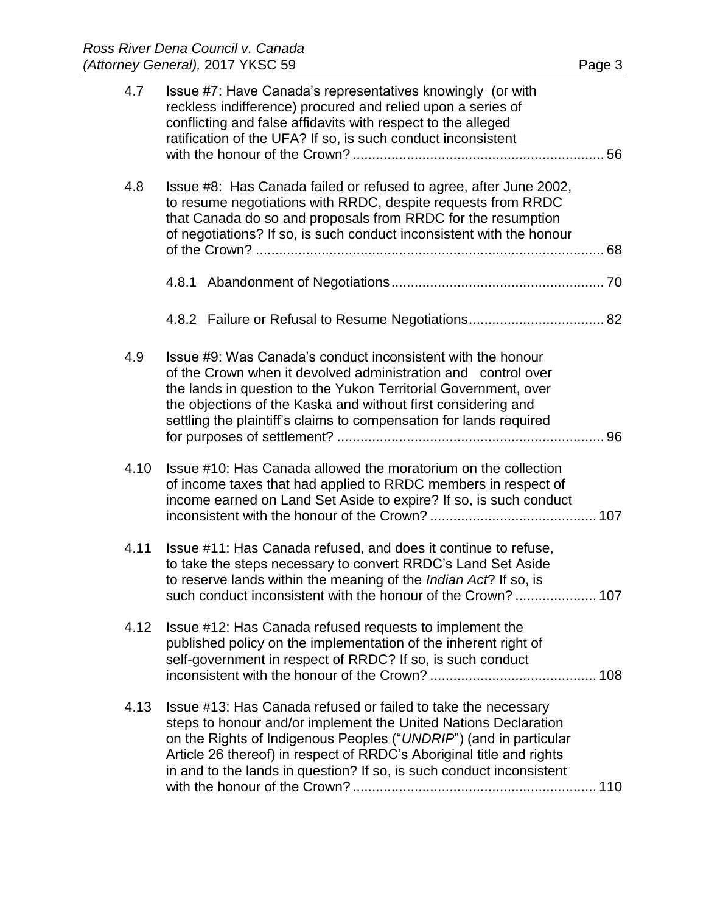4.7 Issue #7: Have Canada's representatives knowingly (or with reckless indifference) procured and relied upon a series of conflicting and false affidavits with respect to the alleged ratification of the UFA? If so, is such conduct inconsistent with the honour of the Crown? ................................................................ 56

4.8 Issue #8: Has Canada failed or refused to agree, after June 2002, to resume negotiations with RRDC, despite requests from RRDC that Canada do so and proposals from RRDC for the resumption of negotiations? If so, is such conduct inconsistent with the honour of the Crown? ........................................................................................ 68

4.8.1 Abandonment of Negotiations...................................................... 70

4.8.2 Failure or Refusal to Resume Negotiations.................................. 82

4.9 Issue #9: Was Canada's conduct inconsistent with the honour of the Crown when it devolved administration and control over the lands in question to the Yukon Territorial Government, over the objections of the Kaska and without first considering and settling the plaintiff's claims to compensation for lands required for purposes of settlement? .................................................................... 96

4.10 Issue #10: Has Canada allowed the moratorium on the collection of income taxes that had applied to RRDC members in respect of income earned on Land Set Aside to expire? If so, is such conduct inconsistent with the honour of the Crown? .......................................... 107

4.11 Issue #11: Has Canada refused, and does it continue to refuse, to take the steps necessary to convert RRDC's Land Set Aside to reserve lands within the meaning of the *Indian Act*? If so, is such conduct inconsistent with the honour of the Crown? .................... 107

4.12 Issue #12: Has Canada refused requests to implement the published policy on the implementation of the inherent right of self-government in respect of RRDC? If so, is such conduct inconsistent with the honour of the Crown? .......................................... 108

4.13 Issue #13: Has Canada refused or failed to take the necessary steps to honour and/or implement the United Nations Declaration on the Rights of Indigenous Peoples ("*UNDRIP*") (and in particular Article 26 thereof) in respect of RRDC's Aboriginal title and rights in and to the lands in question? If so, is such conduct inconsistent with the honour of the Crown?.............................................................. 110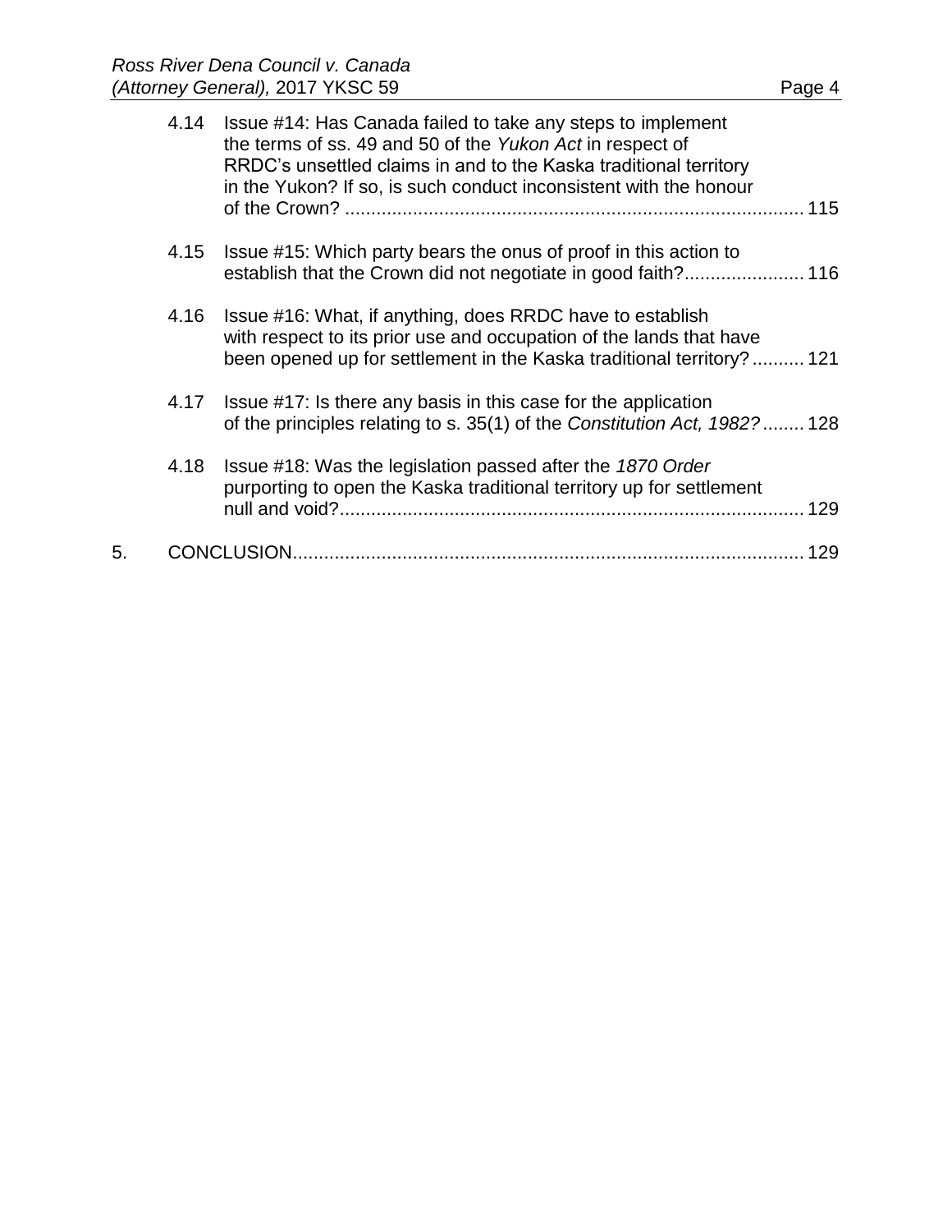4.14 Issue #14: Has Canada failed to take any steps to implement the terms of ss. 49 and 50 of the *Yukon Act* in respect of RRDC's unsettled claims in and to the Kaska traditional territory in the Yukon? If so, is such conduct inconsistent with the honour of the Crown? ........................................................................................ 115

4.15 Issue #15: Which party bears the onus of proof in this action to establish that the Crown did not negotiate in good faith?....................... 116

4.16 Issue #16: What, if anything, does RRDC have to establish with respect to its prior use and occupation of the lands that have been opened up for settlement in the Kaska traditional territory? .......... 121

4.17 Issue #17: Is there any basis in this case for the application of the principles relating to s. 35(1) of the *Constitution Act, 1982?* ........ 128

4.18 Issue #18: Was the legislation passed after the *1870 Order* purporting to open the Kaska traditional territory up for settlement null and void?......................................................................................... 129

5. CONCLUSION................................................................................................. 129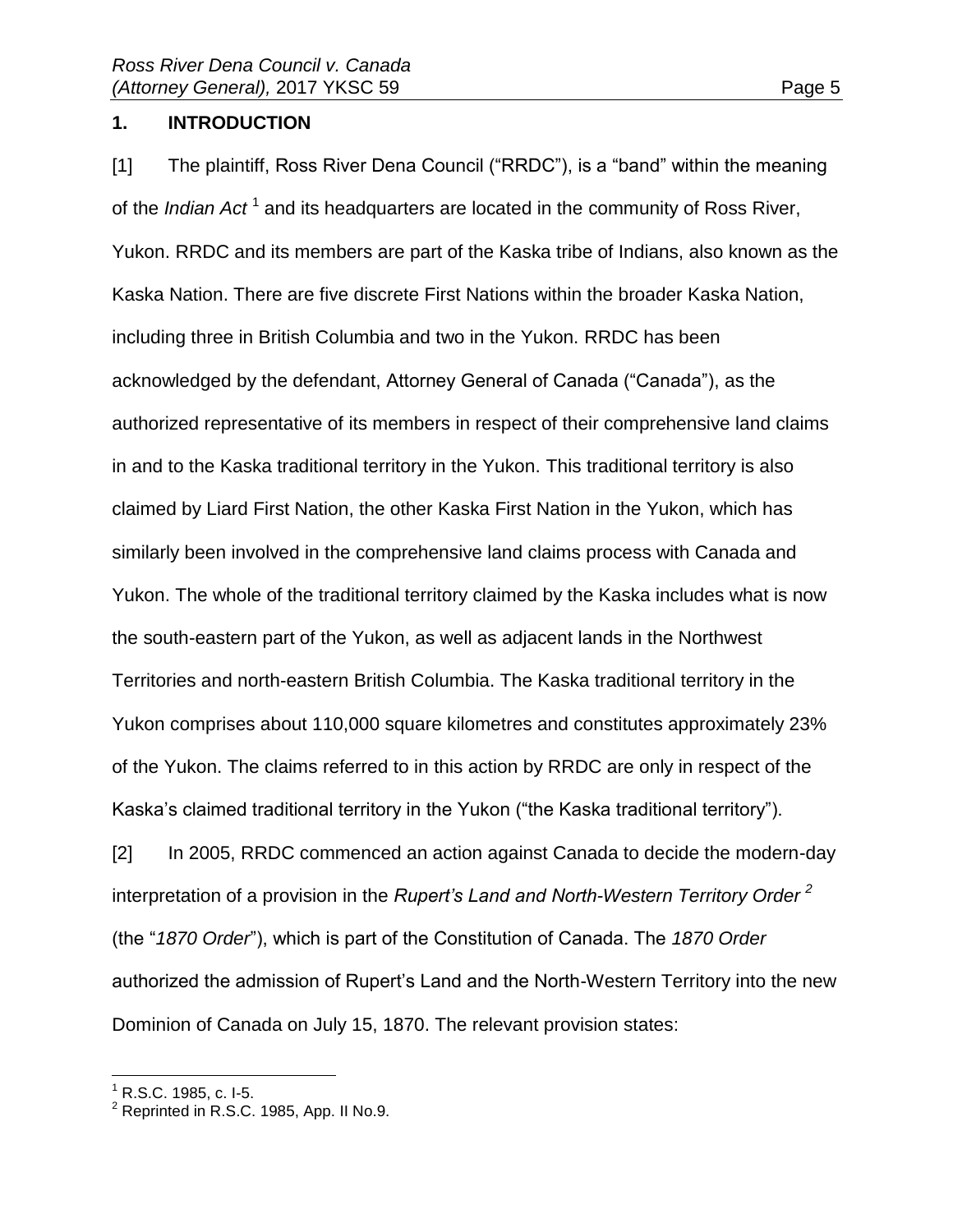## 1. INTRODUCTION

[1] The plaintiff, Ross River Dena Council ("RRDC"), is a "band" within the meaning of the *Indian Act* [1] and its headquarters are located in the community of Ross River, Yukon. RRDC and its members are part of the Kaska tribe of Indians, also known as the Kaska Nation. There are five discrete First Nations within the broader Kaska Nation, including three in British Columbia and two in the Yukon. RRDC has been acknowledged by the defendant, Attorney General of Canada ("Canada"), as the authorized representative of its members in respect of their comprehensive land claims in and to the Kaska traditional territory in the Yukon. This traditional territory is also claimed by Liard First Nation, the other Kaska First Nation in the Yukon, which has similarly been involved in the comprehensive land claims process with Canada and Yukon. The whole of the traditional territory claimed by the Kaska includes what is now the south-eastern part of the Yukon, as well as adjacent lands in the Northwest Territories and north-eastern British Columbia. The Kaska traditional territory in the Yukon comprises about 110,000 square kilometres and constitutes approximately 23% of the Yukon. The claims referred to in this action by RRDC are only in respect of the Kaska's claimed traditional territory in the Yukon ("the Kaska traditional territory").

[2] In 2005, RRDC commenced an action against Canada to decide the modern-day interpretation of a provision in the *Rupert's Land and North-Western Territory Order* [2] (the "*1870 Order*"), which is part of the Constitution of Canada. The *1870 Order* authorized the admission of Rupert's Land and the North-Western Territory into the new Dominion of Canada on July 15, 1870. The relevant provision states:

[1] R.S.C. 1985, c. I-5.

[2] Reprinted in R.S.C. 1985, App. II No.9.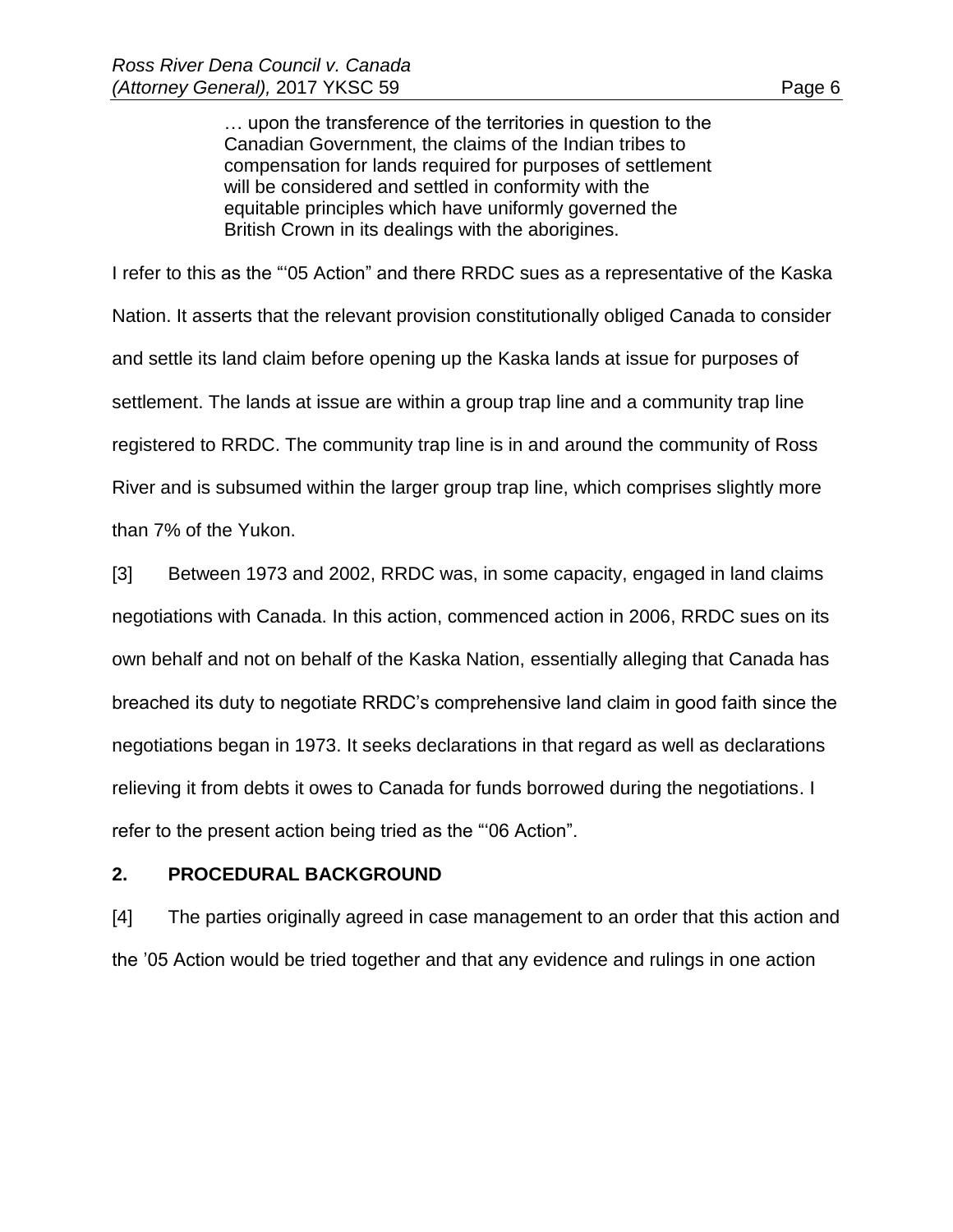> … upon the transference of the territories in question to the Canadian Government, the claims of the Indian tribes to compensation for lands required for purposes of settlement will be considered and settled in conformity with the equitable principles which have uniformly governed the British Crown in its dealings with the aborigines.

I refer to this as the "'05 Action" and there RRDC sues as a representative of the Kaska Nation. It asserts that the relevant provision constitutionally obliged Canada to consider and settle its land claim before opening up the Kaska lands at issue for purposes of settlement. The lands at issue are within a group trap line and a community trap line registered to RRDC. The community trap line is in and around the community of Ross River and is subsumed within the larger group trap line, which comprises slightly more than 7% of the Yukon.

[3] Between 1973 and 2002, RRDC was, in some capacity, engaged in land claims negotiations with Canada. In this action, commenced action in 2006, RRDC sues on its own behalf and not on behalf of the Kaska Nation, essentially alleging that Canada has breached its duty to negotiate RRDC's comprehensive land claim in good faith since the negotiations began in 1973. It seeks declarations in that regard as well as declarations relieving it from debts it owes to Canada for funds borrowed during the negotiations. I refer to the present action being tried as the "'06 Action".

## 2. PROCEDURAL BACKGROUND

[4] The parties originally agreed in case management to an order that this action and the '05 Action would be tried together and that any evidence and rulings in one action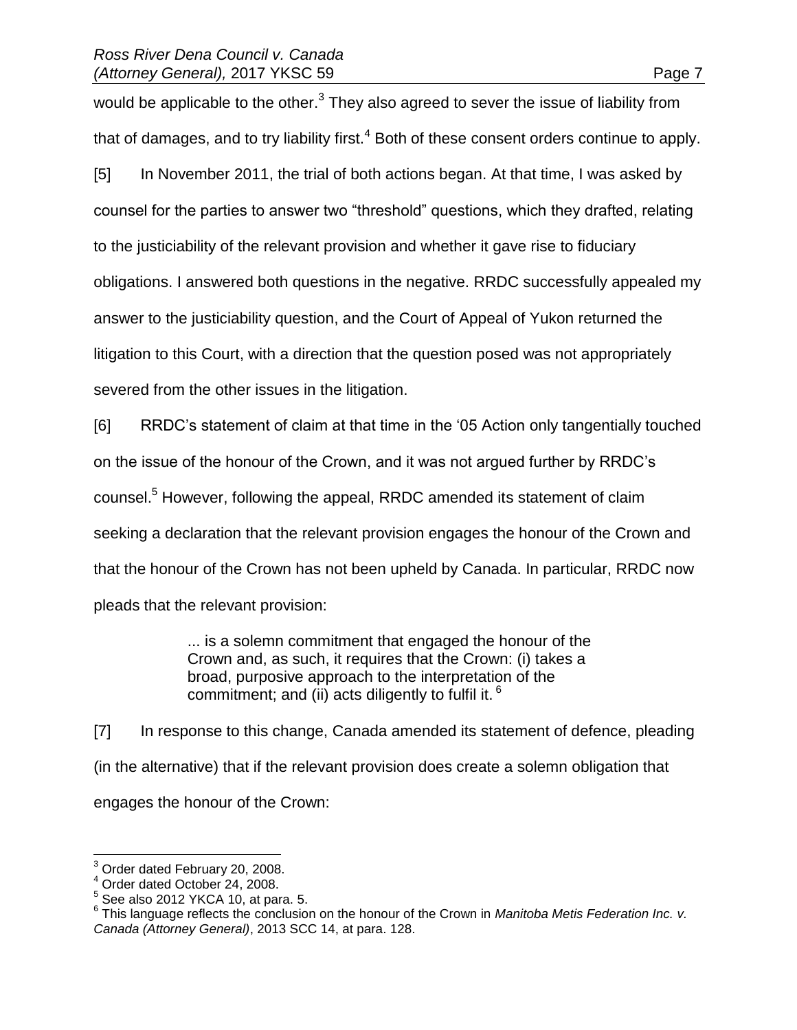would be applicable to the other.[3] They also agreed to sever the issue of liability from that of damages, and to try liability first.[4] Both of these consent orders continue to apply.

[5] In November 2011, the trial of both actions began. At that time, I was asked by counsel for the parties to answer two "threshold" questions, which they drafted, relating to the justiciability of the relevant provision and whether it gave rise to fiduciary obligations. I answered both questions in the negative. RRDC successfully appealed my answer to the justiciability question, and the Court of Appeal of Yukon returned the litigation to this Court, with a direction that the question posed was not appropriately severed from the other issues in the litigation.

[6] RRDC's statement of claim at that time in the '05 Action only tangentially touched on the issue of the honour of the Crown, and it was not argued further by RRDC's counsel.[5] However, following the appeal, RRDC amended its statement of claim seeking a declaration that the relevant provision engages the honour of the Crown and that the honour of the Crown has not been upheld by Canada. In particular, RRDC now pleads that the relevant provision:

> ... is a solemn commitment that engaged the honour of the Crown and, as such, it requires that the Crown: (i) takes a broad, purposive approach to the interpretation of the commitment; and (ii) acts diligently to fulfil it.[6]

[7] In response to this change, Canada amended its statement of defence, pleading (in the alternative) that if the relevant provision does create a solemn obligation that engages the honour of the Crown:

---

[3] Order dated February 20, 2008.

[4] Order dated October 24, 2008.

[5] See also 2012 YKCA 10, at para. 5.

[6] This language reflects the conclusion on the honour of the Crown in *Manitoba Metis Federation Inc. v. Canada (Attorney General)*, 2013 SCC 14, at para. 128.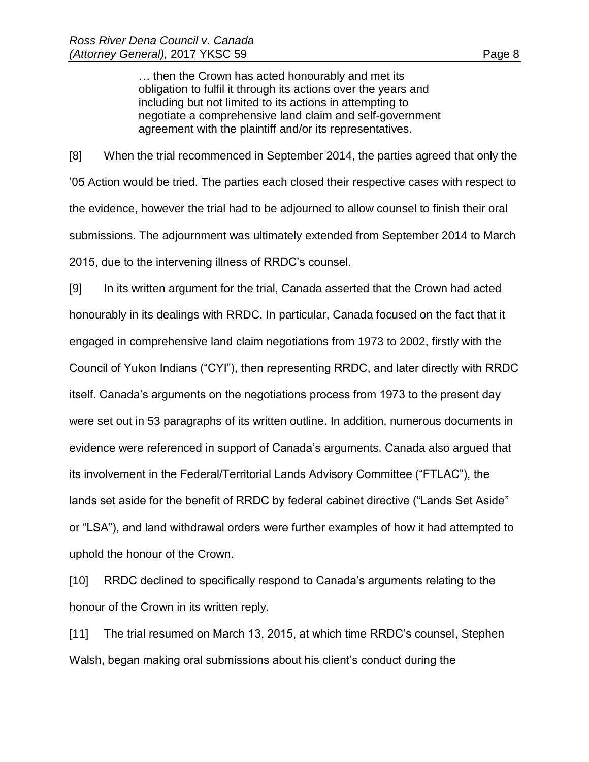> … then the Crown has acted honourably and met its obligation to fulfil it through its actions over the years and including but not limited to its actions in attempting to negotiate a comprehensive land claim and self-government agreement with the plaintiff and/or its representatives.

[8] When the trial recommenced in September 2014, the parties agreed that only the ’05 Action would be tried. The parties each closed their respective cases with respect to the evidence, however the trial had to be adjourned to allow counsel to finish their oral submissions. The adjournment was ultimately extended from September 2014 to March 2015, due to the intervening illness of RRDC’s counsel.

[9] In its written argument for the trial, Canada asserted that the Crown had acted honourably in its dealings with RRDC. In particular, Canada focused on the fact that it engaged in comprehensive land claim negotiations from 1973 to 2002, firstly with the Council of Yukon Indians (“CYI”), then representing RRDC, and later directly with RRDC itself. Canada’s arguments on the negotiations process from 1973 to the present day were set out in 53 paragraphs of its written outline. In addition, numerous documents in evidence were referenced in support of Canada’s arguments. Canada also argued that its involvement in the Federal/Territorial Lands Advisory Committee (“FTLAC”), the lands set aside for the benefit of RRDC by federal cabinet directive (“Lands Set Aside” or “LSA”), and land withdrawal orders were further examples of how it had attempted to uphold the honour of the Crown.

[10] RRDC declined to specifically respond to Canada’s arguments relating to the honour of the Crown in its written reply.

[11] The trial resumed on March 13, 2015, at which time RRDC’s counsel, Stephen Walsh, began making oral submissions about his client’s conduct during the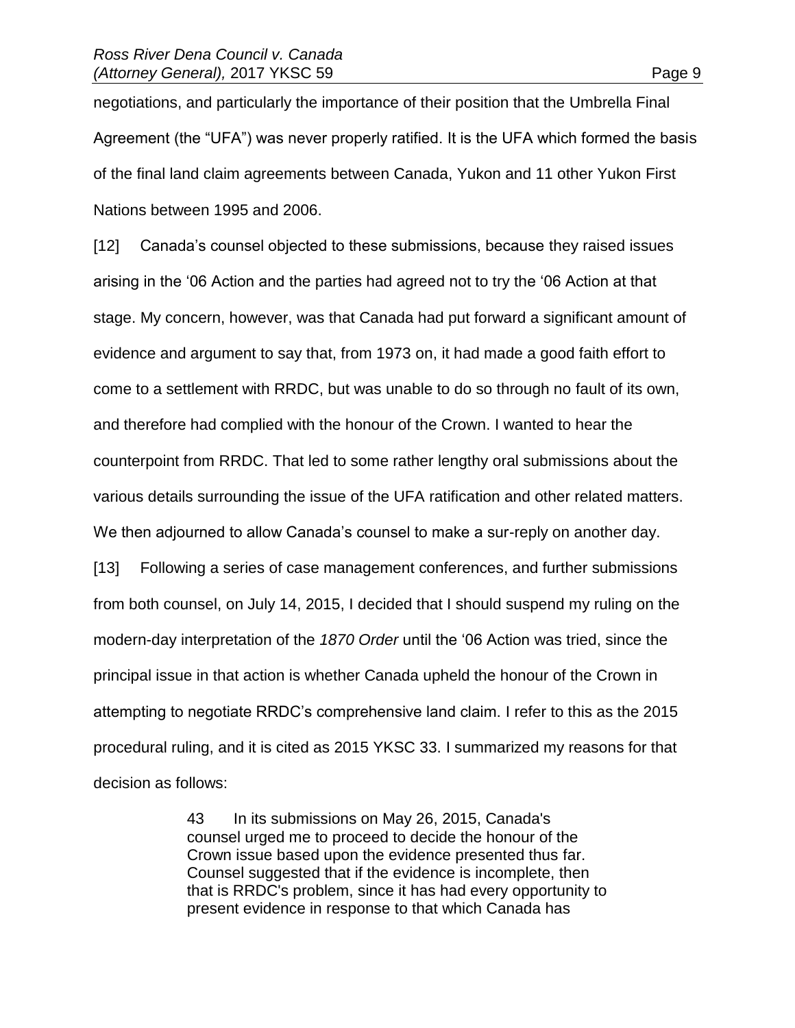negotiations, and particularly the importance of their position that the Umbrella Final Agreement (the "UFA") was never properly ratified. It is the UFA which formed the basis of the final land claim agreements between Canada, Yukon and 11 other Yukon First Nations between 1995 and 2006.

[12] Canada's counsel objected to these submissions, because they raised issues arising in the '06 Action and the parties had agreed not to try the '06 Action at that stage. My concern, however, was that Canada had put forward a significant amount of evidence and argument to say that, from 1973 on, it had made a good faith effort to come to a settlement with RRDC, but was unable to do so through no fault of its own, and therefore had complied with the honour of the Crown. I wanted to hear the counterpoint from RRDC. That led to some rather lengthy oral submissions about the various details surrounding the issue of the UFA ratification and other related matters. We then adjourned to allow Canada's counsel to make a sur-reply on another day.

[13] Following a series of case management conferences, and further submissions from both counsel, on July 14, 2015, I decided that I should suspend my ruling on the modern-day interpretation of the *1870 Order* until the '06 Action was tried, since the principal issue in that action is whether Canada upheld the honour of the Crown in attempting to negotiate RRDC's comprehensive land claim. I refer to this as the 2015 procedural ruling, and it is cited as 2015 YKSC 33. I summarized my reasons for that decision as follows:

> 43 In its submissions on May 26, 2015, Canada's counsel urged me to proceed to decide the honour of the Crown issue based upon the evidence presented thus far. Counsel suggested that if the evidence is incomplete, then that is RRDC's problem, since it has had every opportunity to present evidence in response to that which Canada has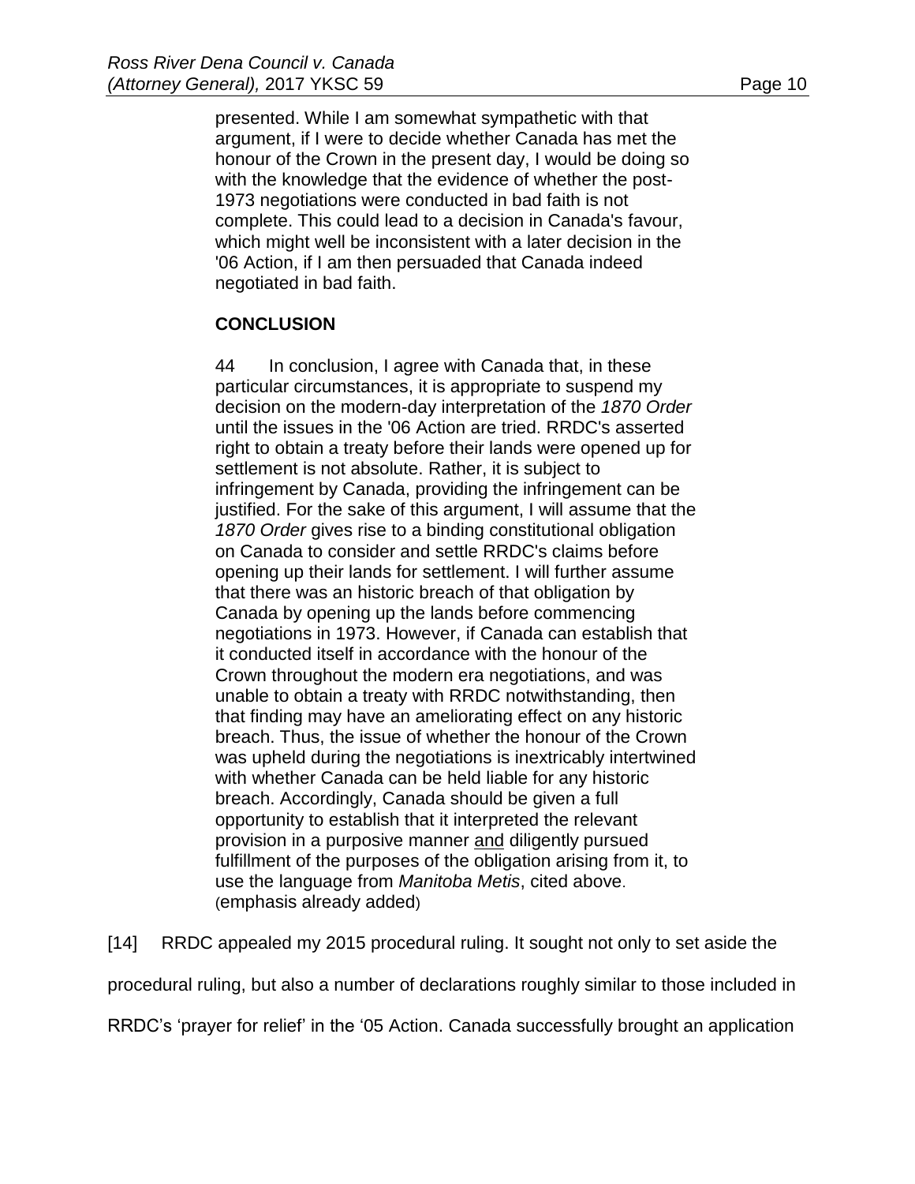> presented. While I am somewhat sympathetic with that argument, if I were to decide whether Canada has met the honour of the Crown in the present day, I would be doing so with the knowledge that the evidence of whether the post-1973 negotiations were conducted in bad faith is not complete. This could lead to a decision in Canada's favour, which might well be inconsistent with a later decision in the '06 Action, if I am then persuaded that Canada indeed negotiated in bad faith.
>
> **CONCLUSION**
>
> 44 In conclusion, I agree with Canada that, in these particular circumstances, it is appropriate to suspend my decision on the modern-day interpretation of the *1870 Order* until the issues in the '06 Action are tried. RRDC's asserted right to obtain a treaty before their lands were opened up for settlement is not absolute. Rather, it is subject to infringement by Canada, providing the infringement can be justified. For the sake of this argument, I will assume that the *1870 Order* gives rise to a binding constitutional obligation on Canada to consider and settle RRDC's claims before opening up their lands for settlement. I will further assume that there was an historic breach of that obligation by Canada by opening up the lands before commencing negotiations in 1973. However, if Canada can establish that it conducted itself in accordance with the honour of the Crown throughout the modern era negotiations, and was unable to obtain a treaty with RRDC notwithstanding, then that finding may have an ameliorating effect on any historic breach. Thus, the issue of whether the honour of the Crown was upheld during the negotiations is inextricably intertwined with whether Canada can be held liable for any historic breach. Accordingly, Canada should be given a full opportunity to establish that it interpreted the relevant provision in a purposive manner <u>and</u> diligently pursued fulfillment of the purposes of the obligation arising from it, to use the language from *Manitoba Metis*, cited above. (emphasis already added)

[14] RRDC appealed my 2015 procedural ruling. It sought not only to set aside the procedural ruling, but also a number of declarations roughly similar to those included in RRDC's 'prayer for relief' in the '05 Action. Canada successfully brought an application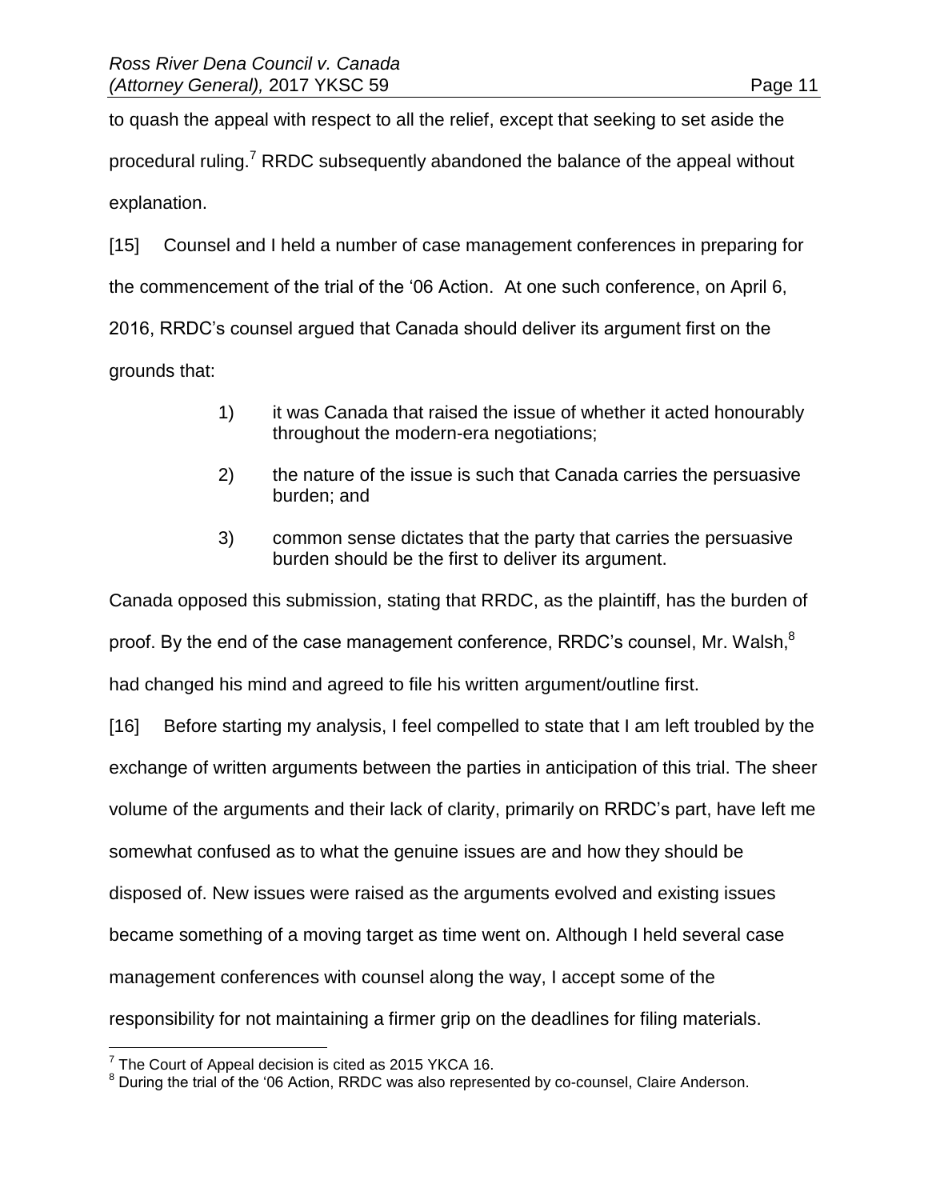to quash the appeal with respect to all the relief, except that seeking to set aside the procedural ruling.[7] RRDC subsequently abandoned the balance of the appeal without explanation.

[15] Counsel and I held a number of case management conferences in preparing for the commencement of the trial of the '06 Action. At one such conference, on April 6, 2016, RRDC's counsel argued that Canada should deliver its argument first on the grounds that:

> 1) it was Canada that raised the issue of whether it acted honourably throughout the modern-era negotiations;
>
> 2) the nature of the issue is such that Canada carries the persuasive burden; and
>
> 3) common sense dictates that the party that carries the persuasive burden should be the first to deliver its argument.

Canada opposed this submission, stating that RRDC, as the plaintiff, has the burden of proof. By the end of the case management conference, RRDC's counsel, Mr. Walsh,[8] had changed his mind and agreed to file his written argument/outline first.

[16] Before starting my analysis, I feel compelled to state that I am left troubled by the exchange of written arguments between the parties in anticipation of this trial. The sheer volume of the arguments and their lack of clarity, primarily on RRDC's part, have left me somewhat confused as to what the genuine issues are and how they should be disposed of. New issues were raised as the arguments evolved and existing issues became something of a moving target as time went on. Although I held several case management conferences with counsel along the way, I accept some of the responsibility for not maintaining a firmer grip on the deadlines for filing materials.

---

[7] The Court of Appeal decision is cited as 2015 YKCA 16.

[8] During the trial of the '06 Action, RRDC was also represented by co-counsel, Claire Anderson.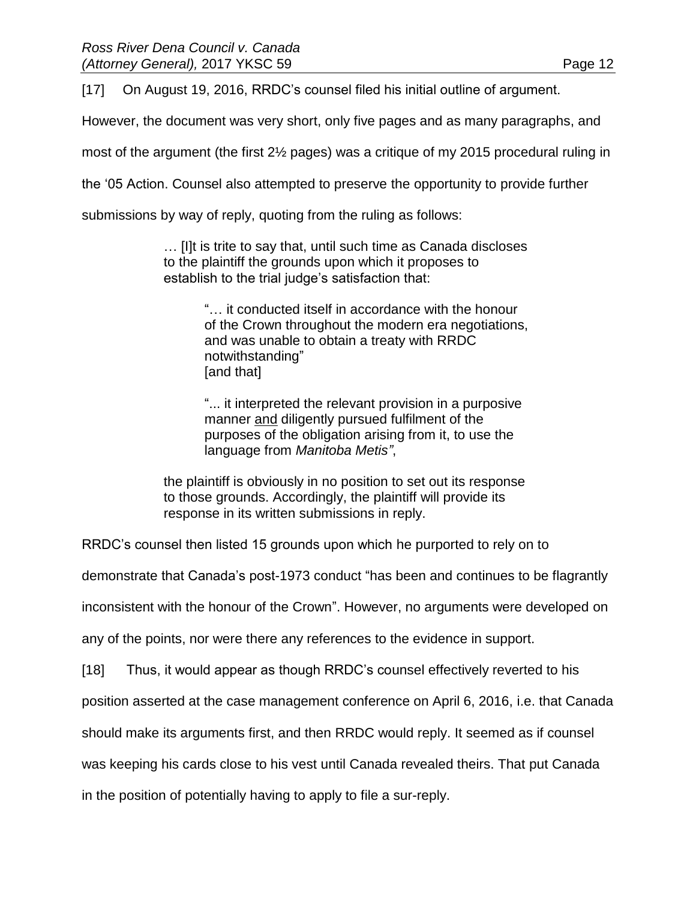[17] On August 19, 2016, RRDC's counsel filed his initial outline of argument. However, the document was very short, only five pages and as many paragraphs, and most of the argument (the first 2½ pages) was a critique of my 2015 procedural ruling in the '05 Action. Counsel also attempted to preserve the opportunity to provide further submissions by way of reply, quoting from the ruling as follows:

> … [I]t is trite to say that, until such time as Canada discloses to the plaintiff the grounds upon which it proposes to establish to the trial judge's satisfaction that:
>
> > "… it conducted itself in accordance with the honour of the Crown throughout the modern era negotiations, and was unable to obtain a treaty with RRDC notwithstanding"
> > [and that]
> >
> > "... it interpreted the relevant provision in a purposive manner <u>and</u> diligently pursued fulfilment of the purposes of the obligation arising from it, to use the language from *Manitoba Metis"*,
>
> the plaintiff is obviously in no position to set out its response to those grounds. Accordingly, the plaintiff will provide its response in its written submissions in reply.

RRDC's counsel then listed 15 grounds upon which he purported to rely on to demonstrate that Canada's post-1973 conduct "has been and continues to be flagrantly inconsistent with the honour of the Crown". However, no arguments were developed on any of the points, nor were there any references to the evidence in support.

[18] Thus, it would appear as though RRDC's counsel effectively reverted to his position asserted at the case management conference on April 6, 2016, i.e. that Canada should make its arguments first, and then RRDC would reply. It seemed as if counsel was keeping his cards close to his vest until Canada revealed theirs. That put Canada in the position of potentially having to apply to file a sur-reply.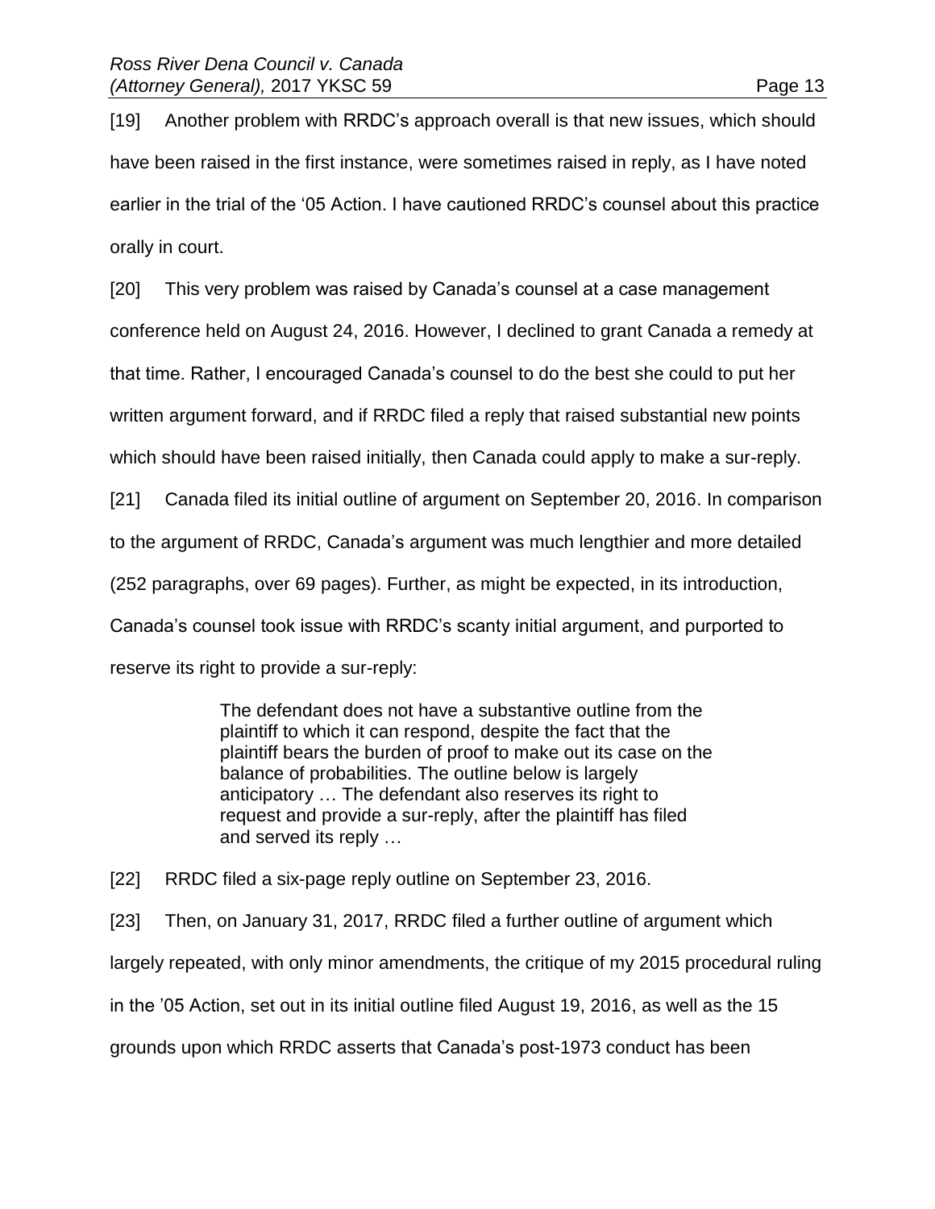[19] Another problem with RRDC's approach overall is that new issues, which should have been raised in the first instance, were sometimes raised in reply, as I have noted earlier in the trial of the '05 Action. I have cautioned RRDC's counsel about this practice orally in court.

[20] This very problem was raised by Canada's counsel at a case management conference held on August 24, 2016. However, I declined to grant Canada a remedy at that time. Rather, I encouraged Canada's counsel to do the best she could to put her written argument forward, and if RRDC filed a reply that raised substantial new points which should have been raised initially, then Canada could apply to make a sur-reply.

[21] Canada filed its initial outline of argument on September 20, 2016. In comparison to the argument of RRDC, Canada's argument was much lengthier and more detailed (252 paragraphs, over 69 pages). Further, as might be expected, in its introduction, Canada's counsel took issue with RRDC's scanty initial argument, and purported to reserve its right to provide a sur-reply:

> The defendant does not have a substantive outline from the plaintiff to which it can respond, despite the fact that the plaintiff bears the burden of proof to make out its case on the balance of probabilities. The outline below is largely anticipatory … The defendant also reserves its right to request and provide a sur-reply, after the plaintiff has filed and served its reply …

[22] RRDC filed a six-page reply outline on September 23, 2016.

[23] Then, on January 31, 2017, RRDC filed a further outline of argument which largely repeated, with only minor amendments, the critique of my 2015 procedural ruling in the '05 Action, set out in its initial outline filed August 19, 2016, as well as the 15 grounds upon which RRDC asserts that Canada's post-1973 conduct has been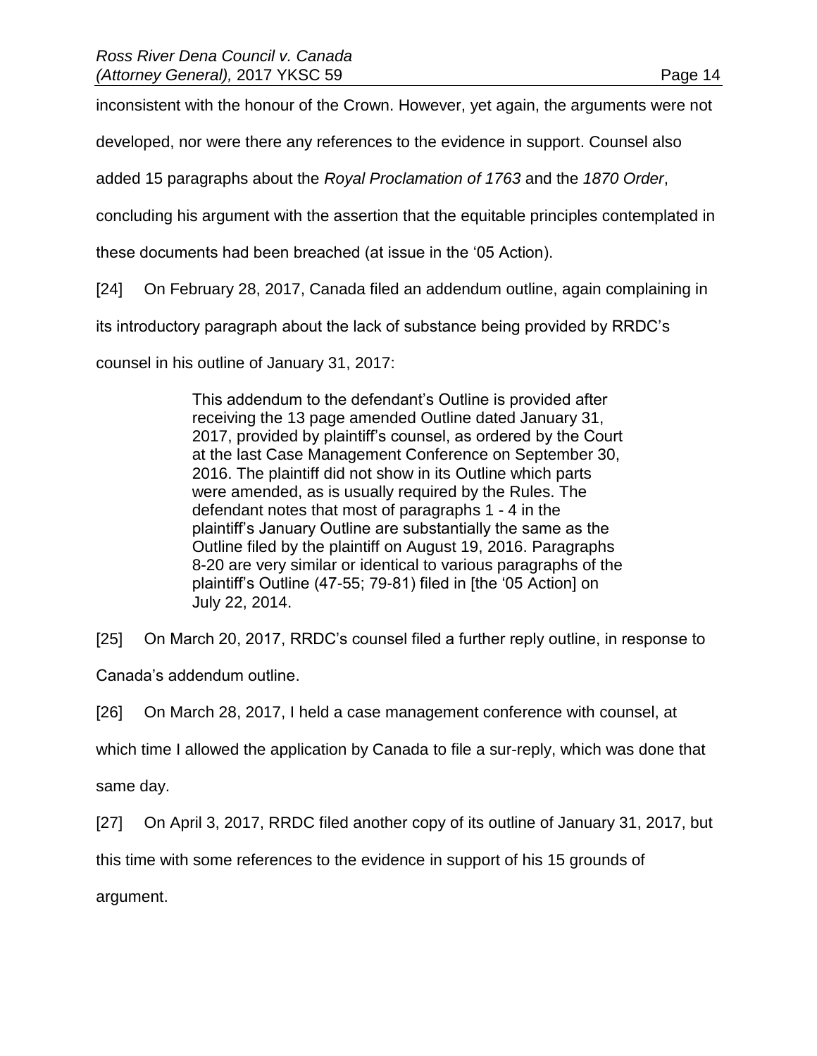inconsistent with the honour of the Crown. However, yet again, the arguments were not developed, nor were there any references to the evidence in support. Counsel also added 15 paragraphs about the *Royal Proclamation of 1763* and the *1870 Order*, concluding his argument with the assertion that the equitable principles contemplated in these documents had been breached (at issue in the '05 Action).

[24] On February 28, 2017, Canada filed an addendum outline, again complaining in its introductory paragraph about the lack of substance being provided by RRDC's counsel in his outline of January 31, 2017:

> This addendum to the defendant's Outline is provided after receiving the 13 page amended Outline dated January 31, 2017, provided by plaintiff's counsel, as ordered by the Court at the last Case Management Conference on September 30, 2016. The plaintiff did not show in its Outline which parts were amended, as is usually required by the Rules. The defendant notes that most of paragraphs 1 - 4 in the plaintiff's January Outline are substantially the same as the Outline filed by the plaintiff on August 19, 2016. Paragraphs 8-20 are very similar or identical to various paragraphs of the plaintiff's Outline (47-55; 79-81) filed in [the '05 Action] on July 22, 2014.

[25] On March 20, 2017, RRDC's counsel filed a further reply outline, in response to Canada's addendum outline.

[26] On March 28, 2017, I held a case management conference with counsel, at which time I allowed the application by Canada to file a sur-reply, which was done that same day.

[27] On April 3, 2017, RRDC filed another copy of its outline of January 31, 2017, but this time with some references to the evidence in support of his 15 grounds of argument.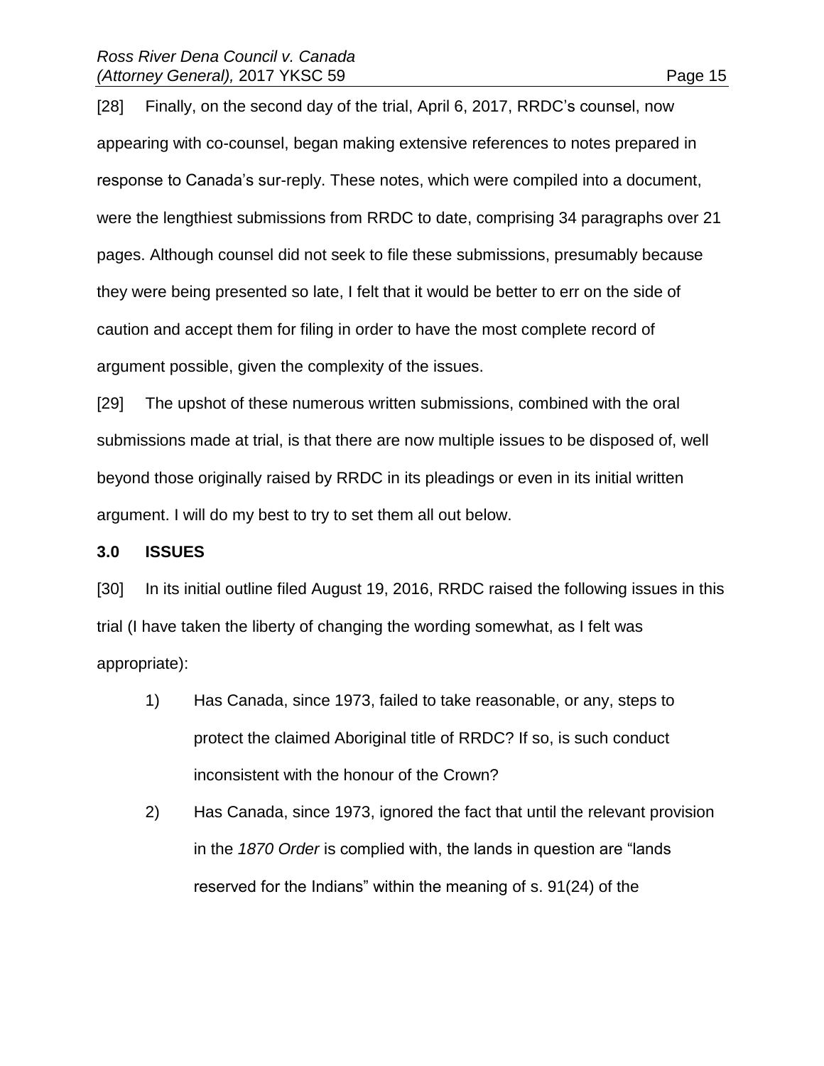[28] Finally, on the second day of the trial, April 6, 2017, RRDC's counsel, now appearing with co-counsel, began making extensive references to notes prepared in response to Canada's sur-reply. These notes, which were compiled into a document, were the lengthiest submissions from RRDC to date, comprising 34 paragraphs over 21 pages. Although counsel did not seek to file these submissions, presumably because they were being presented so late, I felt that it would be better to err on the side of caution and accept them for filing in order to have the most complete record of argument possible, given the complexity of the issues.

[29] The upshot of these numerous written submissions, combined with the oral submissions made at trial, is that there are now multiple issues to be disposed of, well beyond those originally raised by RRDC in its pleadings or even in its initial written argument. I will do my best to try to set them all out below.

## 3.0 ISSUES

[30] In its initial outline filed August 19, 2016, RRDC raised the following issues in this trial (I have taken the liberty of changing the wording somewhat, as I felt was appropriate):

1) Has Canada, since 1973, failed to take reasonable, or any, steps to protect the claimed Aboriginal title of RRDC? If so, is such conduct inconsistent with the honour of the Crown?

2) Has Canada, since 1973, ignored the fact that until the relevant provision in the *1870 Order* is complied with, the lands in question are "lands reserved for the Indians" within the meaning of s. 91(24) of the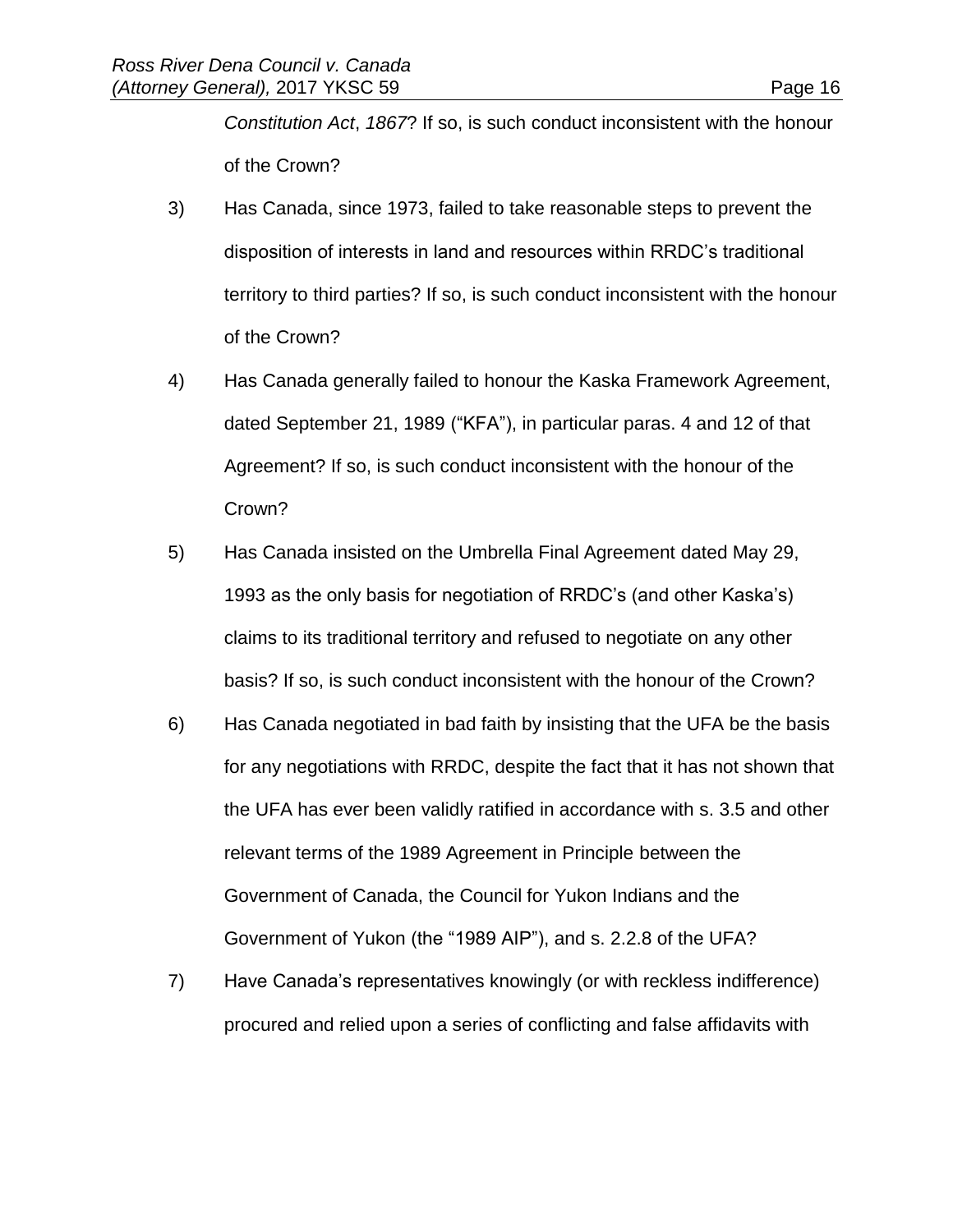*Constitution Act*, *1867*? If so, is such conduct inconsistent with the honour of the Crown?

3) Has Canada, since 1973, failed to take reasonable steps to prevent the disposition of interests in land and resources within RRDC's traditional territory to third parties? If so, is such conduct inconsistent with the honour of the Crown?

4) Has Canada generally failed to honour the Kaska Framework Agreement, dated September 21, 1989 ("KFA"), in particular paras. 4 and 12 of that Agreement? If so, is such conduct inconsistent with the honour of the Crown?

5) Has Canada insisted on the Umbrella Final Agreement dated May 29, 1993 as the only basis for negotiation of RRDC's (and other Kaska's) claims to its traditional territory and refused to negotiate on any other basis? If so, is such conduct inconsistent with the honour of the Crown?

6) Has Canada negotiated in bad faith by insisting that the UFA be the basis for any negotiations with RRDC, despite the fact that it has not shown that the UFA has ever been validly ratified in accordance with s. 3.5 and other relevant terms of the 1989 Agreement in Principle between the Government of Canada, the Council for Yukon Indians and the Government of Yukon (the "1989 AIP"), and s. 2.2.8 of the UFA?

7) Have Canada's representatives knowingly (or with reckless indifference) procured and relied upon a series of conflicting and false affidavits with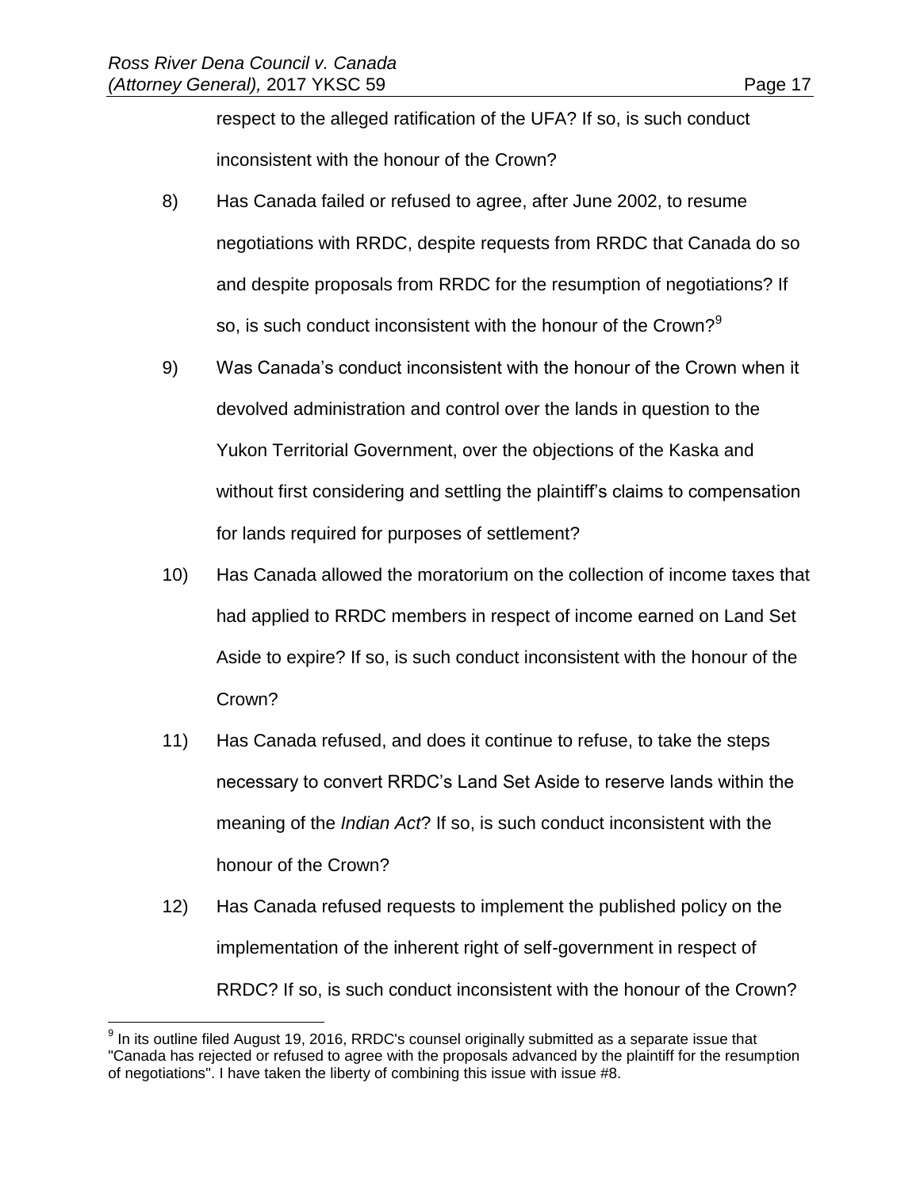respect to the alleged ratification of the UFA? If so, is such conduct inconsistent with the honour of the Crown?

8) Has Canada failed or refused to agree, after June 2002, to resume negotiations with RRDC, despite requests from RRDC that Canada do so and despite proposals from RRDC for the resumption of negotiations? If so, is such conduct inconsistent with the honour of the Crown?[9]

9) Was Canada's conduct inconsistent with the honour of the Crown when it devolved administration and control over the lands in question to the Yukon Territorial Government, over the objections of the Kaska and without first considering and settling the plaintiff's claims to compensation for lands required for purposes of settlement?

10) Has Canada allowed the moratorium on the collection of income taxes that had applied to RRDC members in respect of income earned on Land Set Aside to expire? If so, is such conduct inconsistent with the honour of the Crown?

11) Has Canada refused, and does it continue to refuse, to take the steps necessary to convert RRDC's Land Set Aside to reserve lands within the meaning of the *Indian Act*? If so, is such conduct inconsistent with the honour of the Crown?

12) Has Canada refused requests to implement the published policy on the implementation of the inherent right of self-government in respect of RRDC? If so, is such conduct inconsistent with the honour of the Crown?

[9] In its outline filed August 19, 2016, RRDC's counsel originally submitted as a separate issue that "Canada has rejected or refused to agree with the proposals advanced by the plaintiff for the resumption of negotiations". I have taken the liberty of combining this issue with issue #8.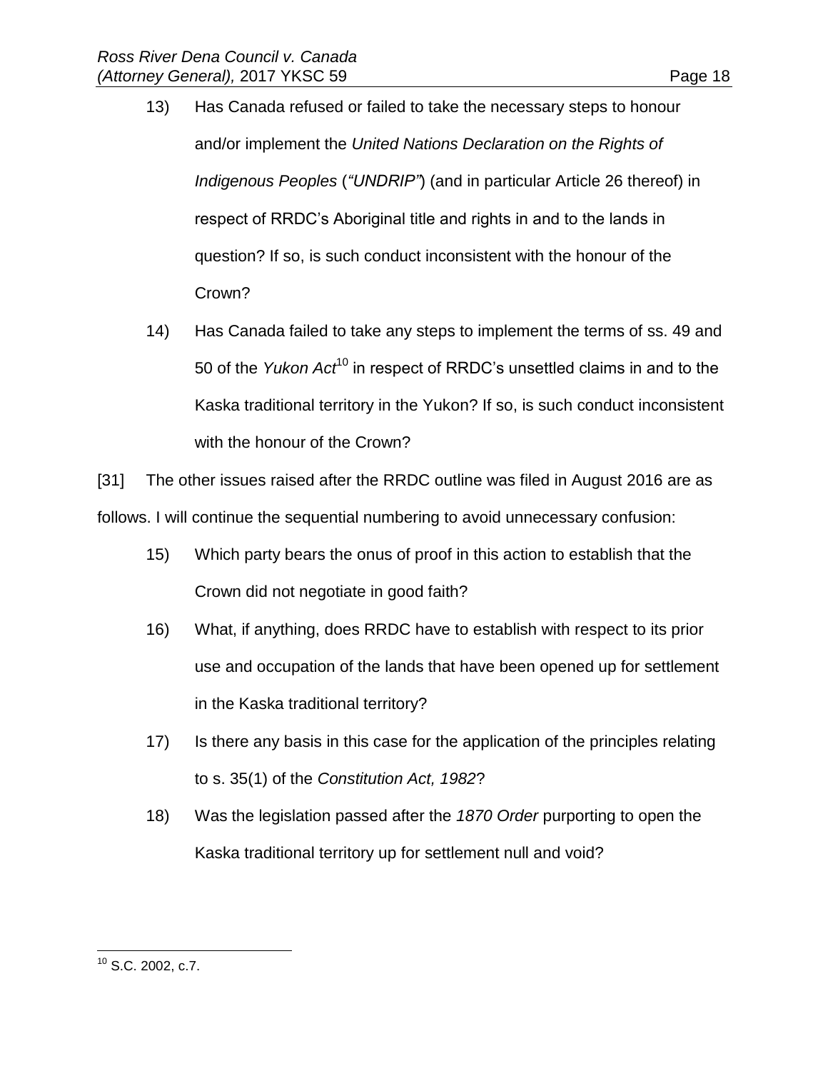13) Has Canada refused or failed to take the necessary steps to honour and/or implement the *United Nations Declaration on the Rights of Indigenous Peoples* (*"UNDRIP"*) (and in particular Article 26 thereof) in respect of RRDC's Aboriginal title and rights in and to the lands in question? If so, is such conduct inconsistent with the honour of the Crown?

14) Has Canada failed to take any steps to implement the terms of ss. 49 and 50 of the *Yukon Act*[10] in respect of RRDC's unsettled claims in and to the Kaska traditional territory in the Yukon? If so, is such conduct inconsistent with the honour of the Crown?

[31] The other issues raised after the RRDC outline was filed in August 2016 are as follows. I will continue the sequential numbering to avoid unnecessary confusion:

15) Which party bears the onus of proof in this action to establish that the Crown did not negotiate in good faith?

16) What, if anything, does RRDC have to establish with respect to its prior use and occupation of the lands that have been opened up for settlement in the Kaska traditional territory?

17) Is there any basis in this case for the application of the principles relating to s. 35(1) of the *Constitution Act, 1982*?

18) Was the legislation passed after the *1870 Order* purporting to open the Kaska traditional territory up for settlement null and void?

---

[10] S.C. 2002, c.7.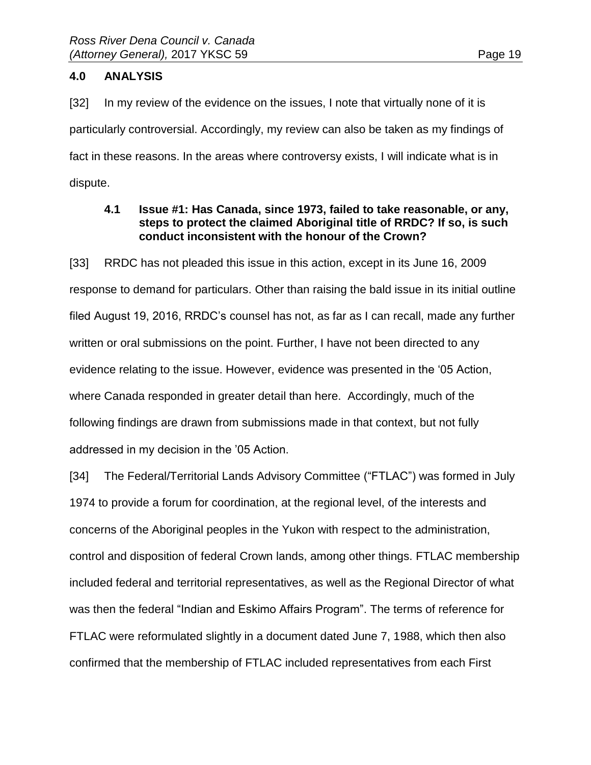## 4.0 ANALYSIS

[32] In my review of the evidence on the issues, I note that virtually none of it is particularly controversial. Accordingly, my review can also be taken as my findings of fact in these reasons. In the areas where controversy exists, I will indicate what is in dispute.

### 4.1 Issue #1: Has Canada, since 1973, failed to take reasonable, or any, steps to protect the claimed Aboriginal title of RRDC? If so, is such conduct inconsistent with the honour of the Crown?

[33] RRDC has not pleaded this issue in this action, except in its June 16, 2009 response to demand for particulars. Other than raising the bald issue in its initial outline filed August 19, 2016, RRDC's counsel has not, as far as I can recall, made any further written or oral submissions on the point. Further, I have not been directed to any evidence relating to the issue. However, evidence was presented in the '05 Action, where Canada responded in greater detail than here. Accordingly, much of the following findings are drawn from submissions made in that context, but not fully addressed in my decision in the '05 Action.

[34] The Federal/Territorial Lands Advisory Committee ("FTLAC") was formed in July 1974 to provide a forum for coordination, at the regional level, of the interests and concerns of the Aboriginal peoples in the Yukon with respect to the administration, control and disposition of federal Crown lands, among other things. FTLAC membership included federal and territorial representatives, as well as the Regional Director of what was then the federal "Indian and Eskimo Affairs Program". The terms of reference for FTLAC were reformulated slightly in a document dated June 7, 1988, which then also confirmed that the membership of FTLAC included representatives from each First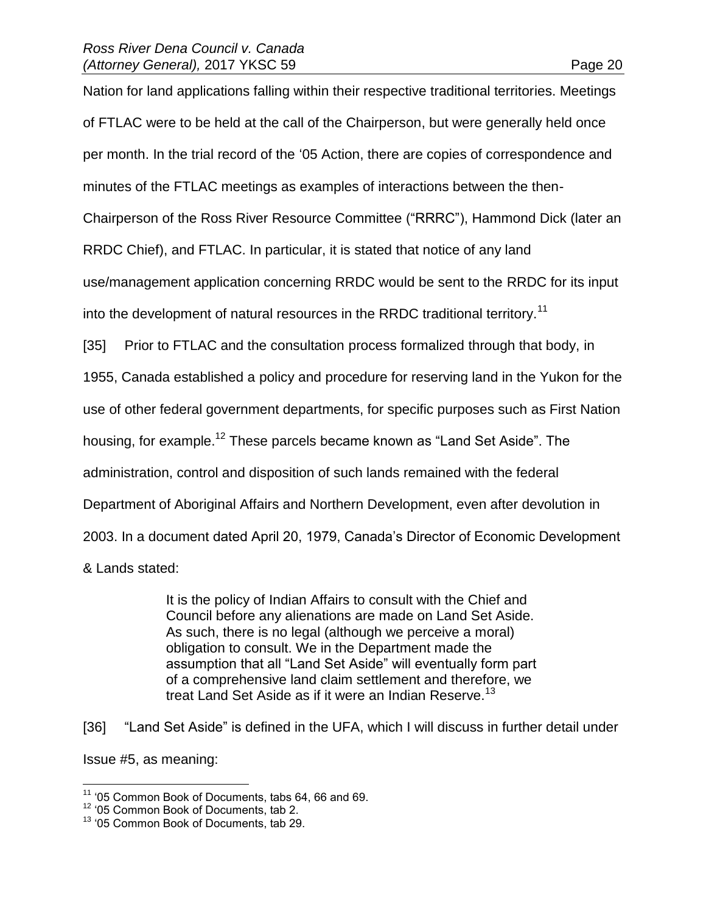Nation for land applications falling within their respective traditional territories. Meetings of FTLAC were to be held at the call of the Chairperson, but were generally held once per month. In the trial record of the '05 Action, there are copies of correspondence and minutes of the FTLAC meetings as examples of interactions between the then-Chairperson of the Ross River Resource Committee ("RRRC"), Hammond Dick (later an RRDC Chief), and FTLAC. In particular, it is stated that notice of any land use/management application concerning RRDC would be sent to the RRDC for its input into the development of natural resources in the RRDC traditional territory.[11]

[35] Prior to FTLAC and the consultation process formalized through that body, in 1955, Canada established a policy and procedure for reserving land in the Yukon for the use of other federal government departments, for specific purposes such as First Nation housing, for example.[12] These parcels became known as "Land Set Aside". The administration, control and disposition of such lands remained with the federal Department of Aboriginal Affairs and Northern Development, even after devolution in 2003. In a document dated April 20, 1979, Canada's Director of Economic Development & Lands stated:

> It is the policy of Indian Affairs to consult with the Chief and Council before any alienations are made on Land Set Aside. As such, there is no legal (although we perceive a moral) obligation to consult. We in the Department made the assumption that all "Land Set Aside" will eventually form part of a comprehensive land claim settlement and therefore, we treat Land Set Aside as if it were an Indian Reserve.[13]

[36] "Land Set Aside" is defined in the UFA, which I will discuss in further detail under Issue #5, as meaning:

---

[11] '05 Common Book of Documents, tabs 64, 66 and 69.

[12] '05 Common Book of Documents, tab 2.

[13] '05 Common Book of Documents, tab 29.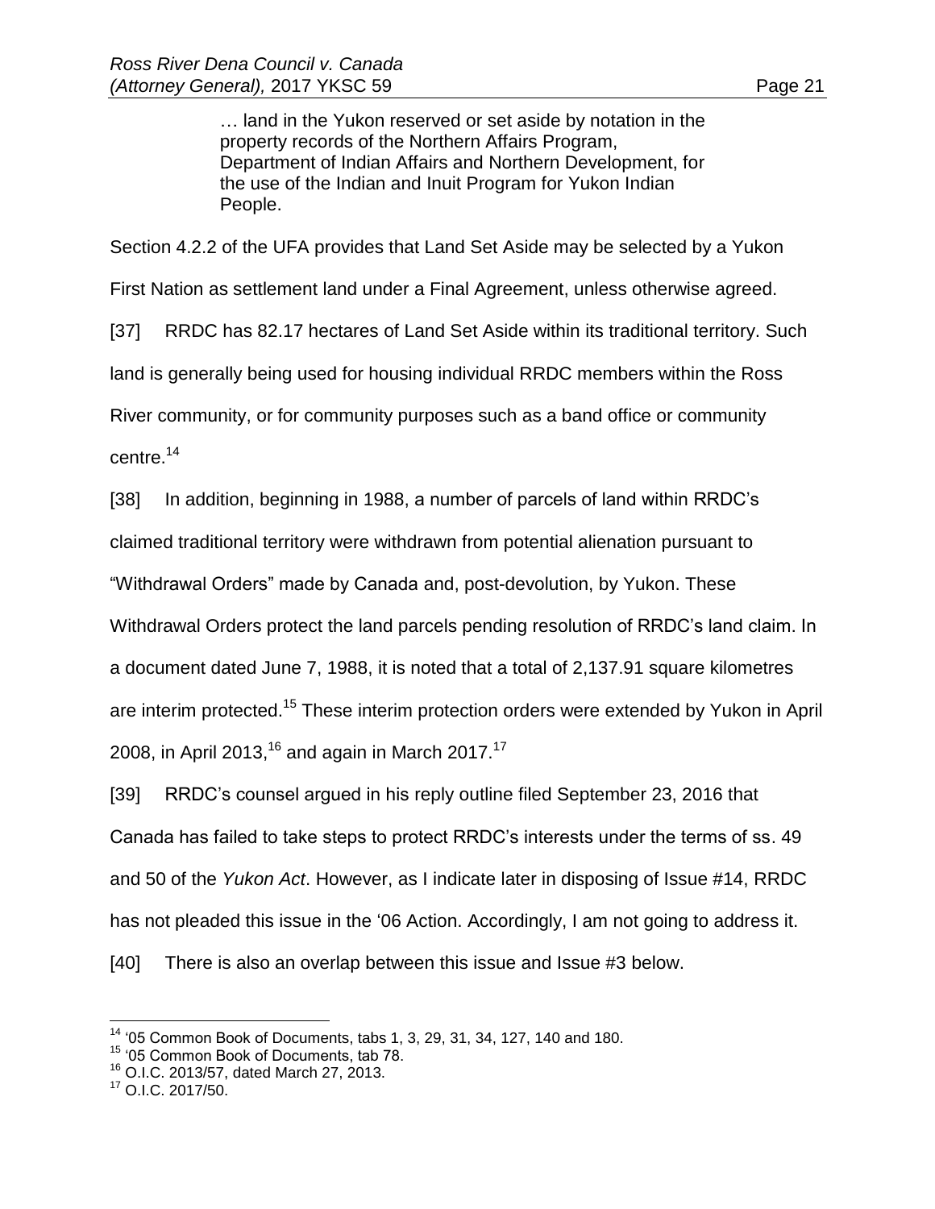> … land in the Yukon reserved or set aside by notation in the property records of the Northern Affairs Program, Department of Indian Affairs and Northern Development, for the use of the Indian and Inuit Program for Yukon Indian People.

Section 4.2.2 of the UFA provides that Land Set Aside may be selected by a Yukon First Nation as settlement land under a Final Agreement, unless otherwise agreed.

[37] RRDC has 82.17 hectares of Land Set Aside within its traditional territory. Such land is generally being used for housing individual RRDC members within the Ross River community, or for community purposes such as a band office or community centre.[14]

[38] In addition, beginning in 1988, a number of parcels of land within RRDC's claimed traditional territory were withdrawn from potential alienation pursuant to "Withdrawal Orders" made by Canada and, post-devolution, by Yukon. These Withdrawal Orders protect the land parcels pending resolution of RRDC's land claim. In a document dated June 7, 1988, it is noted that a total of 2,137.91 square kilometres are interim protected.[15] These interim protection orders were extended by Yukon in April 2008, in April 2013,[16] and again in March 2017.[17]

[39] RRDC's counsel argued in his reply outline filed September 23, 2016 that Canada has failed to take steps to protect RRDC's interests under the terms of ss. 49 and 50 of the *Yukon Act*. However, as I indicate later in disposing of Issue #14, RRDC has not pleaded this issue in the '06 Action. Accordingly, I am not going to address it.

[40] There is also an overlap between this issue and Issue #3 below.

---

[14] '05 Common Book of Documents, tabs 1, 3, 29, 31, 34, 127, 140 and 180.

[15] '05 Common Book of Documents, tab 78.

[16] O.I.C. 2013/57, dated March 27, 2013.

[17] O.I.C. 2017/50.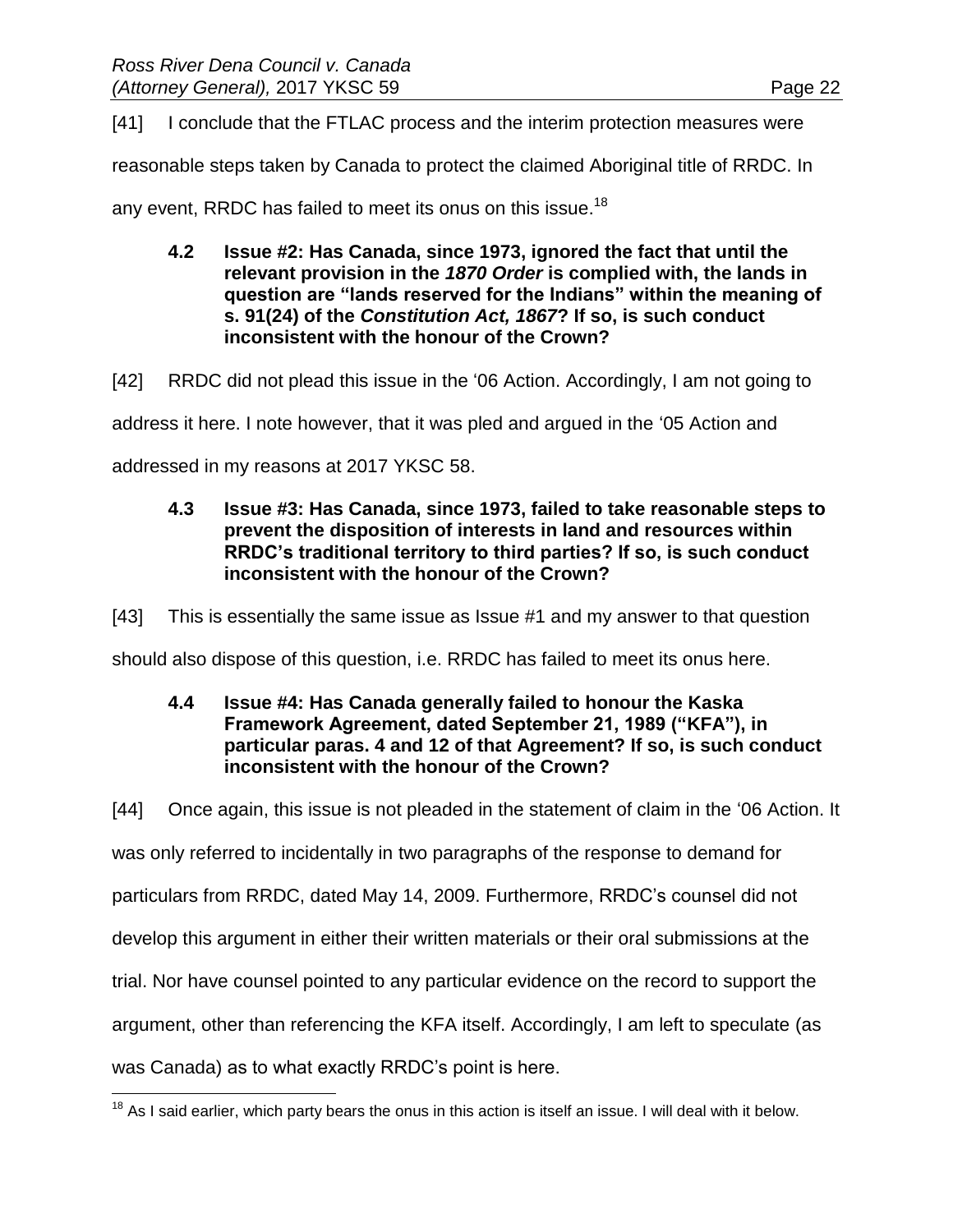[41] I conclude that the FTLAC process and the interim protection measures were reasonable steps taken by Canada to protect the claimed Aboriginal title of RRDC. In any event, RRDC has failed to meet its onus on this issue.[18]

### 4.2 Issue #2: Has Canada, since 1973, ignored the fact that until the relevant provision in the *1870 Order* is complied with, the lands in question are "lands reserved for the Indians" within the meaning of s. 91(24) of the *Constitution Act, 1867*? If so, is such conduct inconsistent with the honour of the Crown?

[42] RRDC did not plead this issue in the '06 Action. Accordingly, I am not going to address it here. I note however, that it was pled and argued in the '05 Action and addressed in my reasons at 2017 YKSC 58.

### 4.3 Issue #3: Has Canada, since 1973, failed to take reasonable steps to prevent the disposition of interests in land and resources within RRDC's traditional territory to third parties? If so, is such conduct inconsistent with the honour of the Crown?

[43] This is essentially the same issue as Issue #1 and my answer to that question should also dispose of this question, i.e. RRDC has failed to meet its onus here.

### 4.4 Issue #4: Has Canada generally failed to honour the Kaska Framework Agreement, dated September 21, 1989 ("KFA"), in particular paras. 4 and 12 of that Agreement? If so, is such conduct inconsistent with the honour of the Crown?

[44] Once again, this issue is not pleaded in the statement of claim in the '06 Action. It was only referred to incidentally in two paragraphs of the response to demand for particulars from RRDC, dated May 14, 2009. Furthermore, RRDC's counsel did not develop this argument in either their written materials or their oral submissions at the trial. Nor have counsel pointed to any particular evidence on the record to support the argument, other than referencing the KFA itself. Accordingly, I am left to speculate (as was Canada) as to what exactly RRDC's point is here.

---

[18] As I said earlier, which party bears the onus in this action is itself an issue. I will deal with it below.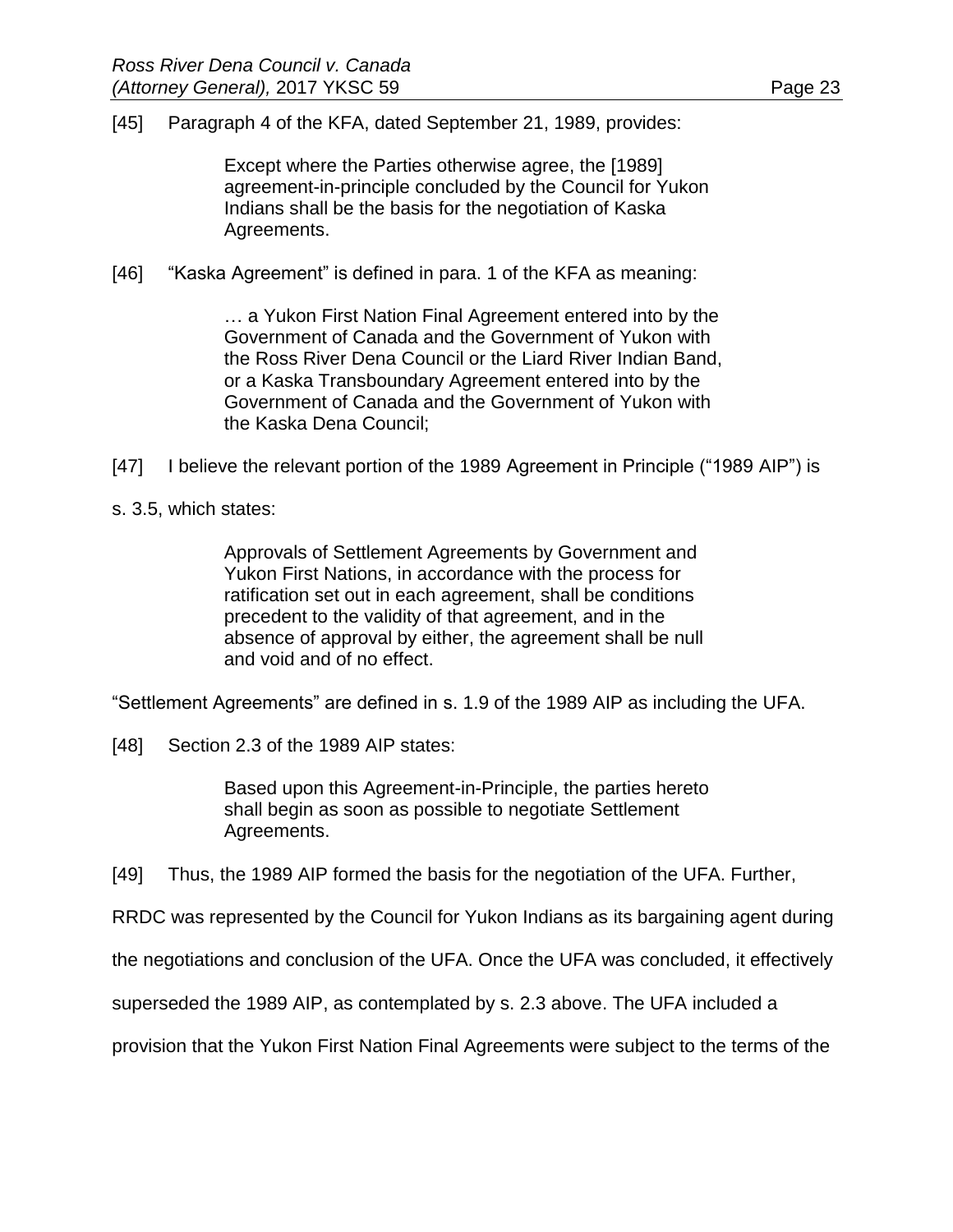[45] Paragraph 4 of the KFA, dated September 21, 1989, provides:

> Except where the Parties otherwise agree, the [1989] agreement-in-principle concluded by the Council for Yukon Indians shall be the basis for the negotiation of Kaska Agreements.

[46] "Kaska Agreement" is defined in para. 1 of the KFA as meaning:

> … a Yukon First Nation Final Agreement entered into by the Government of Canada and the Government of Yukon with the Ross River Dena Council or the Liard River Indian Band, or a Kaska Transboundary Agreement entered into by the Government of Canada and the Government of Yukon with the Kaska Dena Council;

[47] I believe the relevant portion of the 1989 Agreement in Principle ("1989 AIP") is s. 3.5, which states:

> Approvals of Settlement Agreements by Government and Yukon First Nations, in accordance with the process for ratification set out in each agreement, shall be conditions precedent to the validity of that agreement, and in the absence of approval by either, the agreement shall be null and void and of no effect.

"Settlement Agreements" are defined in s. 1.9 of the 1989 AIP as including the UFA.

[48] Section 2.3 of the 1989 AIP states:

> Based upon this Agreement-in-Principle, the parties hereto shall begin as soon as possible to negotiate Settlement Agreements.

[49] Thus, the 1989 AIP formed the basis for the negotiation of the UFA. Further, RRDC was represented by the Council for Yukon Indians as its bargaining agent during the negotiations and conclusion of the UFA. Once the UFA was concluded, it effectively superseded the 1989 AIP, as contemplated by s. 2.3 above. The UFA included a provision that the Yukon First Nation Final Agreements were subject to the terms of the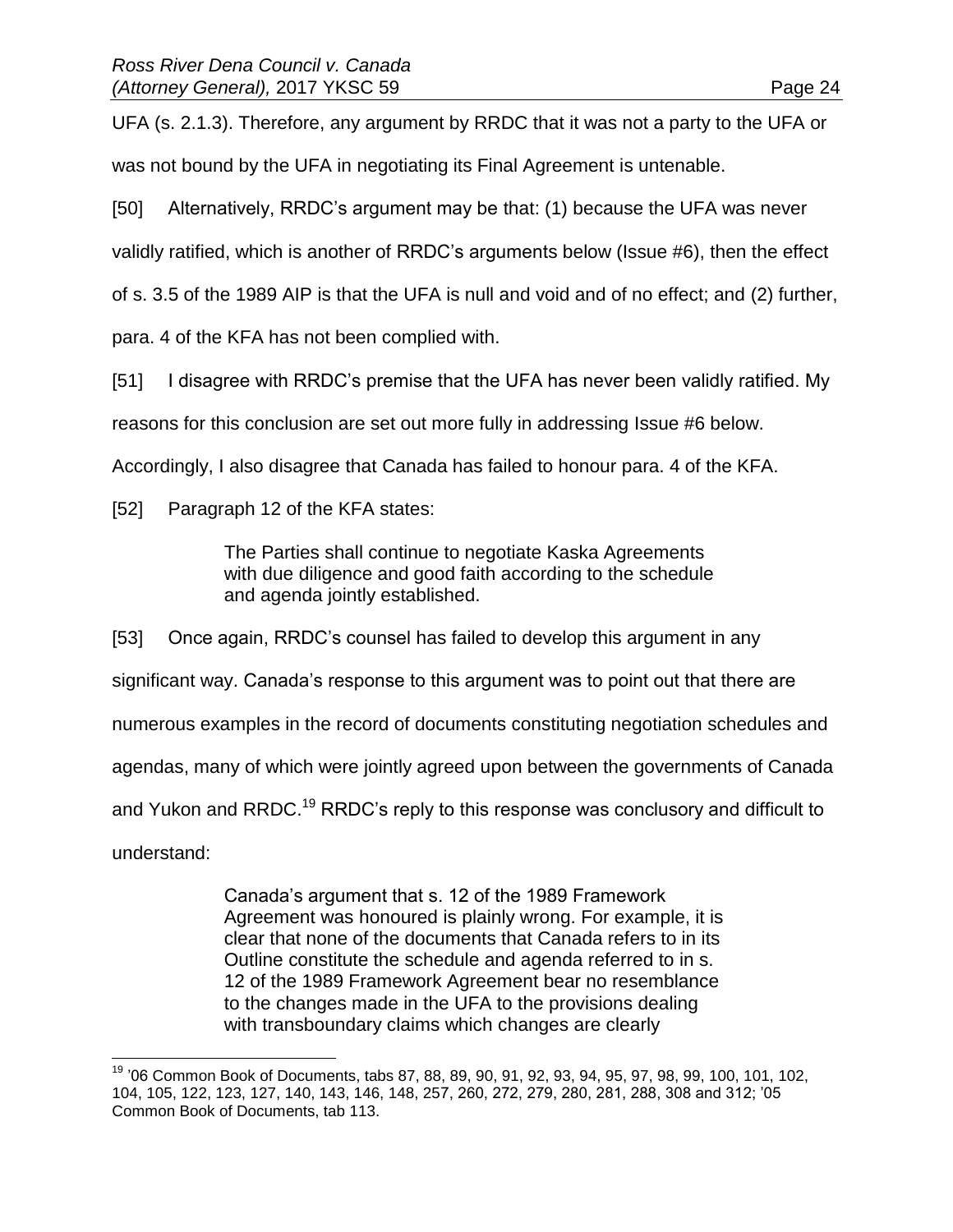UFA (s. 2.1.3). Therefore, any argument by RRDC that it was not a party to the UFA or was not bound by the UFA in negotiating its Final Agreement is untenable.

[50] Alternatively, RRDC's argument may be that: (1) because the UFA was never validly ratified, which is another of RRDC's arguments below (Issue #6), then the effect of s. 3.5 of the 1989 AIP is that the UFA is null and void and of no effect; and (2) further, para. 4 of the KFA has not been complied with.

[51] I disagree with RRDC's premise that the UFA has never been validly ratified. My reasons for this conclusion are set out more fully in addressing Issue #6 below. Accordingly, I also disagree that Canada has failed to honour para. 4 of the KFA.

[52] Paragraph 12 of the KFA states:

> The Parties shall continue to negotiate Kaska Agreements with due diligence and good faith according to the schedule and agenda jointly established.

[53] Once again, RRDC's counsel has failed to develop this argument in any significant way. Canada's response to this argument was to point out that there are numerous examples in the record of documents constituting negotiation schedules and agendas, many of which were jointly agreed upon between the governments of Canada and Yukon and RRDC.[19] RRDC's reply to this response was conclusory and difficult to understand:

> Canada's argument that s. 12 of the 1989 Framework Agreement was honoured is plainly wrong. For example, it is clear that none of the documents that Canada refers to in its Outline constitute the schedule and agenda referred to in s. 12 of the 1989 Framework Agreement bear no resemblance to the changes made in the UFA to the provisions dealing with transboundary claims which changes are clearly

[19] '06 Common Book of Documents, tabs 87, 88, 89, 90, 91, 92, 93, 94, 95, 97, 98, 99, 100, 101, 102, 104, 105, 122, 123, 127, 140, 143, 146, 148, 257, 260, 272, 279, 280, 281, 288, 308 and 312; '05 Common Book of Documents, tab 113.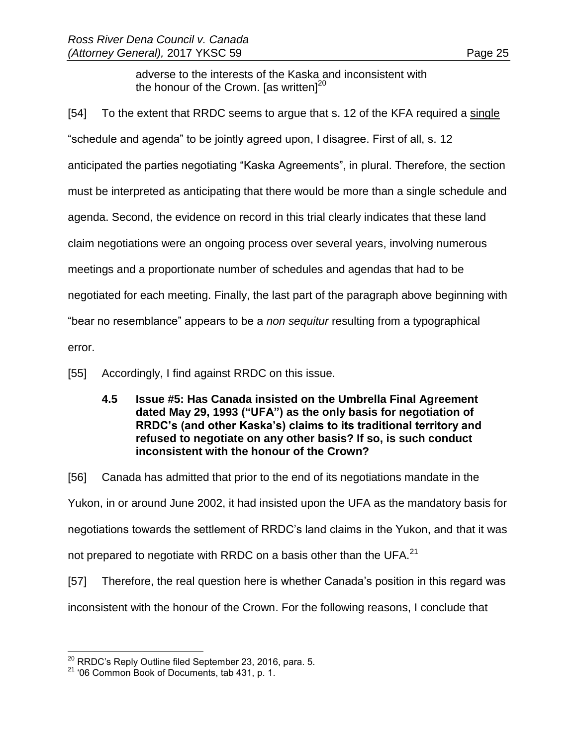adverse to the interests of the Kaska and inconsistent with the honour of the Crown. [as written][20]

[54] To the extent that RRDC seems to argue that s. 12 of the KFA required a <u>single</u> "schedule and agenda" to be jointly agreed upon, I disagree. First of all, s. 12 anticipated the parties negotiating "Kaska Agreements", in plural. Therefore, the section must be interpreted as anticipating that there would be more than a single schedule and agenda. Second, the evidence on record in this trial clearly indicates that these land claim negotiations were an ongoing process over several years, involving numerous meetings and a proportionate number of schedules and agendas that had to be negotiated for each meeting. Finally, the last part of the paragraph above beginning with "bear no resemblance" appears to be a *non sequitur* resulting from a typographical error.

[55] Accordingly, I find against RRDC on this issue.

### 4.5 Issue #5: Has Canada insisted on the Umbrella Final Agreement dated May 29, 1993 ("UFA") as the only basis for negotiation of RRDC's (and other Kaska's) claims to its traditional territory and refused to negotiate on any other basis? If so, is such conduct inconsistent with the honour of the Crown?

[56] Canada has admitted that prior to the end of its negotiations mandate in the Yukon, in or around June 2002, it had insisted upon the UFA as the mandatory basis for negotiations towards the settlement of RRDC's land claims in the Yukon, and that it was not prepared to negotiate with RRDC on a basis other than the UFA.[21]

[57] Therefore, the real question here is whether Canada's position in this regard was inconsistent with the honour of the Crown. For the following reasons, I conclude that

---

[20] RRDC's Reply Outline filed September 23, 2016, para. 5.

[21] '06 Common Book of Documents, tab 431, p. 1.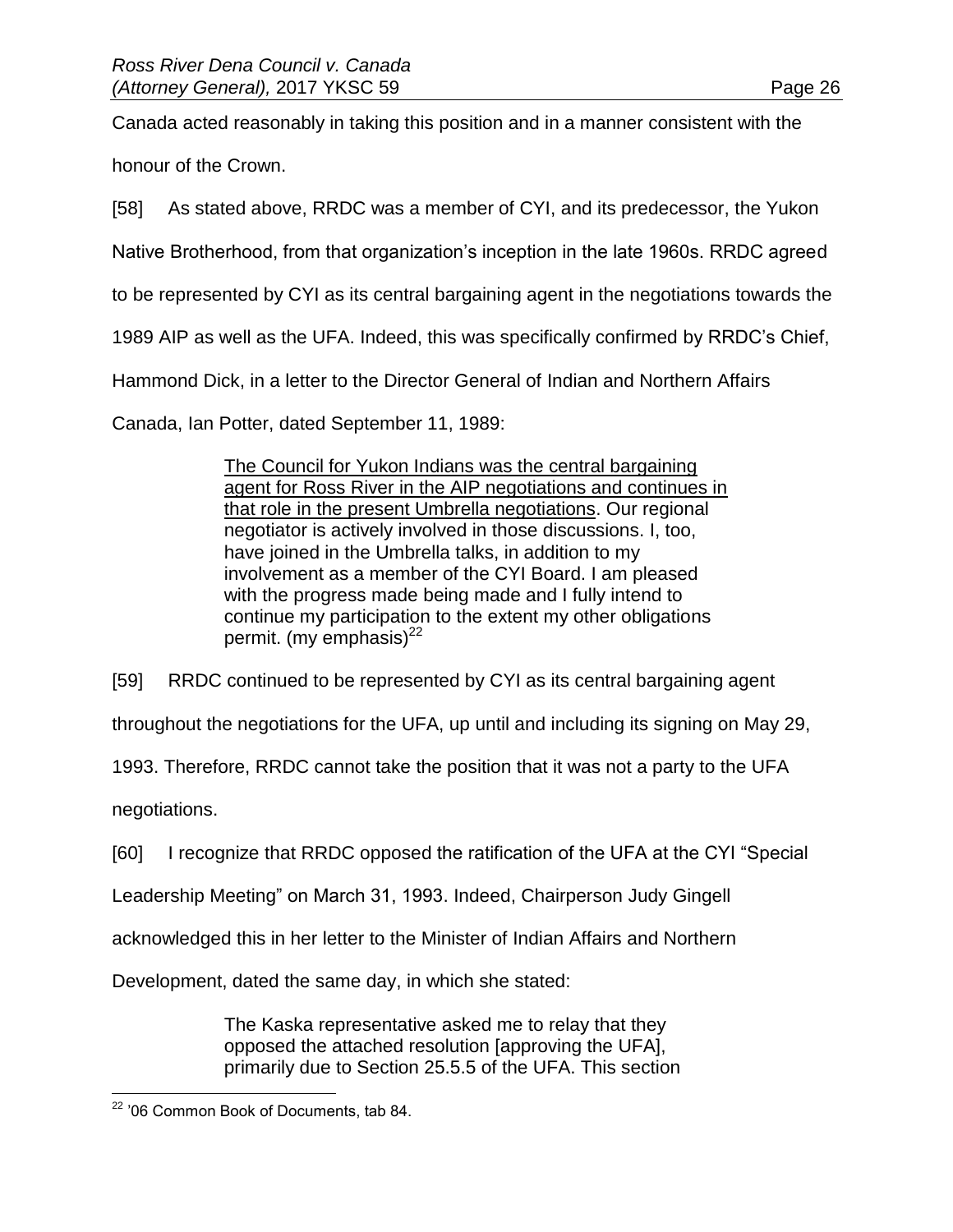Canada acted reasonably in taking this position and in a manner consistent with the honour of the Crown.

[58] As stated above, RRDC was a member of CYI, and its predecessor, the Yukon Native Brotherhood, from that organization's inception in the late 1960s. RRDC agreed to be represented by CYI as its central bargaining agent in the negotiations towards the 1989 AIP as well as the UFA. Indeed, this was specifically confirmed by RRDC's Chief, Hammond Dick, in a letter to the Director General of Indian and Northern Affairs Canada, Ian Potter, dated September 11, 1989:

> <u>The Council for Yukon Indians was the central bargaining agent for Ross River in the AIP negotiations and continues in that role in the present Umbrella negotiations</u>. Our regional negotiator is actively involved in those discussions. I, too, have joined in the Umbrella talks, in addition to my involvement as a member of the CYI Board. I am pleased with the progress made being made and I fully intend to continue my participation to the extent my other obligations permit. (my emphasis)[22]

[59] RRDC continued to be represented by CYI as its central bargaining agent throughout the negotiations for the UFA, up until and including its signing on May 29, 1993. Therefore, RRDC cannot take the position that it was not a party to the UFA negotiations.

[60] I recognize that RRDC opposed the ratification of the UFA at the CYI "Special Leadership Meeting" on March 31, 1993. Indeed, Chairperson Judy Gingell acknowledged this in her letter to the Minister of Indian Affairs and Northern Development, dated the same day, in which she stated:

> The Kaska representative asked me to relay that they opposed the attached resolution [approving the UFA], primarily due to Section 25.5.5 of the UFA. This section

---

[22] '06 Common Book of Documents, tab 84.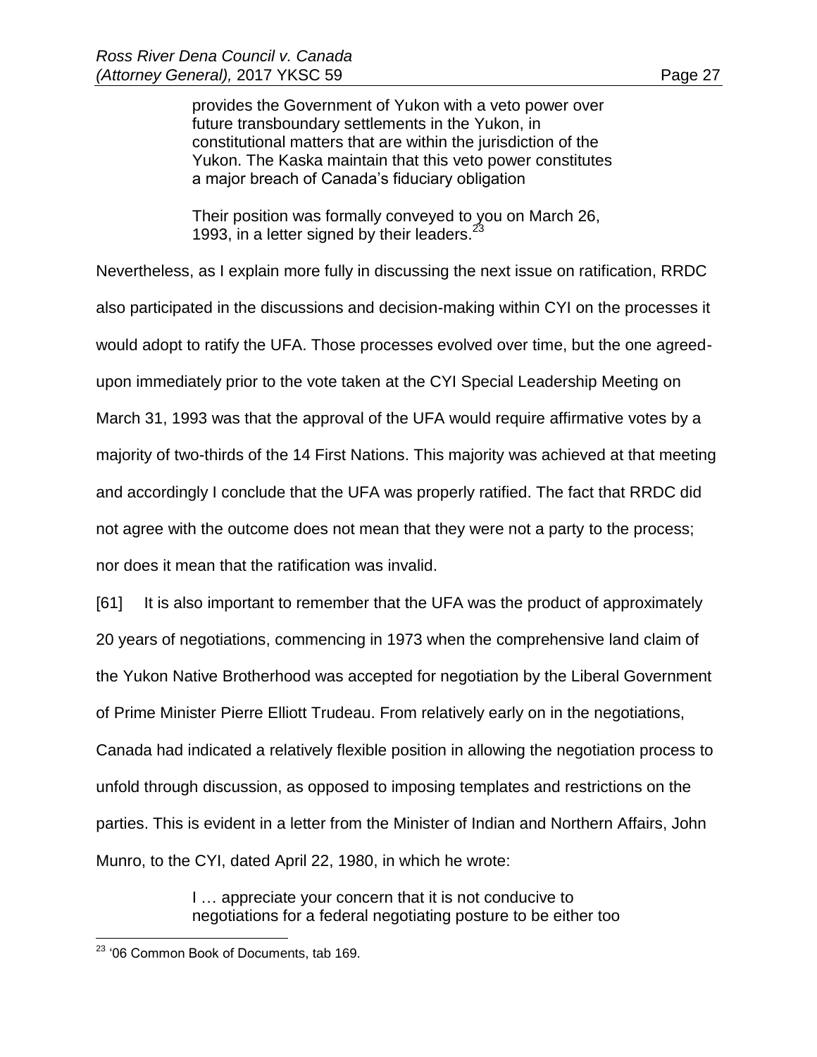> provides the Government of Yukon with a veto power over future transboundary settlements in the Yukon, in constitutional matters that are within the jurisdiction of the Yukon. The Kaska maintain that this veto power constitutes a major breach of Canada's fiduciary obligation
>
> Their position was formally conveyed to you on March 26, 1993, in a letter signed by their leaders.[23]

Nevertheless, as I explain more fully in discussing the next issue on ratification, RRDC also participated in the discussions and decision-making within CYI on the processes it would adopt to ratify the UFA. Those processes evolved over time, but the one agreed-upon immediately prior to the vote taken at the CYI Special Leadership Meeting on March 31, 1993 was that the approval of the UFA would require affirmative votes by a majority of two-thirds of the 14 First Nations. This majority was achieved at that meeting and accordingly I conclude that the UFA was properly ratified. The fact that RRDC did not agree with the outcome does not mean that they were not a party to the process; nor does it mean that the ratification was invalid.

[61] It is also important to remember that the UFA was the product of approximately 20 years of negotiations, commencing in 1973 when the comprehensive land claim of the Yukon Native Brotherhood was accepted for negotiation by the Liberal Government of Prime Minister Pierre Elliott Trudeau. From relatively early on in the negotiations, Canada had indicated a relatively flexible position in allowing the negotiation process to unfold through discussion, as opposed to imposing templates and restrictions on the parties. This is evident in a letter from the Minister of Indian and Northern Affairs, John Munro, to the CYI, dated April 22, 1980, in which he wrote:

> I … appreciate your concern that it is not conducive to negotiations for a federal negotiating posture to be either too

[23] '06 Common Book of Documents, tab 169.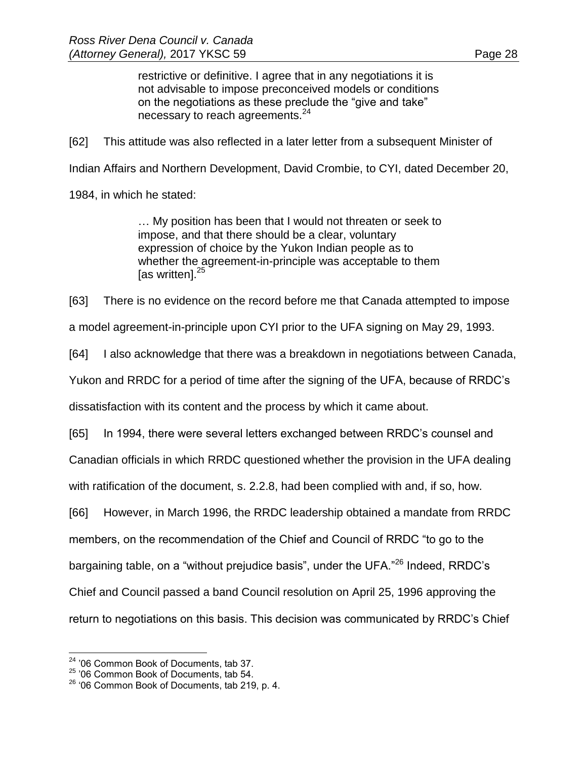> restrictive or definitive. I agree that in any negotiations it is not advisable to impose preconceived models or conditions on the negotiations as these preclude the "give and take" necessary to reach agreements.[24]

[62] This attitude was also reflected in a later letter from a subsequent Minister of Indian Affairs and Northern Development, David Crombie, to CYI, dated December 20, 1984, in which he stated:

> … My position has been that I would not threaten or seek to impose, and that there should be a clear, voluntary expression of choice by the Yukon Indian people as to whether the agreement-in-principle was acceptable to them [as written].[25]

[63] There is no evidence on the record before me that Canada attempted to impose a model agreement-in-principle upon CYI prior to the UFA signing on May 29, 1993.

[64] I also acknowledge that there was a breakdown in negotiations between Canada, Yukon and RRDC for a period of time after the signing of the UFA, because of RRDC's dissatisfaction with its content and the process by which it came about.

[65] In 1994, there were several letters exchanged between RRDC's counsel and Canadian officials in which RRDC questioned whether the provision in the UFA dealing with ratification of the document, s. 2.2.8, had been complied with and, if so, how.

[66] However, in March 1996, the RRDC leadership obtained a mandate from RRDC members, on the recommendation of the Chief and Council of RRDC "to go to the bargaining table, on a "without prejudice basis", under the UFA."[26] Indeed, RRDC's Chief and Council passed a band Council resolution on April 25, 1996 approving the return to negotiations on this basis. This decision was communicated by RRDC's Chief

---

[24] '06 Common Book of Documents, tab 37.

[25] '06 Common Book of Documents, tab 54.

[26] '06 Common Book of Documents, tab 219, p. 4.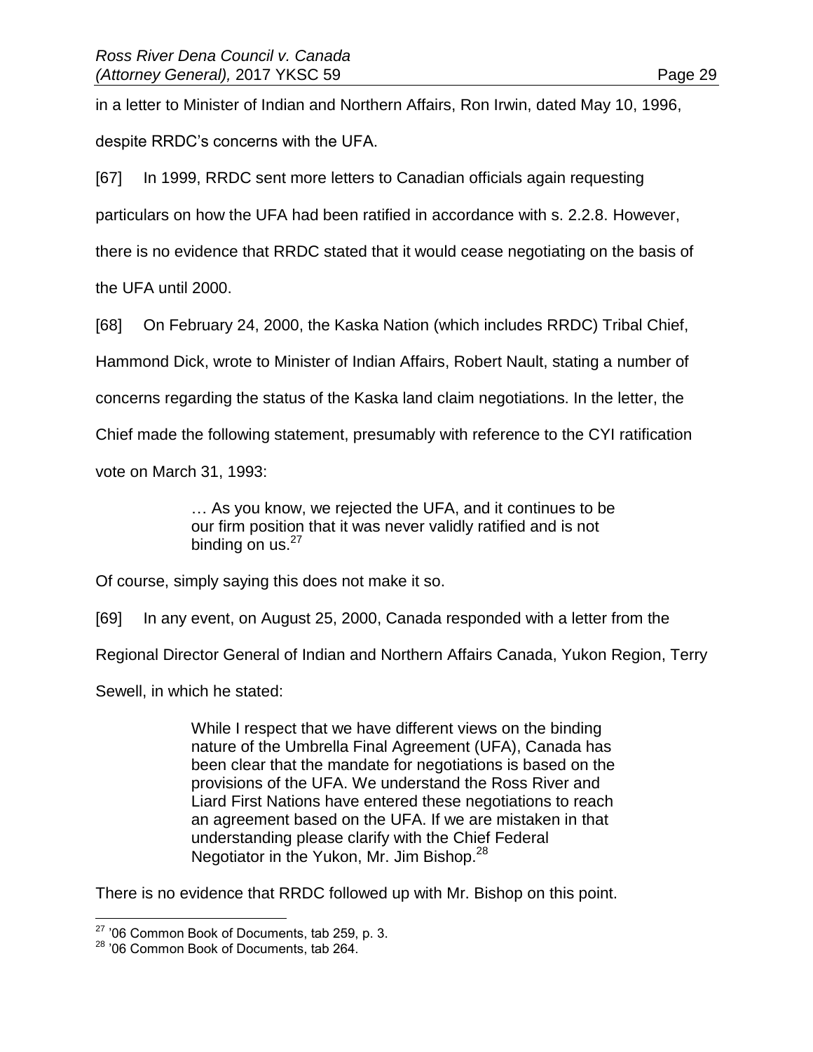in a letter to Minister of Indian and Northern Affairs, Ron Irwin, dated May 10, 1996, despite RRDC's concerns with the UFA.

[67] In 1999, RRDC sent more letters to Canadian officials again requesting particulars on how the UFA had been ratified in accordance with s. 2.2.8. However, there is no evidence that RRDC stated that it would cease negotiating on the basis of the UFA until 2000.

[68] On February 24, 2000, the Kaska Nation (which includes RRDC) Tribal Chief, Hammond Dick, wrote to Minister of Indian Affairs, Robert Nault, stating a number of concerns regarding the status of the Kaska land claim negotiations. In the letter, the Chief made the following statement, presumably with reference to the CYI ratification vote on March 31, 1993:

> … As you know, we rejected the UFA, and it continues to be our firm position that it was never validly ratified and is not binding on us.[27]

Of course, simply saying this does not make it so.

[69] In any event, on August 25, 2000, Canada responded with a letter from the Regional Director General of Indian and Northern Affairs Canada, Yukon Region, Terry Sewell, in which he stated:

> While I respect that we have different views on the binding nature of the Umbrella Final Agreement (UFA), Canada has been clear that the mandate for negotiations is based on the provisions of the UFA. We understand the Ross River and Liard First Nations have entered these negotiations to reach an agreement based on the UFA. If we are mistaken in that understanding please clarify with the Chief Federal Negotiator in the Yukon, Mr. Jim Bishop.[28]

There is no evidence that RRDC followed up with Mr. Bishop on this point.

---

[27] '06 Common Book of Documents, tab 259, p. 3.

[28] '06 Common Book of Documents, tab 264.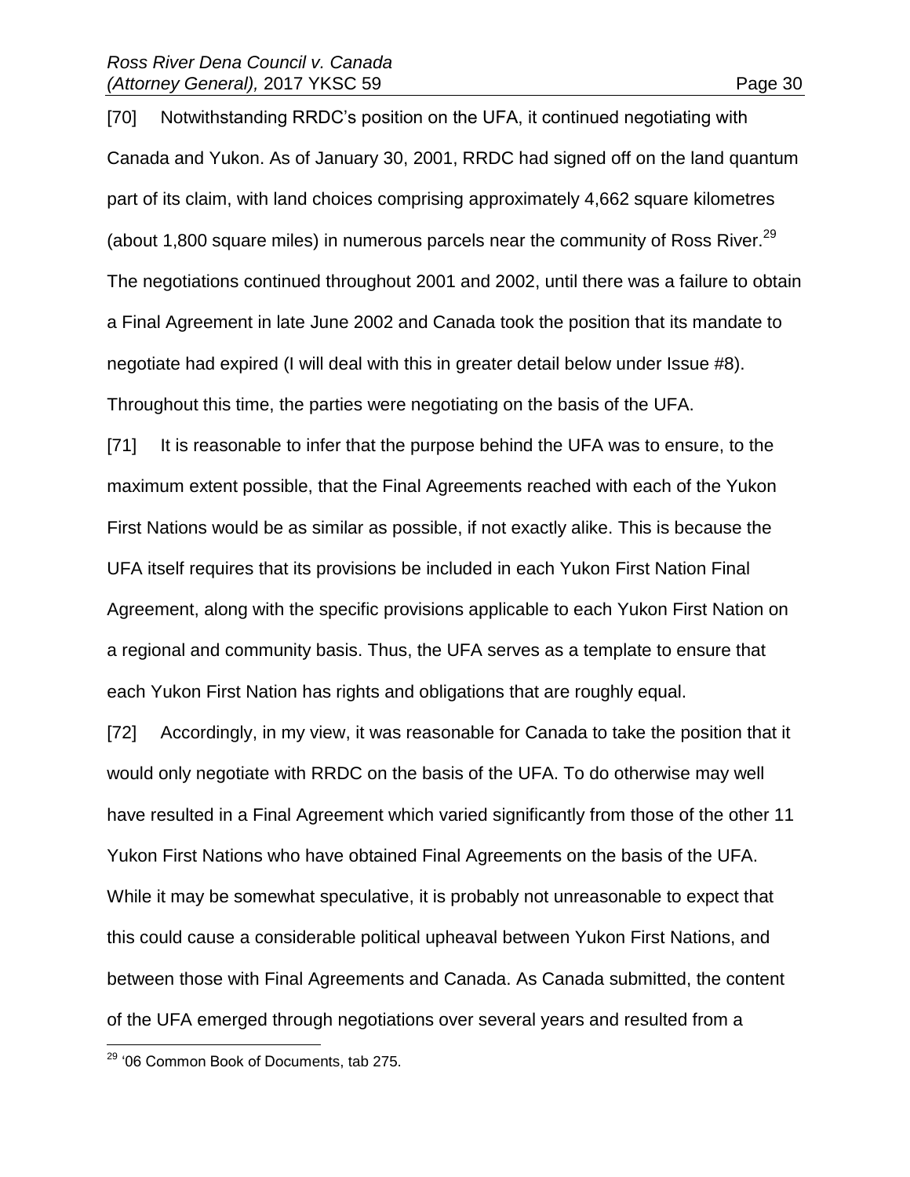[70] Notwithstanding RRDC's position on the UFA, it continued negotiating with Canada and Yukon. As of January 30, 2001, RRDC had signed off on the land quantum part of its claim, with land choices comprising approximately 4,662 square kilometres (about 1,800 square miles) in numerous parcels near the community of Ross River.[29] The negotiations continued throughout 2001 and 2002, until there was a failure to obtain a Final Agreement in late June 2002 and Canada took the position that its mandate to negotiate had expired (I will deal with this in greater detail below under Issue #8). Throughout this time, the parties were negotiating on the basis of the UFA.

[71] It is reasonable to infer that the purpose behind the UFA was to ensure, to the maximum extent possible, that the Final Agreements reached with each of the Yukon First Nations would be as similar as possible, if not exactly alike. This is because the UFA itself requires that its provisions be included in each Yukon First Nation Final Agreement, along with the specific provisions applicable to each Yukon First Nation on a regional and community basis. Thus, the UFA serves as a template to ensure that each Yukon First Nation has rights and obligations that are roughly equal.

[72] Accordingly, in my view, it was reasonable for Canada to take the position that it would only negotiate with RRDC on the basis of the UFA. To do otherwise may well have resulted in a Final Agreement which varied significantly from those of the other 11 Yukon First Nations who have obtained Final Agreements on the basis of the UFA. While it may be somewhat speculative, it is probably not unreasonable to expect that this could cause a considerable political upheaval between Yukon First Nations, and between those with Final Agreements and Canada. As Canada submitted, the content of the UFA emerged through negotiations over several years and resulted from a

[29] '06 Common Book of Documents, tab 275.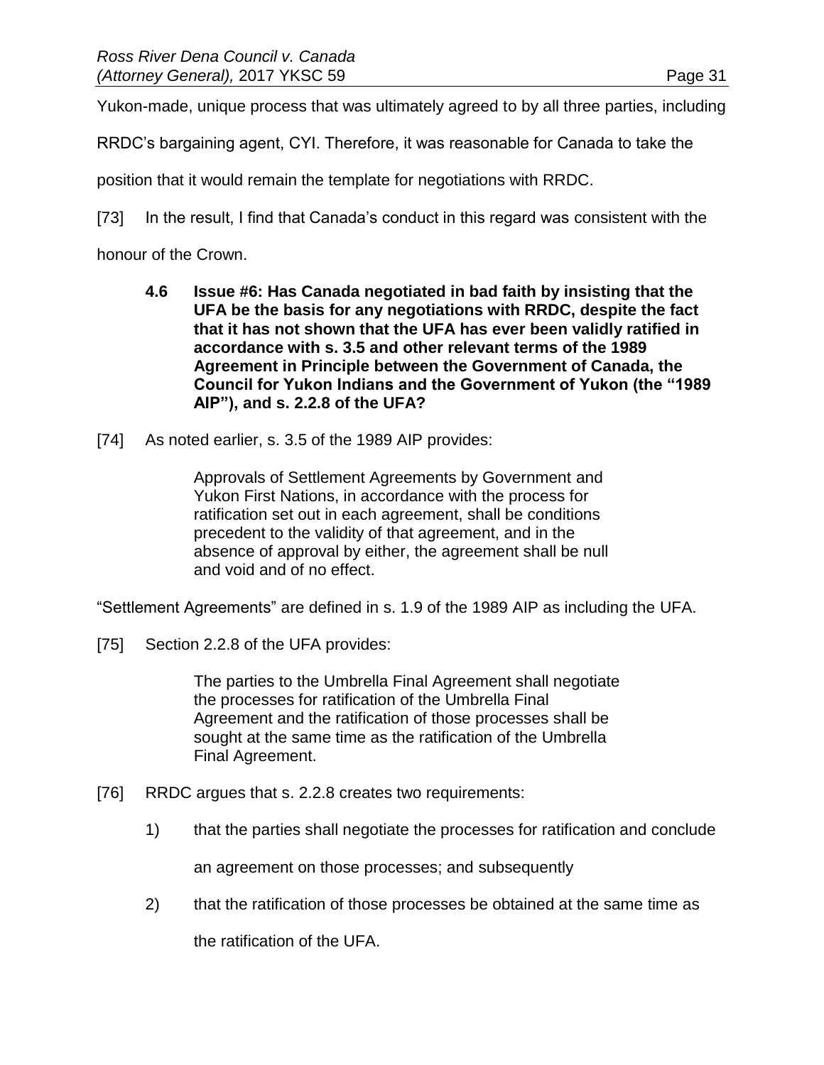Yukon-made, unique process that was ultimately agreed to by all three parties, including RRDC's bargaining agent, CYI. Therefore, it was reasonable for Canada to take the position that it would remain the template for negotiations with RRDC.

[73] In the result, I find that Canada's conduct in this regard was consistent with the honour of the Crown.

### 4.6 Issue #6: Has Canada negotiated in bad faith by insisting that the UFA be the basis for any negotiations with RRDC, despite the fact that it has not shown that the UFA has ever been validly ratified in accordance with s. 3.5 and other relevant terms of the 1989 Agreement in Principle between the Government of Canada, the Council for Yukon Indians and the Government of Yukon (the "1989 AIP"), and s. 2.2.8 of the UFA?

[74] As noted earlier, s. 3.5 of the 1989 AIP provides:

> Approvals of Settlement Agreements by Government and Yukon First Nations, in accordance with the process for ratification set out in each agreement, shall be conditions precedent to the validity of that agreement, and in the absence of approval by either, the agreement shall be null and void and of no effect.

"Settlement Agreements" are defined in s. 1.9 of the 1989 AIP as including the UFA.

[75] Section 2.2.8 of the UFA provides:

> The parties to the Umbrella Final Agreement shall negotiate the processes for ratification of the Umbrella Final Agreement and the ratification of those processes shall be sought at the same time as the ratification of the Umbrella Final Agreement.

[76] RRDC argues that s. 2.2.8 creates two requirements:

1) that the parties shall negotiate the processes for ratification and conclude an agreement on those processes; and subsequently

2) that the ratification of those processes be obtained at the same time as the ratification of the UFA.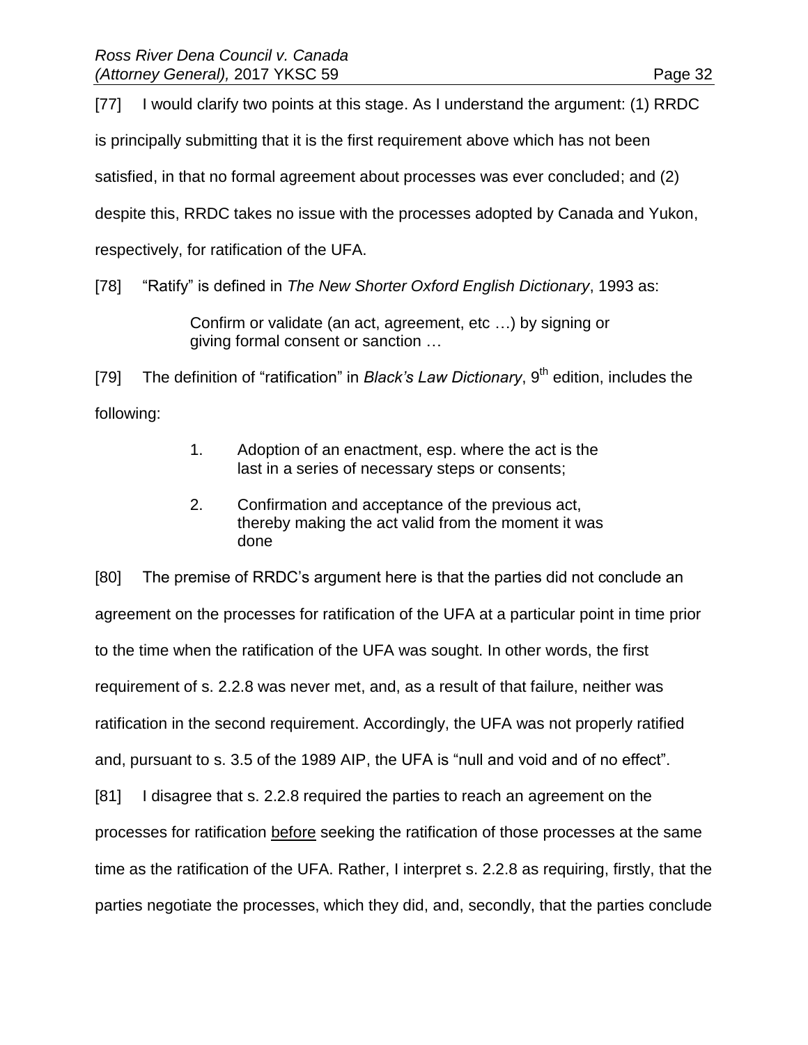[77] I would clarify two points at this stage. As I understand the argument: (1) RRDC is principally submitting that it is the first requirement above which has not been satisfied, in that no formal agreement about processes was ever concluded; and (2) despite this, RRDC takes no issue with the processes adopted by Canada and Yukon, respectively, for ratification of the UFA.

[78] "Ratify" is defined in *The New Shorter Oxford English Dictionary*, 1993 as:

> Confirm or validate (an act, agreement, etc …) by signing or giving formal consent or sanction …

[79] The definition of "ratification" in *Black's Law Dictionary*, 9th edition, includes the following:

> 1. Adoption of an enactment, esp. where the act is the last in a series of necessary steps or consents;
>
> 2. Confirmation and acceptance of the previous act, thereby making the act valid from the moment it was done

[80] The premise of RRDC's argument here is that the parties did not conclude an agreement on the processes for ratification of the UFA at a particular point in time prior to the time when the ratification of the UFA was sought. In other words, the first requirement of s. 2.2.8 was never met, and, as a result of that failure, neither was ratification in the second requirement. Accordingly, the UFA was not properly ratified and, pursuant to s. 3.5 of the 1989 AIP, the UFA is "null and void and of no effect".

[81] I disagree that s. 2.2.8 required the parties to reach an agreement on the processes for ratification <u>before</u> seeking the ratification of those processes at the same time as the ratification of the UFA. Rather, I interpret s. 2.2.8 as requiring, firstly, that the parties negotiate the processes, which they did, and, secondly, that the parties conclude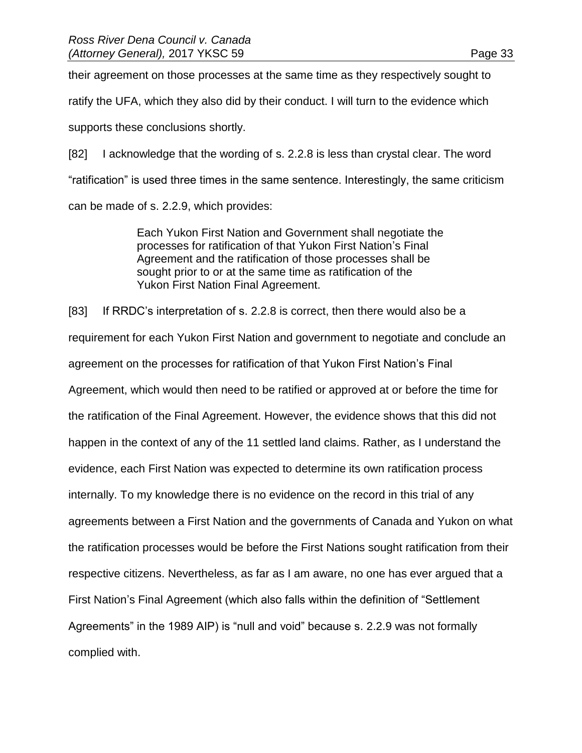their agreement on those processes at the same time as they respectively sought to ratify the UFA, which they also did by their conduct. I will turn to the evidence which supports these conclusions shortly.

[82] I acknowledge that the wording of s. 2.2.8 is less than crystal clear. The word "ratification" is used three times in the same sentence. Interestingly, the same criticism can be made of s. 2.2.9, which provides:

> Each Yukon First Nation and Government shall negotiate the processes for ratification of that Yukon First Nation's Final Agreement and the ratification of those processes shall be sought prior to or at the same time as ratification of the Yukon First Nation Final Agreement.

[83] If RRDC's interpretation of s. 2.2.8 is correct, then there would also be a requirement for each Yukon First Nation and government to negotiate and conclude an agreement on the processes for ratification of that Yukon First Nation's Final Agreement, which would then need to be ratified or approved at or before the time for the ratification of the Final Agreement. However, the evidence shows that this did not happen in the context of any of the 11 settled land claims. Rather, as I understand the evidence, each First Nation was expected to determine its own ratification process internally. To my knowledge there is no evidence on the record in this trial of any agreements between a First Nation and the governments of Canada and Yukon on what the ratification processes would be before the First Nations sought ratification from their respective citizens. Nevertheless, as far as I am aware, no one has ever argued that a First Nation's Final Agreement (which also falls within the definition of "Settlement Agreements" in the 1989 AIP) is "null and void" because s. 2.2.9 was not formally complied with.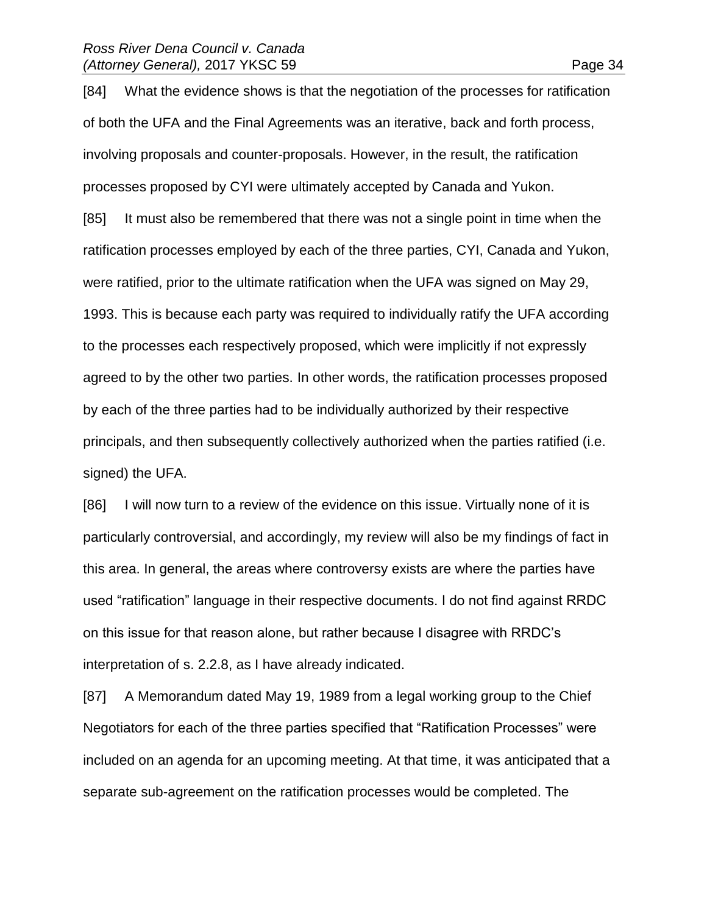[84] What the evidence shows is that the negotiation of the processes for ratification of both the UFA and the Final Agreements was an iterative, back and forth process, involving proposals and counter-proposals. However, in the result, the ratification processes proposed by CYI were ultimately accepted by Canada and Yukon.

[85] It must also be remembered that there was not a single point in time when the ratification processes employed by each of the three parties, CYI, Canada and Yukon, were ratified, prior to the ultimate ratification when the UFA was signed on May 29, 1993. This is because each party was required to individually ratify the UFA according to the processes each respectively proposed, which were implicitly if not expressly agreed to by the other two parties. In other words, the ratification processes proposed by each of the three parties had to be individually authorized by their respective principals, and then subsequently collectively authorized when the parties ratified (i.e. signed) the UFA.

[86] I will now turn to a review of the evidence on this issue. Virtually none of it is particularly controversial, and accordingly, my review will also be my findings of fact in this area. In general, the areas where controversy exists are where the parties have used "ratification" language in their respective documents. I do not find against RRDC on this issue for that reason alone, but rather because I disagree with RRDC's interpretation of s. 2.2.8, as I have already indicated.

[87] A Memorandum dated May 19, 1989 from a legal working group to the Chief Negotiators for each of the three parties specified that "Ratification Processes" were included on an agenda for an upcoming meeting. At that time, it was anticipated that a separate sub-agreement on the ratification processes would be completed. The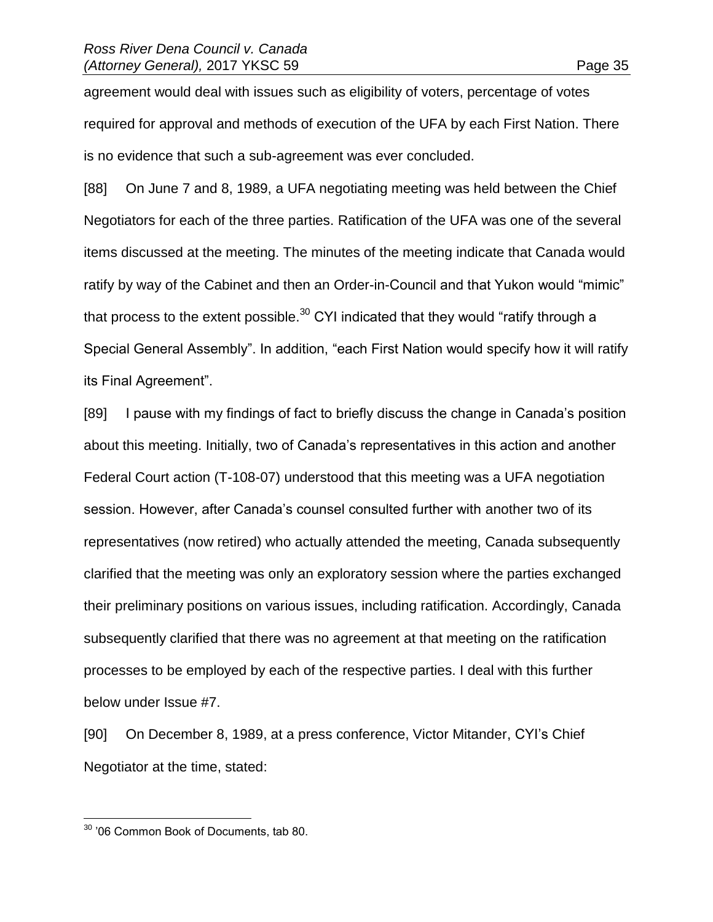agreement would deal with issues such as eligibility of voters, percentage of votes required for approval and methods of execution of the UFA by each First Nation. There is no evidence that such a sub-agreement was ever concluded.

[88] On June 7 and 8, 1989, a UFA negotiating meeting was held between the Chief Negotiators for each of the three parties. Ratification of the UFA was one of the several items discussed at the meeting. The minutes of the meeting indicate that Canada would ratify by way of the Cabinet and then an Order-in-Council and that Yukon would "mimic" that process to the extent possible.[30] CYI indicated that they would "ratify through a Special General Assembly". In addition, "each First Nation would specify how it will ratify its Final Agreement".

[89] I pause with my findings of fact to briefly discuss the change in Canada's position about this meeting. Initially, two of Canada's representatives in this action and another Federal Court action (T-108-07) understood that this meeting was a UFA negotiation session. However, after Canada's counsel consulted further with another two of its representatives (now retired) who actually attended the meeting, Canada subsequently clarified that the meeting was only an exploratory session where the parties exchanged their preliminary positions on various issues, including ratification. Accordingly, Canada subsequently clarified that there was no agreement at that meeting on the ratification processes to be employed by each of the respective parties. I deal with this further below under Issue #7.

[90] On December 8, 1989, at a press conference, Victor Mitander, CYI's Chief Negotiator at the time, stated:

---

[30] '06 Common Book of Documents, tab 80.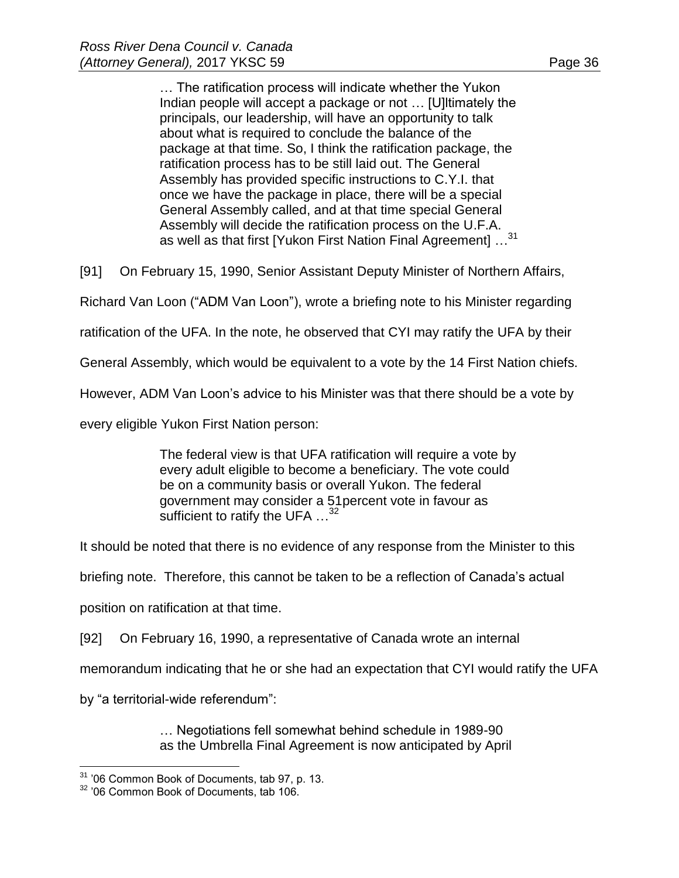> … The ratification process will indicate whether the Yukon Indian people will accept a package or not … [U]ltimately the principals, our leadership, will have an opportunity to talk about what is required to conclude the balance of the package at that time. So, I think the ratification package, the ratification process has to be still laid out. The General Assembly has provided specific instructions to C.Y.I. that once we have the package in place, there will be a special General Assembly called, and at that time special General Assembly will decide the ratification process on the U.F.A. as well as that first [Yukon First Nation Final Agreement] …[31]

[91] On February 15, 1990, Senior Assistant Deputy Minister of Northern Affairs, Richard Van Loon ("ADM Van Loon"), wrote a briefing note to his Minister regarding ratification of the UFA. In the note, he observed that CYI may ratify the UFA by their General Assembly, which would be equivalent to a vote by the 14 First Nation chiefs. However, ADM Van Loon's advice to his Minister was that there should be a vote by every eligible Yukon First Nation person:

> The federal view is that UFA ratification will require a vote by every adult eligible to become a beneficiary. The vote could be on a community basis or overall Yukon. The federal government may consider a 51percent vote in favour as sufficient to ratify the UFA …[32]

It should be noted that there is no evidence of any response from the Minister to this briefing note. Therefore, this cannot be taken to be a reflection of Canada's actual position on ratification at that time.

[92] On February 16, 1990, a representative of Canada wrote an internal memorandum indicating that he or she had an expectation that CYI would ratify the UFA by "a territorial-wide referendum":

> … Negotiations fell somewhat behind schedule in 1989-90 as the Umbrella Final Agreement is now anticipated by April

---

[31] '06 Common Book of Documents, tab 97, p. 13.

[32] '06 Common Book of Documents, tab 106.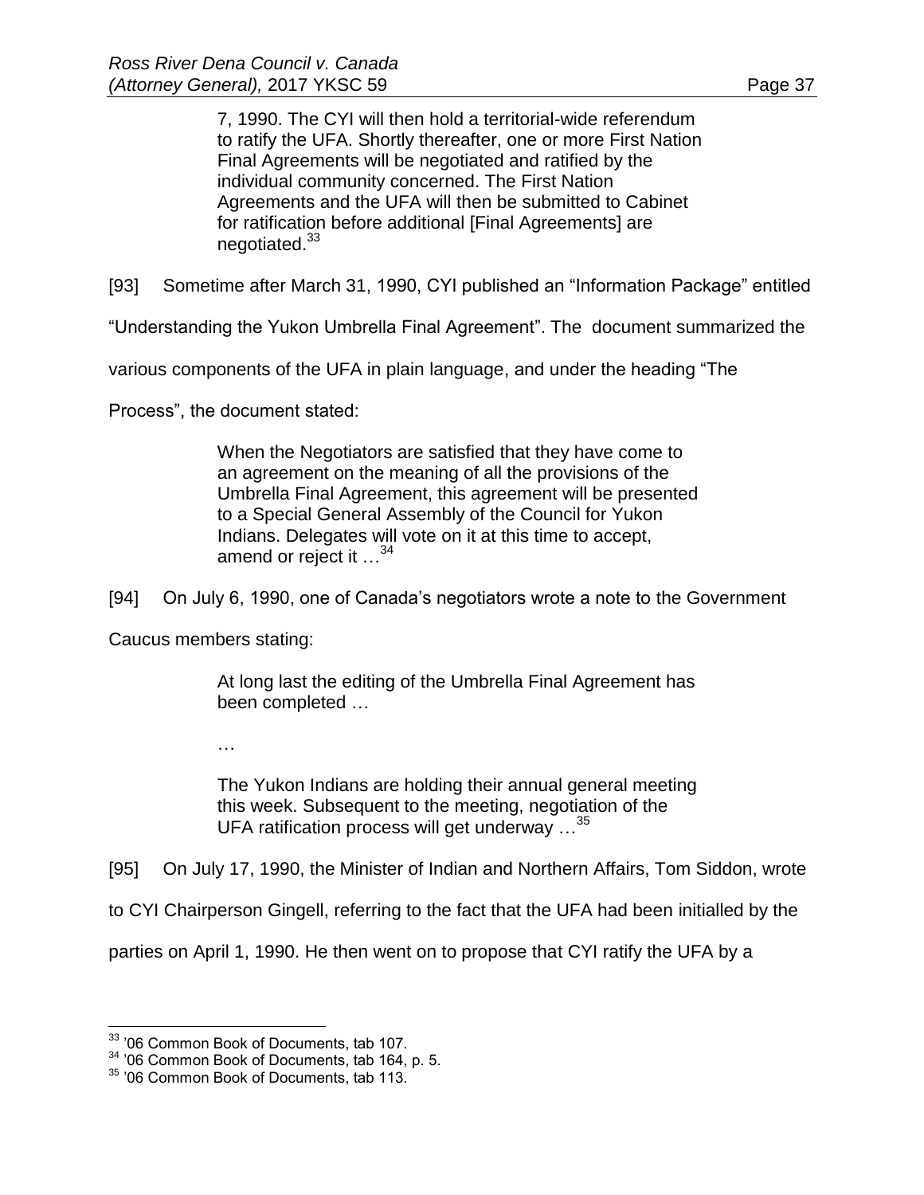> 7, 1990. The CYI will then hold a territorial-wide referendum to ratify the UFA. Shortly thereafter, one or more First Nation Final Agreements will be negotiated and ratified by the individual community concerned. The First Nation Agreements and the UFA will then be submitted to Cabinet for ratification before additional [Final Agreements] are negotiated.[33]

[93] Sometime after March 31, 1990, CYI published an "Information Package" entitled "Understanding the Yukon Umbrella Final Agreement". The document summarized the various components of the UFA in plain language, and under the heading "The Process", the document stated:

> When the Negotiators are satisfied that they have come to an agreement on the meaning of all the provisions of the Umbrella Final Agreement, this agreement will be presented to a Special General Assembly of the Council for Yukon Indians. Delegates will vote on it at this time to accept, amend or reject it …[34]

[94] On July 6, 1990, one of Canada's negotiators wrote a note to the Government Caucus members stating:

> At long last the editing of the Umbrella Final Agreement has been completed …
>
> …
>
> The Yukon Indians are holding their annual general meeting this week. Subsequent to the meeting, negotiation of the UFA ratification process will get underway …[35]

[95] On July 17, 1990, the Minister of Indian and Northern Affairs, Tom Siddon, wrote to CYI Chairperson Gingell, referring to the fact that the UFA had been initialled by the parties on April 1, 1990. He then went on to propose that CYI ratify the UFA by a

---

[33] '06 Common Book of Documents, tab 107.

[34] '06 Common Book of Documents, tab 164, p. 5.

[35] '06 Common Book of Documents, tab 113.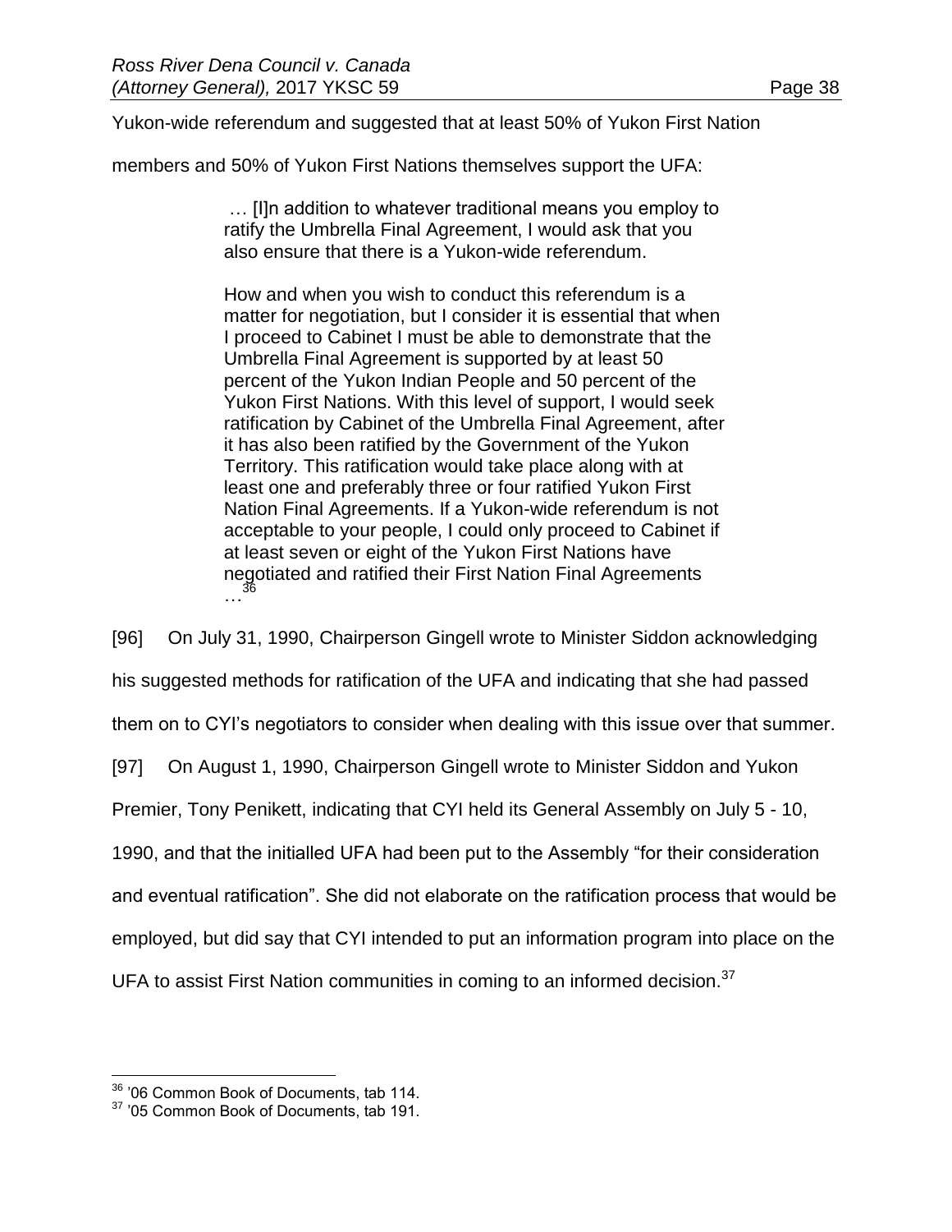Yukon-wide referendum and suggested that at least 50% of Yukon First Nation members and 50% of Yukon First Nations themselves support the UFA:

> … [I]n addition to whatever traditional means you employ to ratify the Umbrella Final Agreement, I would ask that you also ensure that there is a Yukon-wide referendum.
>
> How and when you wish to conduct this referendum is a matter for negotiation, but I consider it is essential that when I proceed to Cabinet I must be able to demonstrate that the Umbrella Final Agreement is supported by at least 50 percent of the Yukon Indian People and 50 percent of the Yukon First Nations. With this level of support, I would seek ratification by Cabinet of the Umbrella Final Agreement, after it has also been ratified by the Government of the Yukon Territory. This ratification would take place along with at least one and preferably three or four ratified Yukon First Nation Final Agreements. If a Yukon-wide referendum is not acceptable to your people, I could only proceed to Cabinet if at least seven or eight of the Yukon First Nations have negotiated and ratified their First Nation Final Agreements …[36]

[96] On July 31, 1990, Chairperson Gingell wrote to Minister Siddon acknowledging his suggested methods for ratification of the UFA and indicating that she had passed them on to CYI's negotiators to consider when dealing with this issue over that summer.

[97] On August 1, 1990, Chairperson Gingell wrote to Minister Siddon and Yukon Premier, Tony Penikett, indicating that CYI held its General Assembly on July 5 - 10, 1990, and that the initialled UFA had been put to the Assembly "for their consideration and eventual ratification". She did not elaborate on the ratification process that would be employed, but did say that CYI intended to put an information program into place on the UFA to assist First Nation communities in coming to an informed decision.[37]

---

[36] '06 Common Book of Documents, tab 114.

[37] '05 Common Book of Documents, tab 191.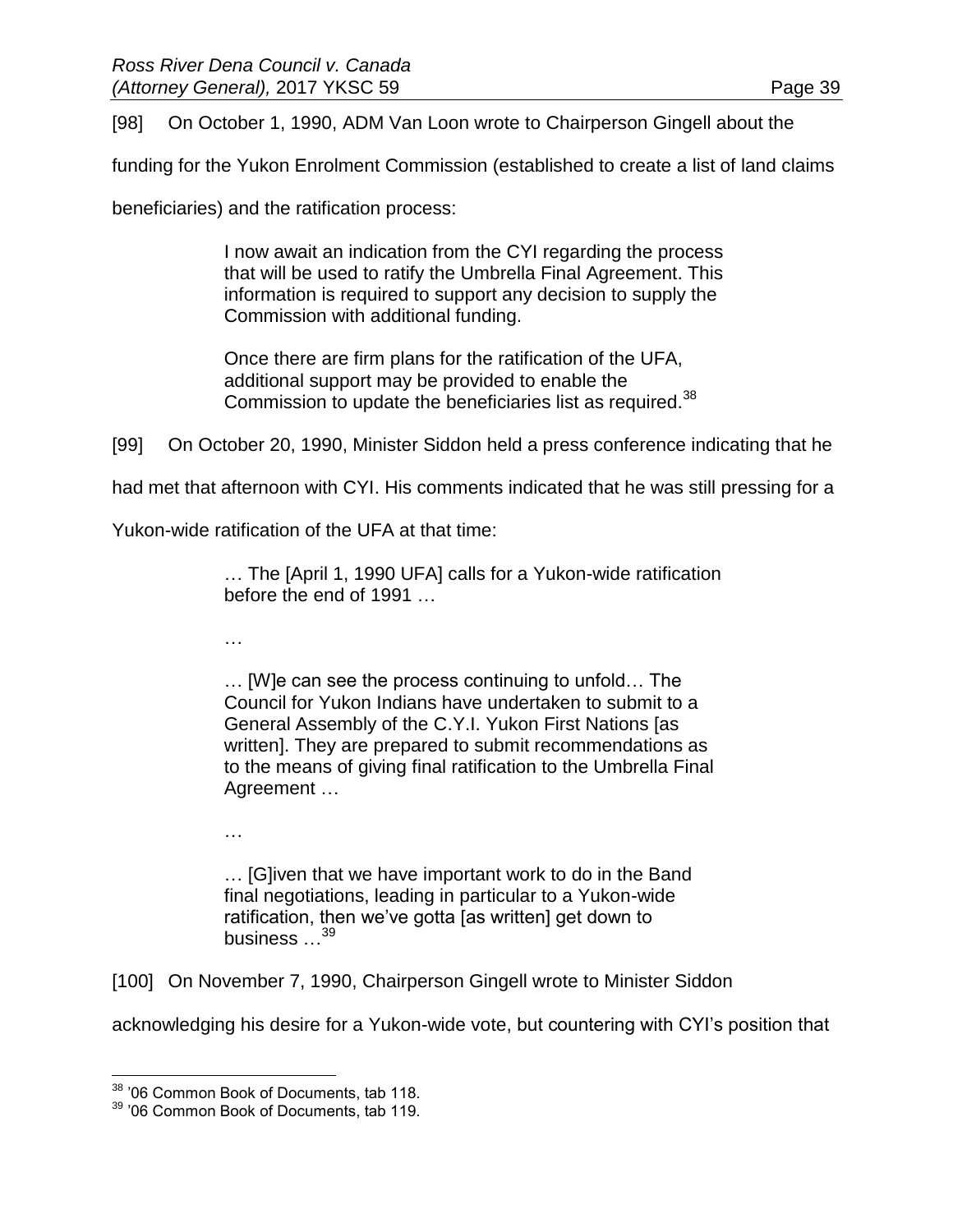[98] On October 1, 1990, ADM Van Loon wrote to Chairperson Gingell about the funding for the Yukon Enrolment Commission (established to create a list of land claims beneficiaries) and the ratification process:

> I now await an indication from the CYI regarding the process that will be used to ratify the Umbrella Final Agreement. This information is required to support any decision to supply the Commission with additional funding.
>
> Once there are firm plans for the ratification of the UFA, additional support may be provided to enable the Commission to update the beneficiaries list as required.[38]

[99] On October 20, 1990, Minister Siddon held a press conference indicating that he had met that afternoon with CYI. His comments indicated that he was still pressing for a Yukon-wide ratification of the UFA at that time:

> … The [April 1, 1990 UFA] calls for a Yukon-wide ratification before the end of 1991 …
>
> …
>
> … [W]e can see the process continuing to unfold… The Council for Yukon Indians have undertaken to submit to a General Assembly of the C.Y.I. Yukon First Nations [as written]. They are prepared to submit recommendations as to the means of giving final ratification to the Umbrella Final Agreement …
>
> …
>
> … [G]iven that we have important work to do in the Band final negotiations, leading in particular to a Yukon-wide ratification, then we've gotta [as written] get down to business …[39]

[100] On November 7, 1990, Chairperson Gingell wrote to Minister Siddon acknowledging his desire for a Yukon-wide vote, but countering with CYI's position that

---

[38] '06 Common Book of Documents, tab 118.

[39] '06 Common Book of Documents, tab 119.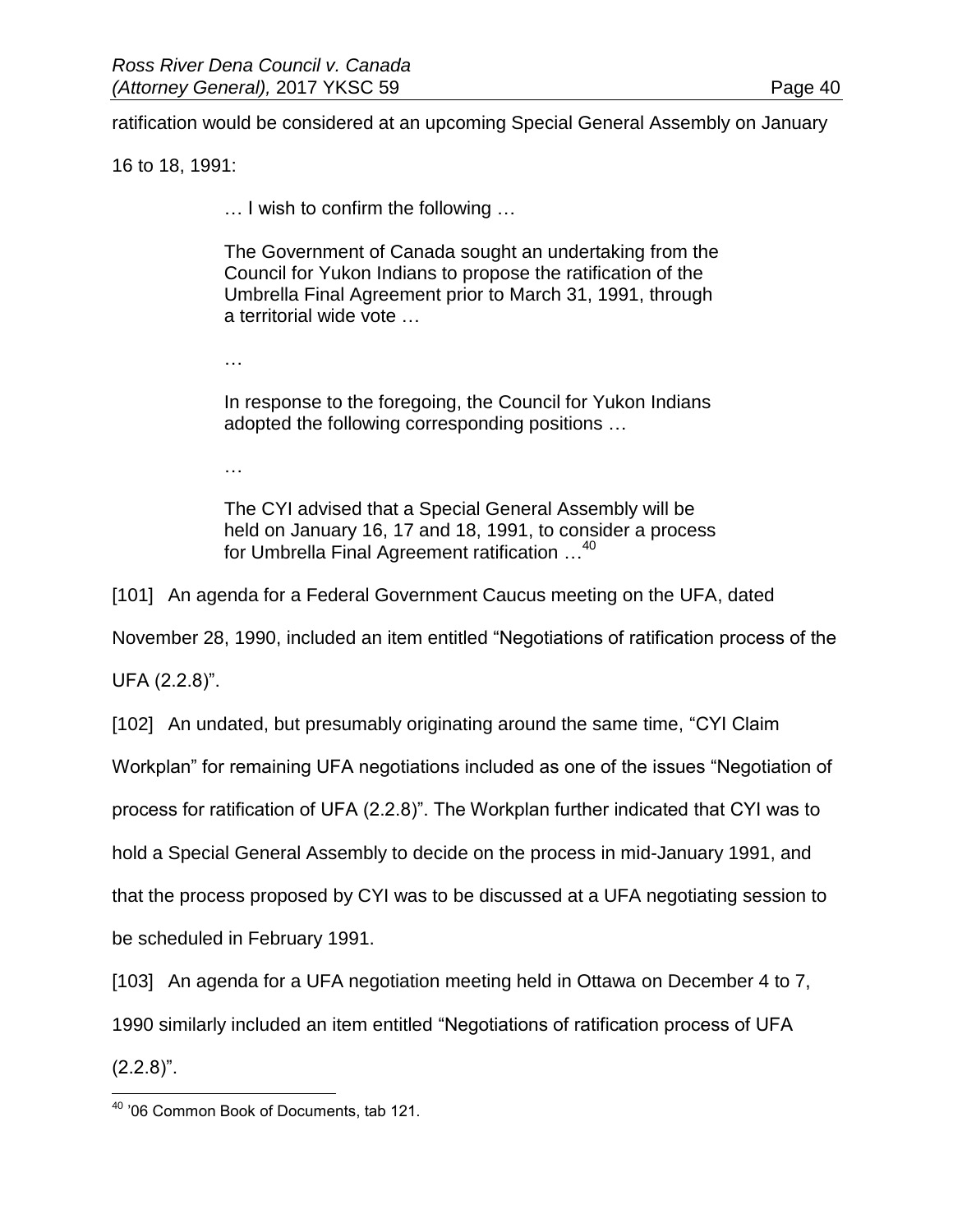ratification would be considered at an upcoming Special General Assembly on January 16 to 18, 1991:

> … I wish to confirm the following …
>
> The Government of Canada sought an undertaking from the Council for Yukon Indians to propose the ratification of the Umbrella Final Agreement prior to March 31, 1991, through a territorial wide vote …
>
> …
>
> In response to the foregoing, the Council for Yukon Indians adopted the following corresponding positions …
>
> …
>
> The CYI advised that a Special General Assembly will be held on January 16, 17 and 18, 1991, to consider a process for Umbrella Final Agreement ratification …[40]

[101] An agenda for a Federal Government Caucus meeting on the UFA, dated November 28, 1990, included an item entitled "Negotiations of ratification process of the UFA (2.2.8)".

[102] An undated, but presumably originating around the same time, "CYI Claim Workplan" for remaining UFA negotiations included as one of the issues "Negotiation of process for ratification of UFA (2.2.8)". The Workplan further indicated that CYI was to hold a Special General Assembly to decide on the process in mid-January 1991, and that the process proposed by CYI was to be discussed at a UFA negotiating session to be scheduled in February 1991.

[103] An agenda for a UFA negotiation meeting held in Ottawa on December 4 to 7, 1990 similarly included an item entitled "Negotiations of ratification process of UFA (2.2.8)".

[40] '06 Common Book of Documents, tab 121.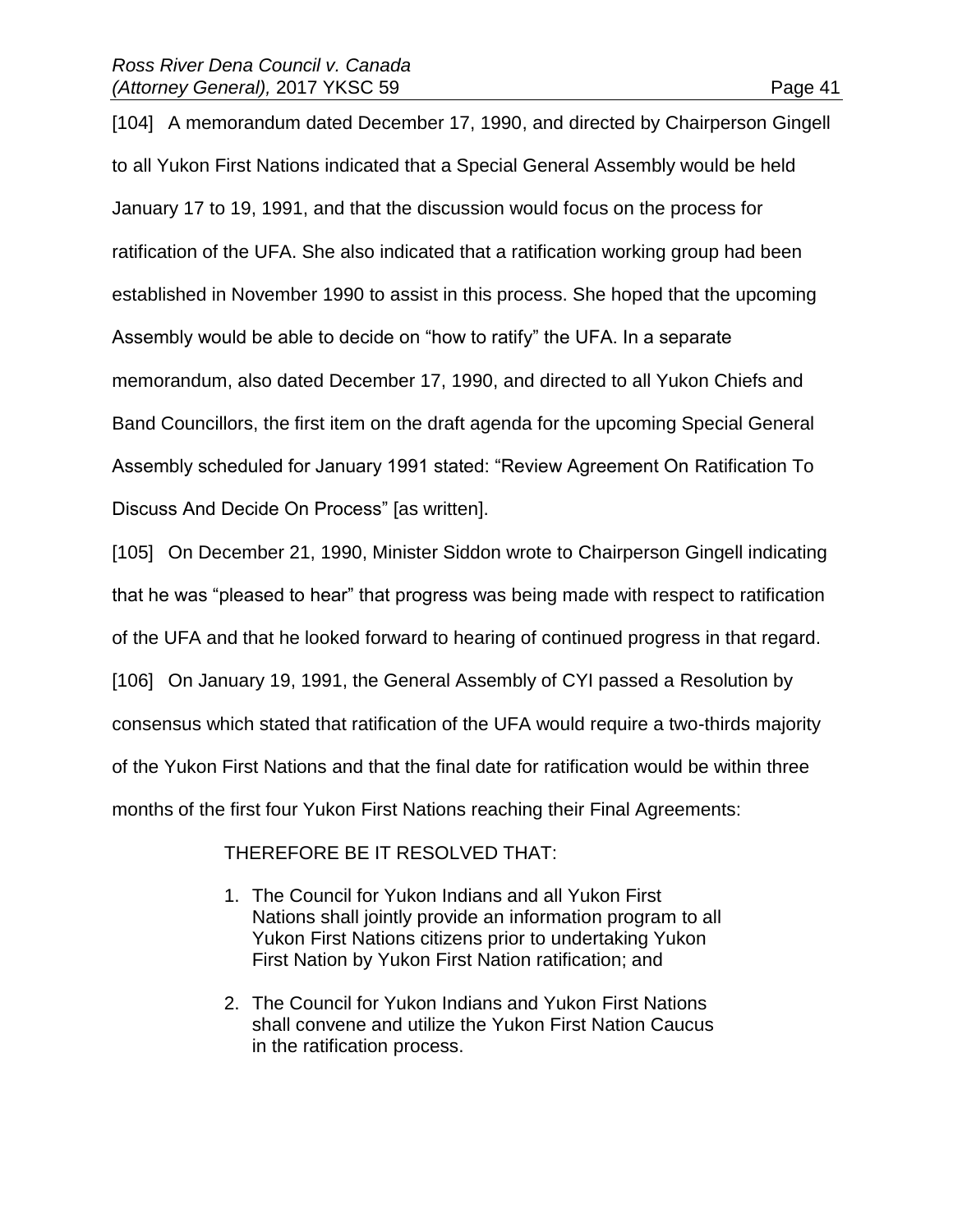[104] A memorandum dated December 17, 1990, and directed by Chairperson Gingell to all Yukon First Nations indicated that a Special General Assembly would be held January 17 to 19, 1991, and that the discussion would focus on the process for ratification of the UFA. She also indicated that a ratification working group had been established in November 1990 to assist in this process. She hoped that the upcoming Assembly would be able to decide on "how to ratify" the UFA. In a separate memorandum, also dated December 17, 1990, and directed to all Yukon Chiefs and Band Councillors, the first item on the draft agenda for the upcoming Special General Assembly scheduled for January 1991 stated: "Review Agreement On Ratification To Discuss And Decide On Process" [as written].

[105] On December 21, 1990, Minister Siddon wrote to Chairperson Gingell indicating that he was "pleased to hear" that progress was being made with respect to ratification of the UFA and that he looked forward to hearing of continued progress in that regard.

[106] On January 19, 1991, the General Assembly of CYI passed a Resolution by consensus which stated that ratification of the UFA would require a two-thirds majority of the Yukon First Nations and that the final date for ratification would be within three months of the first four Yukon First Nations reaching their Final Agreements:

> THEREFORE BE IT RESOLVED THAT:
>
> 1. The Council for Yukon Indians and all Yukon First Nations shall jointly provide an information program to all Yukon First Nations citizens prior to undertaking Yukon First Nation by Yukon First Nation ratification; and
>
> 2. The Council for Yukon Indians and Yukon First Nations shall convene and utilize the Yukon First Nation Caucus in the ratification process.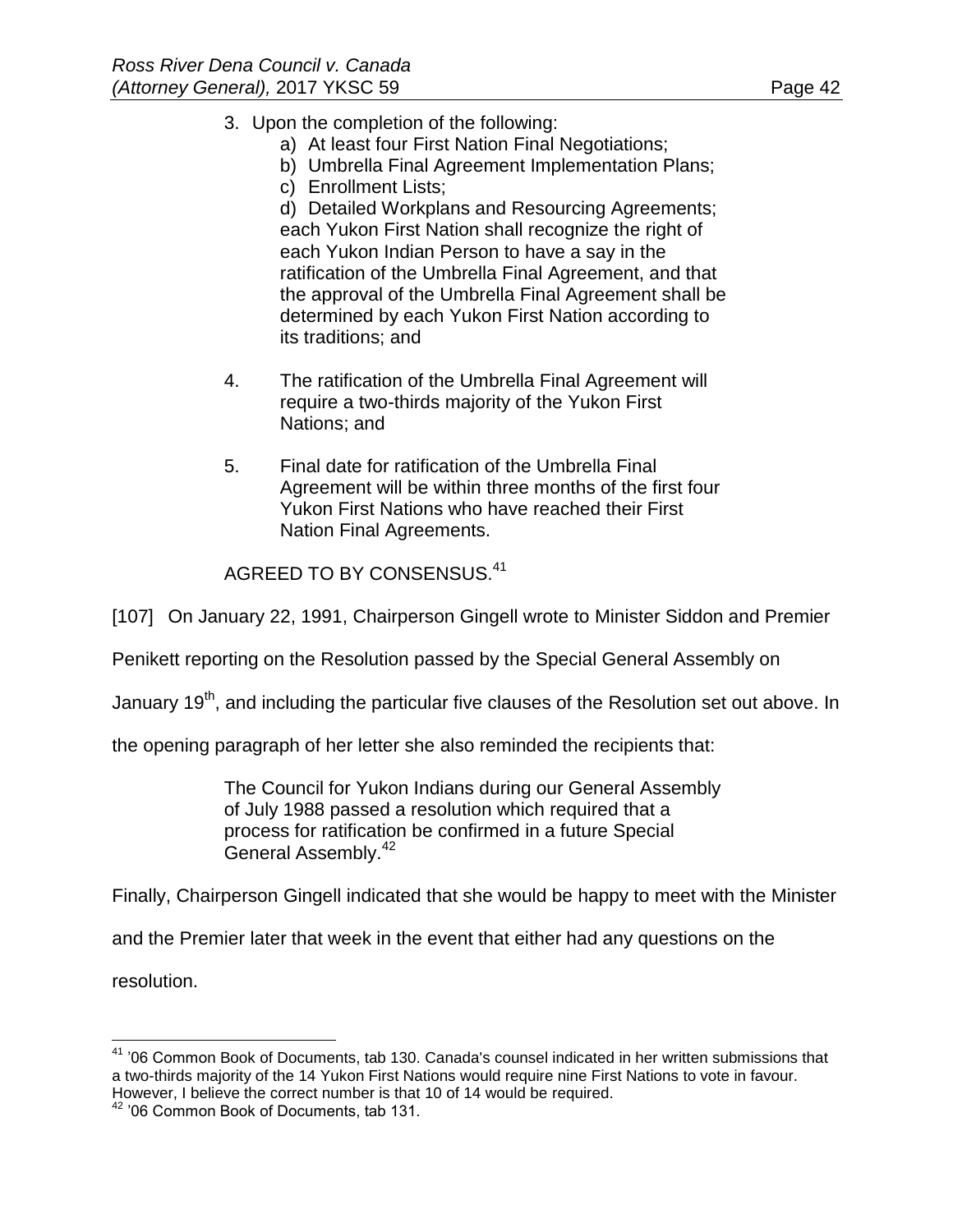3. Upon the completion of the following:
    a) At least four First Nation Final Negotiations;
    b) Umbrella Final Agreement Implementation Plans;
    c) Enrollment Lists;
    d) Detailed Workplans and Resourcing Agreements;
    each Yukon First Nation shall recognize the right of each Yukon Indian Person to have a say in the ratification of the Umbrella Final Agreement, and that the approval of the Umbrella Final Agreement shall be determined by each Yukon First Nation according to its traditions; and

4. The ratification of the Umbrella Final Agreement will require a two-thirds majority of the Yukon First Nations; and

5. Final date for ratification of the Umbrella Final Agreement will be within three months of the first four Yukon First Nations who have reached their First Nation Final Agreements.

AGREED TO BY CONSENSUS.[41]

[107] On January 22, 1991, Chairperson Gingell wrote to Minister Siddon and Premier Penikett reporting on the Resolution passed by the Special General Assembly on January 19th, and including the particular five clauses of the Resolution set out above. In the opening paragraph of her letter she also reminded the recipients that:

> The Council for Yukon Indians during our General Assembly of July 1988 passed a resolution which required that a process for ratification be confirmed in a future Special General Assembly.[42]

Finally, Chairperson Gingell indicated that she would be happy to meet with the Minister and the Premier later that week in the event that either had any questions on the resolution.

---

[41] '06 Common Book of Documents, tab 130. Canada's counsel indicated in her written submissions that a two-thirds majority of the 14 Yukon First Nations would require nine First Nations to vote in favour. However, I believe the correct number is that 10 of 14 would be required.

[42] '06 Common Book of Documents, tab 131.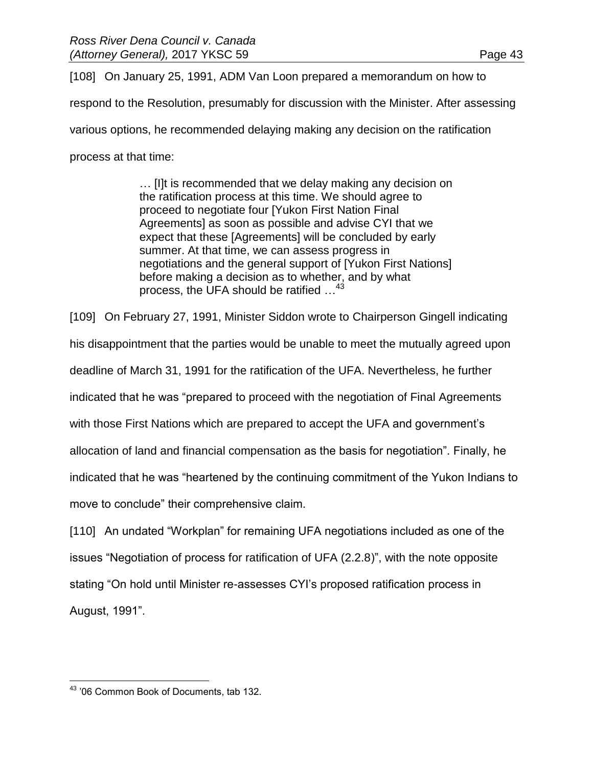[108] On January 25, 1991, ADM Van Loon prepared a memorandum on how to respond to the Resolution, presumably for discussion with the Minister. After assessing various options, he recommended delaying making any decision on the ratification process at that time:

> … [I]t is recommended that we delay making any decision on the ratification process at this time. We should agree to proceed to negotiate four [Yukon First Nation Final Agreements] as soon as possible and advise CYI that we expect that these [Agreements] will be concluded by early summer. At that time, we can assess progress in negotiations and the general support of [Yukon First Nations] before making a decision as to whether, and by what process, the UFA should be ratified …[43]

[109] On February 27, 1991, Minister Siddon wrote to Chairperson Gingell indicating his disappointment that the parties would be unable to meet the mutually agreed upon deadline of March 31, 1991 for the ratification of the UFA. Nevertheless, he further indicated that he was "prepared to proceed with the negotiation of Final Agreements with those First Nations which are prepared to accept the UFA and government's allocation of land and financial compensation as the basis for negotiation". Finally, he indicated that he was "heartened by the continuing commitment of the Yukon Indians to move to conclude" their comprehensive claim.

[110] An undated "Workplan" for remaining UFA negotiations included as one of the issues "Negotiation of process for ratification of UFA (2.2.8)", with the note opposite stating "On hold until Minister re-assesses CYI's proposed ratification process in August, 1991".

---

[43] '06 Common Book of Documents, tab 132.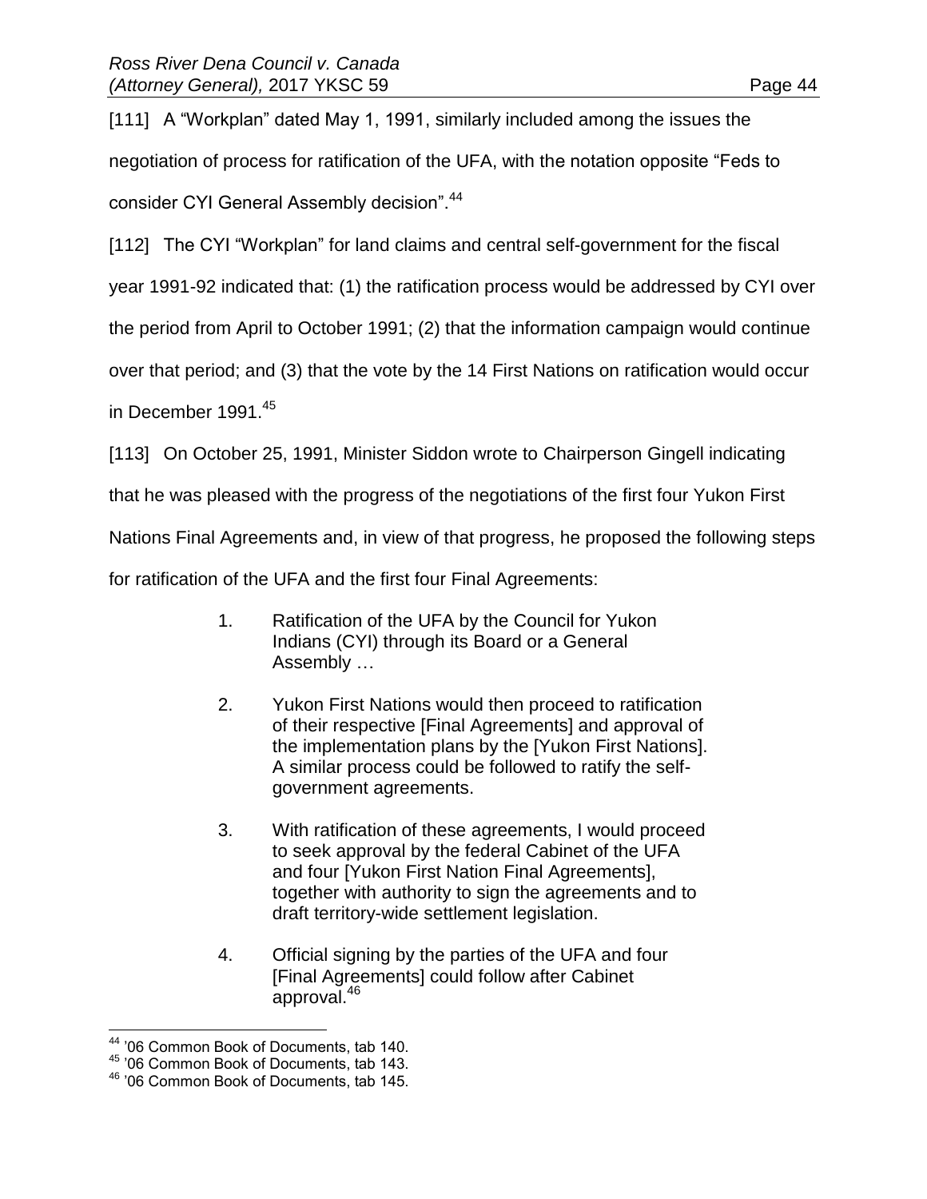[111] A “Workplan” dated May 1, 1991, similarly included among the issues the negotiation of process for ratification of the UFA, with the notation opposite “Feds to consider CYI General Assembly decision”.[44]

[112] The CYI “Workplan” for land claims and central self-government for the fiscal year 1991-92 indicated that: (1) the ratification process would be addressed by CYI over the period from April to October 1991; (2) that the information campaign would continue over that period; and (3) that the vote by the 14 First Nations on ratification would occur in December 1991.[45]

[113] On October 25, 1991, Minister Siddon wrote to Chairperson Gingell indicating that he was pleased with the progress of the negotiations of the first four Yukon First Nations Final Agreements and, in view of that progress, he proposed the following steps for ratification of the UFA and the first four Final Agreements:

> 1. Ratification of the UFA by the Council for Yukon Indians (CYI) through its Board or a General Assembly …
>
> 2. Yukon First Nations would then proceed to ratification of their respective [Final Agreements] and approval of the implementation plans by the [Yukon First Nations]. A similar process could be followed to ratify the self-government agreements.
>
> 3. With ratification of these agreements, I would proceed to seek approval by the federal Cabinet of the UFA and four [Yukon First Nation Final Agreements], together with authority to sign the agreements and to draft territory-wide settlement legislation.
>
> 4. Official signing by the parties of the UFA and four [Final Agreements] could follow after Cabinet approval.[46]

---

[44] ’06 Common Book of Documents, tab 140.
[45] ’06 Common Book of Documents, tab 143.
[46] ’06 Common Book of Documents, tab 145.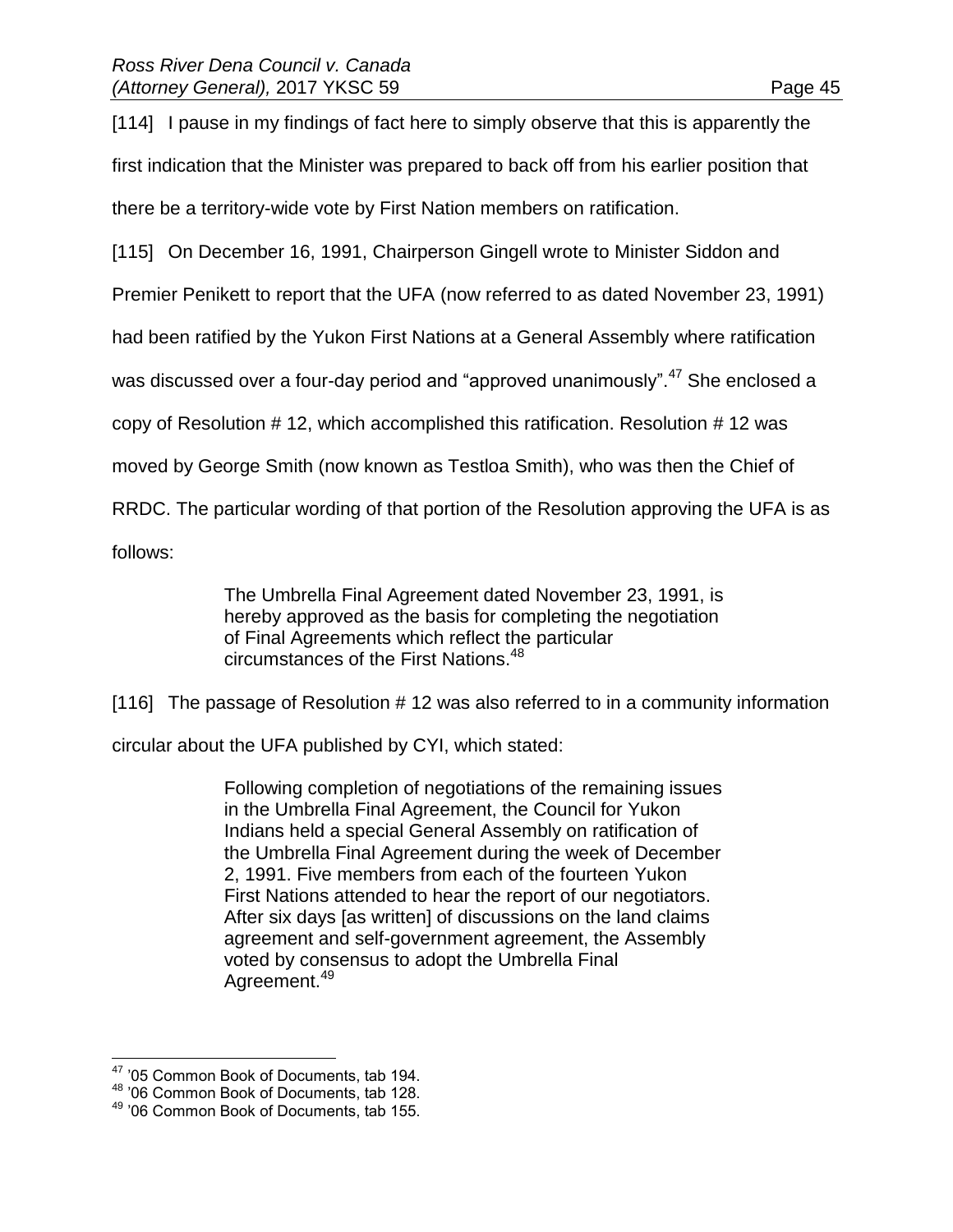[114] I pause in my findings of fact here to simply observe that this is apparently the first indication that the Minister was prepared to back off from his earlier position that there be a territory-wide vote by First Nation members on ratification.

[115] On December 16, 1991, Chairperson Gingell wrote to Minister Siddon and Premier Penikett to report that the UFA (now referred to as dated November 23, 1991) had been ratified by the Yukon First Nations at a General Assembly where ratification was discussed over a four-day period and "approved unanimously".[47] She enclosed a copy of Resolution # 12, which accomplished this ratification. Resolution # 12 was moved by George Smith (now known as Testloa Smith), who was then the Chief of RRDC. The particular wording of that portion of the Resolution approving the UFA is as follows:

> The Umbrella Final Agreement dated November 23, 1991, is hereby approved as the basis for completing the negotiation of Final Agreements which reflect the particular circumstances of the First Nations.[48]

[116] The passage of Resolution # 12 was also referred to in a community information circular about the UFA published by CYI, which stated:

> Following completion of negotiations of the remaining issues in the Umbrella Final Agreement, the Council for Yukon Indians held a special General Assembly on ratification of the Umbrella Final Agreement during the week of December 2, 1991. Five members from each of the fourteen Yukon First Nations attended to hear the report of our negotiators. After six days [as written] of discussions on the land claims agreement and self-government agreement, the Assembly voted by consensus to adopt the Umbrella Final Agreement.[49]

---

[47] '05 Common Book of Documents, tab 194.
[48] '06 Common Book of Documents, tab 128.
[49] '06 Common Book of Documents, tab 155.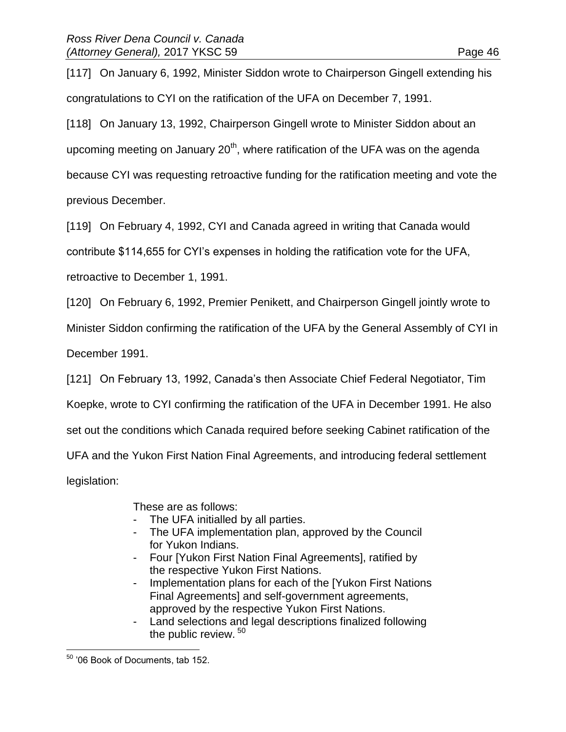[117] On January 6, 1992, Minister Siddon wrote to Chairperson Gingell extending his congratulations to CYI on the ratification of the UFA on December 7, 1991.

[118] On January 13, 1992, Chairperson Gingell wrote to Minister Siddon about an upcoming meeting on January 20th, where ratification of the UFA was on the agenda because CYI was requesting retroactive funding for the ratification meeting and vote the previous December.

[119] On February 4, 1992, CYI and Canada agreed in writing that Canada would contribute $114,655 for CYI's expenses in holding the ratification vote for the UFA, retroactive to December 1, 1991.

[120] On February 6, 1992, Premier Penikett, and Chairperson Gingell jointly wrote to Minister Siddon confirming the ratification of the UFA by the General Assembly of CYI in December 1991.

[121] On February 13, 1992, Canada's then Associate Chief Federal Negotiator, Tim Koepke, wrote to CYI confirming the ratification of the UFA in December 1991. He also set out the conditions which Canada required before seeking Cabinet ratification of the UFA and the Yukon First Nation Final Agreements, and introducing federal settlement legislation:

> These are as follows:
> - The UFA initialled by all parties.
> - The UFA implementation plan, approved by the Council for Yukon Indians.
> - Four [Yukon First Nation Final Agreements], ratified by the respective Yukon First Nations.
> - Implementation plans for each of the [Yukon First Nations Final Agreements] and self-government agreements, approved by the respective Yukon First Nations.
> - Land selections and legal descriptions finalized following the public review. [50]

[50] '06 Book of Documents, tab 152.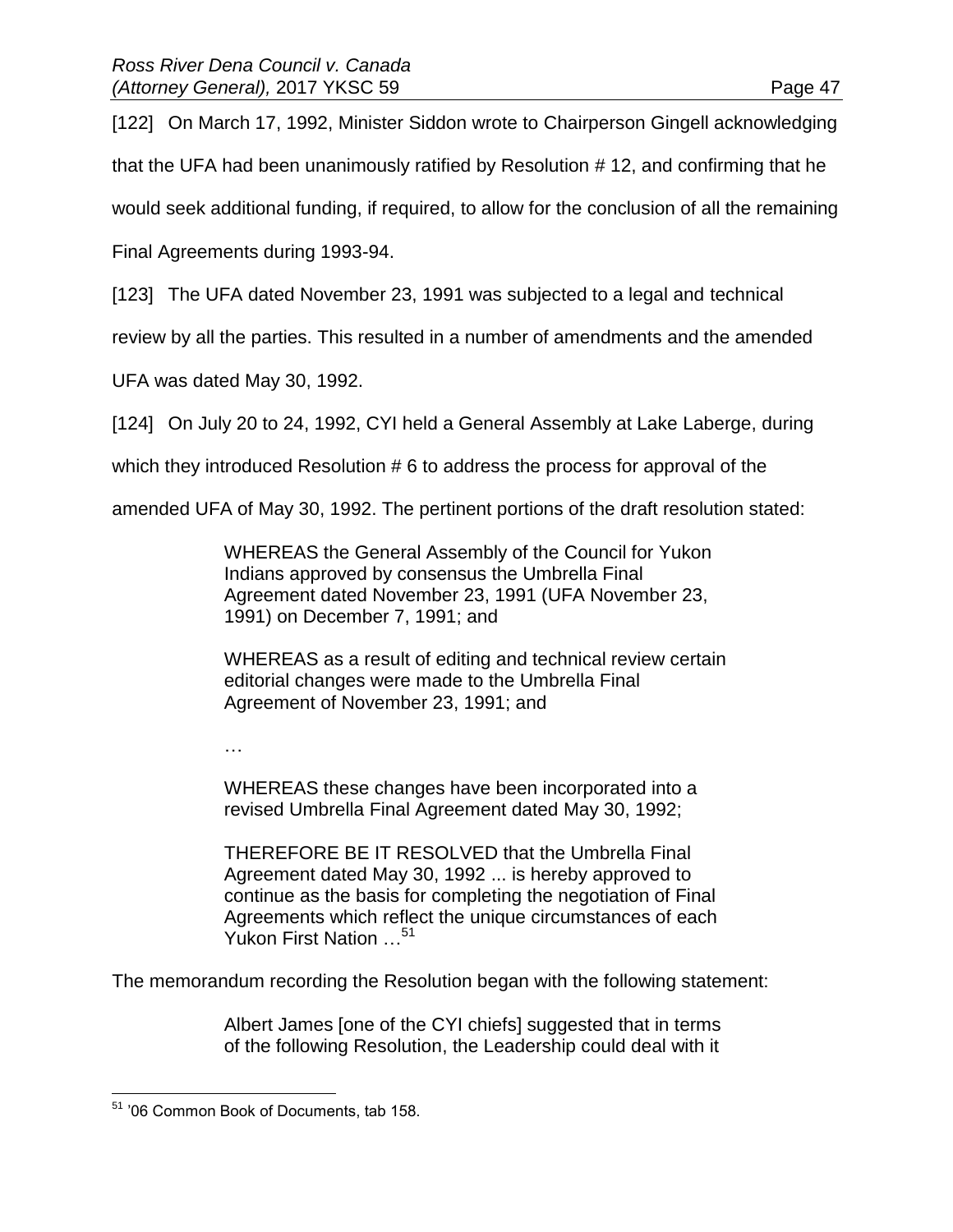[122] On March 17, 1992, Minister Siddon wrote to Chairperson Gingell acknowledging that the UFA had been unanimously ratified by Resolution # 12, and confirming that he would seek additional funding, if required, to allow for the conclusion of all the remaining Final Agreements during 1993-94.

[123] The UFA dated November 23, 1991 was subjected to a legal and technical review by all the parties. This resulted in a number of amendments and the amended UFA was dated May 30, 1992.

[124] On July 20 to 24, 1992, CYI held a General Assembly at Lake Laberge, during which they introduced Resolution # 6 to address the process for approval of the amended UFA of May 30, 1992. The pertinent portions of the draft resolution stated:

> WHEREAS the General Assembly of the Council for Yukon Indians approved by consensus the Umbrella Final Agreement dated November 23, 1991 (UFA November 23, 1991) on December 7, 1991; and
>
> WHEREAS as a result of editing and technical review certain editorial changes were made to the Umbrella Final Agreement of November 23, 1991; and
>
> …
>
> WHEREAS these changes have been incorporated into a revised Umbrella Final Agreement dated May 30, 1992;
>
> THEREFORE BE IT RESOLVED that the Umbrella Final Agreement dated May 30, 1992 ... is hereby approved to continue as the basis for completing the negotiation of Final Agreements which reflect the unique circumstances of each Yukon First Nation …[51]

The memorandum recording the Resolution began with the following statement:

> Albert James [one of the CYI chiefs] suggested that in terms of the following Resolution, the Leadership could deal with it

[51] '06 Common Book of Documents, tab 158.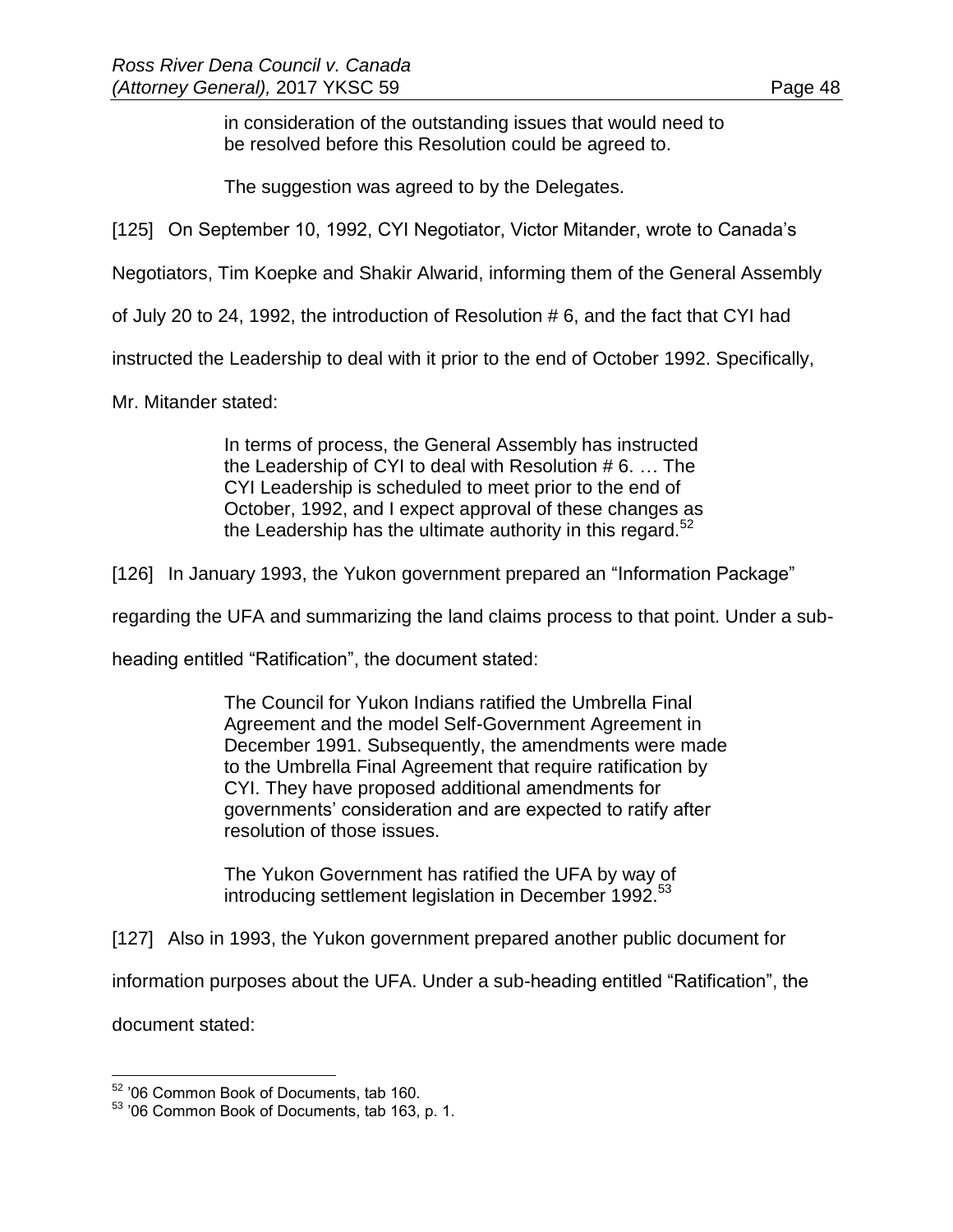> in consideration of the outstanding issues that would need to be resolved before this Resolution could be agreed to.
>
> The suggestion was agreed to by the Delegates.

[125] On September 10, 1992, CYI Negotiator, Victor Mitander, wrote to Canada's Negotiators, Tim Koepke and Shakir Alwarid, informing them of the General Assembly of July 20 to 24, 1992, the introduction of Resolution # 6, and the fact that CYI had instructed the Leadership to deal with it prior to the end of October 1992. Specifically, Mr. Mitander stated:

> In terms of process, the General Assembly has instructed the Leadership of CYI to deal with Resolution # 6. … The CYI Leadership is scheduled to meet prior to the end of October, 1992, and I expect approval of these changes as the Leadership has the ultimate authority in this regard.[52]

[126] In January 1993, the Yukon government prepared an "Information Package" regarding the UFA and summarizing the land claims process to that point. Under a sub-heading entitled "Ratification", the document stated:

> The Council for Yukon Indians ratified the Umbrella Final Agreement and the model Self-Government Agreement in December 1991. Subsequently, the amendments were made to the Umbrella Final Agreement that require ratification by CYI. They have proposed additional amendments for governments' consideration and are expected to ratify after resolution of those issues.
>
> The Yukon Government has ratified the UFA by way of introducing settlement legislation in December 1992.[53]

[127] Also in 1993, the Yukon government prepared another public document for information purposes about the UFA. Under a sub-heading entitled "Ratification", the document stated:

---

[52] '06 Common Book of Documents, tab 160.

[53] '06 Common Book of Documents, tab 163, p. 1.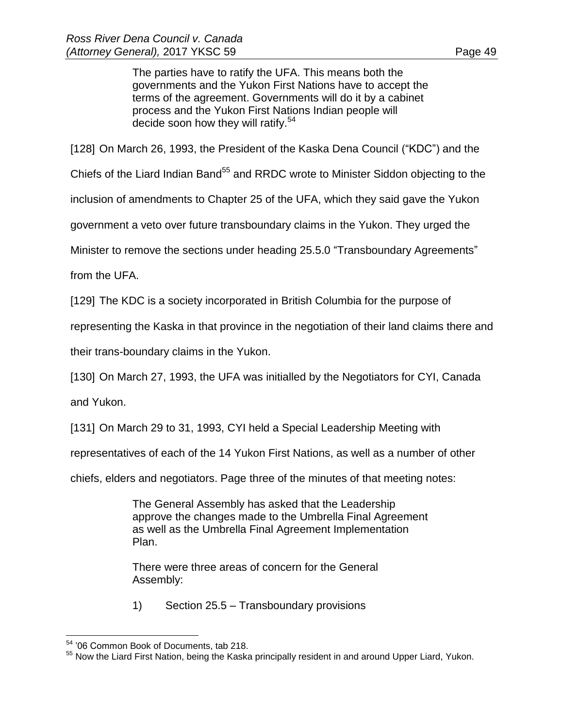> The parties have to ratify the UFA. This means both the governments and the Yukon First Nations have to accept the terms of the agreement. Governments will do it by a cabinet process and the Yukon First Nations Indian people will decide soon how they will ratify.[54]

[128] On March 26, 1993, the President of the Kaska Dena Council ("KDC") and the Chiefs of the Liard Indian Band[55] and RRDC wrote to Minister Siddon objecting to the inclusion of amendments to Chapter 25 of the UFA, which they said gave the Yukon government a veto over future transboundary claims in the Yukon. They urged the Minister to remove the sections under heading 25.5.0 "Transboundary Agreements" from the UFA.

[129] The KDC is a society incorporated in British Columbia for the purpose of representing the Kaska in that province in the negotiation of their land claims there and their trans-boundary claims in the Yukon.

[130] On March 27, 1993, the UFA was initialled by the Negotiators for CYI, Canada and Yukon.

[131] On March 29 to 31, 1993, CYI held a Special Leadership Meeting with representatives of each of the 14 Yukon First Nations, as well as a number of other chiefs, elders and negotiators. Page three of the minutes of that meeting notes:

> The General Assembly has asked that the Leadership approve the changes made to the Umbrella Final Agreement as well as the Umbrella Final Agreement Implementation Plan.
>
> There were three areas of concern for the General Assembly:
>
> 1) Section 25.5 – Transboundary provisions

---

[54] '06 Common Book of Documents, tab 218.

[55] Now the Liard First Nation, being the Kaska principally resident in and around Upper Liard, Yukon.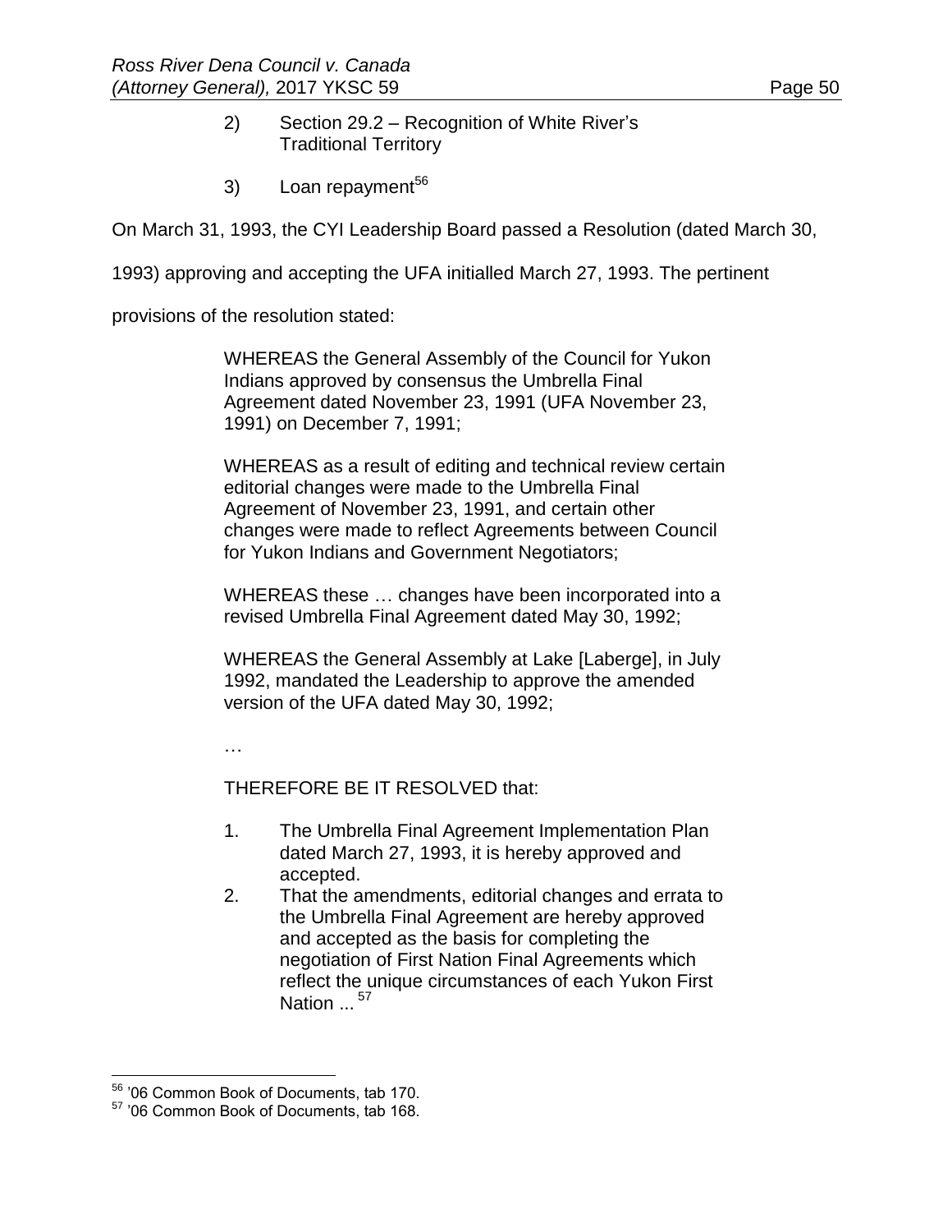2) Section 29.2 – Recognition of White River's Traditional Territory

3) Loan repayment[56]

On March 31, 1993, the CYI Leadership Board passed a Resolution (dated March 30, 1993) approving and accepting the UFA initialled March 27, 1993. The pertinent provisions of the resolution stated:

> WHEREAS the General Assembly of the Council for Yukon Indians approved by consensus the Umbrella Final Agreement dated November 23, 1991 (UFA November 23, 1991) on December 7, 1991;
>
> WHEREAS as a result of editing and technical review certain editorial changes were made to the Umbrella Final Agreement of November 23, 1991, and certain other changes were made to reflect Agreements between Council for Yukon Indians and Government Negotiators;
>
> WHEREAS these … changes have been incorporated into a revised Umbrella Final Agreement dated May 30, 1992;
>
> WHEREAS the General Assembly at Lake [Laberge], in July 1992, mandated the Leadership to approve the amended version of the UFA dated May 30, 1992;
>
> …
>
> THEREFORE BE IT RESOLVED that:
>
> 1. The Umbrella Final Agreement Implementation Plan dated March 27, 1993, it is hereby approved and accepted.
> 2. That the amendments, editorial changes and errata to the Umbrella Final Agreement are hereby approved and accepted as the basis for completing the negotiation of First Nation Final Agreements which reflect the unique circumstances of each Yukon First Nation ... [57]

---

[56] '06 Common Book of Documents, tab 170.

[57] '06 Common Book of Documents, tab 168.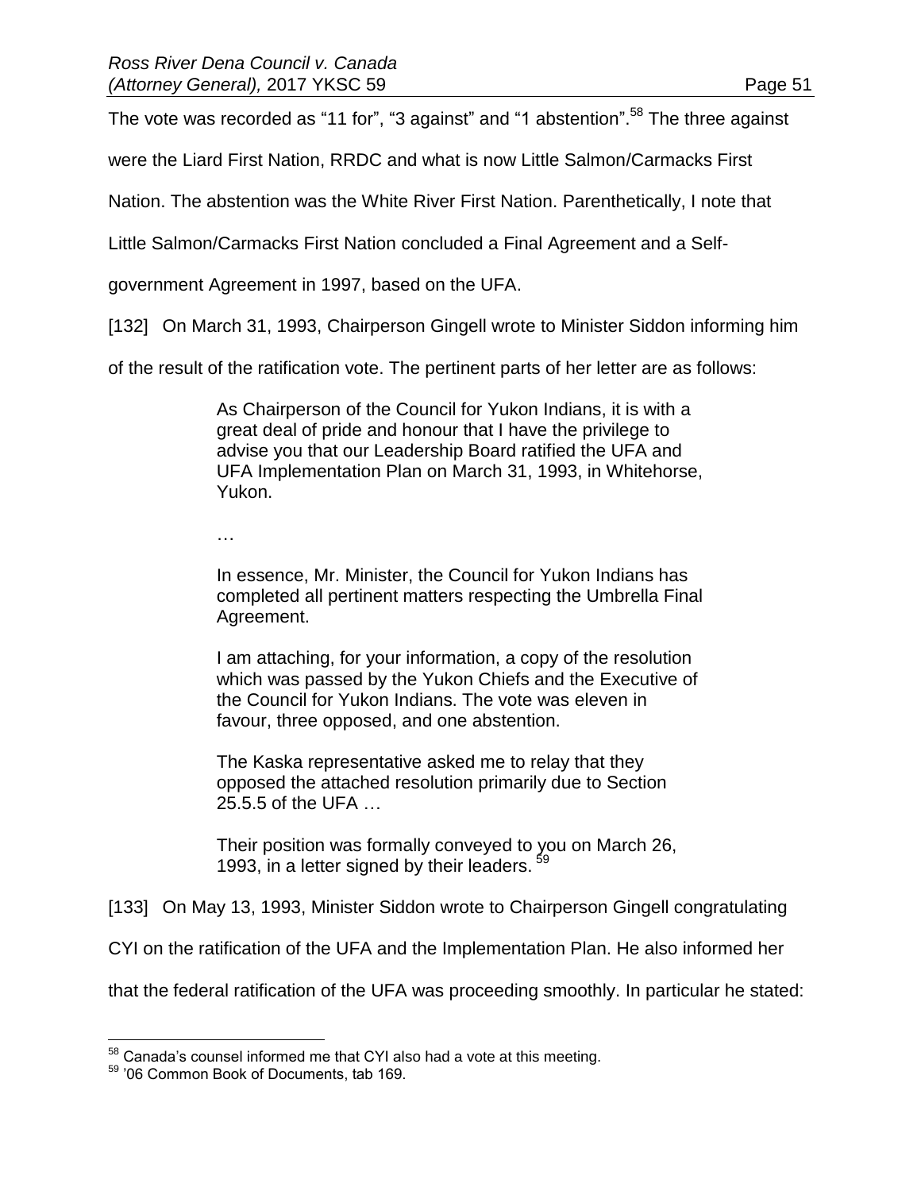The vote was recorded as “11 for”, “3 against” and “1 abstention”.[58] The three against were the Liard First Nation, RRDC and what is now Little Salmon/Carmacks First Nation. The abstention was the White River First Nation. Parenthetically, I note that Little Salmon/Carmacks First Nation concluded a Final Agreement and a Self-government Agreement in 1997, based on the UFA.

[132] On March 31, 1993, Chairperson Gingell wrote to Minister Siddon informing him of the result of the ratification vote. The pertinent parts of her letter are as follows:

> As Chairperson of the Council for Yukon Indians, it is with a great deal of pride and honour that I have the privilege to advise you that our Leadership Board ratified the UFA and UFA Implementation Plan on March 31, 1993, in Whitehorse, Yukon.
>
> …
>
> In essence, Mr. Minister, the Council for Yukon Indians has completed all pertinent matters respecting the Umbrella Final Agreement.
>
> I am attaching, for your information, a copy of the resolution which was passed by the Yukon Chiefs and the Executive of the Council for Yukon Indians. The vote was eleven in favour, three opposed, and one abstention.
>
> The Kaska representative asked me to relay that they opposed the attached resolution primarily due to Section 25.5.5 of the UFA …
>
> Their position was formally conveyed to you on March 26, 1993, in a letter signed by their leaders. [59]

[133] On May 13, 1993, Minister Siddon wrote to Chairperson Gingell congratulating CYI on the ratification of the UFA and the Implementation Plan. He also informed her that the federal ratification of the UFA was proceeding smoothly. In particular he stated:

---

[58] Canada’s counsel informed me that CYI also had a vote at this meeting.

[59] ’06 Common Book of Documents, tab 169.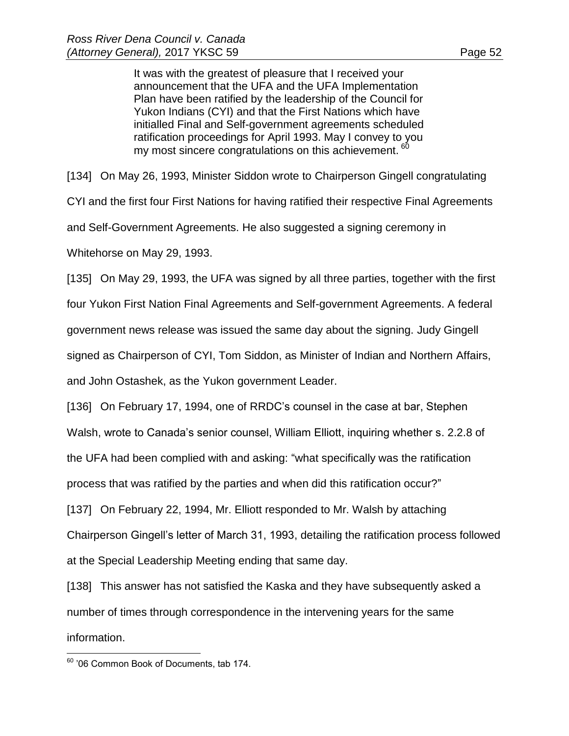> It was with the greatest of pleasure that I received your announcement that the UFA and the UFA Implementation Plan have been ratified by the leadership of the Council for Yukon Indians (CYI) and that the First Nations which have initialled Final and Self-government agreements scheduled ratification proceedings for April 1993. May I convey to you my most sincere congratulations on this achievement. [60]

[134] On May 26, 1993, Minister Siddon wrote to Chairperson Gingell congratulating CYI and the first four First Nations for having ratified their respective Final Agreements and Self-Government Agreements. He also suggested a signing ceremony in Whitehorse on May 29, 1993.

[135] On May 29, 1993, the UFA was signed by all three parties, together with the first four Yukon First Nation Final Agreements and Self-government Agreements. A federal government news release was issued the same day about the signing. Judy Gingell signed as Chairperson of CYI, Tom Siddon, as Minister of Indian and Northern Affairs, and John Ostashek, as the Yukon government Leader.

[136] On February 17, 1994, one of RRDC's counsel in the case at bar, Stephen Walsh, wrote to Canada's senior counsel, William Elliott, inquiring whether s. 2.2.8 of the UFA had been complied with and asking: "what specifically was the ratification process that was ratified by the parties and when did this ratification occur?"

[137] On February 22, 1994, Mr. Elliott responded to Mr. Walsh by attaching Chairperson Gingell's letter of March 31, 1993, detailing the ratification process followed at the Special Leadership Meeting ending that same day.

[138] This answer has not satisfied the Kaska and they have subsequently asked a number of times through correspondence in the intervening years for the same information.

[60] '06 Common Book of Documents, tab 174.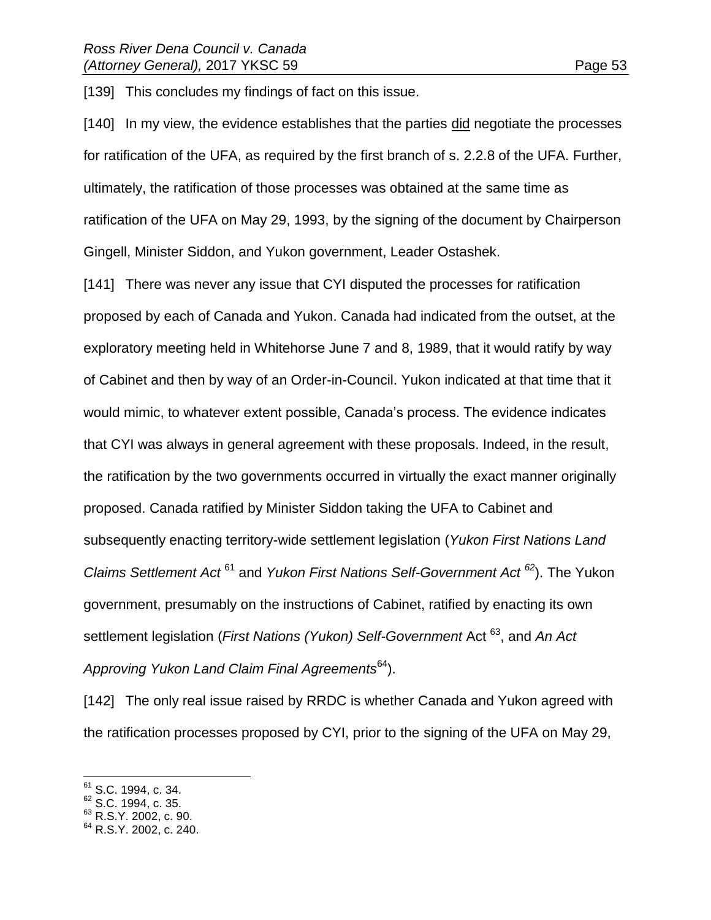[139] This concludes my findings of fact on this issue.

[140] In my view, the evidence establishes that the parties did negotiate the processes for ratification of the UFA, as required by the first branch of s. 2.2.8 of the UFA. Further, ultimately, the ratification of those processes was obtained at the same time as ratification of the UFA on May 29, 1993, by the signing of the document by Chairperson Gingell, Minister Siddon, and Yukon government, Leader Ostashek.

[141] There was never any issue that CYI disputed the processes for ratification proposed by each of Canada and Yukon. Canada had indicated from the outset, at the exploratory meeting held in Whitehorse June 7 and 8, 1989, that it would ratify by way of Cabinet and then by way of an Order-in-Council. Yukon indicated at that time that it would mimic, to whatever extent possible, Canada's process. The evidence indicates that CYI was always in general agreement with these proposals. Indeed, in the result, the ratification by the two governments occurred in virtually the exact manner originally proposed. Canada ratified by Minister Siddon taking the UFA to Cabinet and subsequently enacting territory-wide settlement legislation (*Yukon First Nations Land Claims Settlement Act* [61] and *Yukon First Nations Self-Government Act* [62]). The Yukon government, presumably on the instructions of Cabinet, ratified by enacting its own settlement legislation (*First Nations (Yukon) Self-Government* Act [63], and *An Act Approving Yukon Land Claim Final Agreements*[64]).

[142] The only real issue raised by RRDC is whether Canada and Yukon agreed with the ratification processes proposed by CYI, prior to the signing of the UFA on May 29,

---

[61] S.C. 1994, c. 34.

[62] S.C. 1994, c. 35.

[63] R.S.Y. 2002, c. 90.

[64] R.S.Y. 2002, c. 240.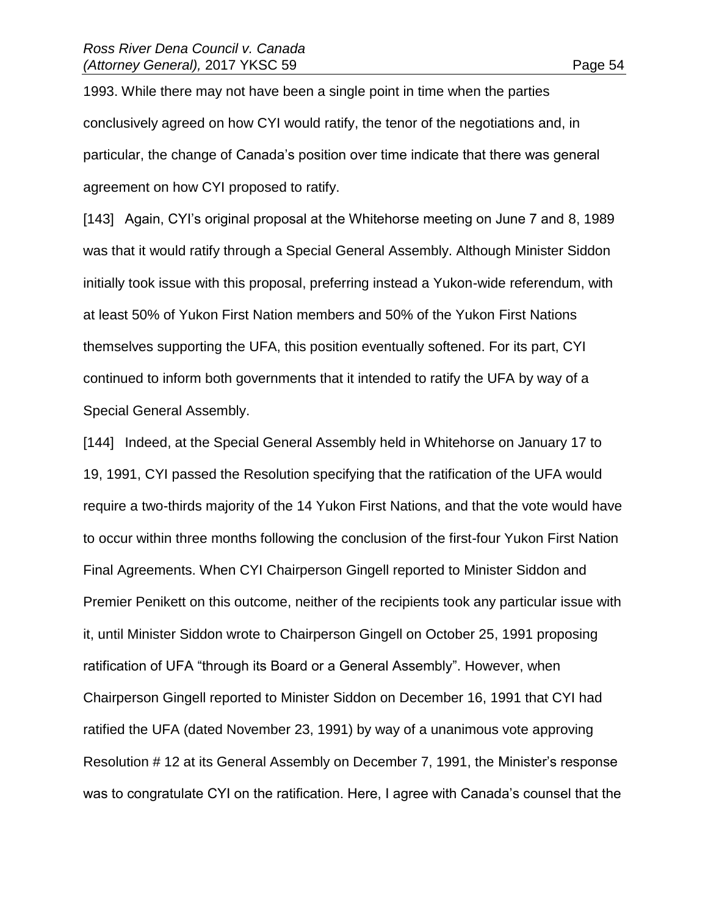1993. While there may not have been a single point in time when the parties conclusively agreed on how CYI would ratify, the tenor of the negotiations and, in particular, the change of Canada's position over time indicate that there was general agreement on how CYI proposed to ratify.

[143] Again, CYI's original proposal at the Whitehorse meeting on June 7 and 8, 1989 was that it would ratify through a Special General Assembly. Although Minister Siddon initially took issue with this proposal, preferring instead a Yukon-wide referendum, with at least 50% of Yukon First Nation members and 50% of the Yukon First Nations themselves supporting the UFA, this position eventually softened. For its part, CYI continued to inform both governments that it intended to ratify the UFA by way of a Special General Assembly.

[144] Indeed, at the Special General Assembly held in Whitehorse on January 17 to 19, 1991, CYI passed the Resolution specifying that the ratification of the UFA would require a two-thirds majority of the 14 Yukon First Nations, and that the vote would have to occur within three months following the conclusion of the first-four Yukon First Nation Final Agreements. When CYI Chairperson Gingell reported to Minister Siddon and Premier Penikett on this outcome, neither of the recipients took any particular issue with it, until Minister Siddon wrote to Chairperson Gingell on October 25, 1991 proposing ratification of UFA "through its Board or a General Assembly". However, when Chairperson Gingell reported to Minister Siddon on December 16, 1991 that CYI had ratified the UFA (dated November 23, 1991) by way of a unanimous vote approving Resolution # 12 at its General Assembly on December 7, 1991, the Minister's response was to congratulate CYI on the ratification. Here, I agree with Canada's counsel that the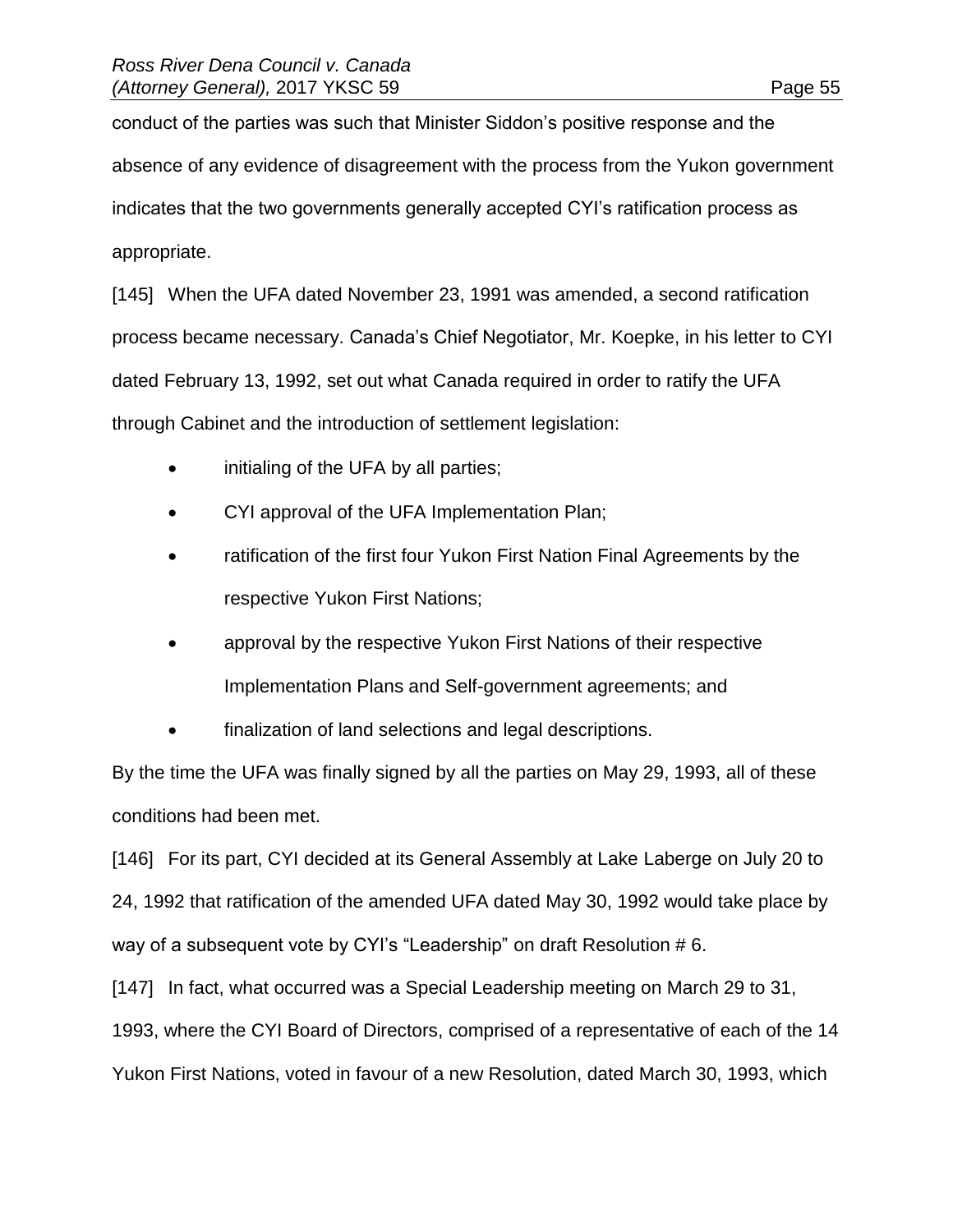conduct of the parties was such that Minister Siddon's positive response and the absence of any evidence of disagreement with the process from the Yukon government indicates that the two governments generally accepted CYI's ratification process as appropriate.

[145] When the UFA dated November 23, 1991 was amended, a second ratification process became necessary. Canada's Chief Negotiator, Mr. Koepke, in his letter to CYI dated February 13, 1992, set out what Canada required in order to ratify the UFA through Cabinet and the introduction of settlement legislation:

- initialing of the UFA by all parties;
- CYI approval of the UFA Implementation Plan;
- ratification of the first four Yukon First Nation Final Agreements by the respective Yukon First Nations;
- approval by the respective Yukon First Nations of their respective Implementation Plans and Self-government agreements; and
- finalization of land selections and legal descriptions.

By the time the UFA was finally signed by all the parties on May 29, 1993, all of these conditions had been met.

[146] For its part, CYI decided at its General Assembly at Lake Laberge on July 20 to 24, 1992 that ratification of the amended UFA dated May 30, 1992 would take place by way of a subsequent vote by CYI's "Leadership" on draft Resolution # 6.

[147] In fact, what occurred was a Special Leadership meeting on March 29 to 31, 1993, where the CYI Board of Directors, comprised of a representative of each of the 14 Yukon First Nations, voted in favour of a new Resolution, dated March 30, 1993, which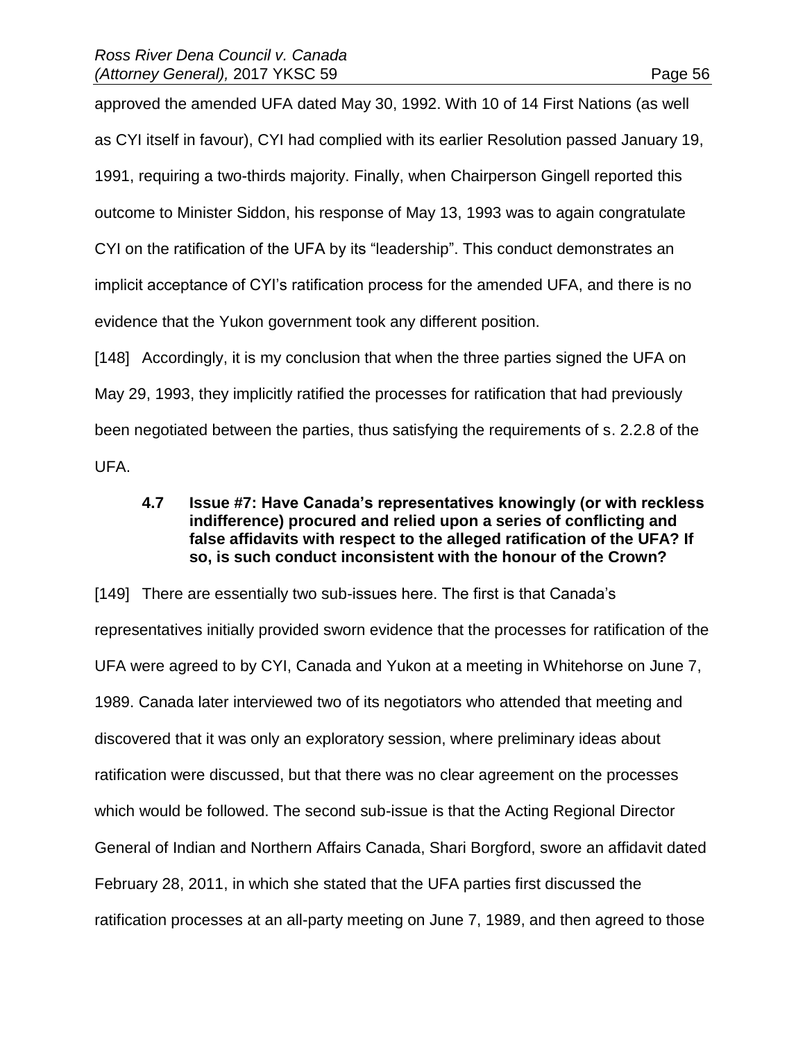approved the amended UFA dated May 30, 1992. With 10 of 14 First Nations (as well as CYI itself in favour), CYI had complied with its earlier Resolution passed January 19, 1991, requiring a two-thirds majority. Finally, when Chairperson Gingell reported this outcome to Minister Siddon, his response of May 13, 1993 was to again congratulate CYI on the ratification of the UFA by its "leadership". This conduct demonstrates an implicit acceptance of CYI's ratification process for the amended UFA, and there is no evidence that the Yukon government took any different position.

[148] Accordingly, it is my conclusion that when the three parties signed the UFA on May 29, 1993, they implicitly ratified the processes for ratification that had previously been negotiated between the parties, thus satisfying the requirements of s. 2.2.8 of the UFA.

### 4.7 Issue #7: Have Canada's representatives knowingly (or with reckless indifference) procured and relied upon a series of conflicting and false affidavits with respect to the alleged ratification of the UFA? If so, is such conduct inconsistent with the honour of the Crown?

[149] There are essentially two sub-issues here. The first is that Canada's representatives initially provided sworn evidence that the processes for ratification of the UFA were agreed to by CYI, Canada and Yukon at a meeting in Whitehorse on June 7, 1989. Canada later interviewed two of its negotiators who attended that meeting and discovered that it was only an exploratory session, where preliminary ideas about ratification were discussed, but that there was no clear agreement on the processes which would be followed. The second sub-issue is that the Acting Regional Director General of Indian and Northern Affairs Canada, Shari Borgford, swore an affidavit dated February 28, 2011, in which she stated that the UFA parties first discussed the ratification processes at an all-party meeting on June 7, 1989, and then agreed to those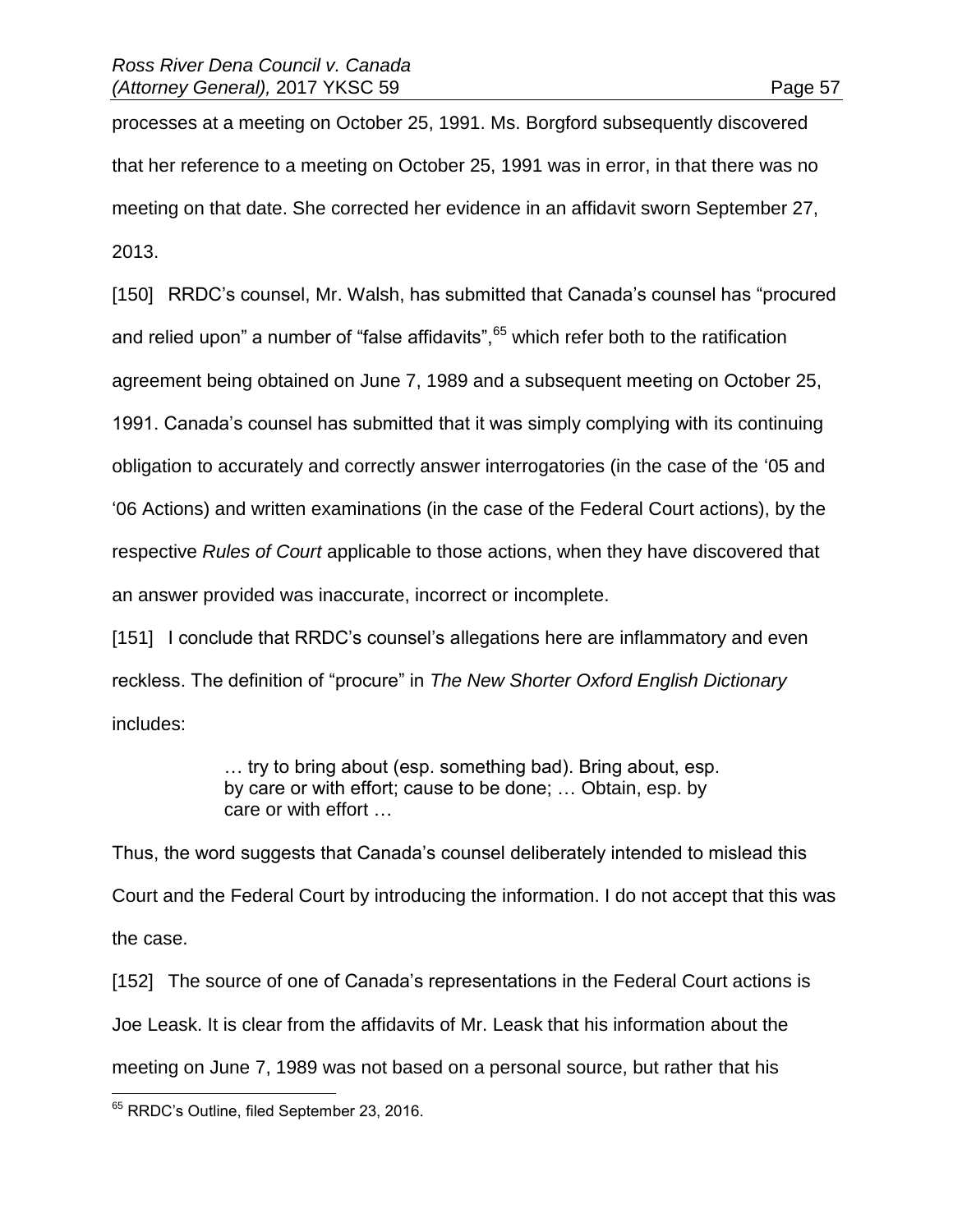processes at a meeting on October 25, 1991. Ms. Borgford subsequently discovered that her reference to a meeting on October 25, 1991 was in error, in that there was no meeting on that date. She corrected her evidence in an affidavit sworn September 27, 2013.

[150] RRDC's counsel, Mr. Walsh, has submitted that Canada's counsel has "procured and relied upon" a number of "false affidavits",[65] which refer both to the ratification agreement being obtained on June 7, 1989 and a subsequent meeting on October 25, 1991. Canada's counsel has submitted that it was simply complying with its continuing obligation to accurately and correctly answer interrogatories (in the case of the '05 and '06 Actions) and written examinations (in the case of the Federal Court actions), by the respective *Rules of Court* applicable to those actions, when they have discovered that an answer provided was inaccurate, incorrect or incomplete.

[151] I conclude that RRDC's counsel's allegations here are inflammatory and even reckless. The definition of "procure" in *The New Shorter Oxford English Dictionary* includes:

> … try to bring about (esp. something bad). Bring about, esp. by care or with effort; cause to be done; … Obtain, esp. by care or with effort …

Thus, the word suggests that Canada's counsel deliberately intended to mislead this Court and the Federal Court by introducing the information. I do not accept that this was the case.

[152] The source of one of Canada's representations in the Federal Court actions is Joe Leask. It is clear from the affidavits of Mr. Leask that his information about the meeting on June 7, 1989 was not based on a personal source, but rather that his

[65] RRDC's Outline, filed September 23, 2016.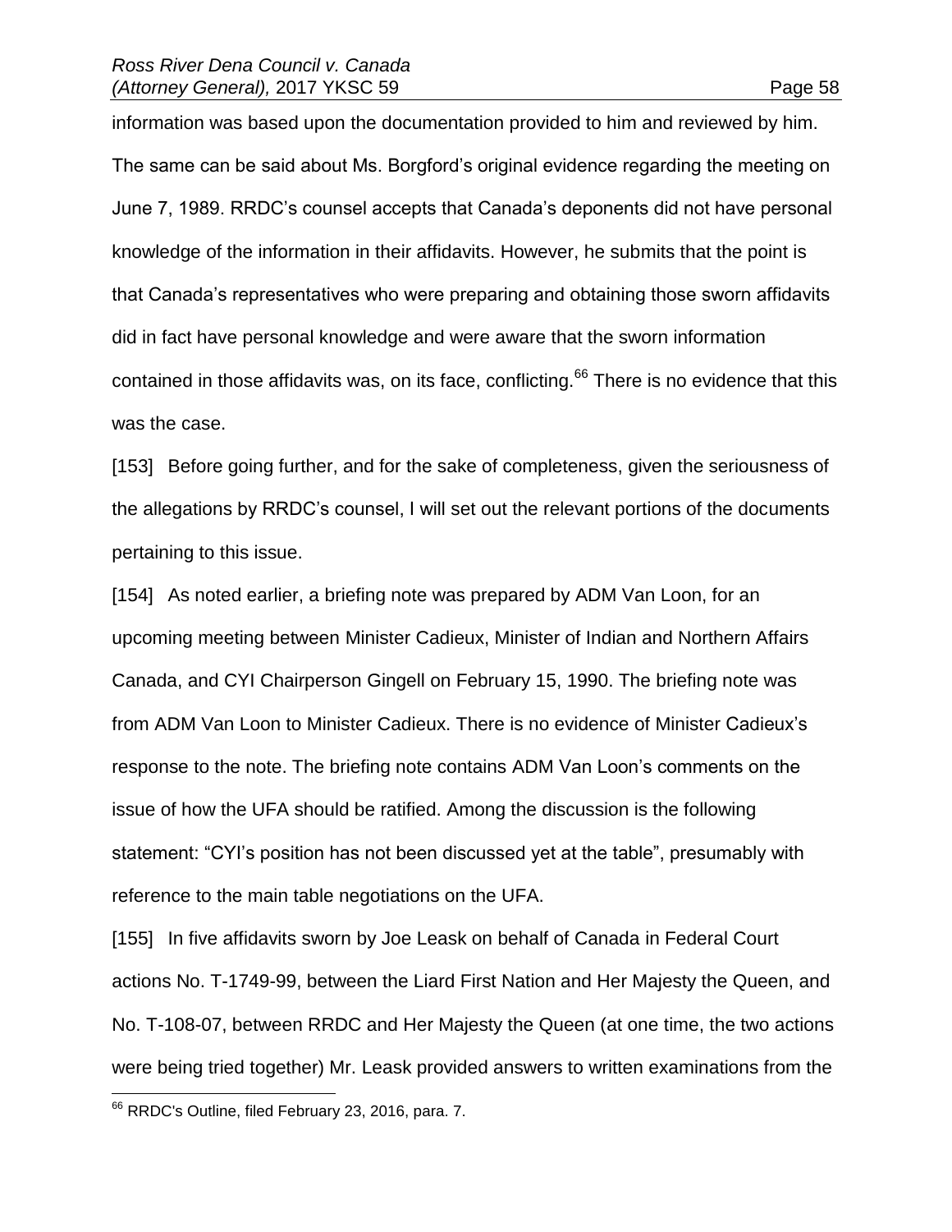information was based upon the documentation provided to him and reviewed by him. The same can be said about Ms. Borgford's original evidence regarding the meeting on June 7, 1989. RRDC's counsel accepts that Canada's deponents did not have personal knowledge of the information in their affidavits. However, he submits that the point is that Canada's representatives who were preparing and obtaining those sworn affidavits did in fact have personal knowledge and were aware that the sworn information contained in those affidavits was, on its face, conflicting.[66] There is no evidence that this was the case.

[153] Before going further, and for the sake of completeness, given the seriousness of the allegations by RRDC's counsel, I will set out the relevant portions of the documents pertaining to this issue.

[154] As noted earlier, a briefing note was prepared by ADM Van Loon, for an upcoming meeting between Minister Cadieux, Minister of Indian and Northern Affairs Canada, and CYI Chairperson Gingell on February 15, 1990. The briefing note was from ADM Van Loon to Minister Cadieux. There is no evidence of Minister Cadieux's response to the note. The briefing note contains ADM Van Loon's comments on the issue of how the UFA should be ratified. Among the discussion is the following statement: "CYI's position has not been discussed yet at the table", presumably with reference to the main table negotiations on the UFA.

[155] In five affidavits sworn by Joe Leask on behalf of Canada in Federal Court actions No. T-1749-99, between the Liard First Nation and Her Majesty the Queen, and No. T-108-07, between RRDC and Her Majesty the Queen (at one time, the two actions were being tried together) Mr. Leask provided answers to written examinations from the

---

[66] RRDC's Outline, filed February 23, 2016, para. 7.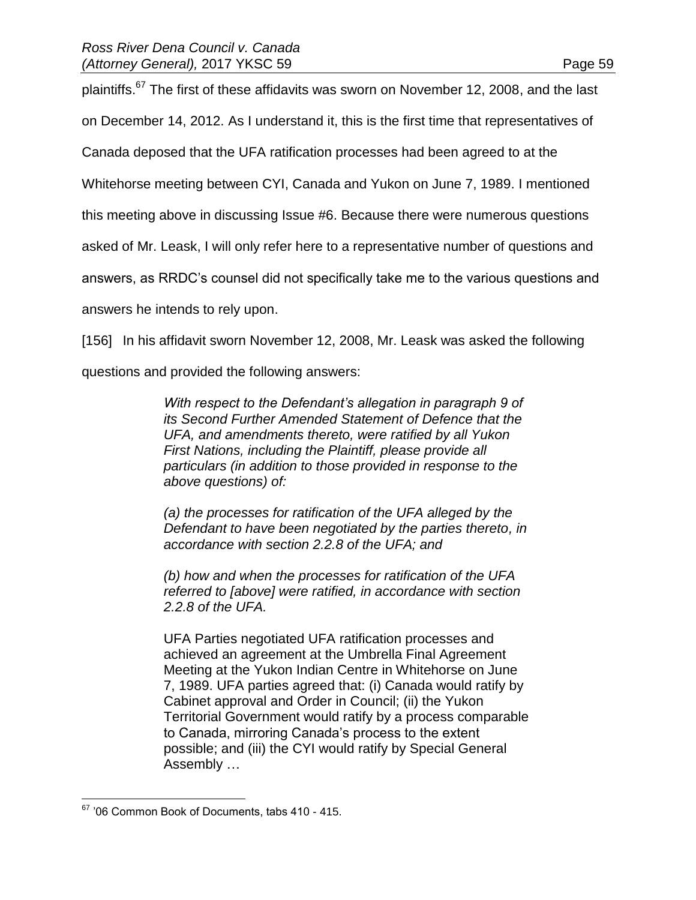plaintiffs.[67] The first of these affidavits was sworn on November 12, 2008, and the last on December 14, 2012. As I understand it, this is the first time that representatives of Canada deposed that the UFA ratification processes had been agreed to at the Whitehorse meeting between CYI, Canada and Yukon on June 7, 1989. I mentioned this meeting above in discussing Issue #6. Because there were numerous questions asked of Mr. Leask, I will only refer here to a representative number of questions and answers, as RRDC's counsel did not specifically take me to the various questions and answers he intends to rely upon.

[156] In his affidavit sworn November 12, 2008, Mr. Leask was asked the following questions and provided the following answers:

> *With respect to the Defendant's allegation in paragraph 9 of its Second Further Amended Statement of Defence that the UFA, and amendments thereto, were ratified by all Yukon First Nations, including the Plaintiff, please provide all particulars (in addition to those provided in response to the above questions) of:*
>
> *(a) the processes for ratification of the UFA alleged by the Defendant to have been negotiated by the parties thereto, in accordance with section 2.2.8 of the UFA; and*
>
> *(b) how and when the processes for ratification of the UFA referred to [above] were ratified, in accordance with section 2.2.8 of the UFA.*
>
> UFA Parties negotiated UFA ratification processes and achieved an agreement at the Umbrella Final Agreement Meeting at the Yukon Indian Centre in Whitehorse on June 7, 1989. UFA parties agreed that: (i) Canada would ratify by Cabinet approval and Order in Council; (ii) the Yukon Territorial Government would ratify by a process comparable to Canada, mirroring Canada's process to the extent possible; and (iii) the CYI would ratify by Special General Assembly …

[67] '06 Common Book of Documents, tabs 410 - 415.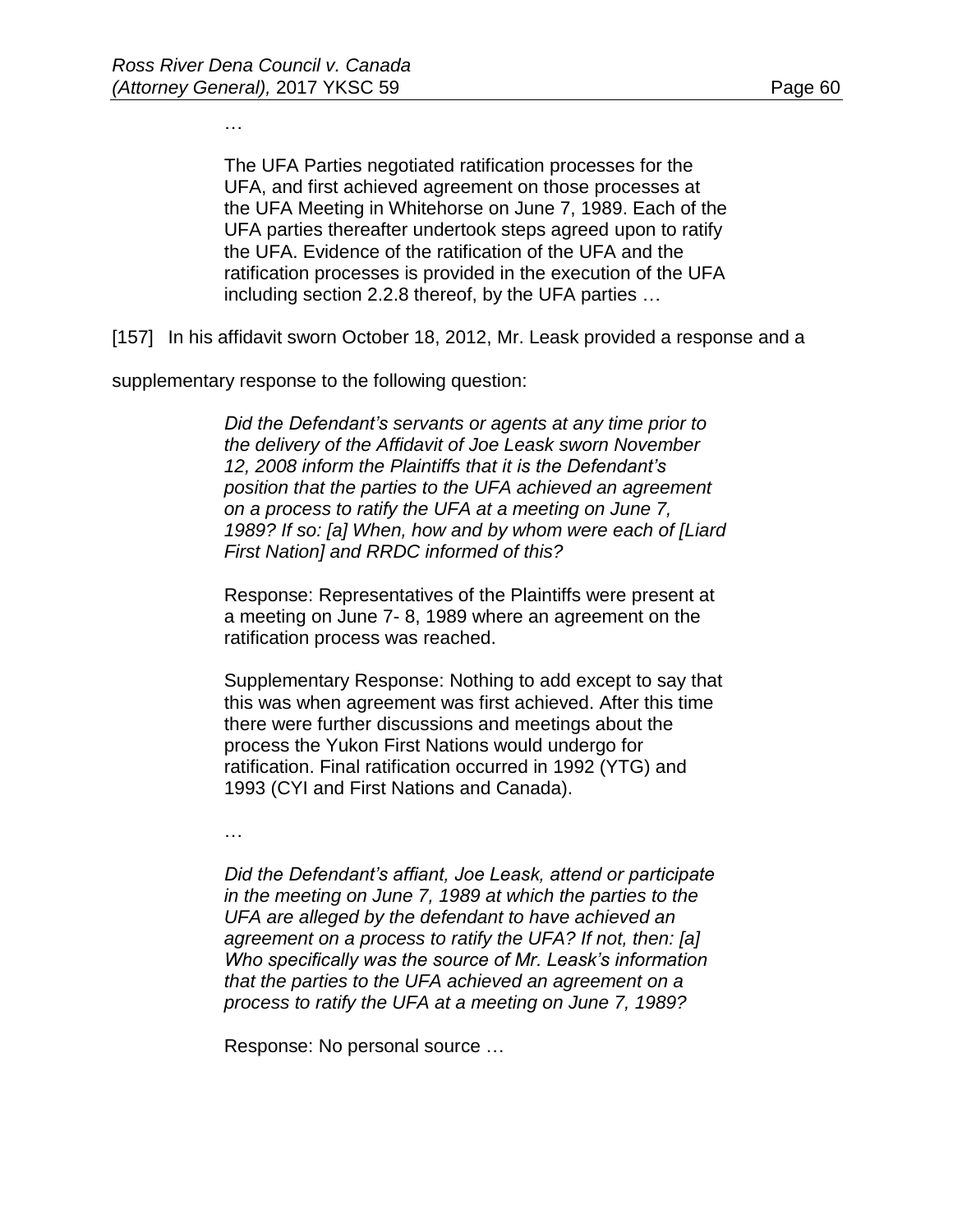…

> The UFA Parties negotiated ratification processes for the UFA, and first achieved agreement on those processes at the UFA Meeting in Whitehorse on June 7, 1989. Each of the UFA parties thereafter undertook steps agreed upon to ratify the UFA. Evidence of the ratification of the UFA and the ratification processes is provided in the execution of the UFA including section 2.2.8 thereof, by the UFA parties …

[157] In his affidavit sworn October 18, 2012, Mr. Leask provided a response and a supplementary response to the following question:

> *Did the Defendant's servants or agents at any time prior to the delivery of the Affidavit of Joe Leask sworn November 12, 2008 inform the Plaintiffs that it is the Defendant's position that the parties to the UFA achieved an agreement on a process to ratify the UFA at a meeting on June 7, 1989? If so: [a] When, how and by whom were each of [Liard First Nation] and RRDC informed of this?*
>
> Response: Representatives of the Plaintiffs were present at a meeting on June 7- 8, 1989 where an agreement on the ratification process was reached.
>
> Supplementary Response: Nothing to add except to say that this was when agreement was first achieved. After this time there were further discussions and meetings about the process the Yukon First Nations would undergo for ratification. Final ratification occurred in 1992 (YTG) and 1993 (CYI and First Nations and Canada).
>
> …
>
> *Did the Defendant's affiant, Joe Leask, attend or participate in the meeting on June 7, 1989 at which the parties to the UFA are alleged by the defendant to have achieved an agreement on a process to ratify the UFA? If not, then: [a] Who specifically was the source of Mr. Leask's information that the parties to the UFA achieved an agreement on a process to ratify the UFA at a meeting on June 7, 1989?*
>
> Response: No personal source …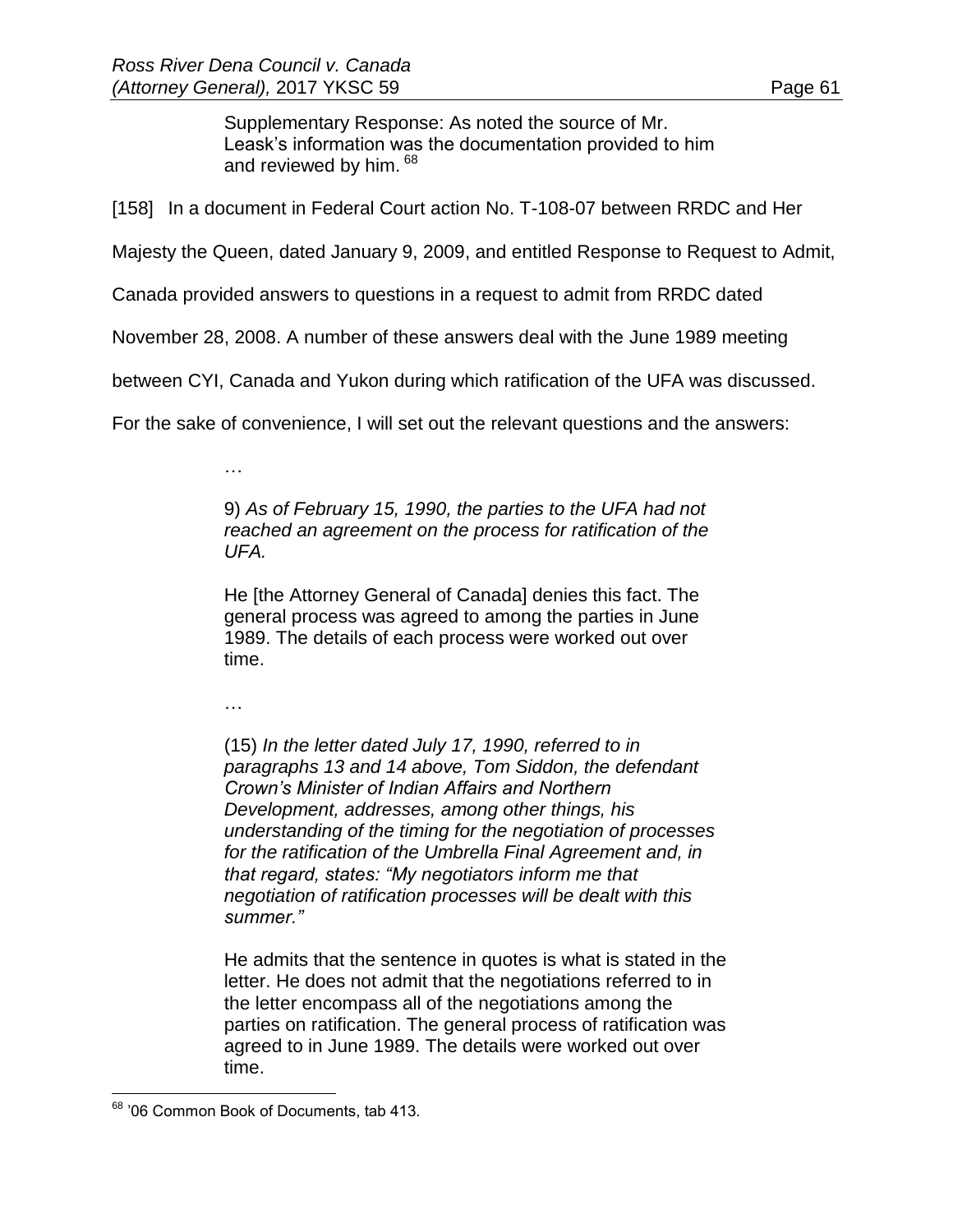> Supplementary Response: As noted the source of Mr. Leask's information was the documentation provided to him and reviewed by him. [68]

[158] In a document in Federal Court action No. T-108-07 between RRDC and Her Majesty the Queen, dated January 9, 2009, and entitled Response to Request to Admit, Canada provided answers to questions in a request to admit from RRDC dated November 28, 2008. A number of these answers deal with the June 1989 meeting between CYI, Canada and Yukon during which ratification of the UFA was discussed. For the sake of convenience, I will set out the relevant questions and the answers:

> …
>
> 9) *As of February 15, 1990, the parties to the UFA had not reached an agreement on the process for ratification of the UFA.*
>
> He [the Attorney General of Canada] denies this fact. The general process was agreed to among the parties in June 1989. The details of each process were worked out over time.
>
> …
>
> (15) *In the letter dated July 17, 1990, referred to in paragraphs 13 and 14 above, Tom Siddon, the defendant Crown's Minister of Indian Affairs and Northern Development, addresses, among other things, his understanding of the timing for the negotiation of processes for the ratification of the Umbrella Final Agreement and, in that regard, states: "My negotiators inform me that negotiation of ratification processes will be dealt with this summer."*
>
> He admits that the sentence in quotes is what is stated in the letter. He does not admit that the negotiations referred to in the letter encompass all of the negotiations among the parties on ratification. The general process of ratification was agreed to in June 1989. The details were worked out over time.

[68] '06 Common Book of Documents, tab 413.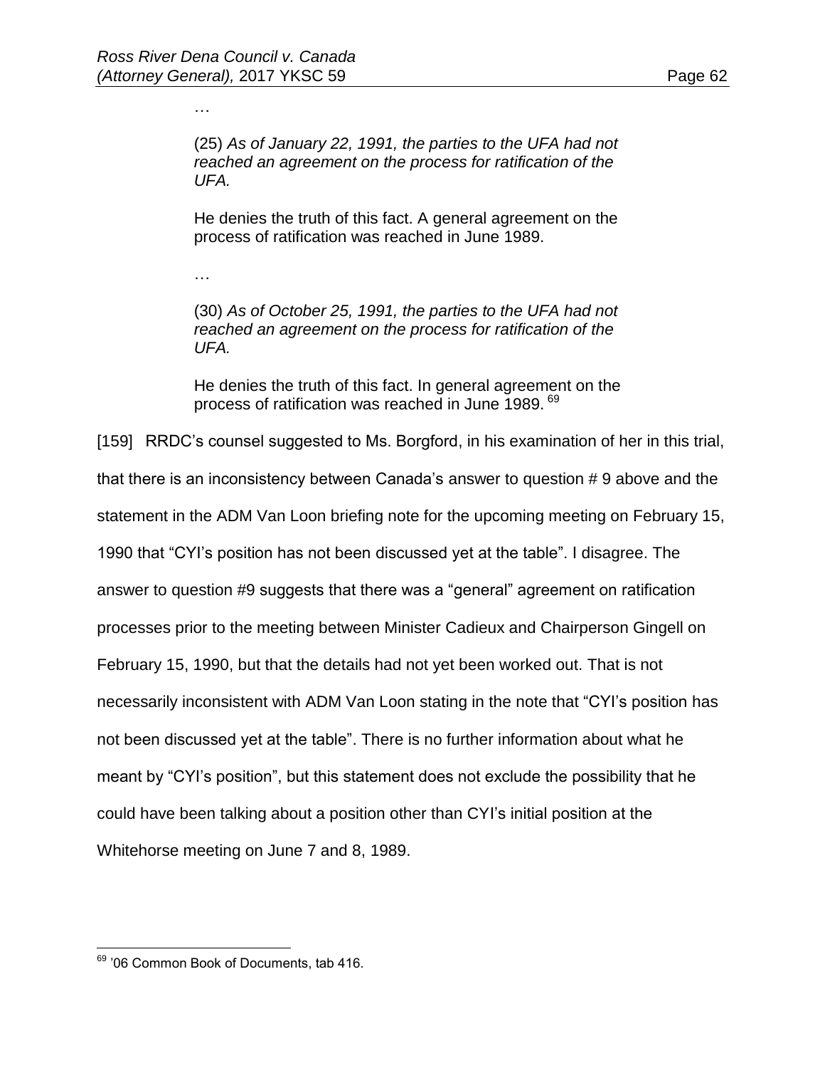…

> (25) *As of January 22, 1991, the parties to the UFA had not reached an agreement on the process for ratification of the UFA.*
>
> He denies the truth of this fact. A general agreement on the process of ratification was reached in June 1989.
>
> …
>
> (30) *As of October 25, 1991, the parties to the UFA had not reached an agreement on the process for ratification of the UFA.*
>
> He denies the truth of this fact. In general agreement on the process of ratification was reached in June 1989. [69]

[159] RRDC's counsel suggested to Ms. Borgford, in his examination of her in this trial, that there is an inconsistency between Canada's answer to question # 9 above and the statement in the ADM Van Loon briefing note for the upcoming meeting on February 15, 1990 that "CYI's position has not been discussed yet at the table". I disagree. The answer to question #9 suggests that there was a "general" agreement on ratification processes prior to the meeting between Minister Cadieux and Chairperson Gingell on February 15, 1990, but that the details had not yet been worked out. That is not necessarily inconsistent with ADM Van Loon stating in the note that "CYI's position has not been discussed yet at the table". There is no further information about what he meant by "CYI's position", but this statement does not exclude the possibility that he could have been talking about a position other than CYI's initial position at the Whitehorse meeting on June 7 and 8, 1989.

---

[69] '06 Common Book of Documents, tab 416.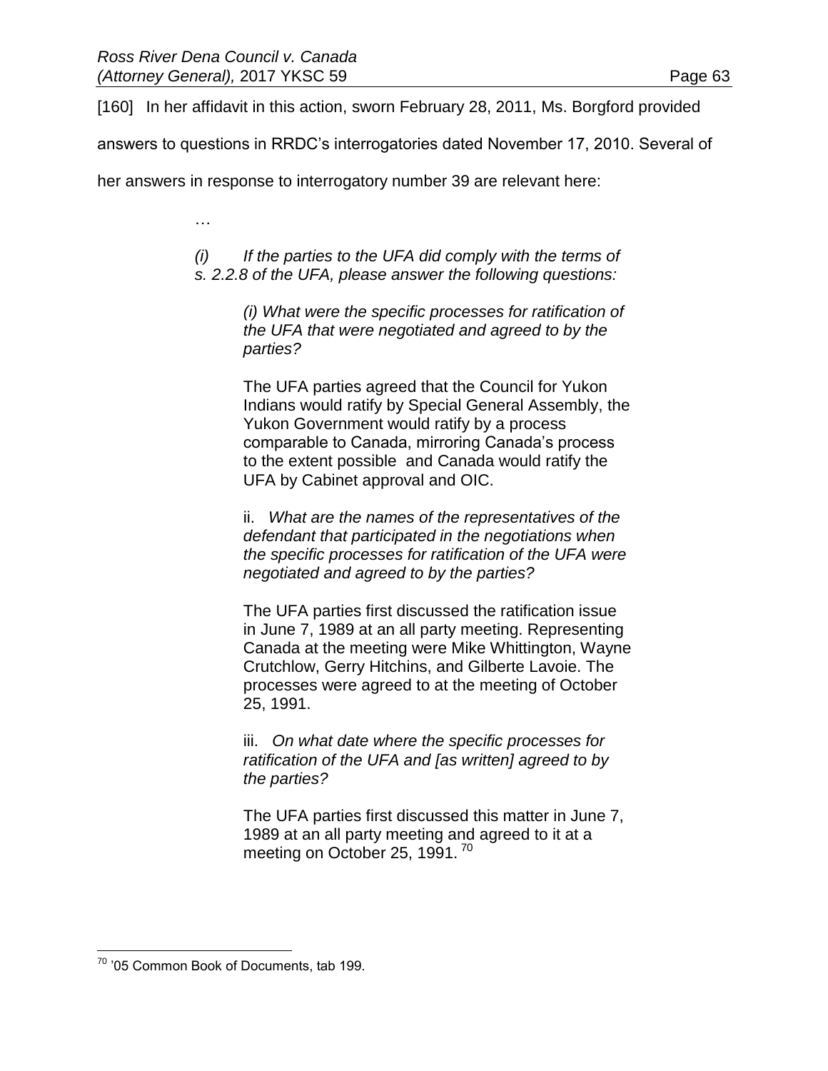[160] In her affidavit in this action, sworn February 28, 2011, Ms. Borgford provided answers to questions in RRDC's interrogatories dated November 17, 2010. Several of her answers in response to interrogatory number 39 are relevant here:

> …
>
> *(i) If the parties to the UFA did comply with the terms of s. 2.2.8 of the UFA, please answer the following questions:*
>
> > *(i) What were the specific processes for ratification of the UFA that were negotiated and agreed to by the parties?*
> >
> > The UFA parties agreed that the Council for Yukon Indians would ratify by Special General Assembly, the Yukon Government would ratify by a process comparable to Canada, mirroring Canada's process to the extent possible and Canada would ratify the UFA by Cabinet approval and OIC.
> >
> > ii. *What are the names of the representatives of the defendant that participated in the negotiations when the specific processes for ratification of the UFA were negotiated and agreed to by the parties?*
> >
> > The UFA parties first discussed the ratification issue in June 7, 1989 at an all party meeting. Representing Canada at the meeting were Mike Whittington, Wayne Crutchlow, Gerry Hitchins, and Gilberte Lavoie. The processes were agreed to at the meeting of October 25, 1991.
> >
> > iii. *On what date where the specific processes for ratification of the UFA and [as written] agreed to by the parties?*
> >
> > The UFA parties first discussed this matter in June 7, 1989 at an all party meeting and agreed to it at a meeting on October 25, 1991. [70]

[70] '05 Common Book of Documents, tab 199.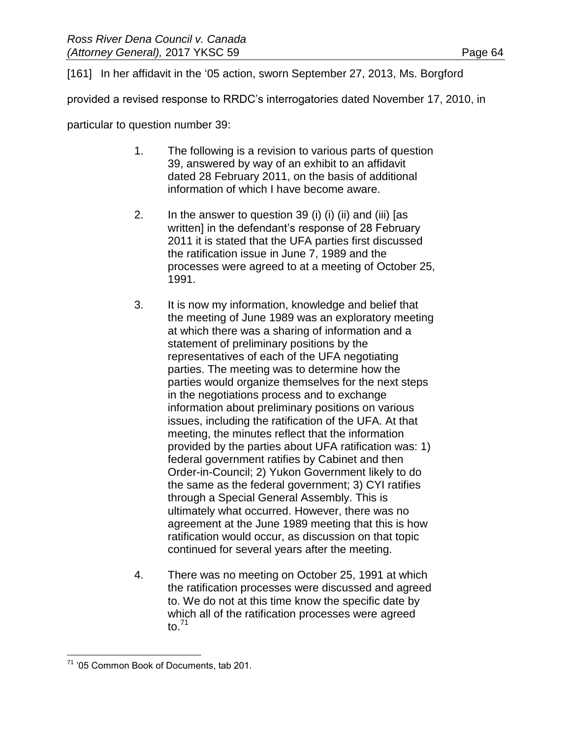[161] In her affidavit in the '05 action, sworn September 27, 2013, Ms. Borgford provided a revised response to RRDC's interrogatories dated November 17, 2010, in particular to question number 39:

> 1. The following is a revision to various parts of question 39, answered by way of an exhibit to an affidavit dated 28 February 2011, on the basis of additional information of which I have become aware.
>
> 2. In the answer to question 39 (i) (i) (ii) and (iii) [as written] in the defendant's response of 28 February 2011 it is stated that the UFA parties first discussed the ratification issue in June 7, 1989 and the processes were agreed to at a meeting of October 25, 1991.
>
> 3. It is now my information, knowledge and belief that the meeting of June 1989 was an exploratory meeting at which there was a sharing of information and a statement of preliminary positions by the representatives of each of the UFA negotiating parties. The meeting was to determine how the parties would organize themselves for the next steps in the negotiations process and to exchange information about preliminary positions on various issues, including the ratification of the UFA. At that meeting, the minutes reflect that the information provided by the parties about UFA ratification was: 1) federal government ratifies by Cabinet and then Order-in-Council; 2) Yukon Government likely to do the same as the federal government; 3) CYI ratifies through a Special General Assembly. This is ultimately what occurred. However, there was no agreement at the June 1989 meeting that this is how ratification would occur, as discussion on that topic continued for several years after the meeting.
>
> 4. There was no meeting on October 25, 1991 at which the ratification processes were discussed and agreed to. We do not at this time know the specific date by which all of the ratification processes were agreed to.[71]

[71] '05 Common Book of Documents, tab 201.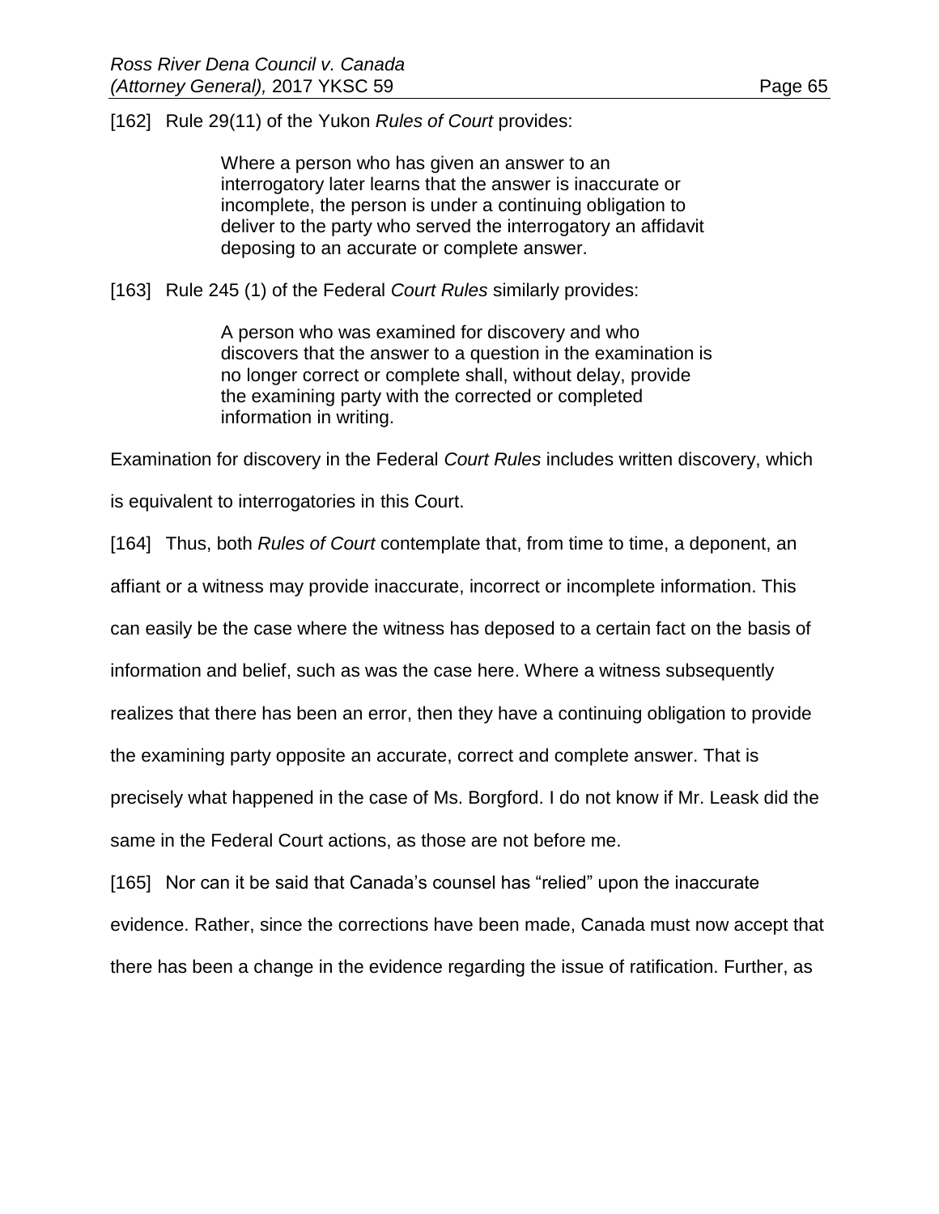[162] Rule 29(11) of the Yukon *Rules of Court* provides:

> Where a person who has given an answer to an interrogatory later learns that the answer is inaccurate or incomplete, the person is under a continuing obligation to deliver to the party who served the interrogatory an affidavit deposing to an accurate or complete answer.

[163] Rule 245 (1) of the Federal *Court Rules* similarly provides:

> A person who was examined for discovery and who discovers that the answer to a question in the examination is no longer correct or complete shall, without delay, provide the examining party with the corrected or completed information in writing.

Examination for discovery in the Federal *Court Rules* includes written discovery, which is equivalent to interrogatories in this Court.

[164] Thus, both *Rules of Court* contemplate that, from time to time, a deponent, an affiant or a witness may provide inaccurate, incorrect or incomplete information. This can easily be the case where the witness has deposed to a certain fact on the basis of information and belief, such as was the case here. Where a witness subsequently realizes that there has been an error, then they have a continuing obligation to provide the examining party opposite an accurate, correct and complete answer. That is precisely what happened in the case of Ms. Borgford. I do not know if Mr. Leask did the same in the Federal Court actions, as those are not before me.

[165] Nor can it be said that Canada's counsel has "relied" upon the inaccurate evidence. Rather, since the corrections have been made, Canada must now accept that there has been a change in the evidence regarding the issue of ratification. Further, as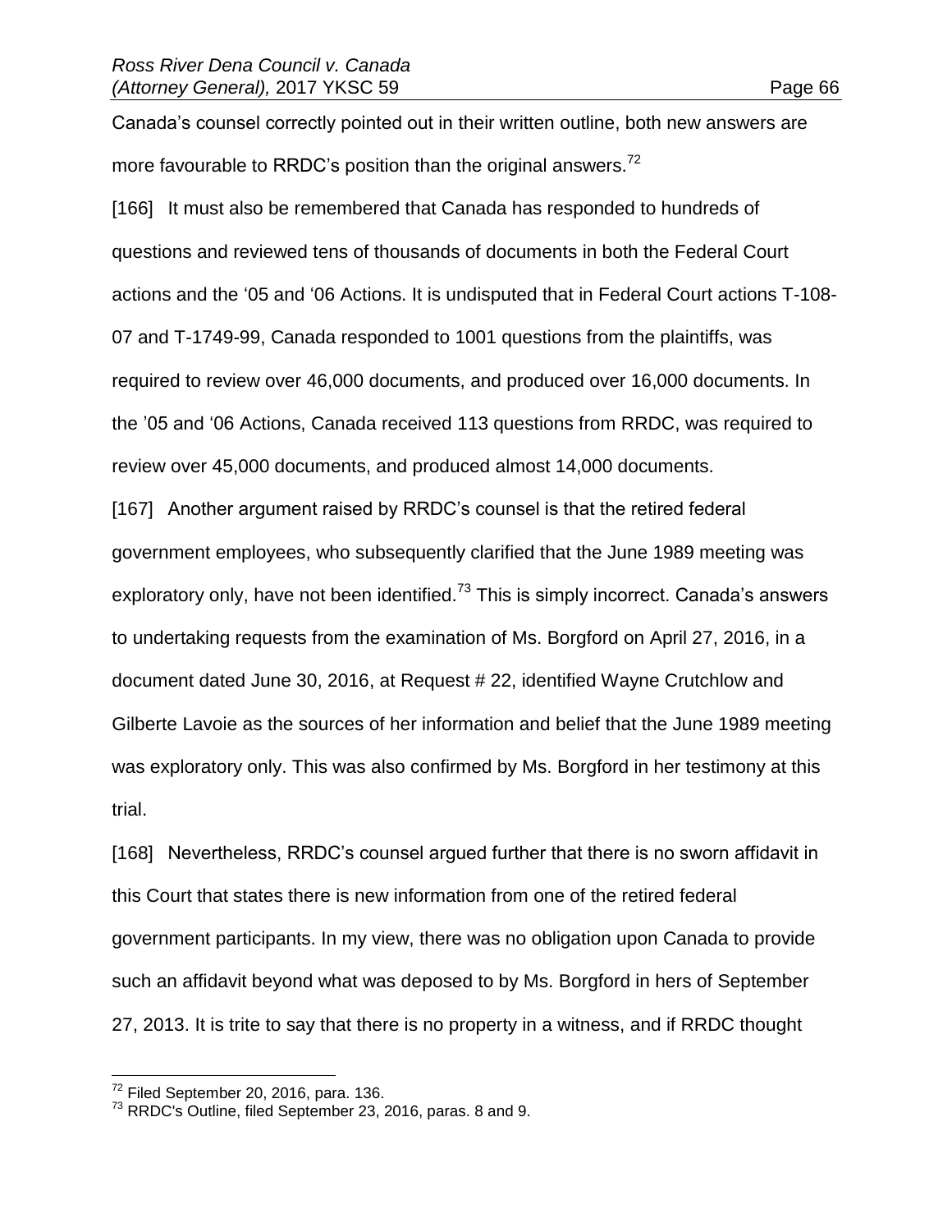Canada's counsel correctly pointed out in their written outline, both new answers are more favourable to RRDC's position than the original answers.[72]

[166] It must also be remembered that Canada has responded to hundreds of questions and reviewed tens of thousands of documents in both the Federal Court actions and the '05 and '06 Actions. It is undisputed that in Federal Court actions T-108-07 and T-1749-99, Canada responded to 1001 questions from the plaintiffs, was required to review over 46,000 documents, and produced over 16,000 documents. In the '05 and '06 Actions, Canada received 113 questions from RRDC, was required to review over 45,000 documents, and produced almost 14,000 documents.

[167] Another argument raised by RRDC's counsel is that the retired federal government employees, who subsequently clarified that the June 1989 meeting was exploratory only, have not been identified.[73] This is simply incorrect. Canada's answers to undertaking requests from the examination of Ms. Borgford on April 27, 2016, in a document dated June 30, 2016, at Request # 22, identified Wayne Crutchlow and Gilberte Lavoie as the sources of her information and belief that the June 1989 meeting was exploratory only. This was also confirmed by Ms. Borgford in her testimony at this trial.

[168] Nevertheless, RRDC's counsel argued further that there is no sworn affidavit in this Court that states there is new information from one of the retired federal government participants. In my view, there was no obligation upon Canada to provide such an affidavit beyond what was deposed to by Ms. Borgford in hers of September 27, 2013. It is trite to say that there is no property in a witness, and if RRDC thought

---

[72] Filed September 20, 2016, para. 136.

[73] RRDC's Outline, filed September 23, 2016, paras. 8 and 9.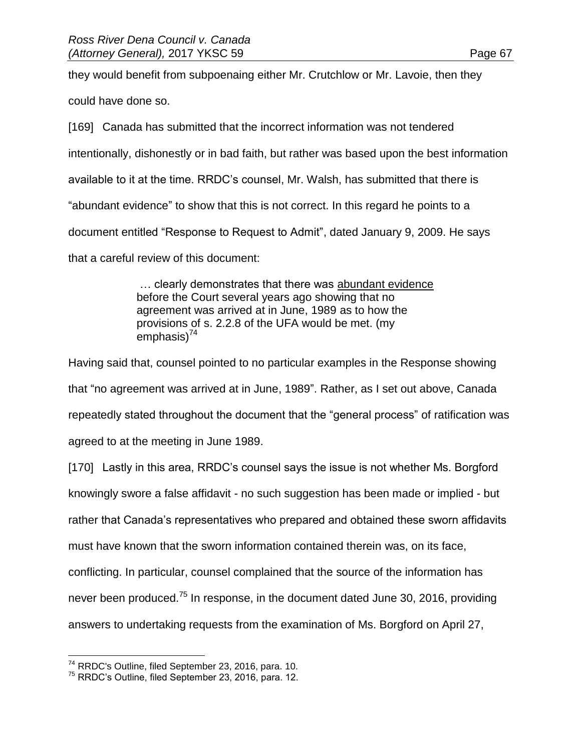they would benefit from subpoenaing either Mr. Crutchlow or Mr. Lavoie, then they could have done so.

[169] Canada has submitted that the incorrect information was not tendered intentionally, dishonestly or in bad faith, but rather was based upon the best information available to it at the time. RRDC's counsel, Mr. Walsh, has submitted that there is "abundant evidence" to show that this is not correct. In this regard he points to a document entitled "Response to Request to Admit", dated January 9, 2009. He says that a careful review of this document:

> … clearly demonstrates that there was <u>abundant evidence</u> before the Court several years ago showing that no agreement was arrived at in June, 1989 as to how the provisions of s. 2.2.8 of the UFA would be met. (my emphasis)[74]

Having said that, counsel pointed to no particular examples in the Response showing that "no agreement was arrived at in June, 1989". Rather, as I set out above, Canada repeatedly stated throughout the document that the "general process" of ratification was agreed to at the meeting in June 1989.

[170] Lastly in this area, RRDC's counsel says the issue is not whether Ms. Borgford knowingly swore a false affidavit - no such suggestion has been made or implied - but rather that Canada's representatives who prepared and obtained these sworn affidavits must have known that the sworn information contained therein was, on its face, conflicting. In particular, counsel complained that the source of the information has never been produced.[75] In response, in the document dated June 30, 2016, providing answers to undertaking requests from the examination of Ms. Borgford on April 27,

---

[74] RRDC's Outline, filed September 23, 2016, para. 10.

[75] RRDC's Outline, filed September 23, 2016, para. 12.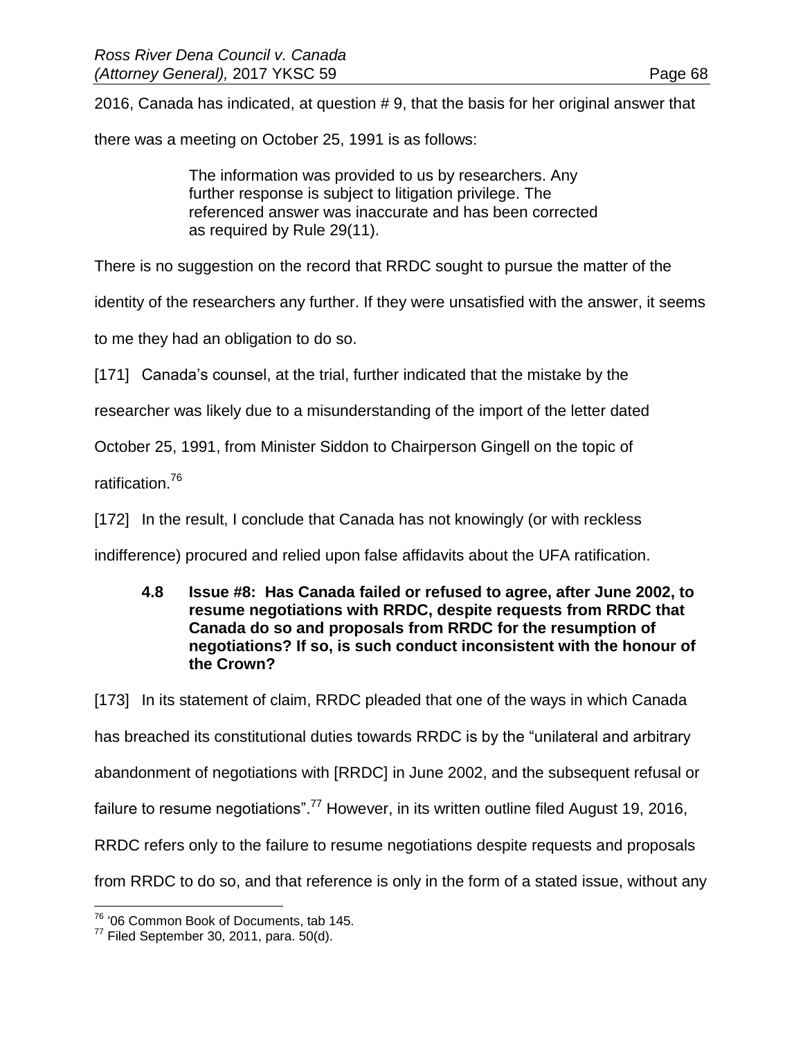2016, Canada has indicated, at question # 9, that the basis for her original answer that there was a meeting on October 25, 1991 is as follows:

> The information was provided to us by researchers. Any further response is subject to litigation privilege. The referenced answer was inaccurate and has been corrected as required by Rule 29(11).

There is no suggestion on the record that RRDC sought to pursue the matter of the identity of the researchers any further. If they were unsatisfied with the answer, it seems to me they had an obligation to do so.

[171] Canada's counsel, at the trial, further indicated that the mistake by the researcher was likely due to a misunderstanding of the import of the letter dated October 25, 1991, from Minister Siddon to Chairperson Gingell on the topic of ratification.[76]

[172] In the result, I conclude that Canada has not knowingly (or with reckless indifference) procured and relied upon false affidavits about the UFA ratification.

### 4.8 Issue #8: Has Canada failed or refused to agree, after June 2002, to resume negotiations with RRDC, despite requests from RRDC that Canada do so and proposals from RRDC for the resumption of negotiations? If so, is such conduct inconsistent with the honour of the Crown?

[173] In its statement of claim, RRDC pleaded that one of the ways in which Canada has breached its constitutional duties towards RRDC is by the "unilateral and arbitrary abandonment of negotiations with [RRDC] in June 2002, and the subsequent refusal or failure to resume negotiations".[77] However, in its written outline filed August 19, 2016, RRDC refers only to the failure to resume negotiations despite requests and proposals from RRDC to do so, and that reference is only in the form of a stated issue, without any

---

[76] '06 Common Book of Documents, tab 145.

[77] Filed September 30, 2011, para. 50(d).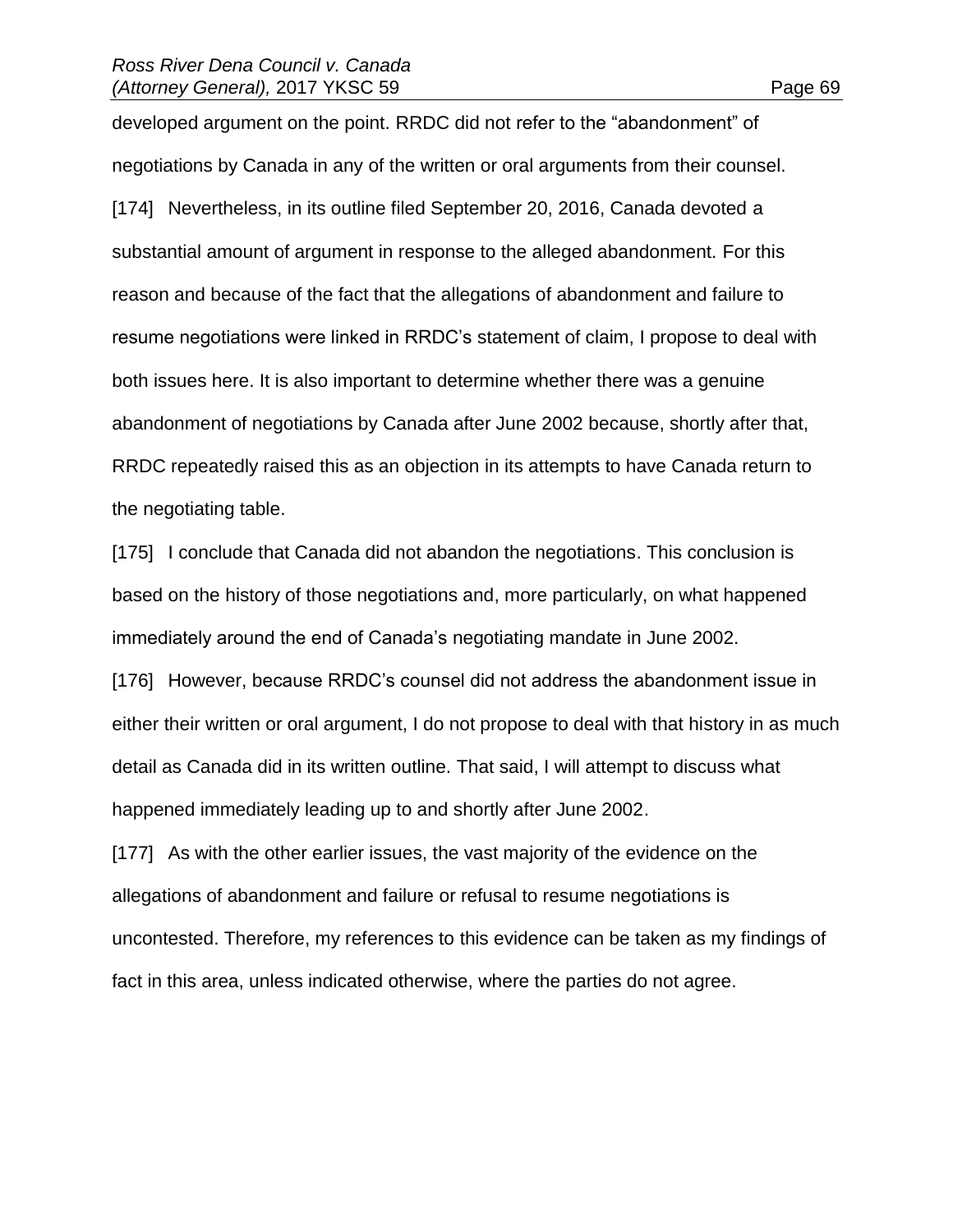developed argument on the point. RRDC did not refer to the "abandonment" of negotiations by Canada in any of the written or oral arguments from their counsel.

[174] Nevertheless, in its outline filed September 20, 2016, Canada devoted a substantial amount of argument in response to the alleged abandonment. For this reason and because of the fact that the allegations of abandonment and failure to resume negotiations were linked in RRDC's statement of claim, I propose to deal with both issues here. It is also important to determine whether there was a genuine abandonment of negotiations by Canada after June 2002 because, shortly after that, RRDC repeatedly raised this as an objection in its attempts to have Canada return to the negotiating table.

[175] I conclude that Canada did not abandon the negotiations. This conclusion is based on the history of those negotiations and, more particularly, on what happened immediately around the end of Canada's negotiating mandate in June 2002.

[176] However, because RRDC's counsel did not address the abandonment issue in either their written or oral argument, I do not propose to deal with that history in as much detail as Canada did in its written outline. That said, I will attempt to discuss what happened immediately leading up to and shortly after June 2002.

[177] As with the other earlier issues, the vast majority of the evidence on the allegations of abandonment and failure or refusal to resume negotiations is uncontested. Therefore, my references to this evidence can be taken as my findings of fact in this area, unless indicated otherwise, where the parties do not agree.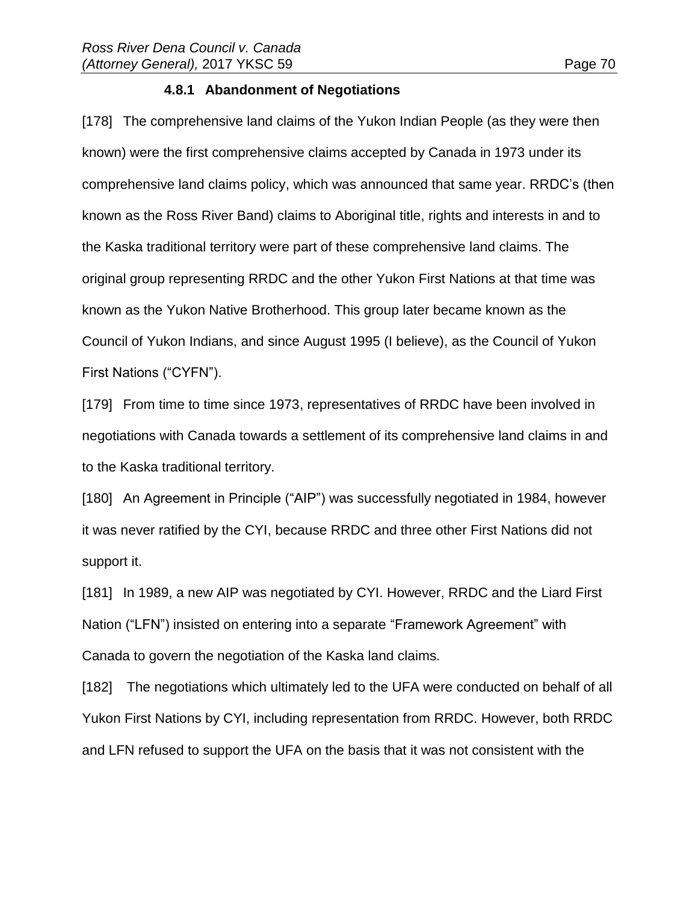#### 4.8.1 Abandonment of Negotiations

[178] The comprehensive land claims of the Yukon Indian People (as they were then known) were the first comprehensive claims accepted by Canada in 1973 under its comprehensive land claims policy, which was announced that same year. RRDC's (then known as the Ross River Band) claims to Aboriginal title, rights and interests in and to the Kaska traditional territory were part of these comprehensive land claims. The original group representing RRDC and the other Yukon First Nations at that time was known as the Yukon Native Brotherhood. This group later became known as the Council of Yukon Indians, and since August 1995 (I believe), as the Council of Yukon First Nations ("CYFN").

[179] From time to time since 1973, representatives of RRDC have been involved in negotiations with Canada towards a settlement of its comprehensive land claims in and to the Kaska traditional territory.

[180] An Agreement in Principle ("AIP") was successfully negotiated in 1984, however it was never ratified by the CYI, because RRDC and three other First Nations did not support it.

[181] In 1989, a new AIP was negotiated by CYI. However, RRDC and the Liard First Nation ("LFN") insisted on entering into a separate "Framework Agreement" with Canada to govern the negotiation of the Kaska land claims.

[182] The negotiations which ultimately led to the UFA were conducted on behalf of all Yukon First Nations by CYI, including representation from RRDC. However, both RRDC and LFN refused to support the UFA on the basis that it was not consistent with the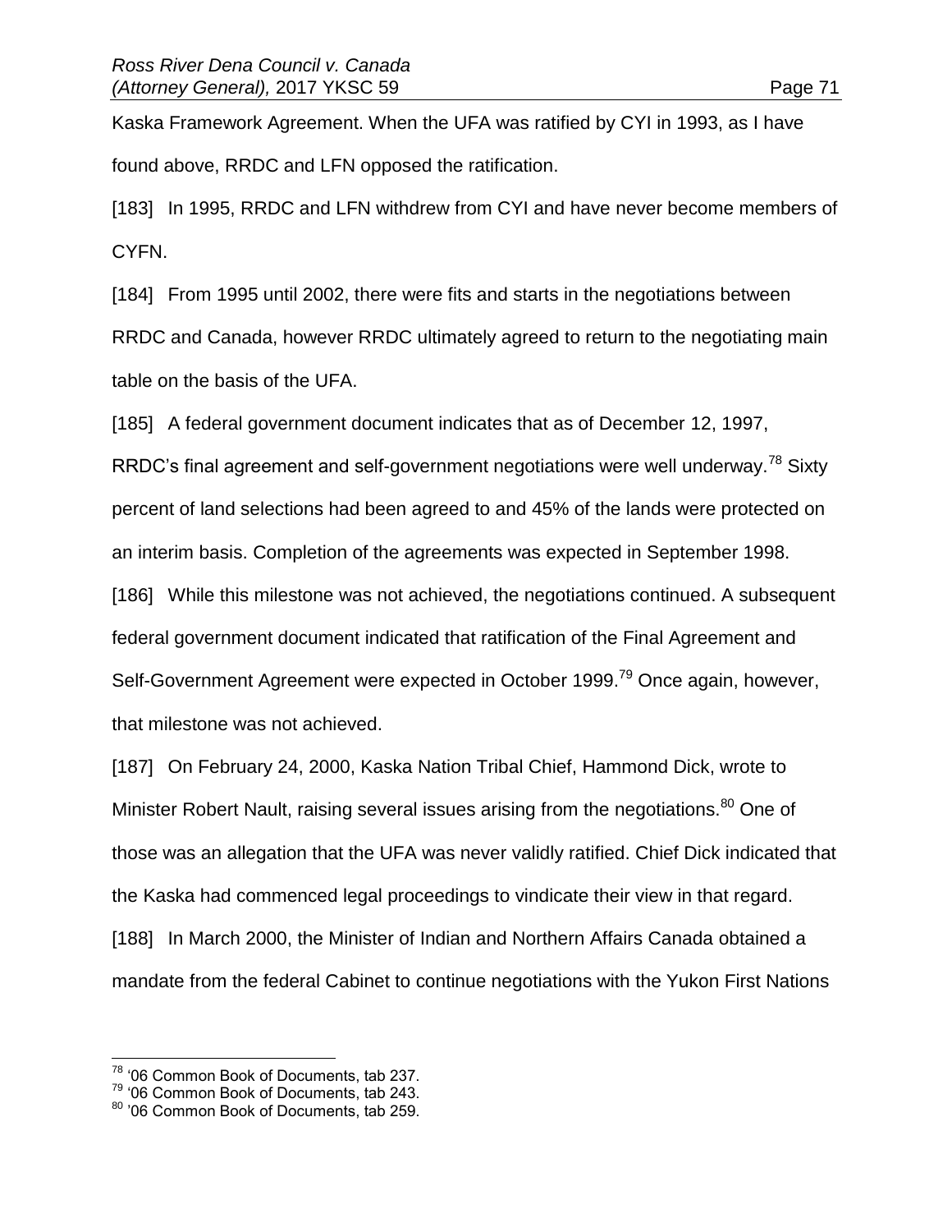Kaska Framework Agreement. When the UFA was ratified by CYI in 1993, as I have found above, RRDC and LFN opposed the ratification.

[183] In 1995, RRDC and LFN withdrew from CYI and have never become members of CYFN.

[184] From 1995 until 2002, there were fits and starts in the negotiations between RRDC and Canada, however RRDC ultimately agreed to return to the negotiating main table on the basis of the UFA.

[185] A federal government document indicates that as of December 12, 1997, RRDC's final agreement and self-government negotiations were well underway.[78] Sixty percent of land selections had been agreed to and 45% of the lands were protected on an interim basis. Completion of the agreements was expected in September 1998.

[186] While this milestone was not achieved, the negotiations continued. A subsequent federal government document indicated that ratification of the Final Agreement and Self-Government Agreement were expected in October 1999.[79] Once again, however, that milestone was not achieved.

[187] On February 24, 2000, Kaska Nation Tribal Chief, Hammond Dick, wrote to Minister Robert Nault, raising several issues arising from the negotiations.[80] One of those was an allegation that the UFA was never validly ratified. Chief Dick indicated that the Kaska had commenced legal proceedings to vindicate their view in that regard.

[188] In March 2000, the Minister of Indian and Northern Affairs Canada obtained a mandate from the federal Cabinet to continue negotiations with the Yukon First Nations

---

[78] '06 Common Book of Documents, tab 237.

[79] '06 Common Book of Documents, tab 243.

[80] '06 Common Book of Documents, tab 259.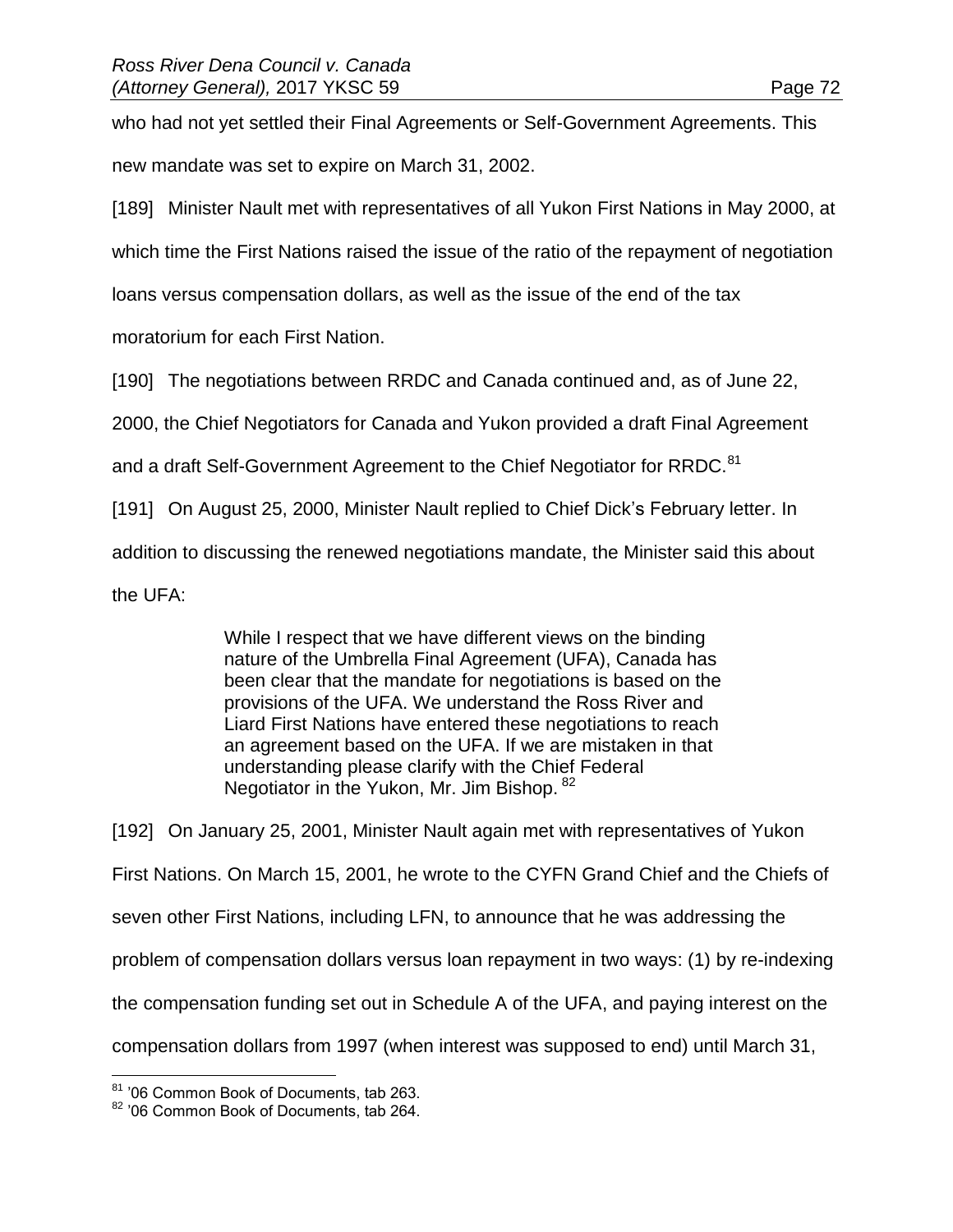who had not yet settled their Final Agreements or Self-Government Agreements. This new mandate was set to expire on March 31, 2002.

[189] Minister Nault met with representatives of all Yukon First Nations in May 2000, at which time the First Nations raised the issue of the ratio of the repayment of negotiation loans versus compensation dollars, as well as the issue of the end of the tax moratorium for each First Nation.

[190] The negotiations between RRDC and Canada continued and, as of June 22, 2000, the Chief Negotiators for Canada and Yukon provided a draft Final Agreement and a draft Self-Government Agreement to the Chief Negotiator for RRDC.[81]

[191] On August 25, 2000, Minister Nault replied to Chief Dick's February letter. In addition to discussing the renewed negotiations mandate, the Minister said this about the UFA:

> While I respect that we have different views on the binding nature of the Umbrella Final Agreement (UFA), Canada has been clear that the mandate for negotiations is based on the provisions of the UFA. We understand the Ross River and Liard First Nations have entered these negotiations to reach an agreement based on the UFA. If we are mistaken in that understanding please clarify with the Chief Federal Negotiator in the Yukon, Mr. Jim Bishop.[82]

[192] On January 25, 2001, Minister Nault again met with representatives of Yukon First Nations. On March 15, 2001, he wrote to the CYFN Grand Chief and the Chiefs of seven other First Nations, including LFN, to announce that he was addressing the problem of compensation dollars versus loan repayment in two ways: (1) by re-indexing the compensation funding set out in Schedule A of the UFA, and paying interest on the compensation dollars from 1997 (when interest was supposed to end) until March 31,

---

[81] '06 Common Book of Documents, tab 263.

[82] '06 Common Book of Documents, tab 264.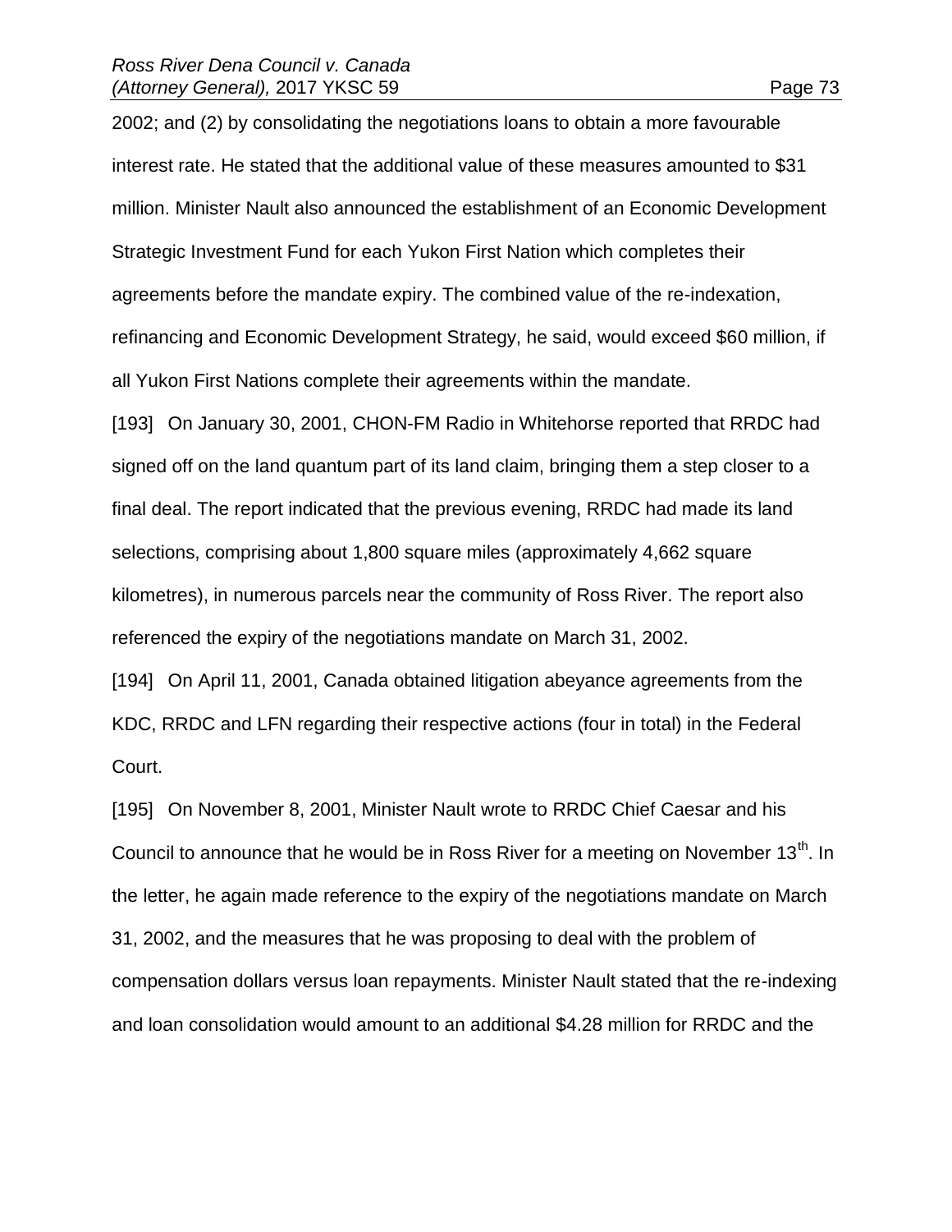2002; and (2) by consolidating the negotiations loans to obtain a more favourable interest rate. He stated that the additional value of these measures amounted to $31 million. Minister Nault also announced the establishment of an Economic Development Strategic Investment Fund for each Yukon First Nation which completes their agreements before the mandate expiry. The combined value of the re-indexation, refinancing and Economic Development Strategy, he said, would exceed $60 million, if all Yukon First Nations complete their agreements within the mandate.

[193] On January 30, 2001, CHON-FM Radio in Whitehorse reported that RRDC had signed off on the land quantum part of its land claim, bringing them a step closer to a final deal. The report indicated that the previous evening, RRDC had made its land selections, comprising about 1,800 square miles (approximately 4,662 square kilometres), in numerous parcels near the community of Ross River. The report also referenced the expiry of the negotiations mandate on March 31, 2002.

[194] On April 11, 2001, Canada obtained litigation abeyance agreements from the KDC, RRDC and LFN regarding their respective actions (four in total) in the Federal Court.

[195] On November 8, 2001, Minister Nault wrote to RRDC Chief Caesar and his Council to announce that he would be in Ross River for a meeting on November 13th. In the letter, he again made reference to the expiry of the negotiations mandate on March 31, 2002, and the measures that he was proposing to deal with the problem of compensation dollars versus loan repayments. Minister Nault stated that the re-indexing and loan consolidation would amount to an additional $4.28 million for RRDC and the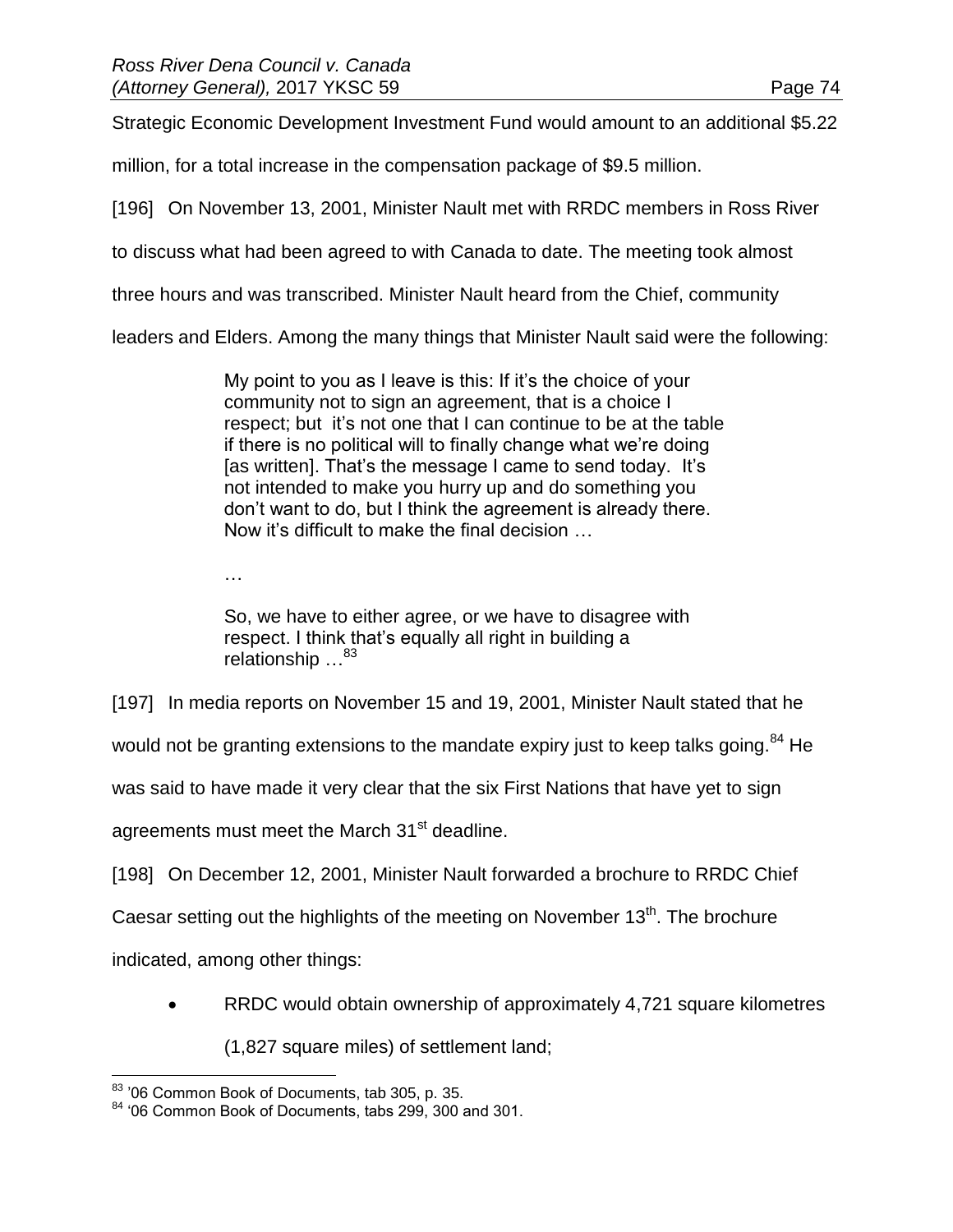Strategic Economic Development Investment Fund would amount to an additional $5.22 million, for a total increase in the compensation package of $9.5 million.

[196] On November 13, 2001, Minister Nault met with RRDC members in Ross River to discuss what had been agreed to with Canada to date. The meeting took almost three hours and was transcribed. Minister Nault heard from the Chief, community leaders and Elders. Among the many things that Minister Nault said were the following:

> My point to you as I leave is this: If it's the choice of your community not to sign an agreement, that is a choice I respect; but it's not one that I can continue to be at the table if there is no political will to finally change what we're doing [as written]. That's the message I came to send today. It's not intended to make you hurry up and do something you don't want to do, but I think the agreement is already there. Now it's difficult to make the final decision …
>
> …
>
> So, we have to either agree, or we have to disagree with respect. I think that's equally all right in building a relationship …[83]

[197] In media reports on November 15 and 19, 2001, Minister Nault stated that he would not be granting extensions to the mandate expiry just to keep talks going.[84] He was said to have made it very clear that the six First Nations that have yet to sign agreements must meet the March 31st deadline.

[198] On December 12, 2001, Minister Nault forwarded a brochure to RRDC Chief Caesar setting out the highlights of the meeting on November 13th. The brochure indicated, among other things:

- RRDC would obtain ownership of approximately 4,721 square kilometres (1,827 square miles) of settlement land;

---

[83] '06 Common Book of Documents, tab 305, p. 35.

[84] '06 Common Book of Documents, tabs 299, 300 and 301.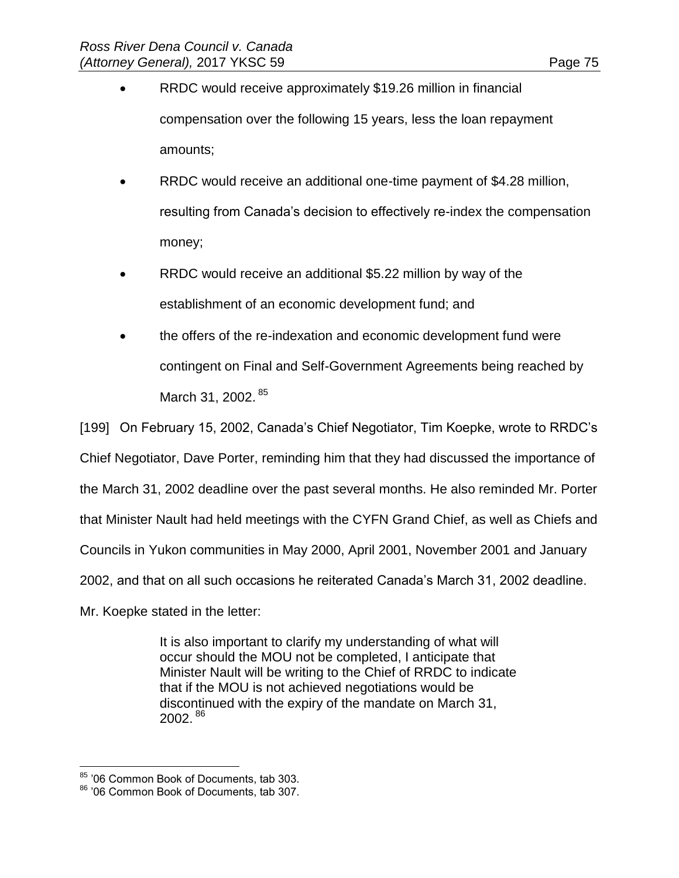- RRDC would receive approximately $19.26 million in financial compensation over the following 15 years, less the loan repayment amounts;
- RRDC would receive an additional one-time payment of $4.28 million, resulting from Canada's decision to effectively re-index the compensation money;
- RRDC would receive an additional $5.22 million by way of the establishment of an economic development fund; and
- the offers of the re-indexation and economic development fund were contingent on Final and Self-Government Agreements being reached by March 31, 2002.[85]

[199] On February 15, 2002, Canada's Chief Negotiator, Tim Koepke, wrote to RRDC's Chief Negotiator, Dave Porter, reminding him that they had discussed the importance of the March 31, 2002 deadline over the past several months. He also reminded Mr. Porter that Minister Nault had held meetings with the CYFN Grand Chief, as well as Chiefs and Councils in Yukon communities in May 2000, April 2001, November 2001 and January 2002, and that on all such occasions he reiterated Canada's March 31, 2002 deadline. Mr. Koepke stated in the letter:

> It is also important to clarify my understanding of what will occur should the MOU not be completed, I anticipate that Minister Nault will be writing to the Chief of RRDC to indicate that if the MOU is not achieved negotiations would be discontinued with the expiry of the mandate on March 31, 2002.[86]

---

[85] '06 Common Book of Documents, tab 303.

[86] '06 Common Book of Documents, tab 307.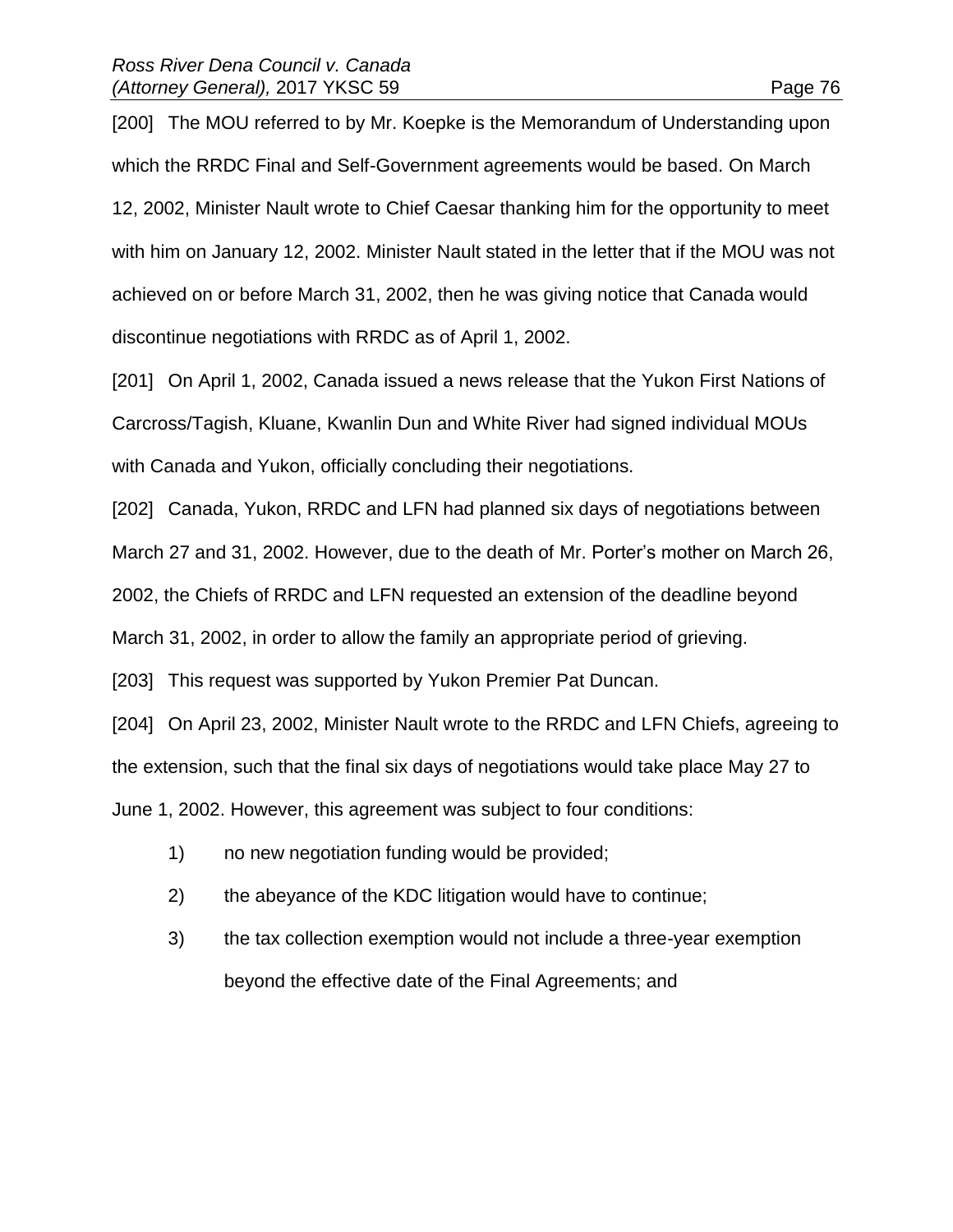[200] The MOU referred to by Mr. Koepke is the Memorandum of Understanding upon which the RRDC Final and Self-Government agreements would be based. On March 12, 2002, Minister Nault wrote to Chief Caesar thanking him for the opportunity to meet with him on January 12, 2002. Minister Nault stated in the letter that if the MOU was not achieved on or before March 31, 2002, then he was giving notice that Canada would discontinue negotiations with RRDC as of April 1, 2002.

[201] On April 1, 2002, Canada issued a news release that the Yukon First Nations of Carcross/Tagish, Kluane, Kwanlin Dun and White River had signed individual MOUs with Canada and Yukon, officially concluding their negotiations.

[202] Canada, Yukon, RRDC and LFN had planned six days of negotiations between March 27 and 31, 2002. However, due to the death of Mr. Porter's mother on March 26, 2002, the Chiefs of RRDC and LFN requested an extension of the deadline beyond March 31, 2002, in order to allow the family an appropriate period of grieving.

[203] This request was supported by Yukon Premier Pat Duncan.

[204] On April 23, 2002, Minister Nault wrote to the RRDC and LFN Chiefs, agreeing to the extension, such that the final six days of negotiations would take place May 27 to June 1, 2002. However, this agreement was subject to four conditions:

1) no new negotiation funding would be provided;
2) the abeyance of the KDC litigation would have to continue;
3) the tax collection exemption would not include a three-year exemption beyond the effective date of the Final Agreements; and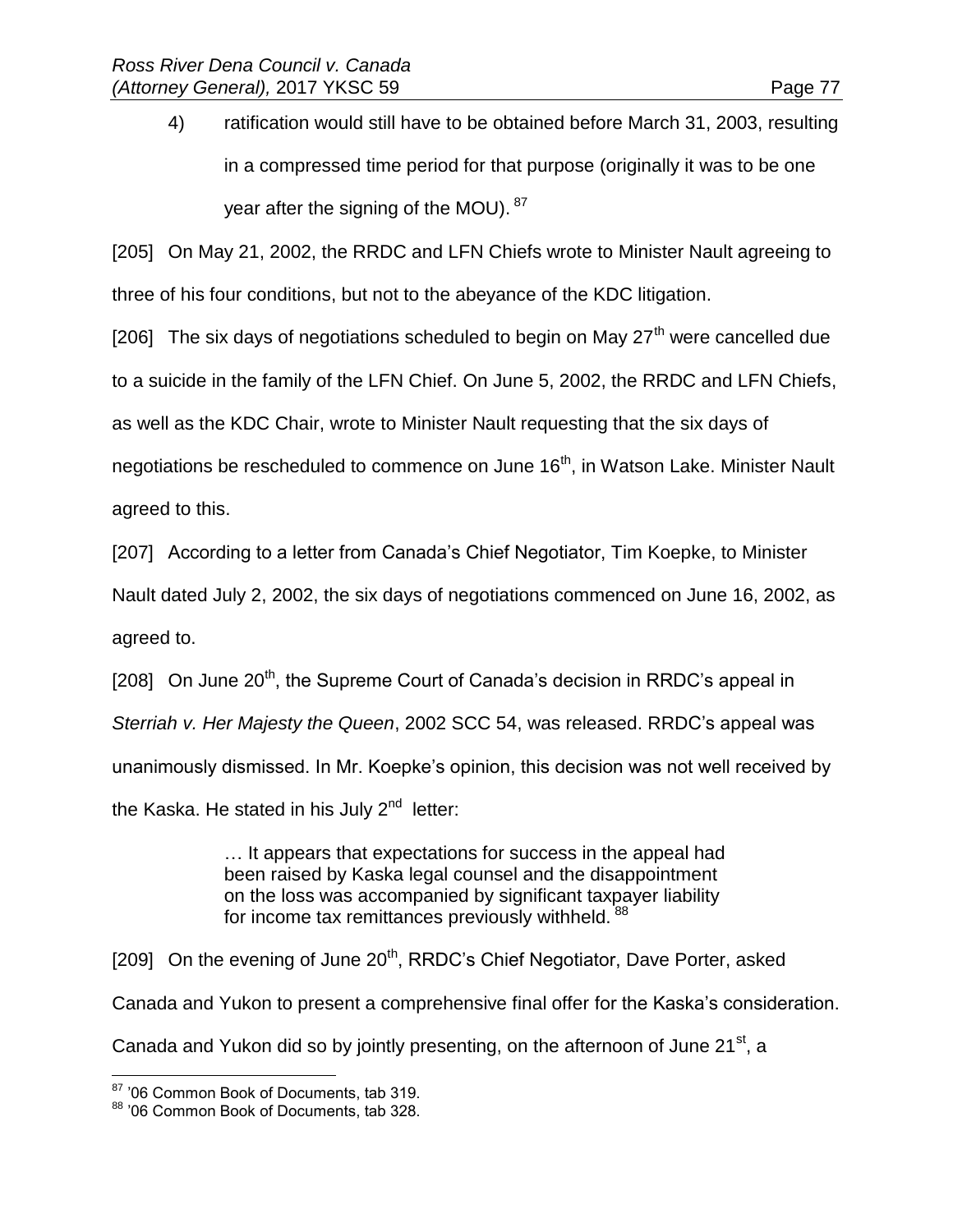4) ratification would still have to be obtained before March 31, 2003, resulting in a compressed time period for that purpose (originally it was to be one year after the signing of the MOU). [87]

[205] On May 21, 2002, the RRDC and LFN Chiefs wrote to Minister Nault agreeing to three of his four conditions, but not to the abeyance of the KDC litigation.

[206] The six days of negotiations scheduled to begin on May 27th were cancelled due to a suicide in the family of the LFN Chief. On June 5, 2002, the RRDC and LFN Chiefs, as well as the KDC Chair, wrote to Minister Nault requesting that the six days of negotiations be rescheduled to commence on June 16th, in Watson Lake. Minister Nault agreed to this.

[207] According to a letter from Canada's Chief Negotiator, Tim Koepke, to Minister Nault dated July 2, 2002, the six days of negotiations commenced on June 16, 2002, as agreed to.

[208] On June 20th, the Supreme Court of Canada's decision in RRDC's appeal in *Sterriah v. Her Majesty the Queen*, 2002 SCC 54, was released. RRDC's appeal was unanimously dismissed. In Mr. Koepke's opinion, this decision was not well received by the Kaska. He stated in his July 2nd letter:

> … It appears that expectations for success in the appeal had been raised by Kaska legal counsel and the disappointment on the loss was accompanied by significant taxpayer liability for income tax remittances previously withheld. [88]

[209] On the evening of June 20th, RRDC's Chief Negotiator, Dave Porter, asked Canada and Yukon to present a comprehensive final offer for the Kaska's consideration. Canada and Yukon did so by jointly presenting, on the afternoon of June 21st, a

---

[87] '06 Common Book of Documents, tab 319.

[88] '06 Common Book of Documents, tab 328.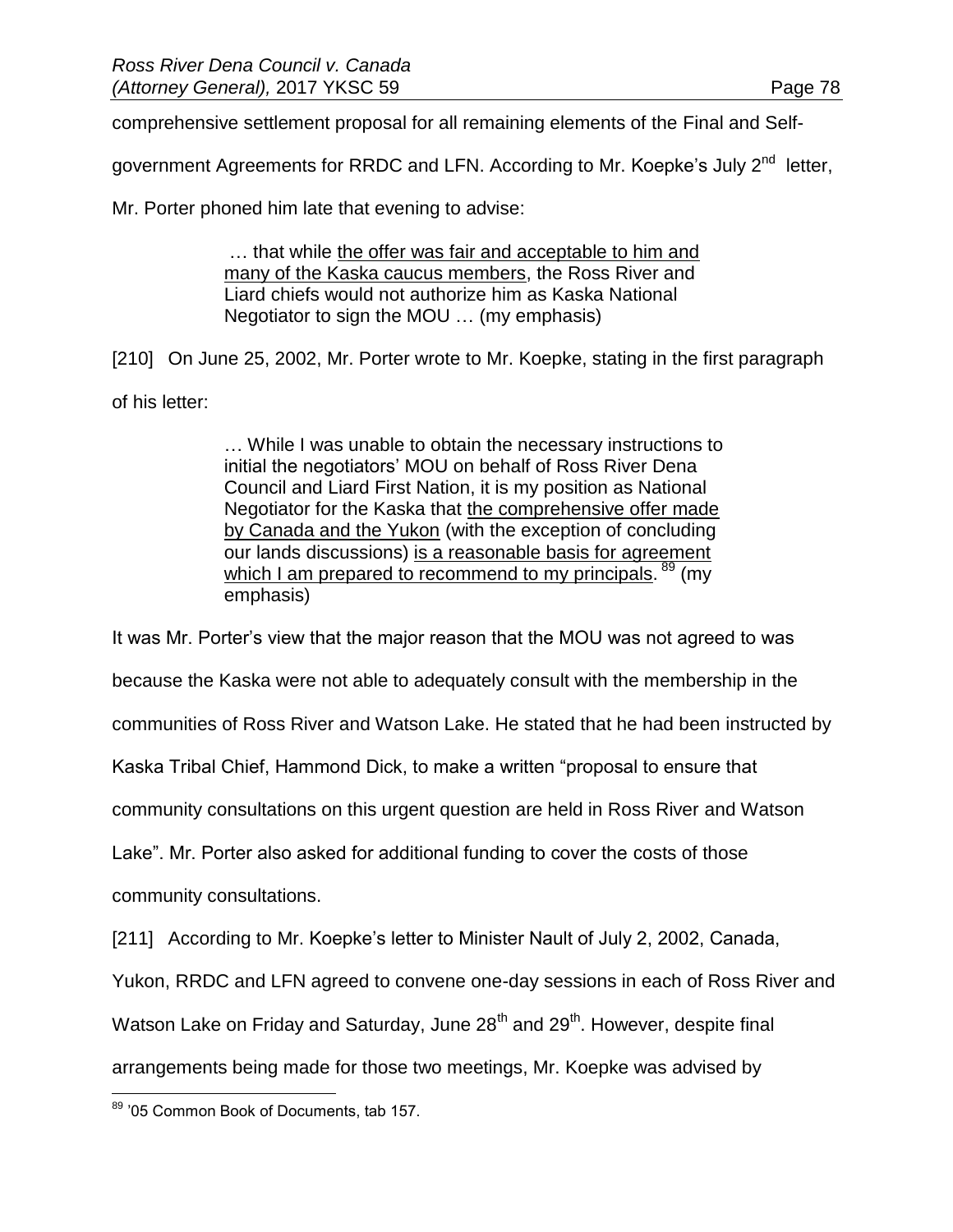comprehensive settlement proposal for all remaining elements of the Final and Self-government Agreements for RRDC and LFN. According to Mr. Koepke's July 2nd letter, Mr. Porter phoned him late that evening to advise:

> … that while the offer was fair and acceptable to him and many of the Kaska caucus members, the Ross River and Liard chiefs would not authorize him as Kaska National Negotiator to sign the MOU … (my emphasis)

[210] On June 25, 2002, Mr. Porter wrote to Mr. Koepke, stating in the first paragraph of his letter:

> … While I was unable to obtain the necessary instructions to initial the negotiators' MOU on behalf of Ross River Dena Council and Liard First Nation, it is my position as National Negotiator for the Kaska that the comprehensive offer made by Canada and the Yukon (with the exception of concluding our lands discussions) is a reasonable basis for agreement which I am prepared to recommend to my principals.[89] (my emphasis)

It was Mr. Porter's view that the major reason that the MOU was not agreed to was because the Kaska were not able to adequately consult with the membership in the communities of Ross River and Watson Lake. He stated that he had been instructed by Kaska Tribal Chief, Hammond Dick, to make a written "proposal to ensure that community consultations on this urgent question are held in Ross River and Watson Lake". Mr. Porter also asked for additional funding to cover the costs of those community consultations.

[211] According to Mr. Koepke's letter to Minister Nault of July 2, 2002, Canada, Yukon, RRDC and LFN agreed to convene one-day sessions in each of Ross River and Watson Lake on Friday and Saturday, June 28th and 29th. However, despite final arrangements being made for those two meetings, Mr. Koepke was advised by

---

[89] '05 Common Book of Documents, tab 157.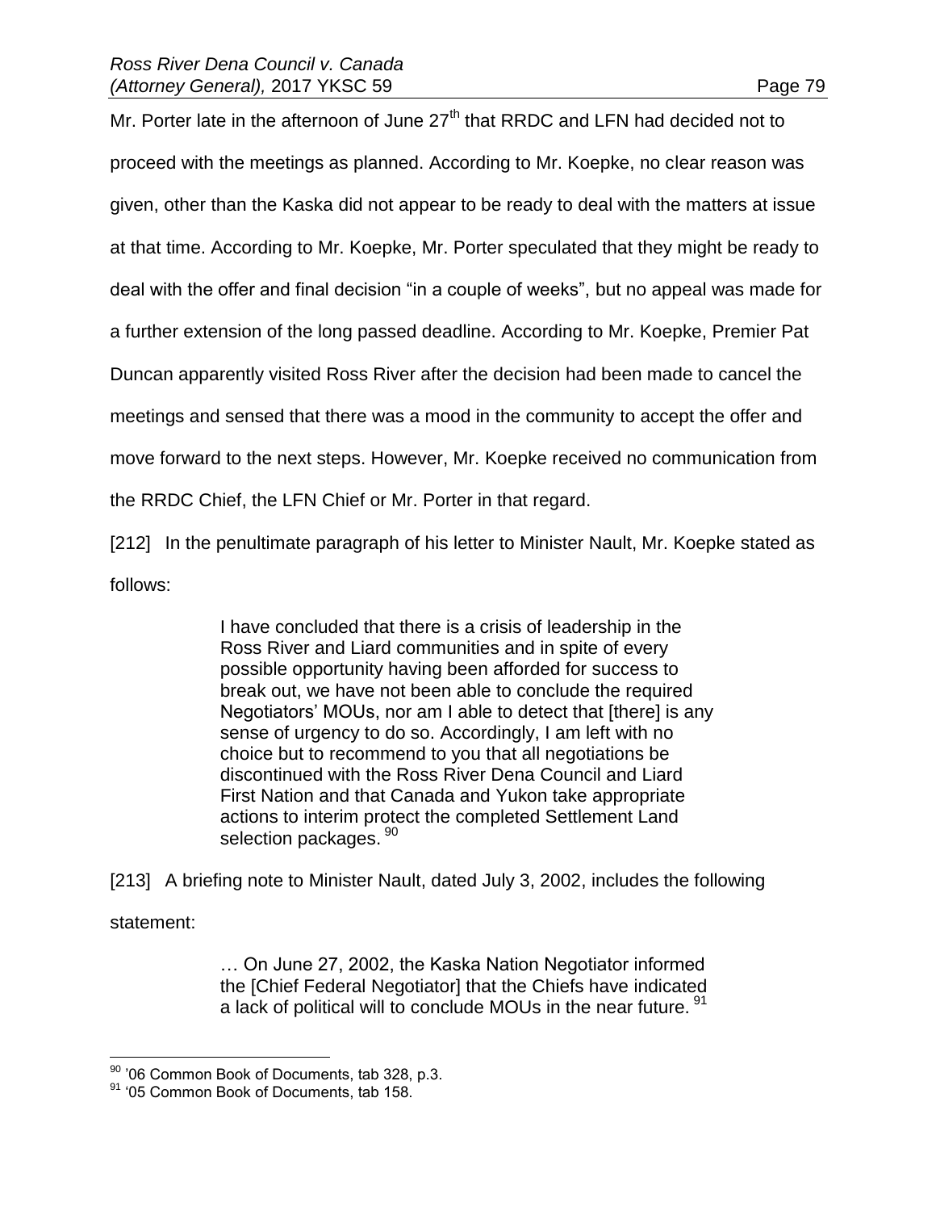Mr. Porter late in the afternoon of June 27th that RRDC and LFN had decided not to proceed with the meetings as planned. According to Mr. Koepke, no clear reason was given, other than the Kaska did not appear to be ready to deal with the matters at issue at that time. According to Mr. Koepke, Mr. Porter speculated that they might be ready to deal with the offer and final decision "in a couple of weeks", but no appeal was made for a further extension of the long passed deadline. According to Mr. Koepke, Premier Pat Duncan apparently visited Ross River after the decision had been made to cancel the meetings and sensed that there was a mood in the community to accept the offer and move forward to the next steps. However, Mr. Koepke received no communication from the RRDC Chief, the LFN Chief or Mr. Porter in that regard.

[212] In the penultimate paragraph of his letter to Minister Nault, Mr. Koepke stated as follows:

> I have concluded that there is a crisis of leadership in the Ross River and Liard communities and in spite of every possible opportunity having been afforded for success to break out, we have not been able to conclude the required Negotiators' MOUs, nor am I able to detect that [there] is any sense of urgency to do so. Accordingly, I am left with no choice but to recommend to you that all negotiations be discontinued with the Ross River Dena Council and Liard First Nation and that Canada and Yukon take appropriate actions to interim protect the completed Settlement Land selection packages. [90]

[213] A briefing note to Minister Nault, dated July 3, 2002, includes the following statement:

> … On June 27, 2002, the Kaska Nation Negotiator informed the [Chief Federal Negotiator] that the Chiefs have indicated a lack of political will to conclude MOUs in the near future. [91]

---

[90] '06 Common Book of Documents, tab 328, p.3.

[91] '05 Common Book of Documents, tab 158.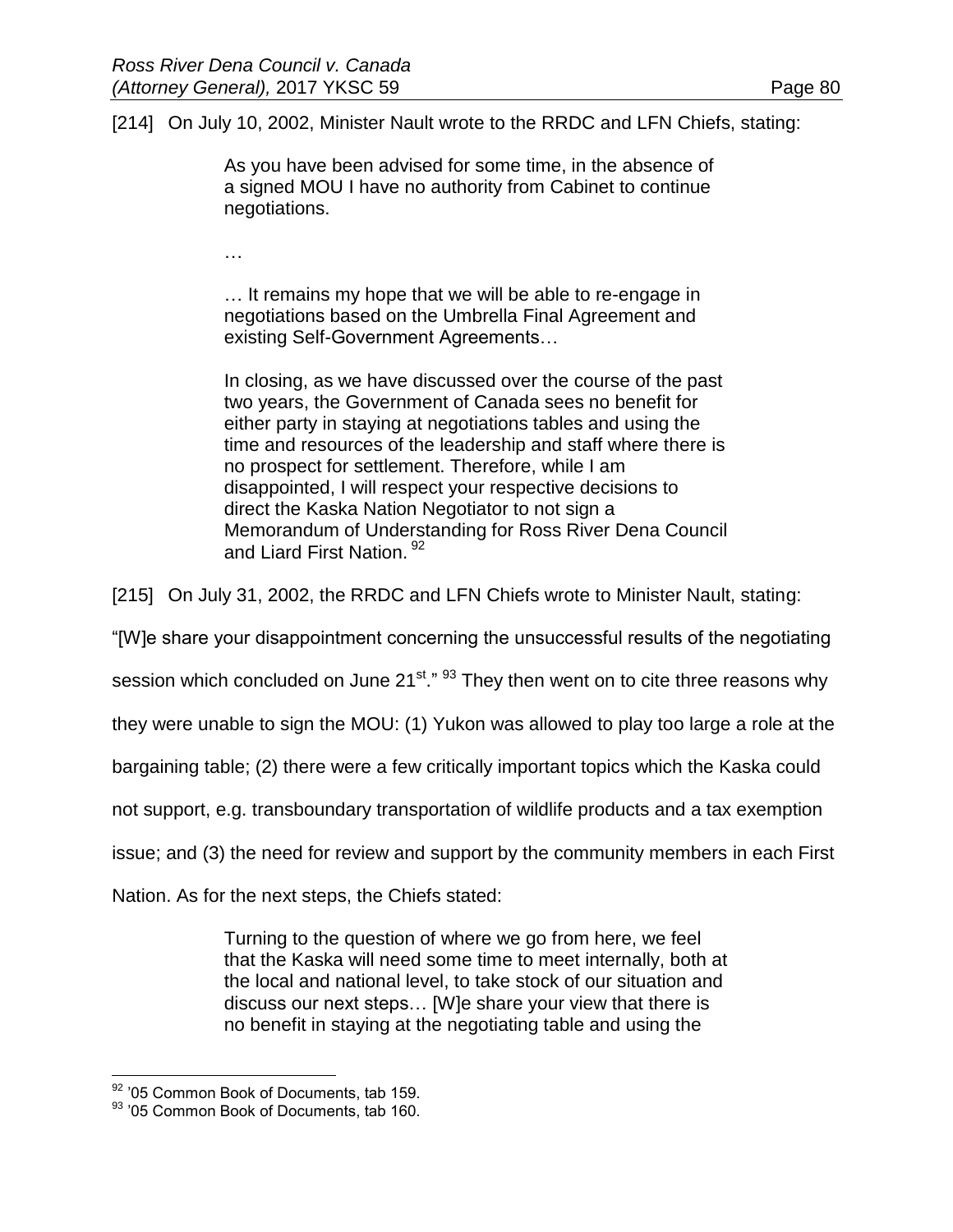[214] On July 10, 2002, Minister Nault wrote to the RRDC and LFN Chiefs, stating:

> As you have been advised for some time, in the absence of a signed MOU I have no authority from Cabinet to continue negotiations.
>
> …
>
> … It remains my hope that we will be able to re-engage in negotiations based on the Umbrella Final Agreement and existing Self-Government Agreements…
>
> In closing, as we have discussed over the course of the past two years, the Government of Canada sees no benefit for either party in staying at negotiations tables and using the time and resources of the leadership and staff where there is no prospect for settlement. Therefore, while I am disappointed, I will respect your respective decisions to direct the Kaska Nation Negotiator to not sign a Memorandum of Understanding for Ross River Dena Council and Liard First Nation. [92]

[215] On July 31, 2002, the RRDC and LFN Chiefs wrote to Minister Nault, stating: "[W]e share your disappointment concerning the unsuccessful results of the negotiating session which concluded on June 21st." [93] They then went on to cite three reasons why they were unable to sign the MOU: (1) Yukon was allowed to play too large a role at the bargaining table; (2) there were a few critically important topics which the Kaska could not support, e.g. transboundary transportation of wildlife products and a tax exemption issue; and (3) the need for review and support by the community members in each First Nation. As for the next steps, the Chiefs stated:

> Turning to the question of where we go from here, we feel that the Kaska will need some time to meet internally, both at the local and national level, to take stock of our situation and discuss our next steps… [W]e share your view that there is no benefit in staying at the negotiating table and using the

---

[92] '05 Common Book of Documents, tab 159.

[93] '05 Common Book of Documents, tab 160.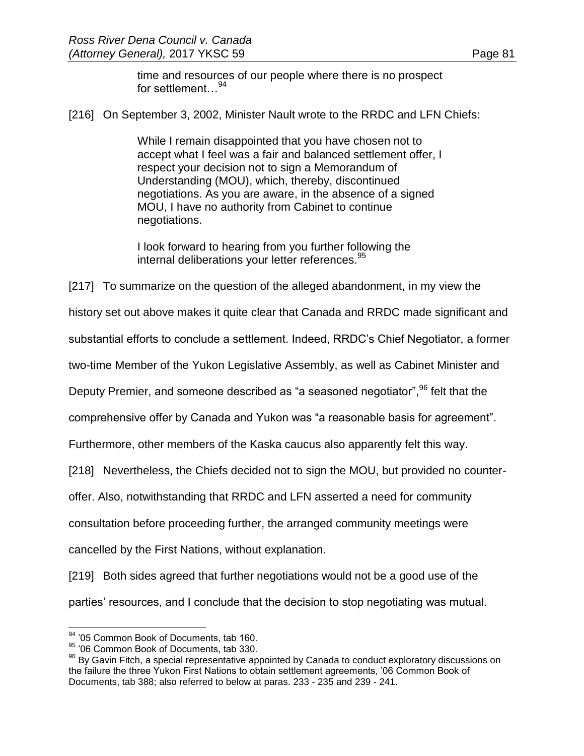> time and resources of our people where there is no prospect for settlement…[94]

[216] On September 3, 2002, Minister Nault wrote to the RRDC and LFN Chiefs:

> While I remain disappointed that you have chosen not to accept what I feel was a fair and balanced settlement offer, I respect your decision not to sign a Memorandum of Understanding (MOU), which, thereby, discontinued negotiations. As you are aware, in the absence of a signed MOU, I have no authority from Cabinet to continue negotiations.
>
> I look forward to hearing from you further following the internal deliberations your letter references.[95]

[217] To summarize on the question of the alleged abandonment, in my view the history set out above makes it quite clear that Canada and RRDC made significant and substantial efforts to conclude a settlement. Indeed, RRDC's Chief Negotiator, a former two-time Member of the Yukon Legislative Assembly, as well as Cabinet Minister and Deputy Premier, and someone described as "a seasoned negotiator",[96] felt that the comprehensive offer by Canada and Yukon was "a reasonable basis for agreement". Furthermore, other members of the Kaska caucus also apparently felt this way.

[218] Nevertheless, the Chiefs decided not to sign the MOU, but provided no counter-offer. Also, notwithstanding that RRDC and LFN asserted a need for community consultation before proceeding further, the arranged community meetings were cancelled by the First Nations, without explanation.

[219] Both sides agreed that further negotiations would not be a good use of the parties' resources, and I conclude that the decision to stop negotiating was mutual.

---

[94] '05 Common Book of Documents, tab 160.

[95] '06 Common Book of Documents, tab 330.

[96] By Gavin Fitch, a special representative appointed by Canada to conduct exploratory discussions on the failure the three Yukon First Nations to obtain settlement agreements, '06 Common Book of Documents, tab 388; also referred to below at paras. 233 - 235 and 239 - 241.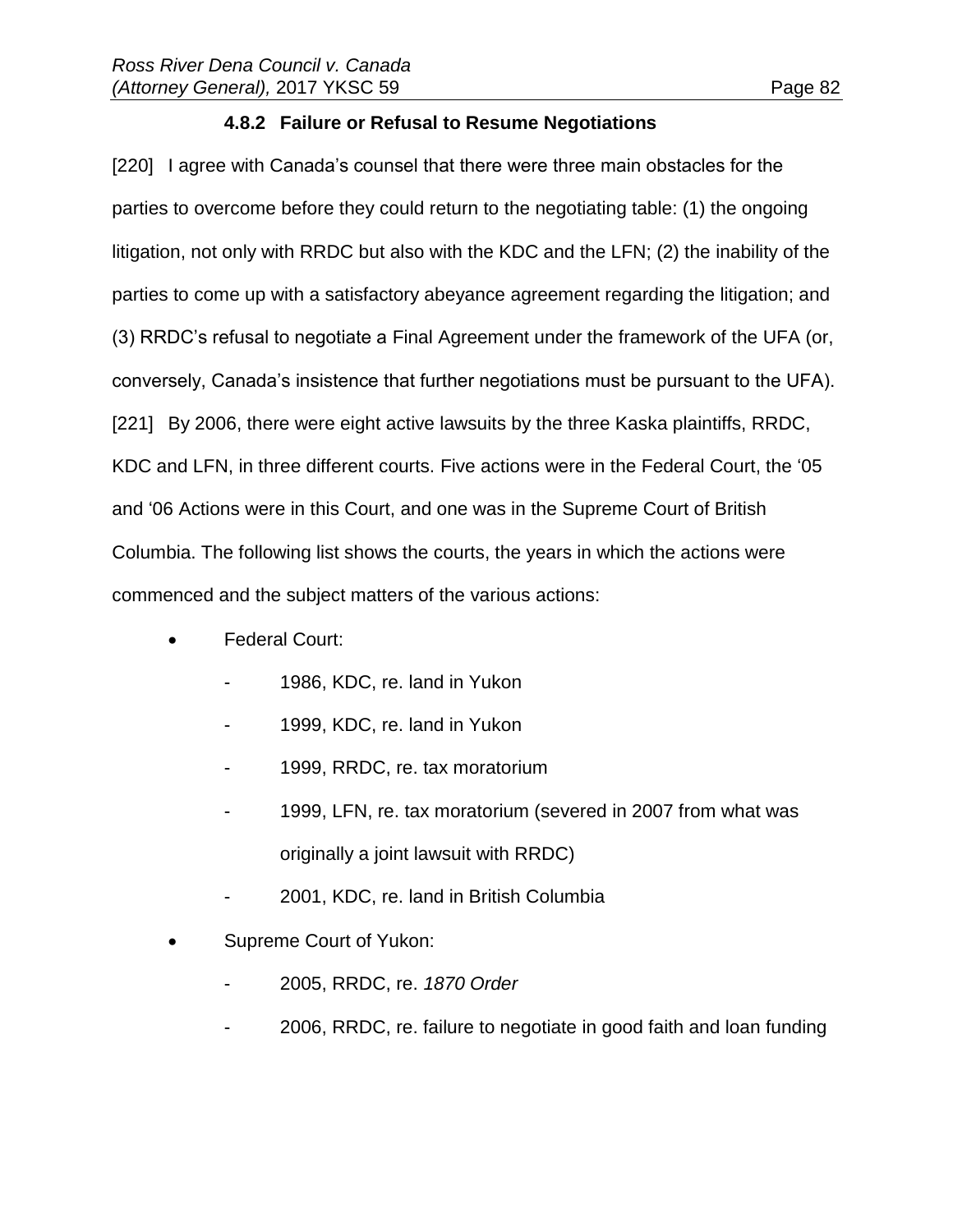#### 4.8.2 Failure or Refusal to Resume Negotiations

[220] I agree with Canada's counsel that there were three main obstacles for the parties to overcome before they could return to the negotiating table: (1) the ongoing litigation, not only with RRDC but also with the KDC and the LFN; (2) the inability of the parties to come up with a satisfactory abeyance agreement regarding the litigation; and (3) RRDC's refusal to negotiate a Final Agreement under the framework of the UFA (or, conversely, Canada's insistence that further negotiations must be pursuant to the UFA).

[221] By 2006, there were eight active lawsuits by the three Kaska plaintiffs, RRDC, KDC and LFN, in three different courts. Five actions were in the Federal Court, the '05 and '06 Actions were in this Court, and one was in the Supreme Court of British Columbia. The following list shows the courts, the years in which the actions were commenced and the subject matters of the various actions:

- Federal Court:
  - 1986, KDC, re. land in Yukon
  - 1999, KDC, re. land in Yukon
  - 1999, RRDC, re. tax moratorium
  - 1999, LFN, re. tax moratorium (severed in 2007 from what was originally a joint lawsuit with RRDC)
  - 2001, KDC, re. land in British Columbia
- Supreme Court of Yukon:
  - 2005, RRDC, re. *1870 Order*
  - 2006, RRDC, re. failure to negotiate in good faith and loan funding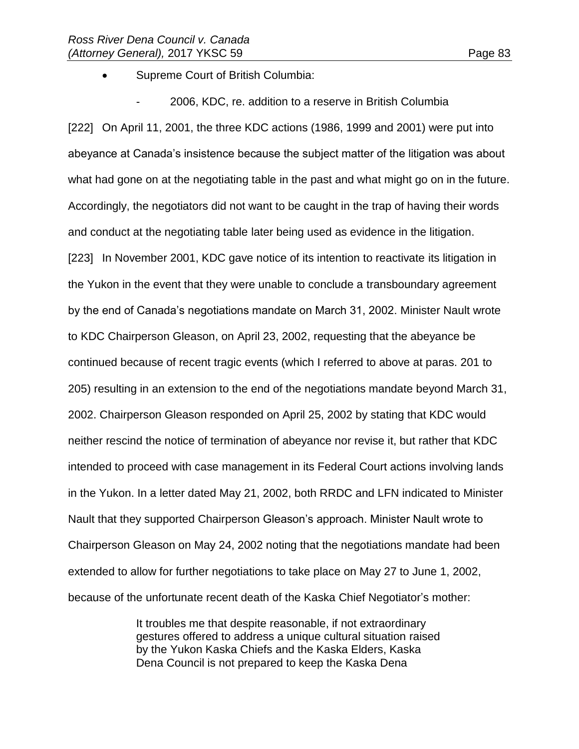- Supreme Court of British Columbia:
  - 2006, KDC, re. addition to a reserve in British Columbia

[222] On April 11, 2001, the three KDC actions (1986, 1999 and 2001) were put into abeyance at Canada's insistence because the subject matter of the litigation was about what had gone on at the negotiating table in the past and what might go on in the future. Accordingly, the negotiators did not want to be caught in the trap of having their words and conduct at the negotiating table later being used as evidence in the litigation.

[223] In November 2001, KDC gave notice of its intention to reactivate its litigation in the Yukon in the event that they were unable to conclude a transboundary agreement by the end of Canada's negotiations mandate on March 31, 2002. Minister Nault wrote to KDC Chairperson Gleason, on April 23, 2002, requesting that the abeyance be continued because of recent tragic events (which I referred to above at paras. 201 to 205) resulting in an extension to the end of the negotiations mandate beyond March 31, 2002. Chairperson Gleason responded on April 25, 2002 by stating that KDC would neither rescind the notice of termination of abeyance nor revise it, but rather that KDC intended to proceed with case management in its Federal Court actions involving lands in the Yukon. In a letter dated May 21, 2002, both RRDC and LFN indicated to Minister Nault that they supported Chairperson Gleason's approach. Minister Nault wrote to Chairperson Gleason on May 24, 2002 noting that the negotiations mandate had been extended to allow for further negotiations to take place on May 27 to June 1, 2002, because of the unfortunate recent death of the Kaska Chief Negotiator's mother:

> It troubles me that despite reasonable, if not extraordinary gestures offered to address a unique cultural situation raised by the Yukon Kaska Chiefs and the Kaska Elders, Kaska Dena Council is not prepared to keep the Kaska Dena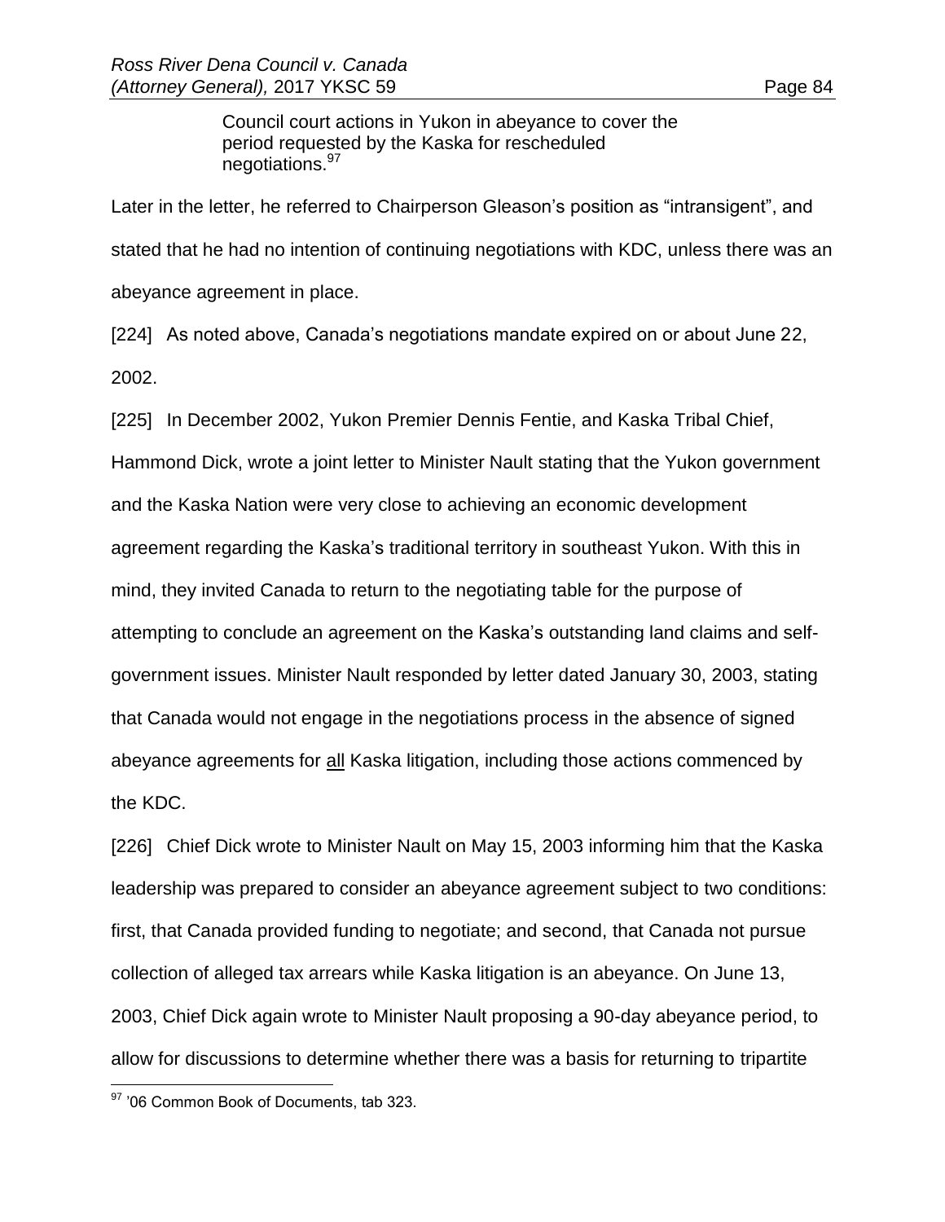> Council court actions in Yukon in abeyance to cover the period requested by the Kaska for rescheduled negotiations.[97]

Later in the letter, he referred to Chairperson Gleason's position as "intransigent", and stated that he had no intention of continuing negotiations with KDC, unless there was an abeyance agreement in place.

[224] As noted above, Canada's negotiations mandate expired on or about June 22, 2002.

[225] In December 2002, Yukon Premier Dennis Fentie, and Kaska Tribal Chief, Hammond Dick, wrote a joint letter to Minister Nault stating that the Yukon government and the Kaska Nation were very close to achieving an economic development agreement regarding the Kaska's traditional territory in southeast Yukon. With this in mind, they invited Canada to return to the negotiating table for the purpose of attempting to conclude an agreement on the Kaska's outstanding land claims and self-government issues. Minister Nault responded by letter dated January 30, 2003, stating that Canada would not engage in the negotiations process in the absence of signed abeyance agreements for <u>all</u> Kaska litigation, including those actions commenced by the KDC.

[226] Chief Dick wrote to Minister Nault on May 15, 2003 informing him that the Kaska leadership was prepared to consider an abeyance agreement subject to two conditions: first, that Canada provided funding to negotiate; and second, that Canada not pursue collection of alleged tax arrears while Kaska litigation is an abeyance. On June 13, 2003, Chief Dick again wrote to Minister Nault proposing a 90-day abeyance period, to allow for discussions to determine whether there was a basis for returning to tripartite

[97] '06 Common Book of Documents, tab 323.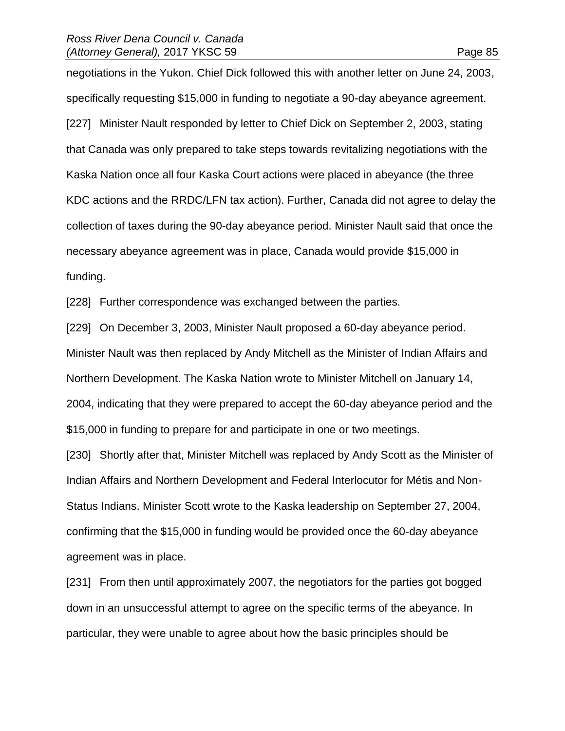negotiations in the Yukon. Chief Dick followed this with another letter on June 24, 2003, specifically requesting $15,000 in funding to negotiate a 90-day abeyance agreement.

[227] Minister Nault responded by letter to Chief Dick on September 2, 2003, stating that Canada was only prepared to take steps towards revitalizing negotiations with the Kaska Nation once all four Kaska Court actions were placed in abeyance (the three KDC actions and the RRDC/LFN tax action). Further, Canada did not agree to delay the collection of taxes during the 90-day abeyance period. Minister Nault said that once the necessary abeyance agreement was in place, Canada would provide $15,000 in funding.

[228] Further correspondence was exchanged between the parties.

[229] On December 3, 2003, Minister Nault proposed a 60-day abeyance period. Minister Nault was then replaced by Andy Mitchell as the Minister of Indian Affairs and Northern Development. The Kaska Nation wrote to Minister Mitchell on January 14, 2004, indicating that they were prepared to accept the 60-day abeyance period and the $15,000 in funding to prepare for and participate in one or two meetings.

[230] Shortly after that, Minister Mitchell was replaced by Andy Scott as the Minister of Indian Affairs and Northern Development and Federal Interlocutor for Métis and Non-Status Indians. Minister Scott wrote to the Kaska leadership on September 27, 2004, confirming that the $15,000 in funding would be provided once the 60-day abeyance agreement was in place.

[231] From then until approximately 2007, the negotiators for the parties got bogged down in an unsuccessful attempt to agree on the specific terms of the abeyance. In particular, they were unable to agree about how the basic principles should be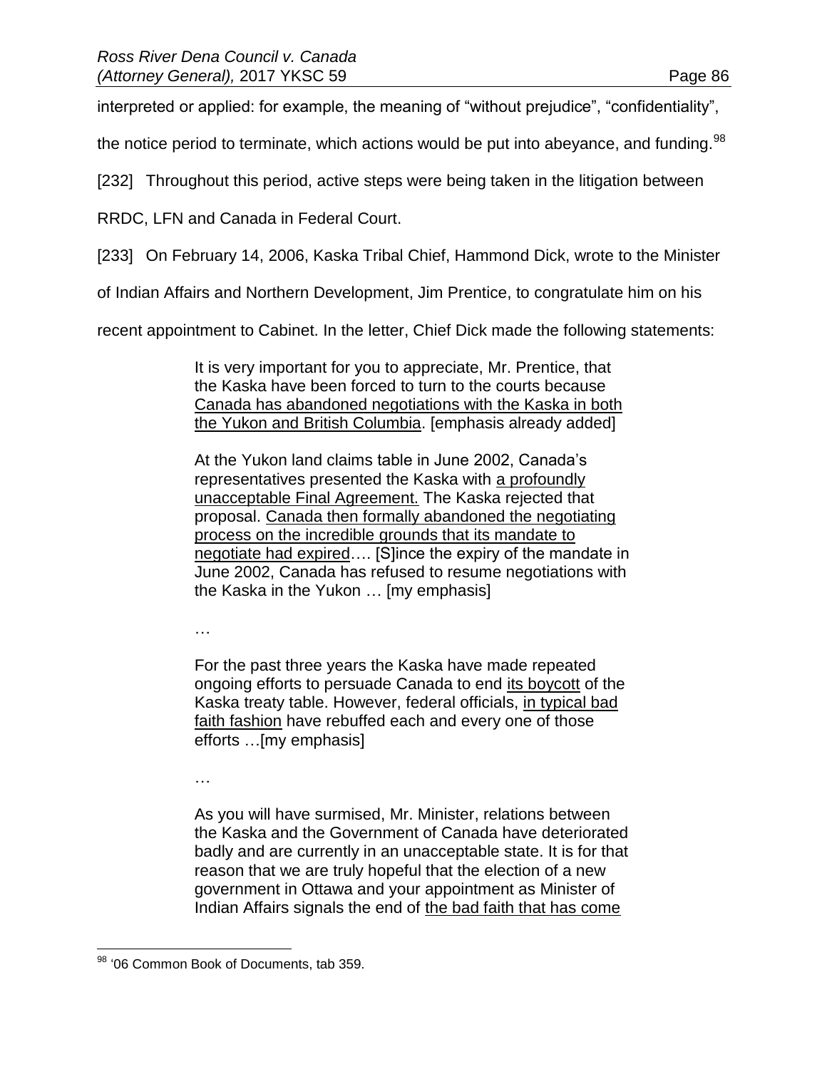interpreted or applied: for example, the meaning of "without prejudice", "confidentiality", the notice period to terminate, which actions would be put into abeyance, and funding.[98]

[232] Throughout this period, active steps were being taken in the litigation between RRDC, LFN and Canada in Federal Court.

[233] On February 14, 2006, Kaska Tribal Chief, Hammond Dick, wrote to the Minister of Indian Affairs and Northern Development, Jim Prentice, to congratulate him on his recent appointment to Cabinet. In the letter, Chief Dick made the following statements:

> It is very important for you to appreciate, Mr. Prentice, that the Kaska have been forced to turn to the courts because <u>Canada has abandoned negotiations with the Kaska in both the Yukon and British Columbia</u>. [emphasis already added]
>
> At the Yukon land claims table in June 2002, Canada's representatives presented the Kaska with <u>a profoundly unacceptable Final Agreement.</u> The Kaska rejected that proposal. <u>Canada then formally abandoned the negotiating process on the incredible grounds that its mandate to negotiate had expired</u>…. [S]ince the expiry of the mandate in June 2002, Canada has refused to resume negotiations with the Kaska in the Yukon … [my emphasis]
>
> …
>
> For the past three years the Kaska have made repeated ongoing efforts to persuade Canada to end <u>its boycott</u> of the Kaska treaty table. However, federal officials, <u>in typical bad faith fashion</u> have rebuffed each and every one of those efforts …[my emphasis]
>
> …
>
> As you will have surmised, Mr. Minister, relations between the Kaska and the Government of Canada have deteriorated badly and are currently in an unacceptable state. It is for that reason that we are truly hopeful that the election of a new government in Ottawa and your appointment as Minister of Indian Affairs signals the end of <u>the bad faith that has come</u>

---

[98] '06 Common Book of Documents, tab 359.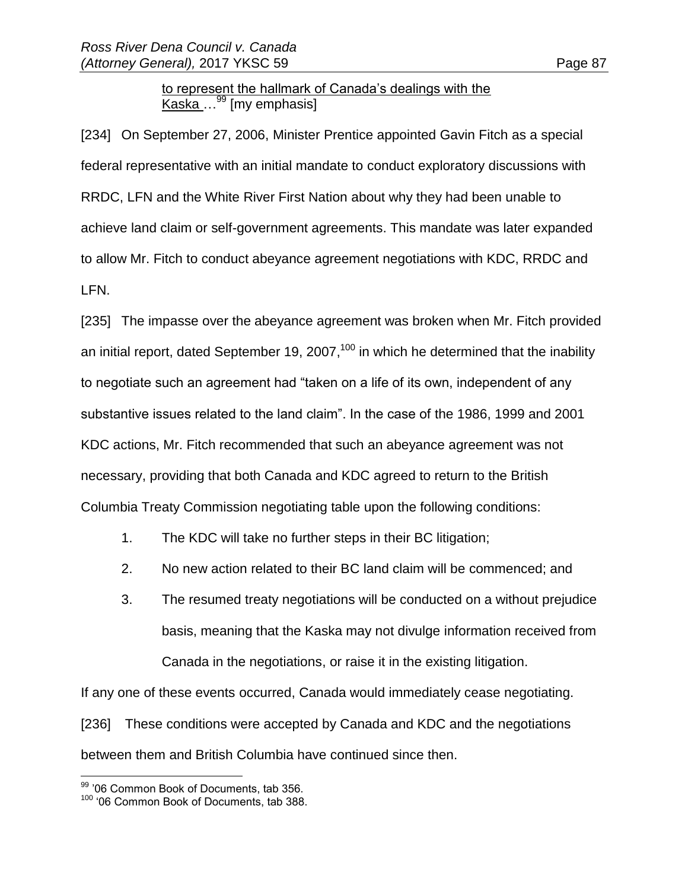to represent the hallmark of Canada's dealings with the Kaska …[99] [my emphasis]

[234] On September 27, 2006, Minister Prentice appointed Gavin Fitch as a special federal representative with an initial mandate to conduct exploratory discussions with RRDC, LFN and the White River First Nation about why they had been unable to achieve land claim or self-government agreements. This mandate was later expanded to allow Mr. Fitch to conduct abeyance agreement negotiations with KDC, RRDC and LFN.

[235] The impasse over the abeyance agreement was broken when Mr. Fitch provided an initial report, dated September 19, 2007,[100] in which he determined that the inability to negotiate such an agreement had "taken on a life of its own, independent of any substantive issues related to the land claim". In the case of the 1986, 1999 and 2001 KDC actions, Mr. Fitch recommended that such an abeyance agreement was not necessary, providing that both Canada and KDC agreed to return to the British Columbia Treaty Commission negotiating table upon the following conditions:

1. The KDC will take no further steps in their BC litigation;
2. No new action related to their BC land claim will be commenced; and
3. The resumed treaty negotiations will be conducted on a without prejudice basis, meaning that the Kaska may not divulge information received from Canada in the negotiations, or raise it in the existing litigation.

If any one of these events occurred, Canada would immediately cease negotiating.

[236] These conditions were accepted by Canada and KDC and the negotiations between them and British Columbia have continued since then.

[99] '06 Common Book of Documents, tab 356.

[100] '06 Common Book of Documents, tab 388.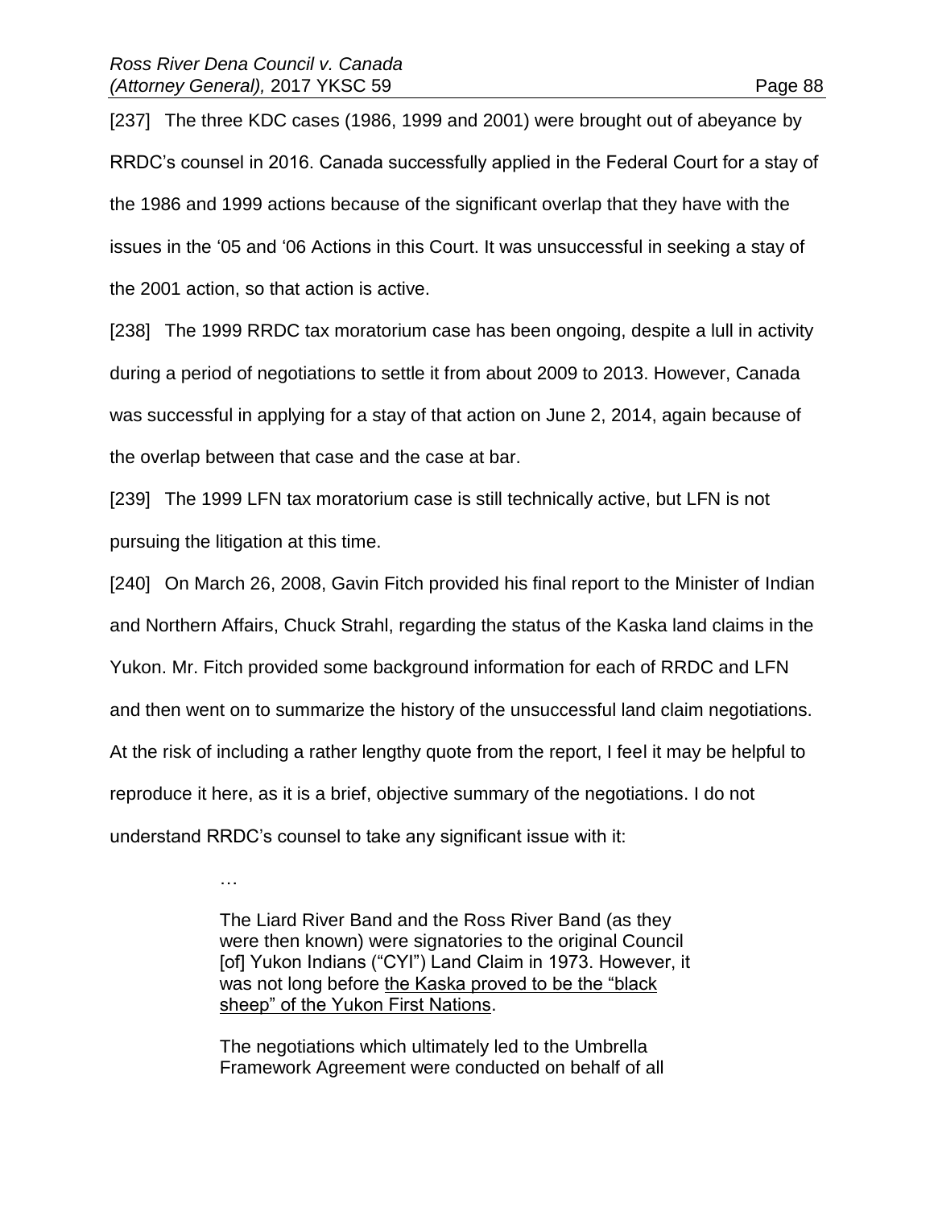[237] The three KDC cases (1986, 1999 and 2001) were brought out of abeyance by RRDC's counsel in 2016. Canada successfully applied in the Federal Court for a stay of the 1986 and 1999 actions because of the significant overlap that they have with the issues in the '05 and '06 Actions in this Court. It was unsuccessful in seeking a stay of the 2001 action, so that action is active.

[238] The 1999 RRDC tax moratorium case has been ongoing, despite a lull in activity during a period of negotiations to settle it from about 2009 to 2013. However, Canada was successful in applying for a stay of that action on June 2, 2014, again because of the overlap between that case and the case at bar.

[239] The 1999 LFN tax moratorium case is still technically active, but LFN is not pursuing the litigation at this time.

[240] On March 26, 2008, Gavin Fitch provided his final report to the Minister of Indian and Northern Affairs, Chuck Strahl, regarding the status of the Kaska land claims in the Yukon. Mr. Fitch provided some background information for each of RRDC and LFN and then went on to summarize the history of the unsuccessful land claim negotiations. At the risk of including a rather lengthy quote from the report, I feel it may be helpful to reproduce it here, as it is a brief, objective summary of the negotiations. I do not understand RRDC's counsel to take any significant issue with it:

> …
>
> The Liard River Band and the Ross River Band (as they were then known) were signatories to the original Council [of] Yukon Indians ("CYI") Land Claim in 1973. However, it was not long before <u>the Kaska proved to be the "black sheep" of the Yukon First Nations</u>.
>
> The negotiations which ultimately led to the Umbrella Framework Agreement were conducted on behalf of all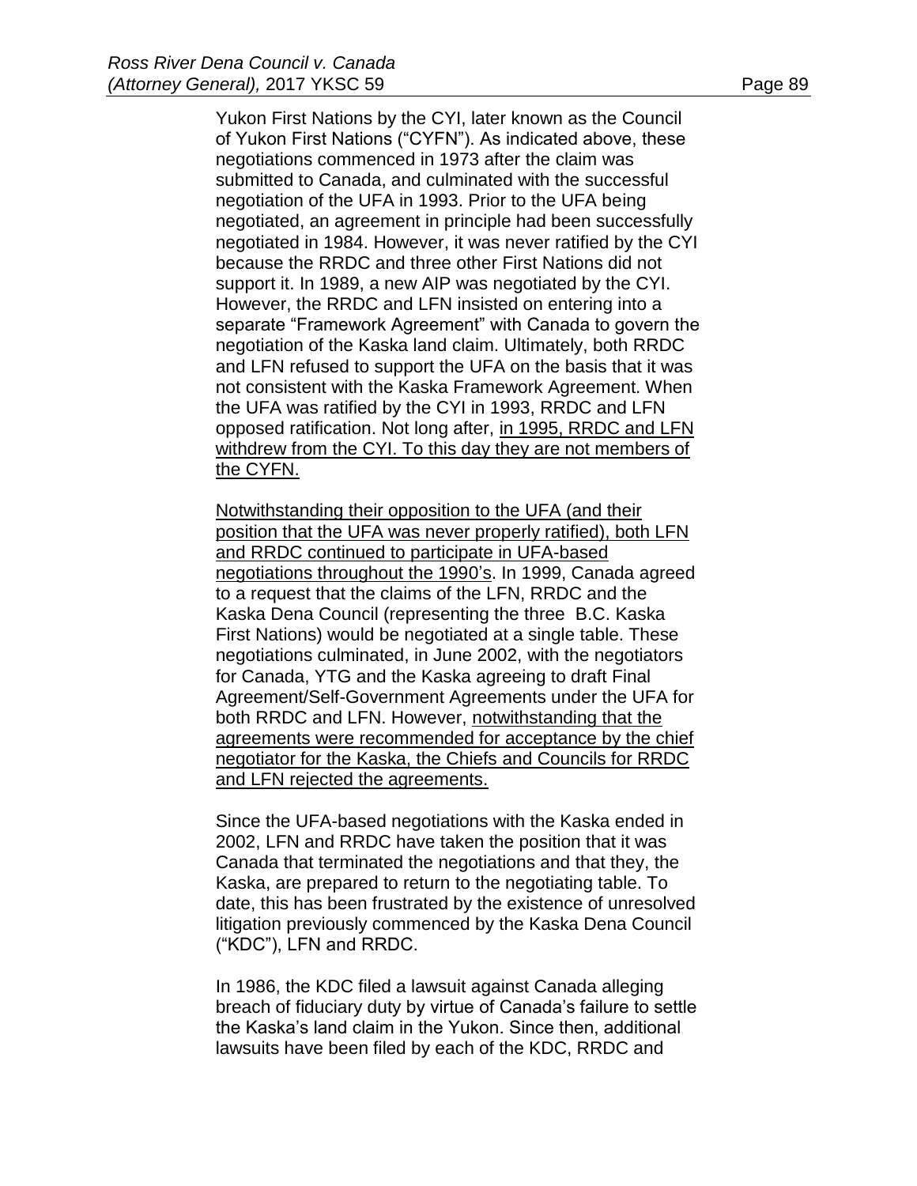Yukon First Nations by the CYI, later known as the Council of Yukon First Nations ("CYFN"). As indicated above, these negotiations commenced in 1973 after the claim was submitted to Canada, and culminated with the successful negotiation of the UFA in 1993. Prior to the UFA being negotiated, an agreement in principle had been successfully negotiated in 1984. However, it was never ratified by the CYI because the RRDC and three other First Nations did not support it. In 1989, a new AIP was negotiated by the CYI. However, the RRDC and LFN insisted on entering into a separate "Framework Agreement" with Canada to govern the negotiation of the Kaska land claim. Ultimately, both RRDC and LFN refused to support the UFA on the basis that it was not consistent with the Kaska Framework Agreement. When the UFA was ratified by the CYI in 1993, RRDC and LFN opposed ratification. Not long after, <u>in 1995, RRDC and LFN withdrew from the CYI. To this day they are not members of the CYFN.</u>

<u>Notwithstanding their opposition to the UFA (and their position that the UFA was never properly ratified), both LFN and RRDC continued to participate in UFA-based negotiations throughout the 1990's</u>. In 1999, Canada agreed to a request that the claims of the LFN, RRDC and the Kaska Dena Council (representing the three B.C. Kaska First Nations) would be negotiated at a single table. These negotiations culminated, in June 2002, with the negotiators for Canada, YTG and the Kaska agreeing to draft Final Agreement/Self-Government Agreements under the UFA for both RRDC and LFN. However, <u>notwithstanding that the agreements were recommended for acceptance by the chief negotiator for the Kaska, the Chiefs and Councils for RRDC and LFN rejected the agreements.</u>

Since the UFA-based negotiations with the Kaska ended in 2002, LFN and RRDC have taken the position that it was Canada that terminated the negotiations and that they, the Kaska, are prepared to return to the negotiating table. To date, this has been frustrated by the existence of unresolved litigation previously commenced by the Kaska Dena Council ("KDC"), LFN and RRDC.

In 1986, the KDC filed a lawsuit against Canada alleging breach of fiduciary duty by virtue of Canada's failure to settle the Kaska's land claim in the Yukon. Since then, additional lawsuits have been filed by each of the KDC, RRDC and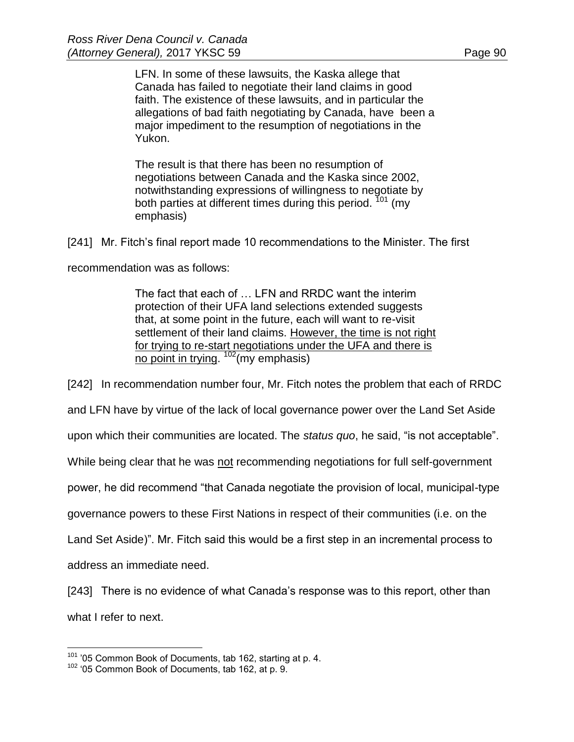> LFN. In some of these lawsuits, the Kaska allege that Canada has failed to negotiate their land claims in good faith. The existence of these lawsuits, and in particular the allegations of bad faith negotiating by Canada, have been a major impediment to the resumption of negotiations in the Yukon.
>
> The result is that there has been no resumption of negotiations between Canada and the Kaska since 2002, notwithstanding expressions of willingness to negotiate by both parties at different times during this period. [101] (my emphasis)

[241] Mr. Fitch's final report made 10 recommendations to the Minister. The first recommendation was as follows:

> The fact that each of … LFN and RRDC want the interim protection of their UFA land selections extended suggests that, at some point in the future, each will want to re-visit settlement of their land claims. <u>However, the time is not right for trying to re-start negotiations under the UFA and there is no point in trying</u>. [102](my emphasis)

[242] In recommendation number four, Mr. Fitch notes the problem that each of RRDC and LFN have by virtue of the lack of local governance power over the Land Set Aside upon which their communities are located. The *status quo*, he said, "is not acceptable". While being clear that he was <u>not</u> recommending negotiations for full self-government power, he did recommend "that Canada negotiate the provision of local, municipal-type governance powers to these First Nations in respect of their communities (i.e. on the Land Set Aside)". Mr. Fitch said this would be a first step in an incremental process to address an immediate need.

[243] There is no evidence of what Canada's response was to this report, other than what I refer to next.

---

[101] '05 Common Book of Documents, tab 162, starting at p. 4.

[102] '05 Common Book of Documents, tab 162, at p. 9.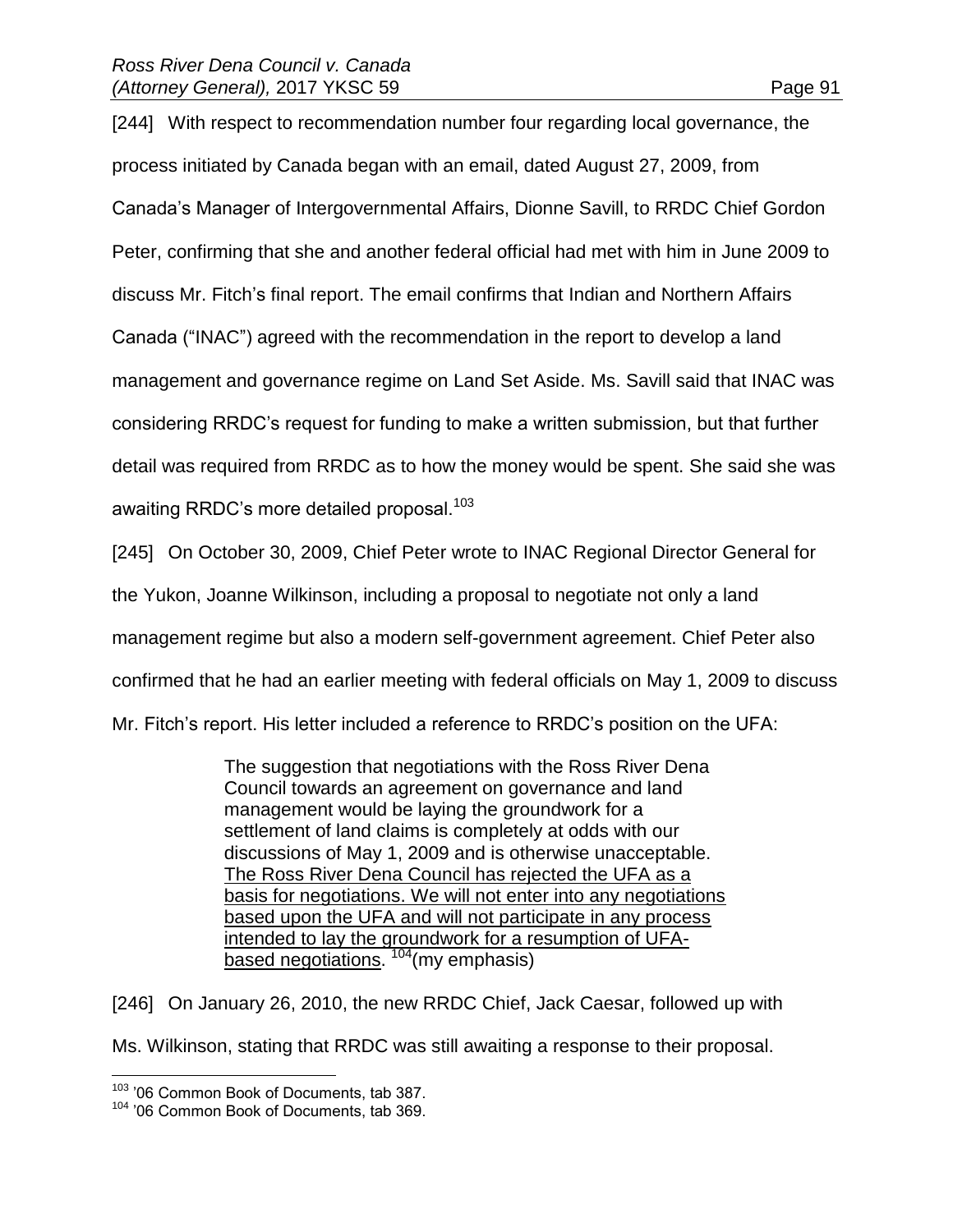[244] With respect to recommendation number four regarding local governance, the process initiated by Canada began with an email, dated August 27, 2009, from Canada's Manager of Intergovernmental Affairs, Dionne Savill, to RRDC Chief Gordon Peter, confirming that she and another federal official had met with him in June 2009 to discuss Mr. Fitch's final report. The email confirms that Indian and Northern Affairs Canada ("INAC") agreed with the recommendation in the report to develop a land management and governance regime on Land Set Aside. Ms. Savill said that INAC was considering RRDC's request for funding to make a written submission, but that further detail was required from RRDC as to how the money would be spent. She said she was awaiting RRDC's more detailed proposal.[103]

[245] On October 30, 2009, Chief Peter wrote to INAC Regional Director General for the Yukon, Joanne Wilkinson, including a proposal to negotiate not only a land management regime but also a modern self-government agreement. Chief Peter also confirmed that he had an earlier meeting with federal officials on May 1, 2009 to discuss Mr. Fitch's report. His letter included a reference to RRDC's position on the UFA:

> The suggestion that negotiations with the Ross River Dena Council towards an agreement on governance and land management would be laying the groundwork for a settlement of land claims is completely at odds with our discussions of May 1, 2009 and is otherwise unacceptable. <u>The Ross River Dena Council has rejected the UFA as a basis for negotiations. We will not enter into any negotiations based upon the UFA and will not participate in any process intended to lay the groundwork for a resumption of UFA-based negotiations</u>. [104](my emphasis)

[246] On January 26, 2010, the new RRDC Chief, Jack Caesar, followed up with Ms. Wilkinson, stating that RRDC was still awaiting a response to their proposal.

---

[103] '06 Common Book of Documents, tab 387.

[104] '06 Common Book of Documents, tab 369.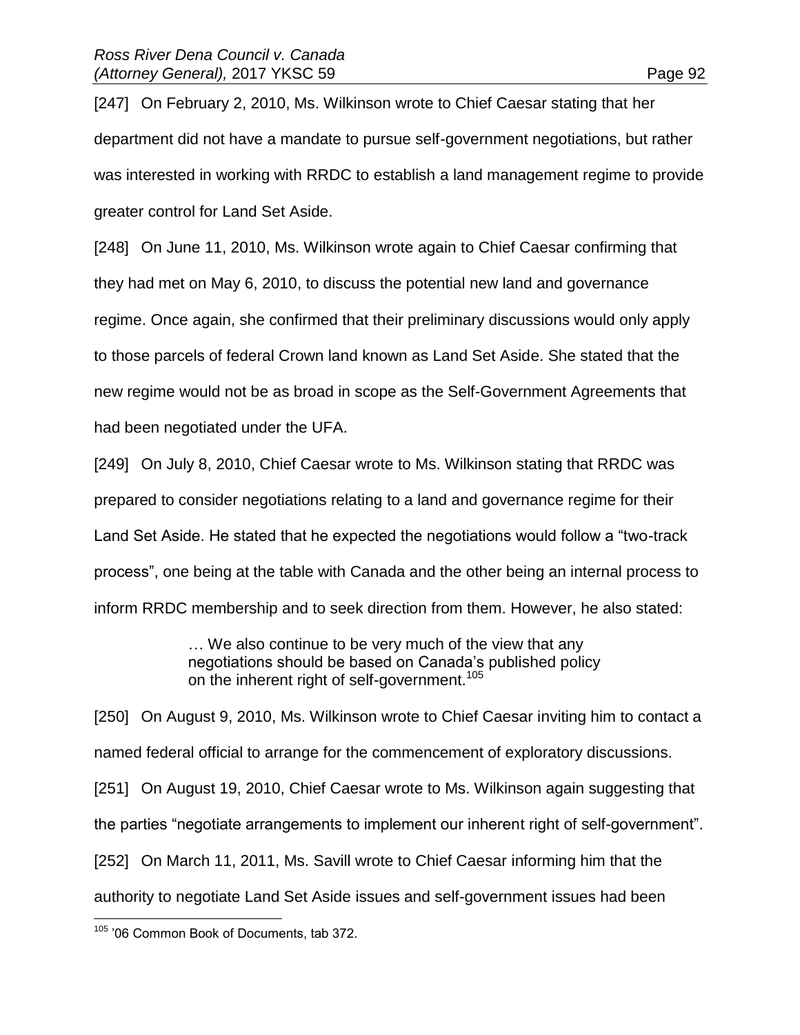[247] On February 2, 2010, Ms. Wilkinson wrote to Chief Caesar stating that her department did not have a mandate to pursue self-government negotiations, but rather was interested in working with RRDC to establish a land management regime to provide greater control for Land Set Aside.

[248] On June 11, 2010, Ms. Wilkinson wrote again to Chief Caesar confirming that they had met on May 6, 2010, to discuss the potential new land and governance regime. Once again, she confirmed that their preliminary discussions would only apply to those parcels of federal Crown land known as Land Set Aside. She stated that the new regime would not be as broad in scope as the Self-Government Agreements that had been negotiated under the UFA.

[249] On July 8, 2010, Chief Caesar wrote to Ms. Wilkinson stating that RRDC was prepared to consider negotiations relating to a land and governance regime for their Land Set Aside. He stated that he expected the negotiations would follow a "two-track process", one being at the table with Canada and the other being an internal process to inform RRDC membership and to seek direction from them. However, he also stated:

> … We also continue to be very much of the view that any negotiations should be based on Canada's published policy on the inherent right of self-government.[105]

[250] On August 9, 2010, Ms. Wilkinson wrote to Chief Caesar inviting him to contact a named federal official to arrange for the commencement of exploratory discussions.

[251] On August 19, 2010, Chief Caesar wrote to Ms. Wilkinson again suggesting that the parties "negotiate arrangements to implement our inherent right of self-government".

[252] On March 11, 2011, Ms. Savill wrote to Chief Caesar informing him that the authority to negotiate Land Set Aside issues and self-government issues had been

---

[105] '06 Common Book of Documents, tab 372.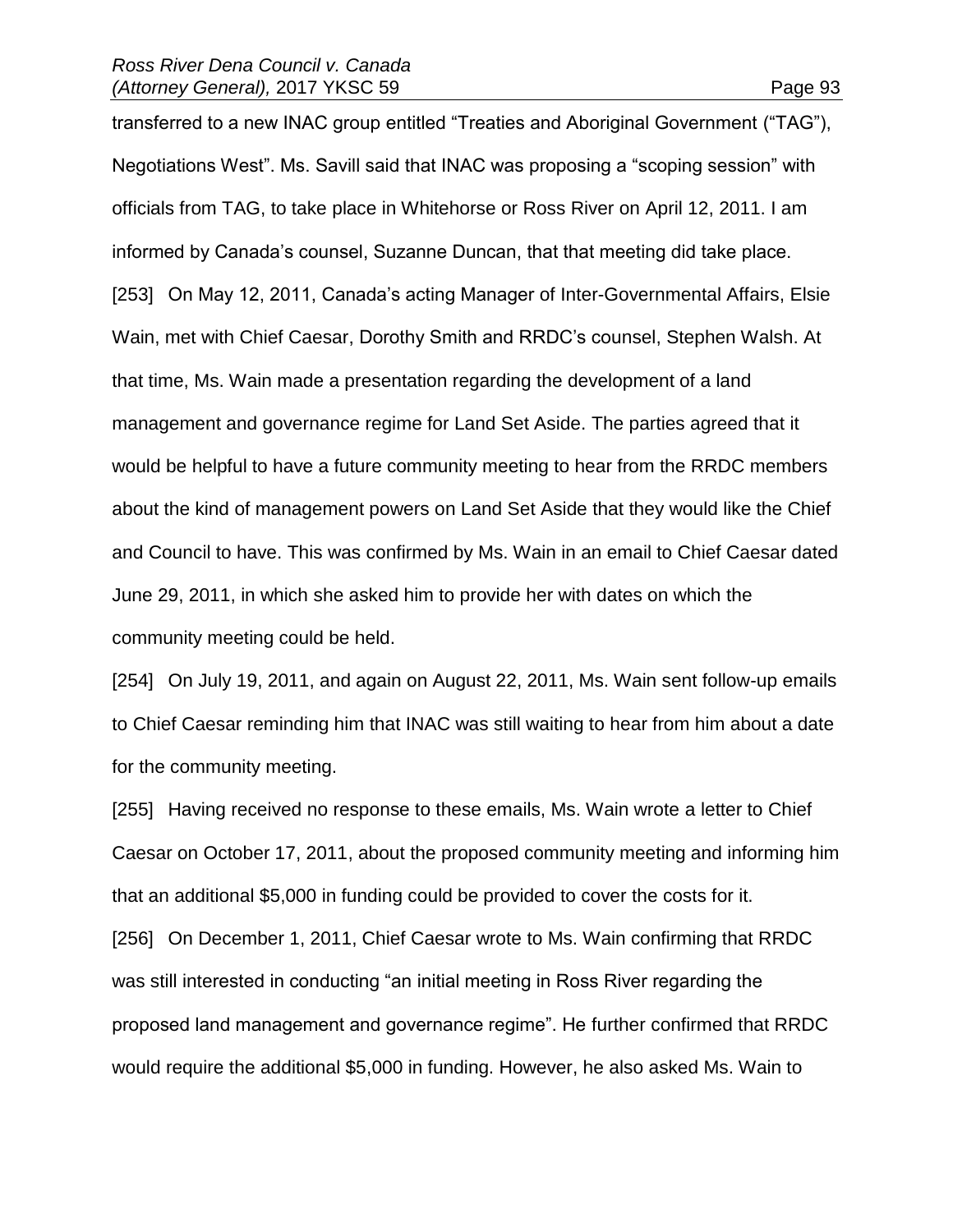transferred to a new INAC group entitled "Treaties and Aboriginal Government ("TAG"), Negotiations West". Ms. Savill said that INAC was proposing a "scoping session" with officials from TAG, to take place in Whitehorse or Ross River on April 12, 2011. I am informed by Canada's counsel, Suzanne Duncan, that that meeting did take place.

[253] On May 12, 2011, Canada's acting Manager of Inter-Governmental Affairs, Elsie Wain, met with Chief Caesar, Dorothy Smith and RRDC's counsel, Stephen Walsh. At that time, Ms. Wain made a presentation regarding the development of a land management and governance regime for Land Set Aside. The parties agreed that it would be helpful to have a future community meeting to hear from the RRDC members about the kind of management powers on Land Set Aside that they would like the Chief and Council to have. This was confirmed by Ms. Wain in an email to Chief Caesar dated June 29, 2011, in which she asked him to provide her with dates on which the community meeting could be held.

[254] On July 19, 2011, and again on August 22, 2011, Ms. Wain sent follow-up emails to Chief Caesar reminding him that INAC was still waiting to hear from him about a date for the community meeting.

[255] Having received no response to these emails, Ms. Wain wrote a letter to Chief Caesar on October 17, 2011, about the proposed community meeting and informing him that an additional $5,000 in funding could be provided to cover the costs for it.

[256] On December 1, 2011, Chief Caesar wrote to Ms. Wain confirming that RRDC was still interested in conducting "an initial meeting in Ross River regarding the proposed land management and governance regime". He further confirmed that RRDC would require the additional $5,000 in funding. However, he also asked Ms. Wain to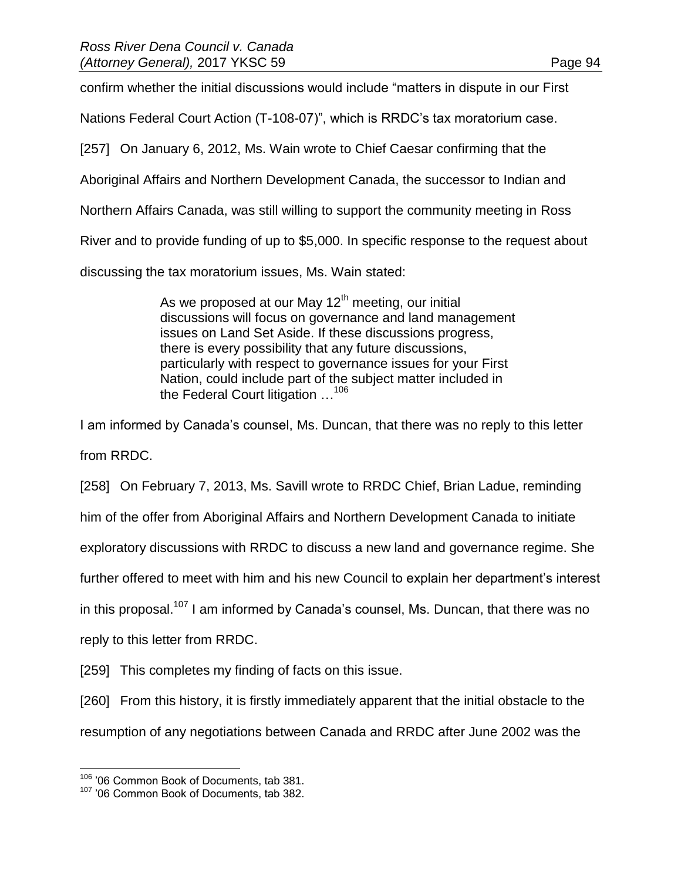confirm whether the initial discussions would include "matters in dispute in our First Nations Federal Court Action (T-108-07)", which is RRDC's tax moratorium case.

[257] On January 6, 2012, Ms. Wain wrote to Chief Caesar confirming that the Aboriginal Affairs and Northern Development Canada, the successor to Indian and Northern Affairs Canada, was still willing to support the community meeting in Ross River and to provide funding of up to $5,000. In specific response to the request about discussing the tax moratorium issues, Ms. Wain stated:

> As we proposed at our May 12th meeting, our initial discussions will focus on governance and land management issues on Land Set Aside. If these discussions progress, there is every possibility that any future discussions, particularly with respect to governance issues for your First Nation, could include part of the subject matter included in the Federal Court litigation …[106]

I am informed by Canada's counsel, Ms. Duncan, that there was no reply to this letter from RRDC.

[258] On February 7, 2013, Ms. Savill wrote to RRDC Chief, Brian Ladue, reminding him of the offer from Aboriginal Affairs and Northern Development Canada to initiate exploratory discussions with RRDC to discuss a new land and governance regime. She further offered to meet with him and his new Council to explain her department's interest in this proposal.[107] I am informed by Canada's counsel, Ms. Duncan, that there was no reply to this letter from RRDC.

[259] This completes my finding of facts on this issue.

[260] From this history, it is firstly immediately apparent that the initial obstacle to the resumption of any negotiations between Canada and RRDC after June 2002 was the

---

[106] '06 Common Book of Documents, tab 381.

[107] '06 Common Book of Documents, tab 382.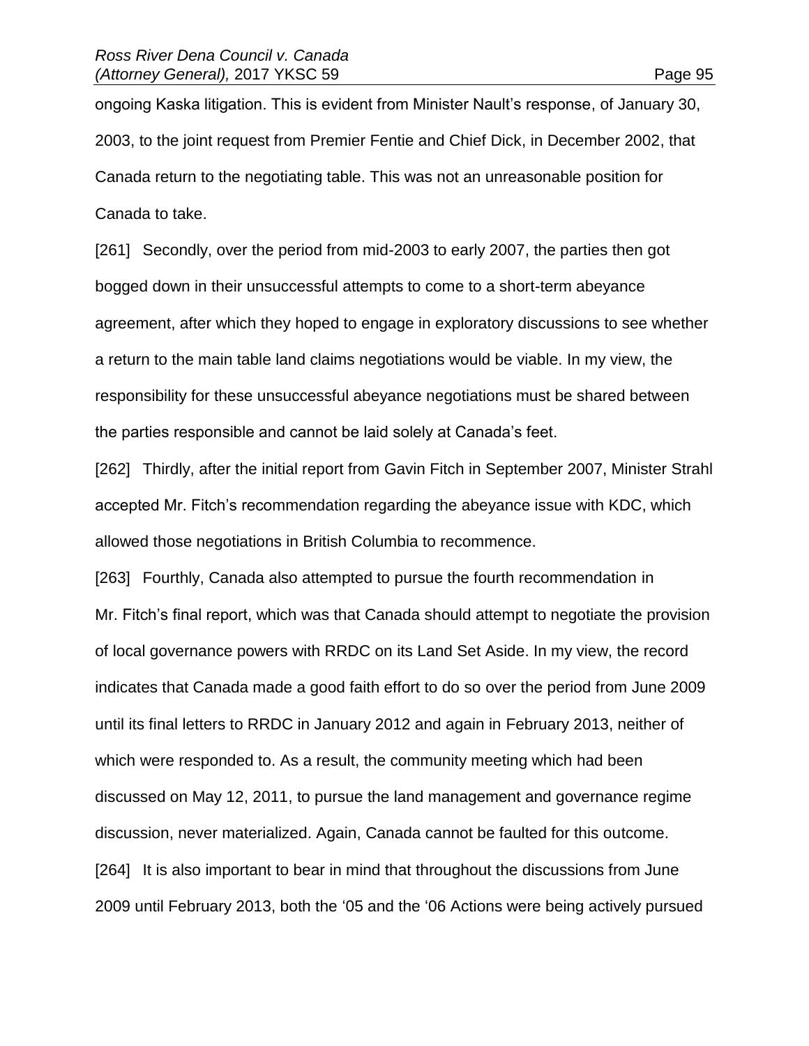ongoing Kaska litigation. This is evident from Minister Nault's response, of January 30, 2003, to the joint request from Premier Fentie and Chief Dick, in December 2002, that Canada return to the negotiating table. This was not an unreasonable position for Canada to take.

[261] Secondly, over the period from mid-2003 to early 2007, the parties then got bogged down in their unsuccessful attempts to come to a short-term abeyance agreement, after which they hoped to engage in exploratory discussions to see whether a return to the main table land claims negotiations would be viable. In my view, the responsibility for these unsuccessful abeyance negotiations must be shared between the parties responsible and cannot be laid solely at Canada's feet.

[262] Thirdly, after the initial report from Gavin Fitch in September 2007, Minister Strahl accepted Mr. Fitch's recommendation regarding the abeyance issue with KDC, which allowed those negotiations in British Columbia to recommence.

[263] Fourthly, Canada also attempted to pursue the fourth recommendation in Mr. Fitch's final report, which was that Canada should attempt to negotiate the provision of local governance powers with RRDC on its Land Set Aside. In my view, the record indicates that Canada made a good faith effort to do so over the period from June 2009 until its final letters to RRDC in January 2012 and again in February 2013, neither of which were responded to. As a result, the community meeting which had been discussed on May 12, 2011, to pursue the land management and governance regime discussion, never materialized. Again, Canada cannot be faulted for this outcome.

[264] It is also important to bear in mind that throughout the discussions from June 2009 until February 2013, both the '05 and the '06 Actions were being actively pursued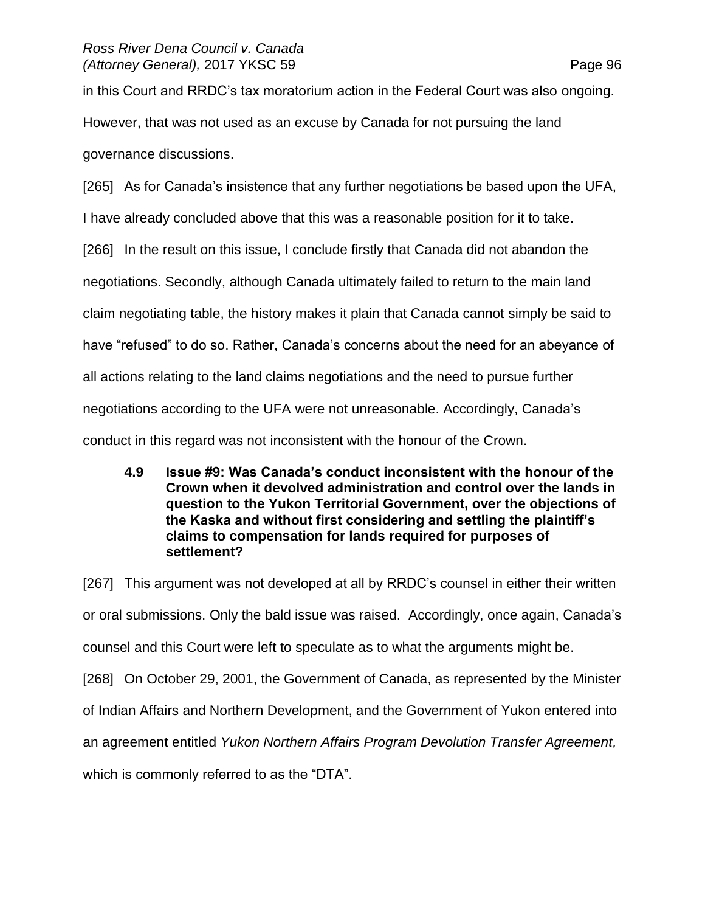in this Court and RRDC's tax moratorium action in the Federal Court was also ongoing. However, that was not used as an excuse by Canada for not pursuing the land governance discussions.

[265] As for Canada's insistence that any further negotiations be based upon the UFA, I have already concluded above that this was a reasonable position for it to take.

[266] In the result on this issue, I conclude firstly that Canada did not abandon the negotiations. Secondly, although Canada ultimately failed to return to the main land claim negotiating table, the history makes it plain that Canada cannot simply be said to have "refused" to do so. Rather, Canada's concerns about the need for an abeyance of all actions relating to the land claims negotiations and the need to pursue further negotiations according to the UFA were not unreasonable. Accordingly, Canada's conduct in this regard was not inconsistent with the honour of the Crown.

### 4.9 Issue #9: Was Canada's conduct inconsistent with the honour of the Crown when it devolved administration and control over the lands in question to the Yukon Territorial Government, over the objections of the Kaska and without first considering and settling the plaintiff's claims to compensation for lands required for purposes of settlement?

[267] This argument was not developed at all by RRDC's counsel in either their written or oral submissions. Only the bald issue was raised. Accordingly, once again, Canada's counsel and this Court were left to speculate as to what the arguments might be.

[268] On October 29, 2001, the Government of Canada, as represented by the Minister of Indian Affairs and Northern Development, and the Government of Yukon entered into an agreement entitled *Yukon Northern Affairs Program Devolution Transfer Agreement,* which is commonly referred to as the "DTA".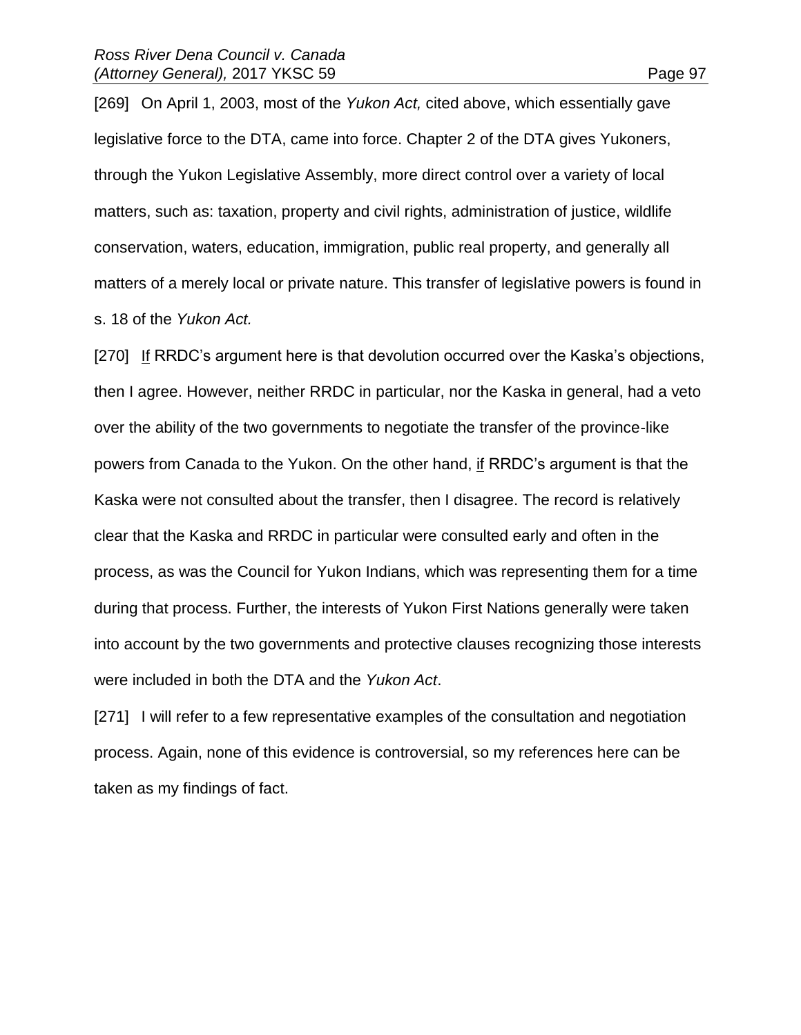[269] On April 1, 2003, most of the *Yukon Act,* cited above, which essentially gave legislative force to the DTA, came into force. Chapter 2 of the DTA gives Yukoners, through the Yukon Legislative Assembly, more direct control over a variety of local matters, such as: taxation, property and civil rights, administration of justice, wildlife conservation, waters, education, immigration, public real property, and generally all matters of a merely local or private nature. This transfer of legislative powers is found in s. 18 of the *Yukon Act.*

[270] If RRDC's argument here is that devolution occurred over the Kaska's objections, then I agree. However, neither RRDC in particular, nor the Kaska in general, had a veto over the ability of the two governments to negotiate the transfer of the province-like powers from Canada to the Yukon. On the other hand, if RRDC's argument is that the Kaska were not consulted about the transfer, then I disagree. The record is relatively clear that the Kaska and RRDC in particular were consulted early and often in the process, as was the Council for Yukon Indians, which was representing them for a time during that process. Further, the interests of Yukon First Nations generally were taken into account by the two governments and protective clauses recognizing those interests were included in both the DTA and the *Yukon Act*.

[271] I will refer to a few representative examples of the consultation and negotiation process. Again, none of this evidence is controversial, so my references here can be taken as my findings of fact.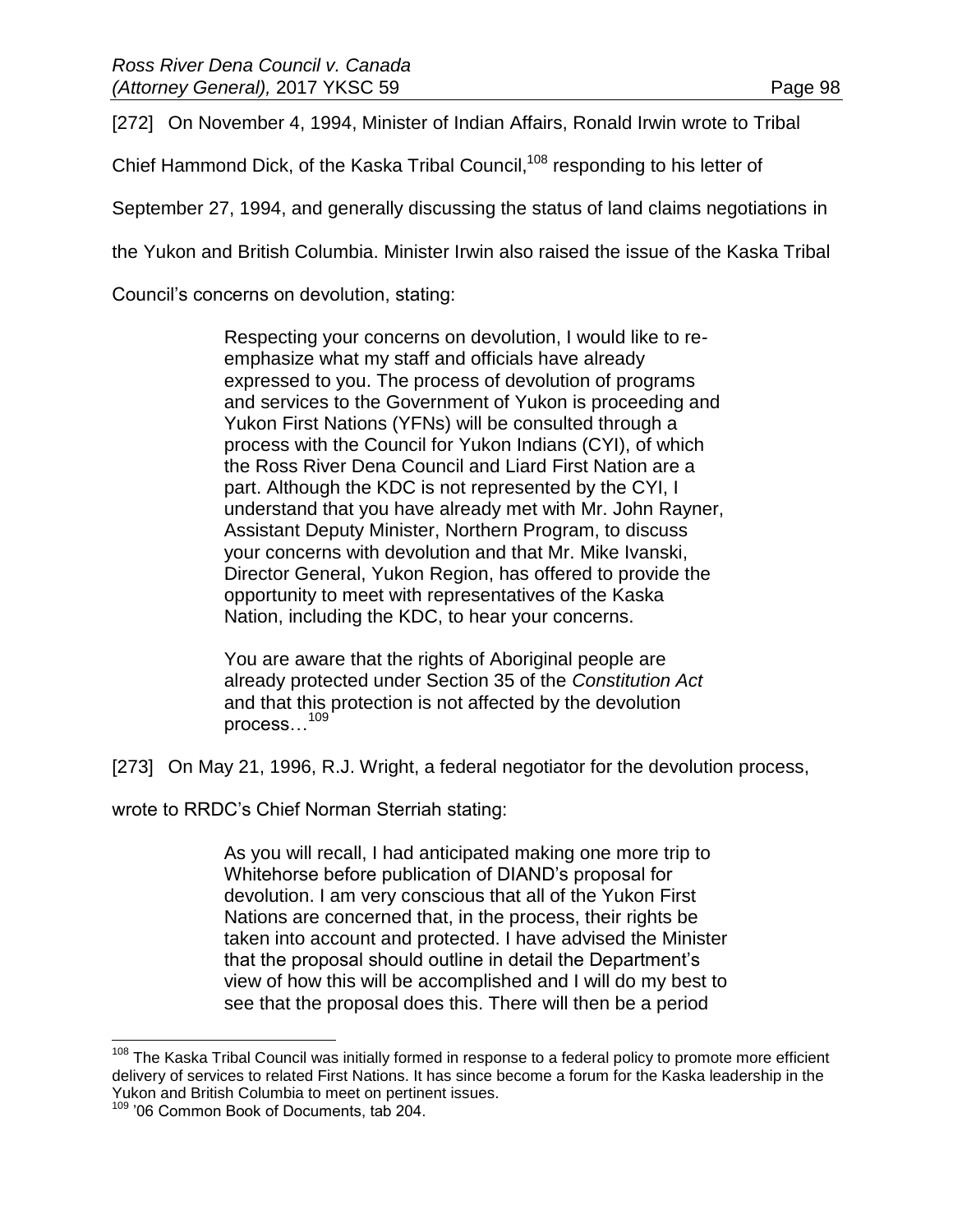[272] On November 4, 1994, Minister of Indian Affairs, Ronald Irwin wrote to Tribal Chief Hammond Dick, of the Kaska Tribal Council,[108] responding to his letter of September 27, 1994, and generally discussing the status of land claims negotiations in the Yukon and British Columbia. Minister Irwin also raised the issue of the Kaska Tribal Council's concerns on devolution, stating:

> Respecting your concerns on devolution, I would like to re-emphasize what my staff and officials have already expressed to you. The process of devolution of programs and services to the Government of Yukon is proceeding and Yukon First Nations (YFNs) will be consulted through a process with the Council for Yukon Indians (CYI), of which the Ross River Dena Council and Liard First Nation are a part. Although the KDC is not represented by the CYI, I understand that you have already met with Mr. John Rayner, Assistant Deputy Minister, Northern Program, to discuss your concerns with devolution and that Mr. Mike Ivanski, Director General, Yukon Region, has offered to provide the opportunity to meet with representatives of the Kaska Nation, including the KDC, to hear your concerns.
>
> You are aware that the rights of Aboriginal people are already protected under Section 35 of the *Constitution Act* and that this protection is not affected by the devolution process…[109]

[273] On May 21, 1996, R.J. Wright, a federal negotiator for the devolution process, wrote to RRDC's Chief Norman Sterriah stating:

> As you will recall, I had anticipated making one more trip to Whitehorse before publication of DIAND's proposal for devolution. I am very conscious that all of the Yukon First Nations are concerned that, in the process, their rights be taken into account and protected. I have advised the Minister that the proposal should outline in detail the Department's view of how this will be accomplished and I will do my best to see that the proposal does this. There will then be a period

---

[108] The Kaska Tribal Council was initially formed in response to a federal policy to promote more efficient delivery of services to related First Nations. It has since become a forum for the Kaska leadership in the Yukon and British Columbia to meet on pertinent issues.

[109] '06 Common Book of Documents, tab 204.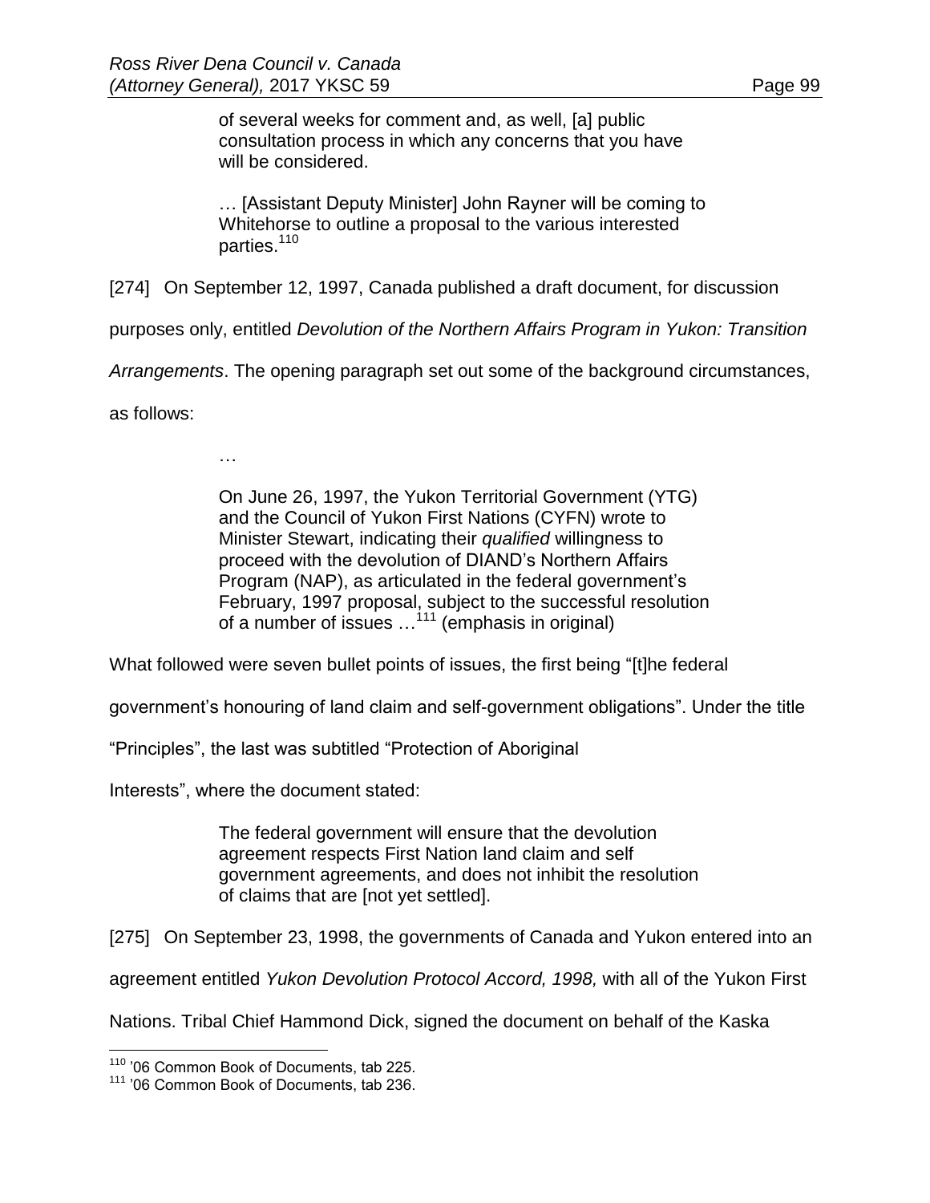> of several weeks for comment and, as well, [a] public consultation process in which any concerns that you have will be considered.
>
> … [Assistant Deputy Minister] John Rayner will be coming to Whitehorse to outline a proposal to the various interested parties.[110]

[274] On September 12, 1997, Canada published a draft document, for discussion purposes only, entitled *Devolution of the Northern Affairs Program in Yukon: Transition Arrangements*. The opening paragraph set out some of the background circumstances, as follows:

> …
>
> On June 26, 1997, the Yukon Territorial Government (YTG) and the Council of Yukon First Nations (CYFN) wrote to Minister Stewart, indicating their *qualified* willingness to proceed with the devolution of DIAND's Northern Affairs Program (NAP), as articulated in the federal government's February, 1997 proposal, subject to the successful resolution of a number of issues …[111] (emphasis in original)

What followed were seven bullet points of issues, the first being "[t]he federal government's honouring of land claim and self-government obligations". Under the title "Principles", the last was subtitled "Protection of Aboriginal Interests", where the document stated:

> The federal government will ensure that the devolution agreement respects First Nation land claim and self government agreements, and does not inhibit the resolution of claims that are [not yet settled].

[275] On September 23, 1998, the governments of Canada and Yukon entered into an agreement entitled *Yukon Devolution Protocol Accord, 1998,* with all of the Yukon First Nations. Tribal Chief Hammond Dick, signed the document on behalf of the Kaska

---

[110] '06 Common Book of Documents, tab 225.

[111] '06 Common Book of Documents, tab 236.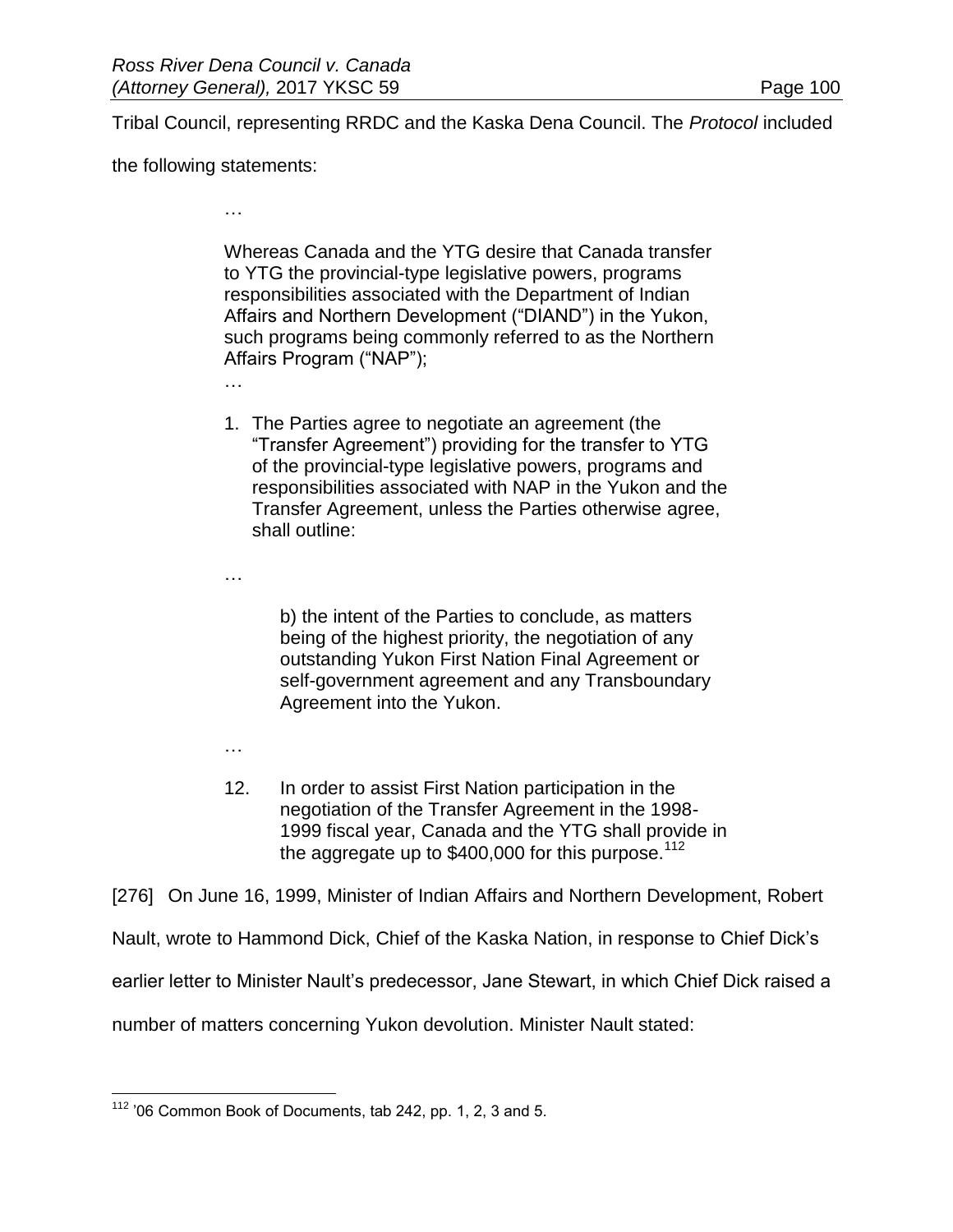Tribal Council, representing RRDC and the Kaska Dena Council. The *Protocol* included the following statements:

> …
>
> Whereas Canada and the YTG desire that Canada transfer to YTG the provincial-type legislative powers, programs responsibilities associated with the Department of Indian Affairs and Northern Development ("DIAND") in the Yukon, such programs being commonly referred to as the Northern Affairs Program ("NAP");
>
> …
>
> 1. The Parties agree to negotiate an agreement (the "Transfer Agreement") providing for the transfer to YTG of the provincial-type legislative powers, programs and responsibilities associated with NAP in the Yukon and the Transfer Agreement, unless the Parties otherwise agree, shall outline:
>
> …
>
> > b) the intent of the Parties to conclude, as matters being of the highest priority, the negotiation of any outstanding Yukon First Nation Final Agreement or self-government agreement and any Transboundary Agreement into the Yukon.
>
> …
>
> 12. In order to assist First Nation participation in the negotiation of the Transfer Agreement in the 1998-1999 fiscal year, Canada and the YTG shall provide in the aggregate up to $400,000 for this purpose.[112]

[276] On June 16, 1999, Minister of Indian Affairs and Northern Development, Robert Nault, wrote to Hammond Dick, Chief of the Kaska Nation, in response to Chief Dick's earlier letter to Minister Nault's predecessor, Jane Stewart, in which Chief Dick raised a number of matters concerning Yukon devolution. Minister Nault stated:

---

[112] '06 Common Book of Documents, tab 242, pp. 1, 2, 3 and 5.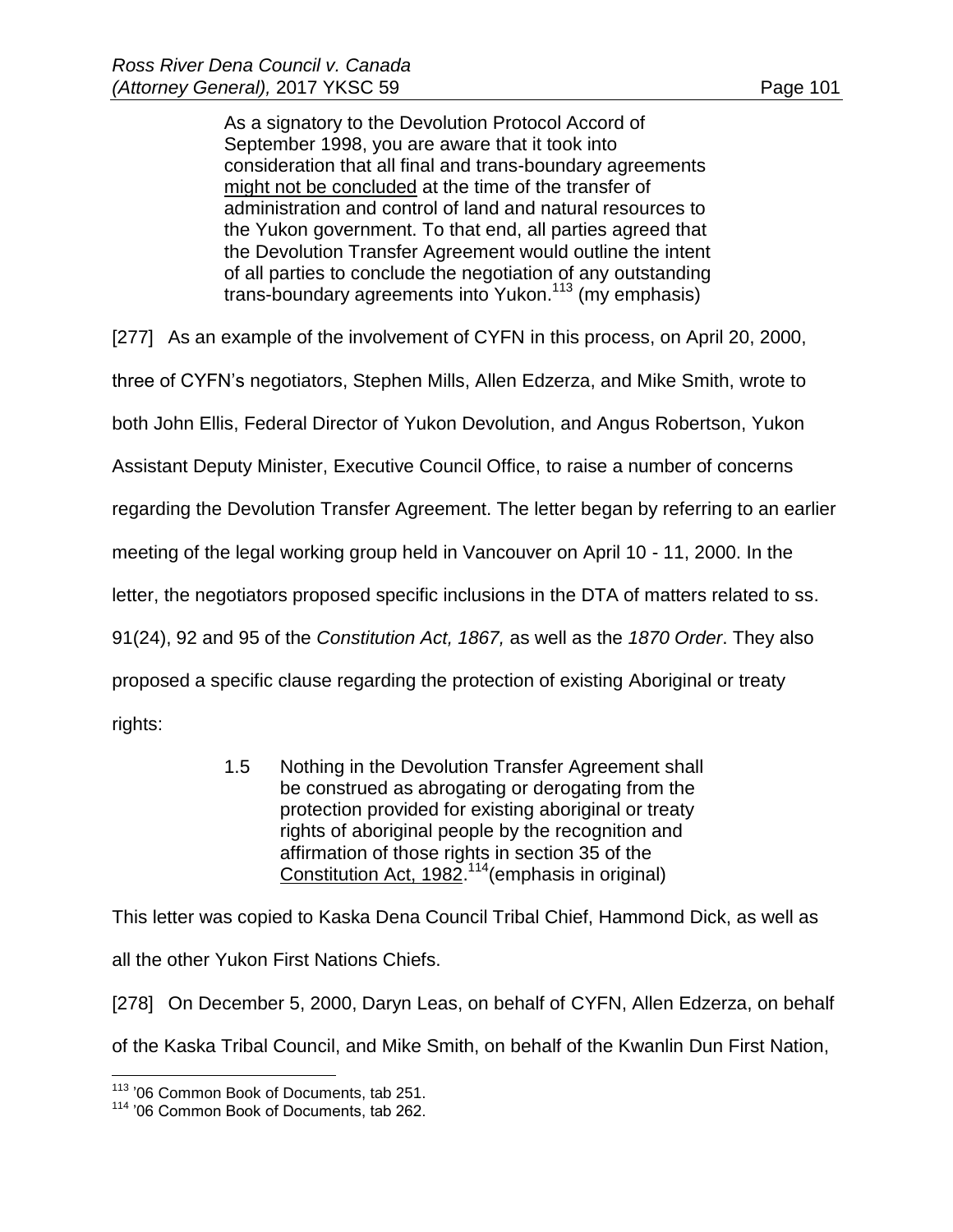> As a signatory to the Devolution Protocol Accord of September 1998, you are aware that it took into consideration that all final and trans-boundary agreements <u>might not be concluded</u> at the time of the transfer of administration and control of land and natural resources to the Yukon government. To that end, all parties agreed that the Devolution Transfer Agreement would outline the intent of all parties to conclude the negotiation of any outstanding trans-boundary agreements into Yukon.[113] (my emphasis)

[277] As an example of the involvement of CYFN in this process, on April 20, 2000, three of CYFN's negotiators, Stephen Mills, Allen Edzerza, and Mike Smith, wrote to both John Ellis, Federal Director of Yukon Devolution, and Angus Robertson, Yukon Assistant Deputy Minister, Executive Council Office, to raise a number of concerns regarding the Devolution Transfer Agreement. The letter began by referring to an earlier meeting of the legal working group held in Vancouver on April 10 - 11, 2000. In the letter, the negotiators proposed specific inclusions in the DTA of matters related to ss. 91(24), 92 and 95 of the *Constitution Act, 1867,* as well as the *1870 Order*. They also proposed a specific clause regarding the protection of existing Aboriginal or treaty rights:

> 1.5 Nothing in the Devolution Transfer Agreement shall be construed as abrogating or derogating from the protection provided for existing aboriginal or treaty rights of aboriginal people by the recognition and affirmation of those rights in section 35 of the <u>Constitution Act, 1982</u>.[114](emphasis in original)

This letter was copied to Kaska Dena Council Tribal Chief, Hammond Dick, as well as all the other Yukon First Nations Chiefs.

[278] On December 5, 2000, Daryn Leas, on behalf of CYFN, Allen Edzerza, on behalf of the Kaska Tribal Council, and Mike Smith, on behalf of the Kwanlin Dun First Nation,

---

[113] '06 Common Book of Documents, tab 251.

[114] '06 Common Book of Documents, tab 262.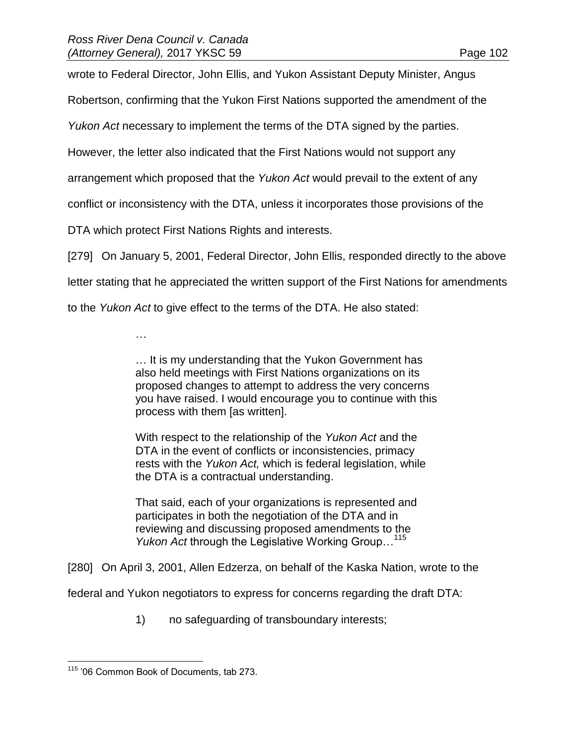wrote to Federal Director, John Ellis, and Yukon Assistant Deputy Minister, Angus Robertson, confirming that the Yukon First Nations supported the amendment of the *Yukon Act* necessary to implement the terms of the DTA signed by the parties. However, the letter also indicated that the First Nations would not support any arrangement which proposed that the *Yukon Act* would prevail to the extent of any conflict or inconsistency with the DTA, unless it incorporates those provisions of the DTA which protect First Nations Rights and interests.

[279] On January 5, 2001, Federal Director, John Ellis, responded directly to the above letter stating that he appreciated the written support of the First Nations for amendments to the *Yukon Act* to give effect to the terms of the DTA. He also stated:

> …
>
> … It is my understanding that the Yukon Government has also held meetings with First Nations organizations on its proposed changes to attempt to address the very concerns you have raised. I would encourage you to continue with this process with them [as written].
>
> With respect to the relationship of the *Yukon Act* and the DTA in the event of conflicts or inconsistencies, primacy rests with the *Yukon Act,* which is federal legislation, while the DTA is a contractual understanding.
>
> That said, each of your organizations is represented and participates in both the negotiation of the DTA and in reviewing and discussing proposed amendments to the *Yukon Act* through the Legislative Working Group…[115]

[280] On April 3, 2001, Allen Edzerza, on behalf of the Kaska Nation, wrote to the federal and Yukon negotiators to express for concerns regarding the draft DTA:

1) no safeguarding of transboundary interests;

---

[115] '06 Common Book of Documents, tab 273.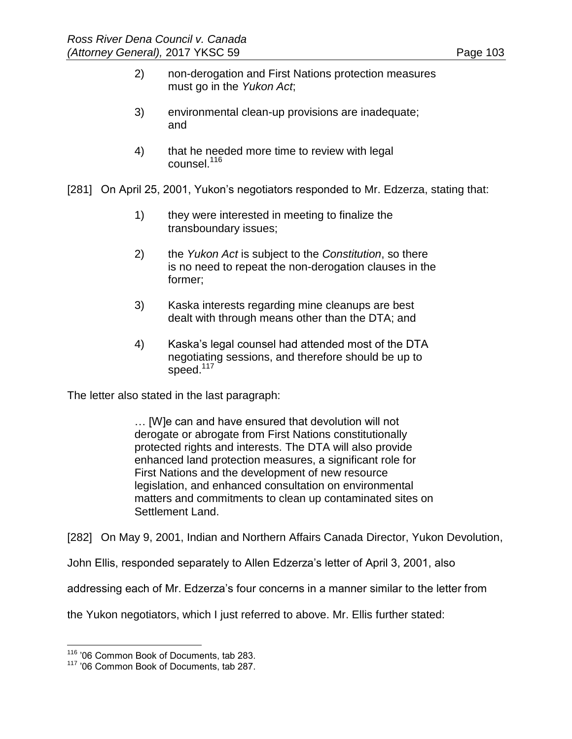2) non-derogation and First Nations protection measures must go in the *Yukon Act*;

3) environmental clean-up provisions are inadequate; and

4) that he needed more time to review with legal counsel.[116]

[281] On April 25, 2001, Yukon's negotiators responded to Mr. Edzerza, stating that:

1) they were interested in meeting to finalize the transboundary issues;

2) the *Yukon Act* is subject to the *Constitution*, so there is no need to repeat the non-derogation clauses in the former;

3) Kaska interests regarding mine cleanups are best dealt with through means other than the DTA; and

4) Kaska's legal counsel had attended most of the DTA negotiating sessions, and therefore should be up to speed.[117]

The letter also stated in the last paragraph:

> … [W]e can and have ensured that devolution will not derogate or abrogate from First Nations constitutionally protected rights and interests. The DTA will also provide enhanced land protection measures, a significant role for First Nations and the development of new resource legislation, and enhanced consultation on environmental matters and commitments to clean up contaminated sites on Settlement Land.

[282] On May 9, 2001, Indian and Northern Affairs Canada Director, Yukon Devolution, John Ellis, responded separately to Allen Edzerza's letter of April 3, 2001, also addressing each of Mr. Edzerza's four concerns in a manner similar to the letter from the Yukon negotiators, which I just referred to above. Mr. Ellis further stated:

---

[116] '06 Common Book of Documents, tab 283.

[117] '06 Common Book of Documents, tab 287.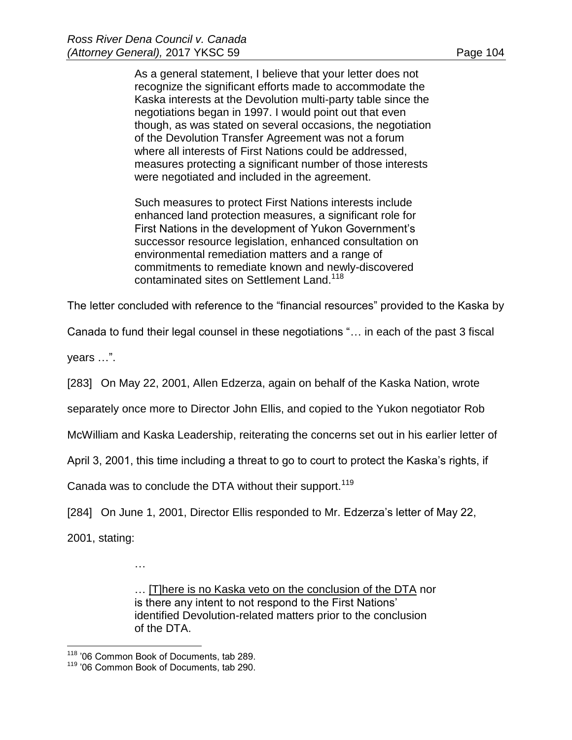> As a general statement, I believe that your letter does not recognize the significant efforts made to accommodate the Kaska interests at the Devolution multi-party table since the negotiations began in 1997. I would point out that even though, as was stated on several occasions, the negotiation of the Devolution Transfer Agreement was not a forum where all interests of First Nations could be addressed, measures protecting a significant number of those interests were negotiated and included in the agreement.
>
> Such measures to protect First Nations interests include enhanced land protection measures, a significant role for First Nations in the development of Yukon Government's successor resource legislation, enhanced consultation on environmental remediation matters and a range of commitments to remediate known and newly-discovered contaminated sites on Settlement Land.[118]

The letter concluded with reference to the "financial resources" provided to the Kaska by Canada to fund their legal counsel in these negotiations "… in each of the past 3 fiscal years …".

[283] On May 22, 2001, Allen Edzerza, again on behalf of the Kaska Nation, wrote separately once more to Director John Ellis, and copied to the Yukon negotiator Rob McWilliam and Kaska Leadership, reiterating the concerns set out in his earlier letter of April 3, 2001, this time including a threat to go to court to protect the Kaska's rights, if Canada was to conclude the DTA without their support.[119]

[284] On June 1, 2001, Director Ellis responded to Mr. Edzerza's letter of May 22, 2001, stating:

> …
>
> … <u>[T]here is no Kaska veto on the conclusion of the DTA</u> nor is there any intent to not respond to the First Nations' identified Devolution-related matters prior to the conclusion of the DTA.

---

[118] '06 Common Book of Documents, tab 289.

[119] '06 Common Book of Documents, tab 290.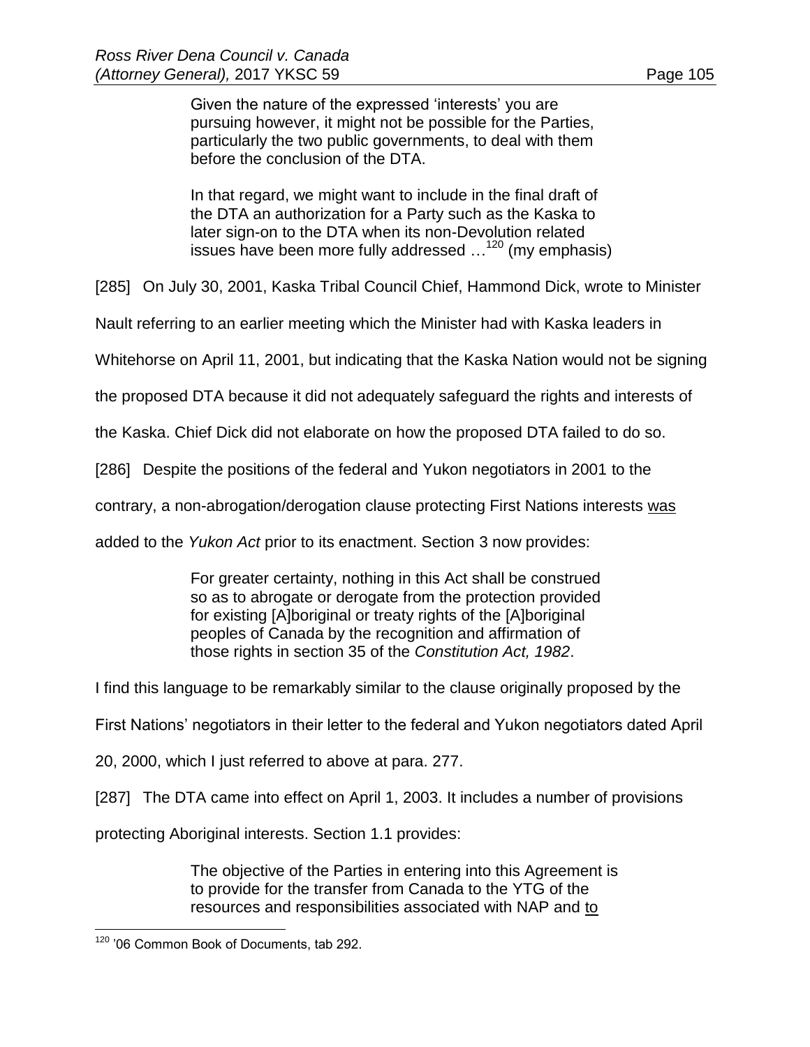> Given the nature of the expressed 'interests' you are pursuing however, it might not be possible for the Parties, particularly the two public governments, to deal with them before the conclusion of the DTA.
>
> In that regard, we might want to include in the final draft of the DTA an authorization for a Party such as the Kaska to later sign-on to the DTA when its non-Devolution related issues have been more fully addressed …[120] (my emphasis)

[285] On July 30, 2001, Kaska Tribal Council Chief, Hammond Dick, wrote to Minister Nault referring to an earlier meeting which the Minister had with Kaska leaders in Whitehorse on April 11, 2001, but indicating that the Kaska Nation would not be signing the proposed DTA because it did not adequately safeguard the rights and interests of the Kaska. Chief Dick did not elaborate on how the proposed DTA failed to do so.

[286] Despite the positions of the federal and Yukon negotiators in 2001 to the contrary, a non-abrogation/derogation clause protecting First Nations interests <u>was</u> added to the *Yukon Act* prior to its enactment. Section 3 now provides:

> For greater certainty, nothing in this Act shall be construed so as to abrogate or derogate from the protection provided for existing [A]boriginal or treaty rights of the [A]boriginal peoples of Canada by the recognition and affirmation of those rights in section 35 of the *Constitution Act, 1982*.

I find this language to be remarkably similar to the clause originally proposed by the First Nations' negotiators in their letter to the federal and Yukon negotiators dated April 20, 2000, which I just referred to above at para. 277.

[287] The DTA came into effect on April 1, 2003. It includes a number of provisions protecting Aboriginal interests. Section 1.1 provides:

> The objective of the Parties in entering into this Agreement is to provide for the transfer from Canada to the YTG of the resources and responsibilities associated with NAP and <u>to</u>

[120] '06 Common Book of Documents, tab 292.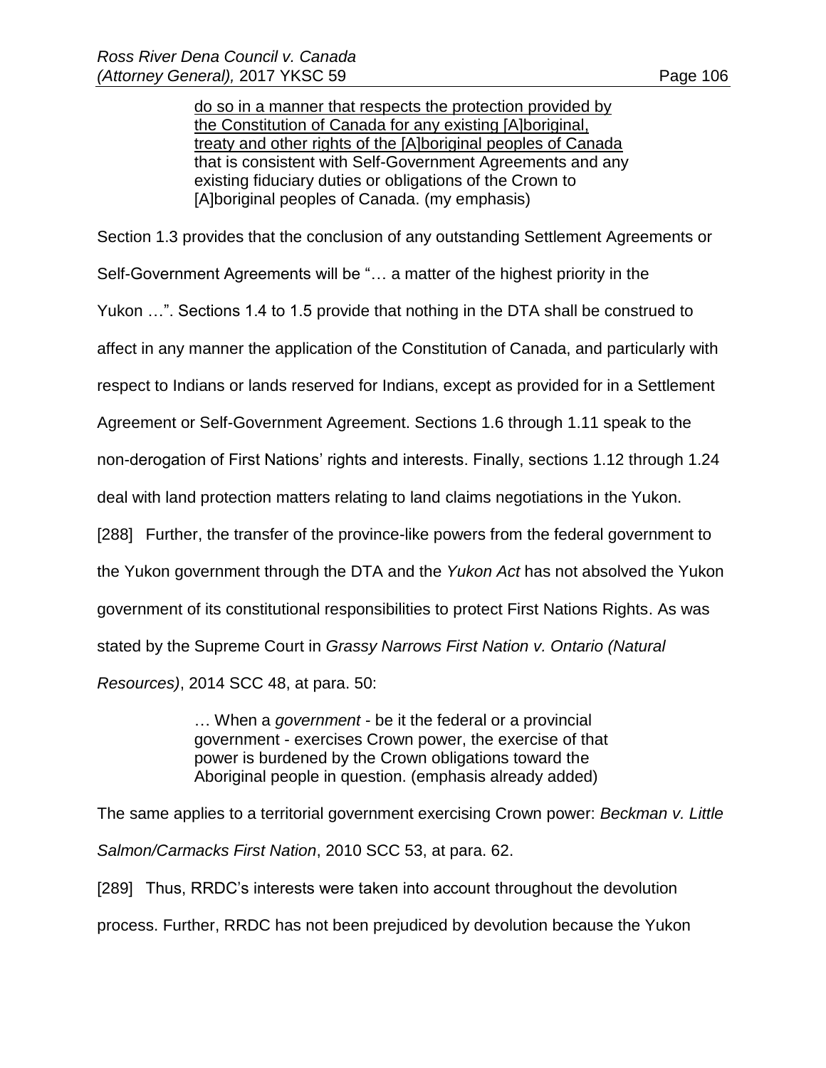> <u>do so in a manner that respects the protection provided by the Constitution of Canada for any existing [A]boriginal, treaty and other rights of the [A]boriginal peoples of Canada</u> that is consistent with Self-Government Agreements and any existing fiduciary duties or obligations of the Crown to [A]boriginal peoples of Canada. (my emphasis)

Section 1.3 provides that the conclusion of any outstanding Settlement Agreements or Self-Government Agreements will be "… a matter of the highest priority in the Yukon …". Sections 1.4 to 1.5 provide that nothing in the DTA shall be construed to affect in any manner the application of the Constitution of Canada, and particularly with respect to Indians or lands reserved for Indians, except as provided for in a Settlement Agreement or Self-Government Agreement. Sections 1.6 through 1.11 speak to the non-derogation of First Nations' rights and interests. Finally, sections 1.12 through 1.24 deal with land protection matters relating to land claims negotiations in the Yukon.

[288] Further, the transfer of the province-like powers from the federal government to the Yukon government through the DTA and the *Yukon Act* has not absolved the Yukon government of its constitutional responsibilities to protect First Nations Rights. As was stated by the Supreme Court in *Grassy Narrows First Nation v. Ontario (Natural Resources)*, 2014 SCC 48, at para. 50:

> … When a *government* - be it the federal or a provincial government - exercises Crown power, the exercise of that power is burdened by the Crown obligations toward the Aboriginal people in question. (emphasis already added)

The same applies to a territorial government exercising Crown power: *Beckman v. Little Salmon/Carmacks First Nation*, 2010 SCC 53, at para. 62.

[289] Thus, RRDC's interests were taken into account throughout the devolution process. Further, RRDC has not been prejudiced by devolution because the Yukon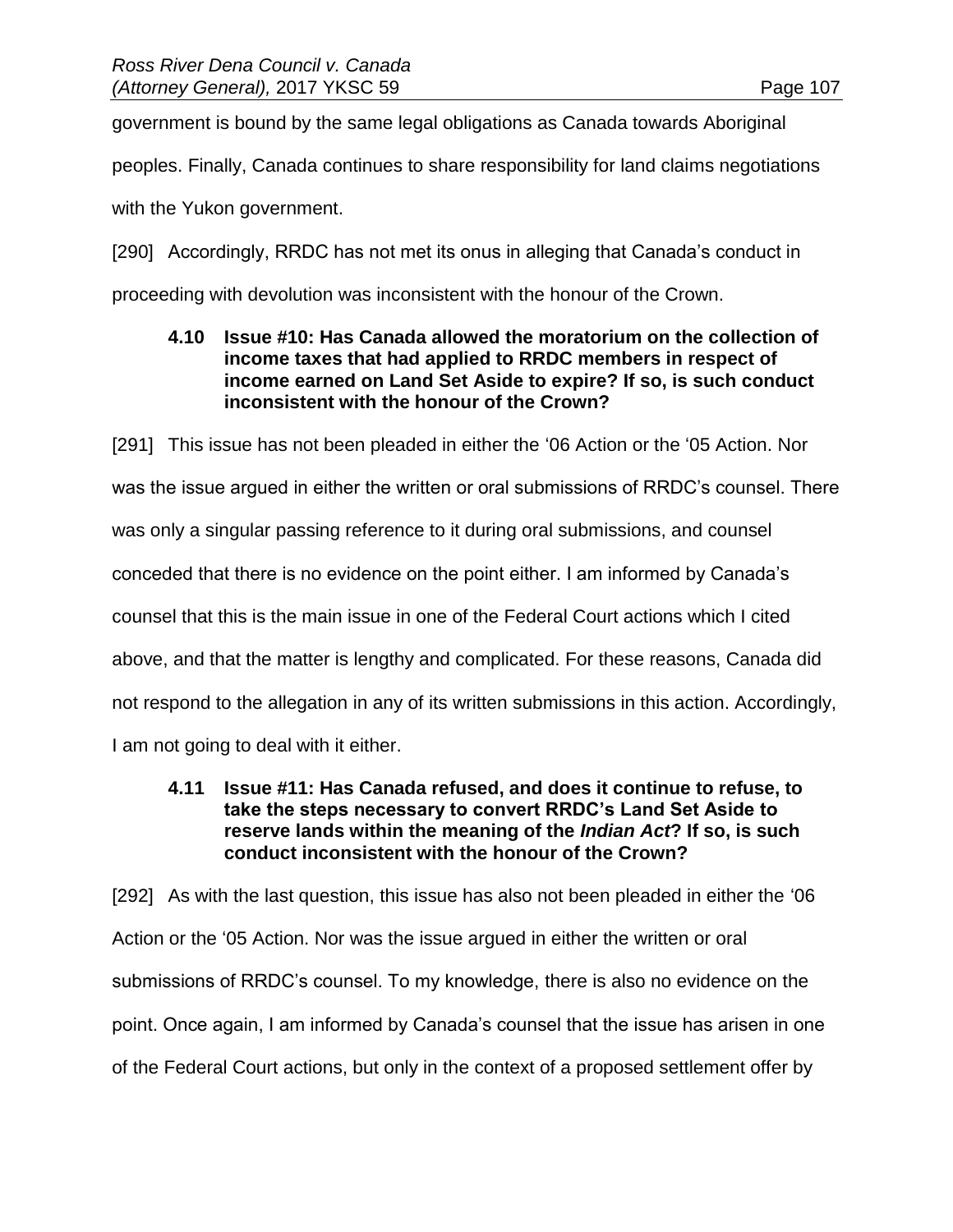government is bound by the same legal obligations as Canada towards Aboriginal peoples. Finally, Canada continues to share responsibility for land claims negotiations with the Yukon government.

[290] Accordingly, RRDC has not met its onus in alleging that Canada's conduct in proceeding with devolution was inconsistent with the honour of the Crown.

### 4.10 Issue #10: Has Canada allowed the moratorium on the collection of income taxes that had applied to RRDC members in respect of income earned on Land Set Aside to expire? If so, is such conduct inconsistent with the honour of the Crown?

[291] This issue has not been pleaded in either the '06 Action or the '05 Action. Nor was the issue argued in either the written or oral submissions of RRDC's counsel. There was only a singular passing reference to it during oral submissions, and counsel conceded that there is no evidence on the point either. I am informed by Canada's counsel that this is the main issue in one of the Federal Court actions which I cited above, and that the matter is lengthy and complicated. For these reasons, Canada did not respond to the allegation in any of its written submissions in this action. Accordingly, I am not going to deal with it either.

### 4.11 Issue #11: Has Canada refused, and does it continue to refuse, to take the steps necessary to convert RRDC's Land Set Aside to reserve lands within the meaning of the *Indian Act*? If so, is such conduct inconsistent with the honour of the Crown?

[292] As with the last question, this issue has also not been pleaded in either the '06 Action or the '05 Action. Nor was the issue argued in either the written or oral submissions of RRDC's counsel. To my knowledge, there is also no evidence on the point. Once again, I am informed by Canada's counsel that the issue has arisen in one of the Federal Court actions, but only in the context of a proposed settlement offer by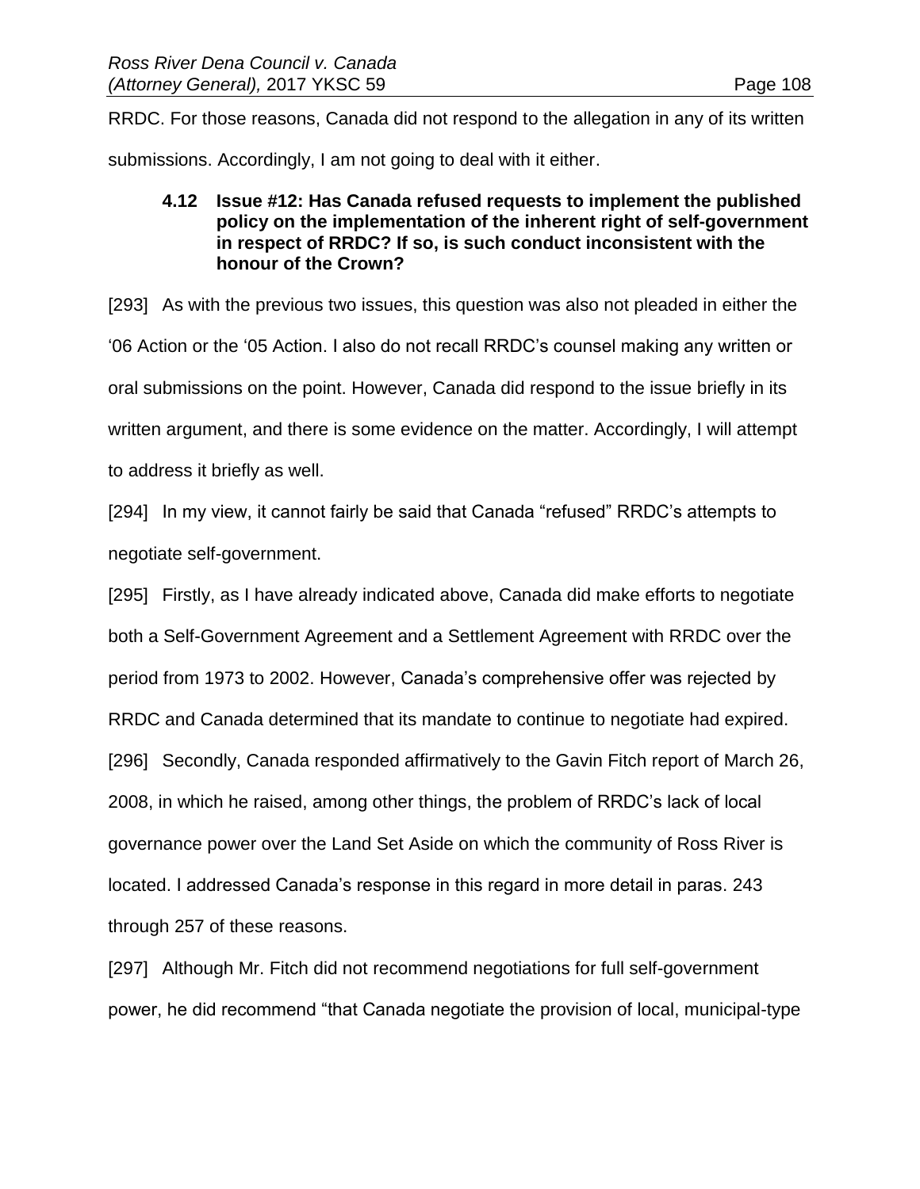RRDC. For those reasons, Canada did not respond to the allegation in any of its written submissions. Accordingly, I am not going to deal with it either.

### 4.12 Issue #12: Has Canada refused requests to implement the published policy on the implementation of the inherent right of self-government in respect of RRDC? If so, is such conduct inconsistent with the honour of the Crown?

[293] As with the previous two issues, this question was also not pleaded in either the '06 Action or the '05 Action. I also do not recall RRDC's counsel making any written or oral submissions on the point. However, Canada did respond to the issue briefly in its written argument, and there is some evidence on the matter. Accordingly, I will attempt to address it briefly as well.

[294] In my view, it cannot fairly be said that Canada "refused" RRDC's attempts to negotiate self-government.

[295] Firstly, as I have already indicated above, Canada did make efforts to negotiate both a Self-Government Agreement and a Settlement Agreement with RRDC over the period from 1973 to 2002. However, Canada's comprehensive offer was rejected by RRDC and Canada determined that its mandate to continue to negotiate had expired.

[296] Secondly, Canada responded affirmatively to the Gavin Fitch report of March 26, 2008, in which he raised, among other things, the problem of RRDC's lack of local governance power over the Land Set Aside on which the community of Ross River is located. I addressed Canada's response in this regard in more detail in paras. 243 through 257 of these reasons.

[297] Although Mr. Fitch did not recommend negotiations for full self-government power, he did recommend "that Canada negotiate the provision of local, municipal-type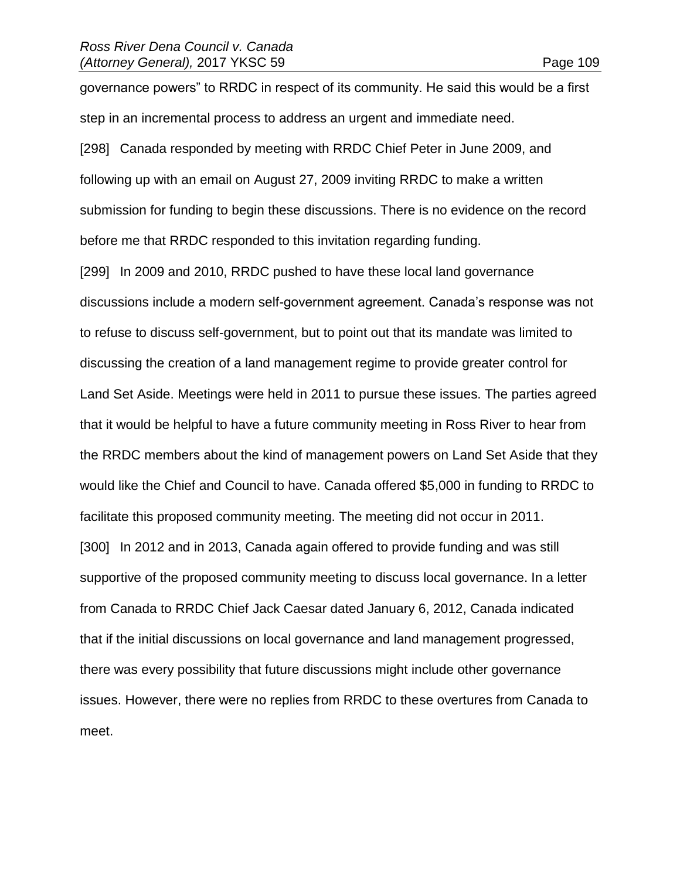governance powers" to RRDC in respect of its community. He said this would be a first step in an incremental process to address an urgent and immediate need.

[298] Canada responded by meeting with RRDC Chief Peter in June 2009, and following up with an email on August 27, 2009 inviting RRDC to make a written submission for funding to begin these discussions. There is no evidence on the record before me that RRDC responded to this invitation regarding funding.

[299] In 2009 and 2010, RRDC pushed to have these local land governance discussions include a modern self-government agreement. Canada's response was not to refuse to discuss self-government, but to point out that its mandate was limited to discussing the creation of a land management regime to provide greater control for Land Set Aside. Meetings were held in 2011 to pursue these issues. The parties agreed that it would be helpful to have a future community meeting in Ross River to hear from the RRDC members about the kind of management powers on Land Set Aside that they would like the Chief and Council to have. Canada offered $5,000 in funding to RRDC to facilitate this proposed community meeting. The meeting did not occur in 2011.

[300] In 2012 and in 2013, Canada again offered to provide funding and was still supportive of the proposed community meeting to discuss local governance. In a letter from Canada to RRDC Chief Jack Caesar dated January 6, 2012, Canada indicated that if the initial discussions on local governance and land management progressed, there was every possibility that future discussions might include other governance issues. However, there were no replies from RRDC to these overtures from Canada to meet.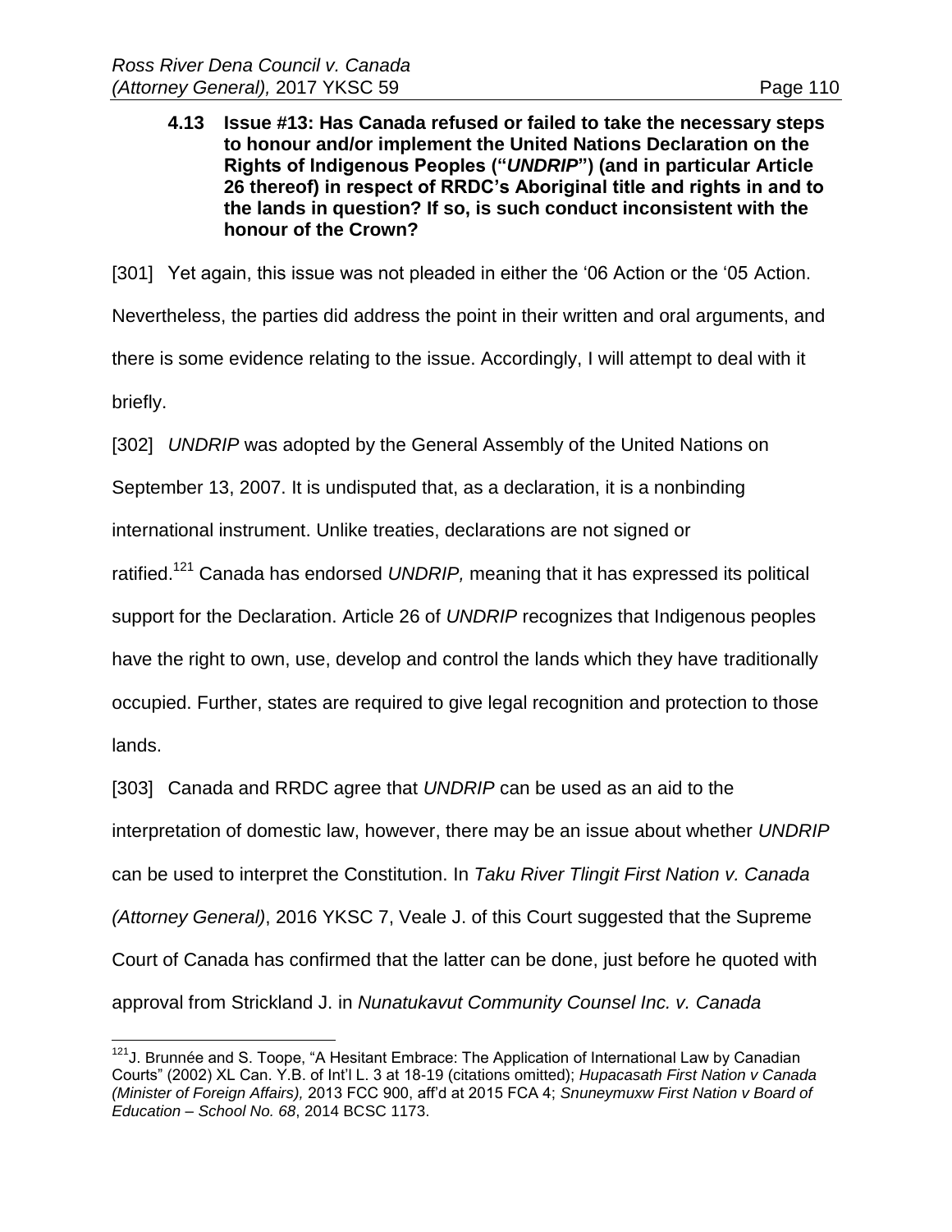### 4.13 Issue #13: Has Canada refused or failed to take the necessary steps to honour and/or implement the United Nations Declaration on the Rights of Indigenous Peoples ("*UNDRIP*") (and in particular Article 26 thereof) in respect of RRDC's Aboriginal title and rights in and to the lands in question? If so, is such conduct inconsistent with the honour of the Crown?

[301] Yet again, this issue was not pleaded in either the '06 Action or the '05 Action. Nevertheless, the parties did address the point in their written and oral arguments, and there is some evidence relating to the issue. Accordingly, I will attempt to deal with it briefly.

[302] *UNDRIP* was adopted by the General Assembly of the United Nations on September 13, 2007. It is undisputed that, as a declaration, it is a nonbinding international instrument. Unlike treaties, declarations are not signed or ratified.[121] Canada has endorsed *UNDRIP,* meaning that it has expressed its political support for the Declaration. Article 26 of *UNDRIP* recognizes that Indigenous peoples have the right to own, use, develop and control the lands which they have traditionally occupied. Further, states are required to give legal recognition and protection to those lands.

[303] Canada and RRDC agree that *UNDRIP* can be used as an aid to the interpretation of domestic law, however, there may be an issue about whether *UNDRIP* can be used to interpret the Constitution. In *Taku River Tlingit First Nation v. Canada (Attorney General)*, 2016 YKSC 7, Veale J. of this Court suggested that the Supreme Court of Canada has confirmed that the latter can be done, just before he quoted with approval from Strickland J. in *Nunatukavut Community Counsel Inc. v. Canada*

---

[121] J. Brunnée and S. Toope, "A Hesitant Embrace: The Application of International Law by Canadian Courts" (2002) XL Can. Y.B. of Int'l L. 3 at 18-19 (citations omitted); *Hupacasath First Nation v Canada (Minister of Foreign Affairs),* 2013 FCC 900, aff'd at 2015 FCA 4; *Snuneymuxw First Nation v Board of Education – School No. 68*, 2014 BCSC 1173.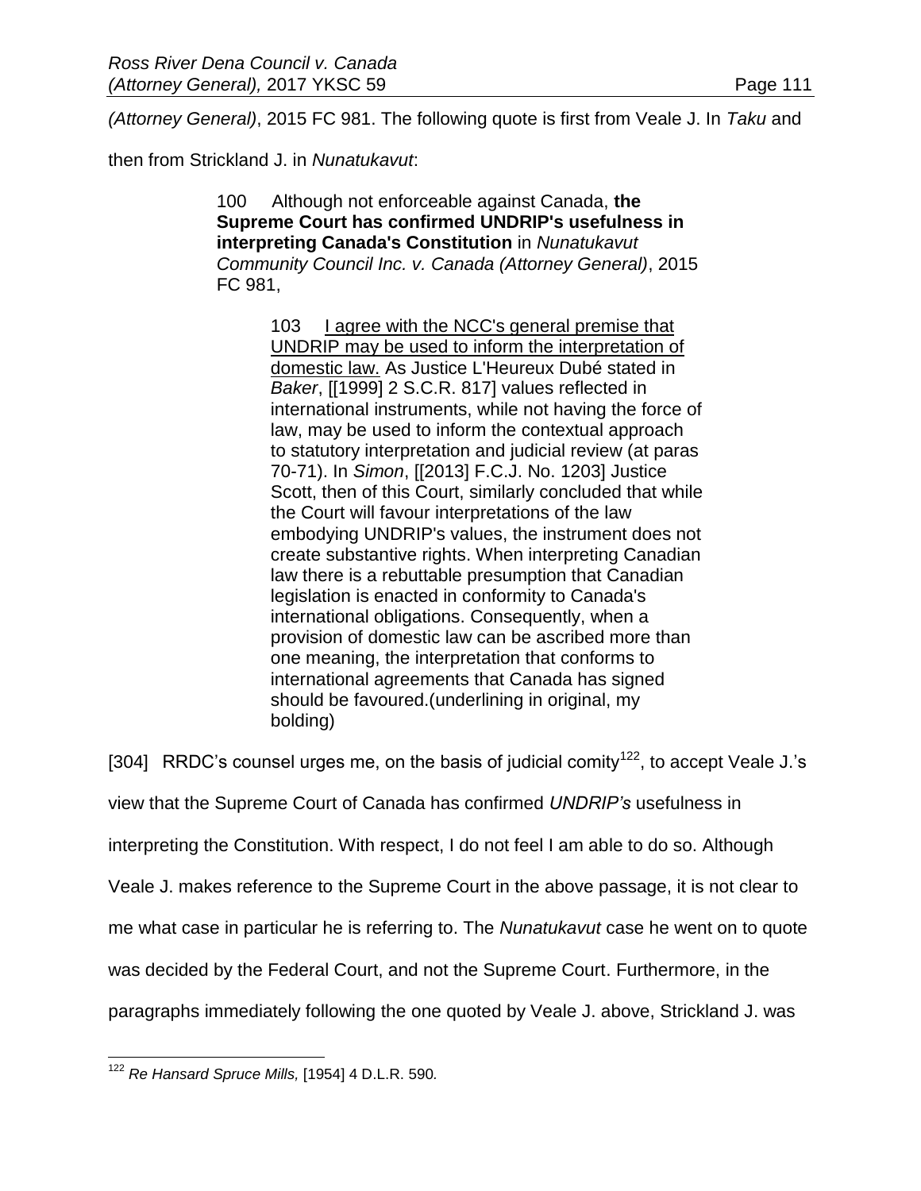*(Attorney General)*, 2015 FC 981. The following quote is first from Veale J. In *Taku* and then from Strickland J. in *Nunatukavut*:

> 100 Although not enforceable against Canada, **the Supreme Court has confirmed UNDRIP's usefulness in interpreting Canada's Constitution** in *Nunatukavut Community Council Inc. v. Canada (Attorney General)*, 2015 FC 981,
>
> > 103 <u>I agree with the NCC's general premise that UNDRIP may be used to inform the interpretation of domestic law.</u> As Justice L'Heureux Dubé stated in *Baker*, [[1999] 2 S.C.R. 817] values reflected in international instruments, while not having the force of law, may be used to inform the contextual approach to statutory interpretation and judicial review (at paras 70-71). In *Simon*, [[2013] F.C.J. No. 1203] Justice Scott, then of this Court, similarly concluded that while the Court will favour interpretations of the law embodying UNDRIP's values, the instrument does not create substantive rights. When interpreting Canadian law there is a rebuttable presumption that Canadian legislation is enacted in conformity to Canada's international obligations. Consequently, when a provision of domestic law can be ascribed more than one meaning, the interpretation that conforms to international agreements that Canada has signed should be favoured.(underlining in original, my bolding)

[304] RRDC's counsel urges me, on the basis of judicial comity[122], to accept Veale J.'s view that the Supreme Court of Canada has confirmed *UNDRIP's* usefulness in interpreting the Constitution. With respect, I do not feel I am able to do so. Although Veale J. makes reference to the Supreme Court in the above passage, it is not clear to me what case in particular he is referring to. The *Nunatukavut* case he went on to quote was decided by the Federal Court, and not the Supreme Court. Furthermore, in the paragraphs immediately following the one quoted by Veale J. above, Strickland J. was

---

[122] *Re Hansard Spruce Mills,* [1954] 4 D.L.R. 590*.*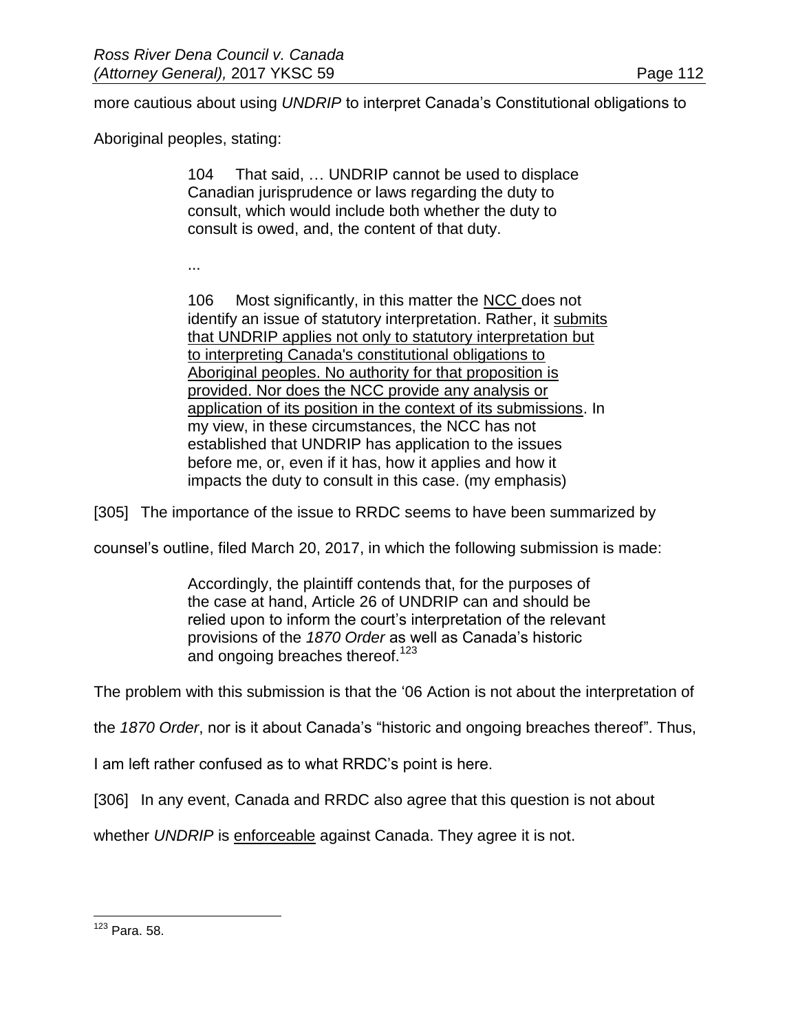more cautious about using *UNDRIP* to interpret Canada's Constitutional obligations to Aboriginal peoples, stating:

> 104 That said, … UNDRIP cannot be used to displace Canadian jurisprudence or laws regarding the duty to consult, which would include both whether the duty to consult is owed, and, the content of that duty.
>
> ...
>
> 106 Most significantly, in this matter the <u>NCC</u> does not identify an issue of statutory interpretation. Rather, it <u>submits that UNDRIP applies not only to statutory interpretation but to interpreting Canada's constitutional obligations to Aboriginal peoples. No authority for that proposition is provided. Nor does the NCC provide any analysis or application of its position in the context of its submissions</u>. In my view, in these circumstances, the NCC has not established that UNDRIP has application to the issues before me, or, even if it has, how it applies and how it impacts the duty to consult in this case. (my emphasis)

[305] The importance of the issue to RRDC seems to have been summarized by counsel's outline, filed March 20, 2017, in which the following submission is made:

> Accordingly, the plaintiff contends that, for the purposes of the case at hand, Article 26 of UNDRIP can and should be relied upon to inform the court's interpretation of the relevant provisions of the *1870 Order* as well as Canada's historic and ongoing breaches thereof.[123]

The problem with this submission is that the '06 Action is not about the interpretation of the *1870 Order*, nor is it about Canada's "historic and ongoing breaches thereof". Thus, I am left rather confused as to what RRDC's point is here.

[306] In any event, Canada and RRDC also agree that this question is not about whether *UNDRIP* is <u>enforceable</u> against Canada. They agree it is not.

---

[123] Para. 58.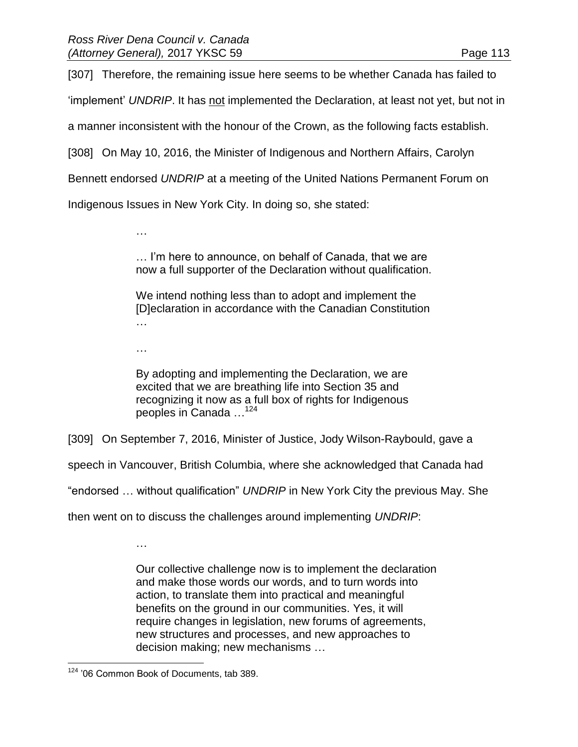[307] Therefore, the remaining issue here seems to be whether Canada has failed to 'implement' *UNDRIP*. It has <u>not</u> implemented the Declaration, at least not yet, but not in a manner inconsistent with the honour of the Crown, as the following facts establish.

[308] On May 10, 2016, the Minister of Indigenous and Northern Affairs, Carolyn Bennett endorsed *UNDRIP* at a meeting of the United Nations Permanent Forum on Indigenous Issues in New York City. In doing so, she stated:

> …
>
> … I'm here to announce, on behalf of Canada, that we are now a full supporter of the Declaration without qualification.
>
> We intend nothing less than to adopt and implement the [D]eclaration in accordance with the Canadian Constitution …
>
> …
>
> By adopting and implementing the Declaration, we are excited that we are breathing life into Section 35 and recognizing it now as a full box of rights for Indigenous peoples in Canada …[124]

[309] On September 7, 2016, Minister of Justice, Jody Wilson-Raybould, gave a speech in Vancouver, British Columbia, where she acknowledged that Canada had "endorsed … without qualification" *UNDRIP* in New York City the previous May. She then went on to discuss the challenges around implementing *UNDRIP*:

> …
>
> Our collective challenge now is to implement the declaration and make those words our words, and to turn words into action, to translate them into practical and meaningful benefits on the ground in our communities. Yes, it will require changes in legislation, new forums of agreements, new structures and processes, and new approaches to decision making; new mechanisms …

[124] '06 Common Book of Documents, tab 389.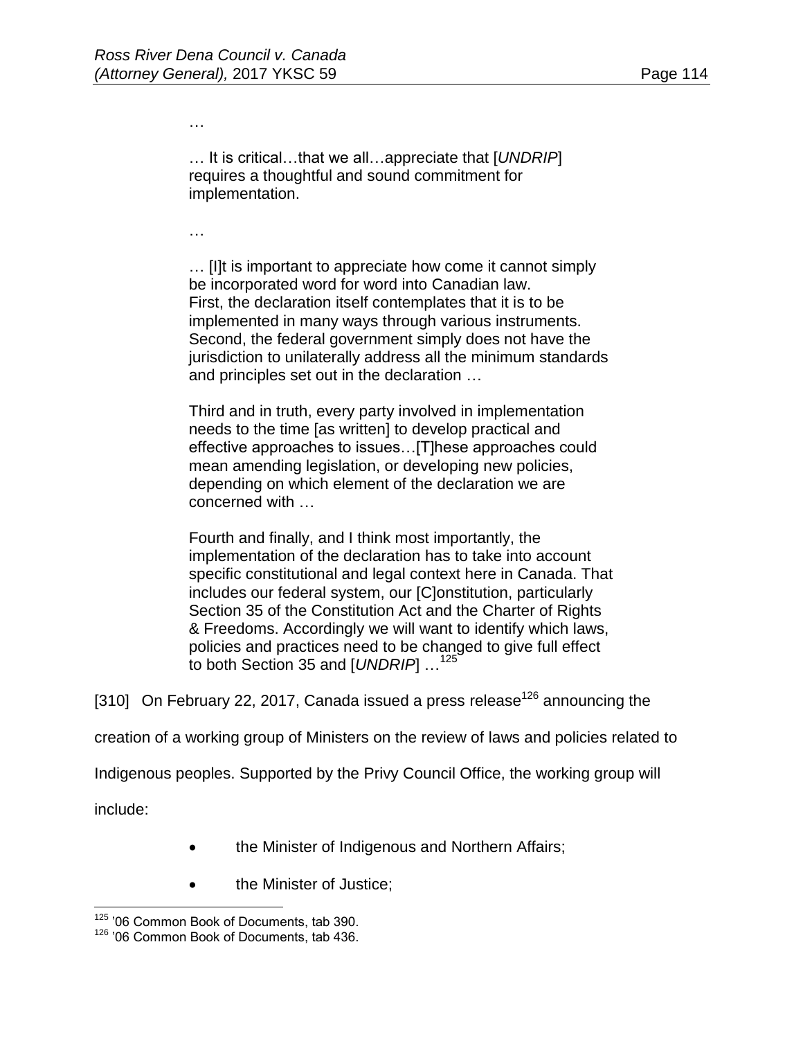> …
>
> … It is critical…that we all…appreciate that [*UNDRIP*] requires a thoughtful and sound commitment for implementation.
>
> …
>
> … [I]t is important to appreciate how come it cannot simply be incorporated word for word into Canadian law. First, the declaration itself contemplates that it is to be implemented in many ways through various instruments. Second, the federal government simply does not have the jurisdiction to unilaterally address all the minimum standards and principles set out in the declaration …
>
> Third and in truth, every party involved in implementation needs to the time [as written] to develop practical and effective approaches to issues…[T]hese approaches could mean amending legislation, or developing new policies, depending on which element of the declaration we are concerned with …
>
> Fourth and finally, and I think most importantly, the implementation of the declaration has to take into account specific constitutional and legal context here in Canada. That includes our federal system, our [C]onstitution, particularly Section 35 of the Constitution Act and the Charter of Rights & Freedoms. Accordingly we will want to identify which laws, policies and practices need to be changed to give full effect to both Section 35 and [*UNDRIP*] …[125]

[310] On February 22, 2017, Canada issued a press release[126] announcing the creation of a working group of Ministers on the review of laws and policies related to Indigenous peoples. Supported by the Privy Council Office, the working group will include:

- the Minister of Indigenous and Northern Affairs;
- the Minister of Justice;

---

[125] '06 Common Book of Documents, tab 390.
[126] '06 Common Book of Documents, tab 436.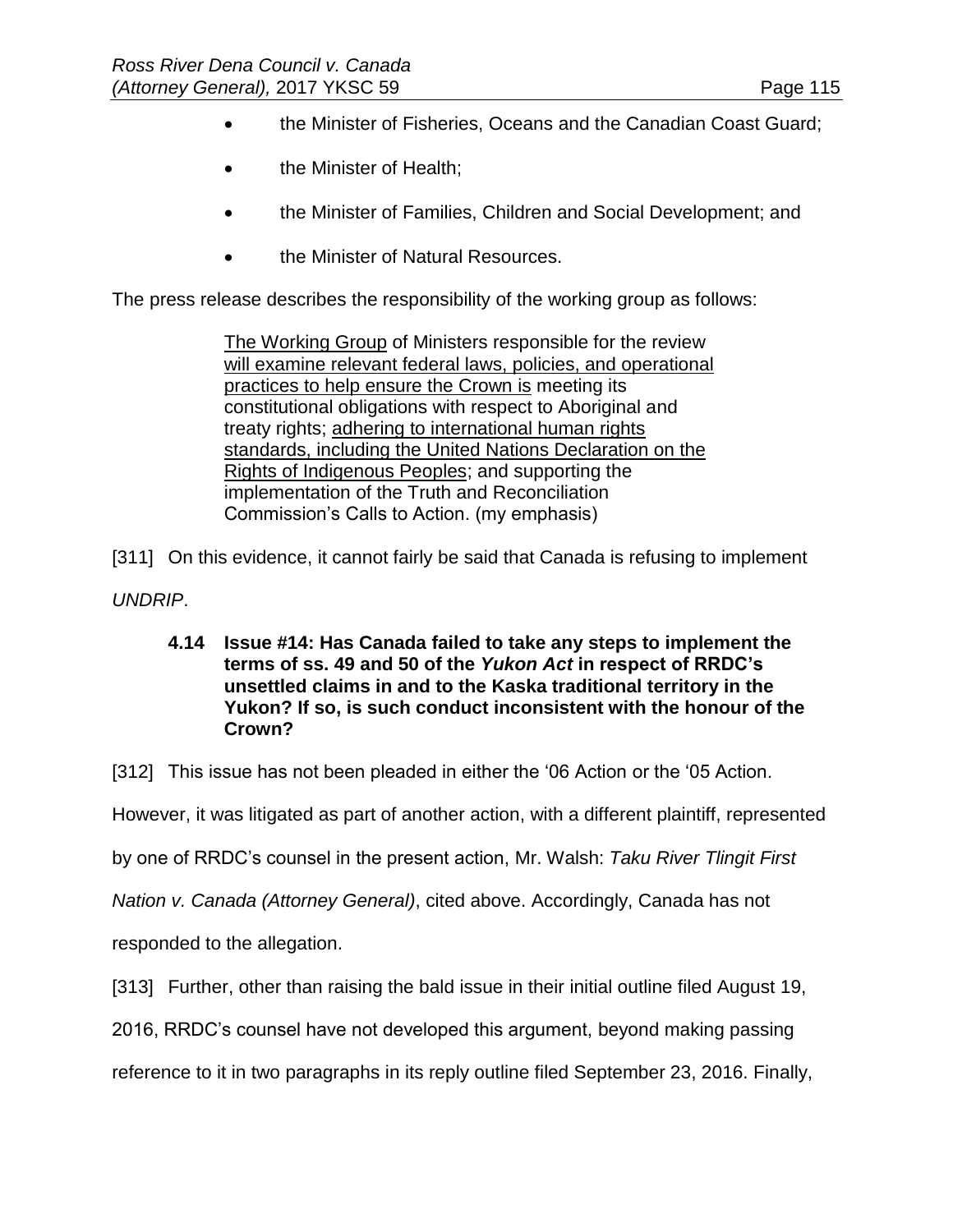- the Minister of Fisheries, Oceans and the Canadian Coast Guard;
- the Minister of Health;
- the Minister of Families, Children and Social Development; and
- the Minister of Natural Resources.

The press release describes the responsibility of the working group as follows:

> <u>The Working Group</u> of Ministers responsible for the review <u>will examine relevant federal laws, policies, and operational practices to help ensure the Crown is</u> meeting its constitutional obligations with respect to Aboriginal and treaty rights; <u>adhering to international human rights standards, including the United Nations Declaration on the Rights of Indigenous Peoples</u>; and supporting the implementation of the Truth and Reconciliation Commission's Calls to Action. (my emphasis)

[311] On this evidence, it cannot fairly be said that Canada is refusing to implement *UNDRIP*.

### 4.14 Issue #14: Has Canada failed to take any steps to implement the terms of ss. 49 and 50 of the *Yukon Act* in respect of RRDC's unsettled claims in and to the Kaska traditional territory in the Yukon? If so, is such conduct inconsistent with the honour of the Crown?

[312] This issue has not been pleaded in either the '06 Action or the '05 Action. However, it was litigated as part of another action, with a different plaintiff, represented by one of RRDC's counsel in the present action, Mr. Walsh: *Taku River Tlingit First Nation v. Canada (Attorney General)*, cited above. Accordingly, Canada has not responded to the allegation.

[313] Further, other than raising the bald issue in their initial outline filed August 19, 2016, RRDC's counsel have not developed this argument, beyond making passing reference to it in two paragraphs in its reply outline filed September 23, 2016. Finally,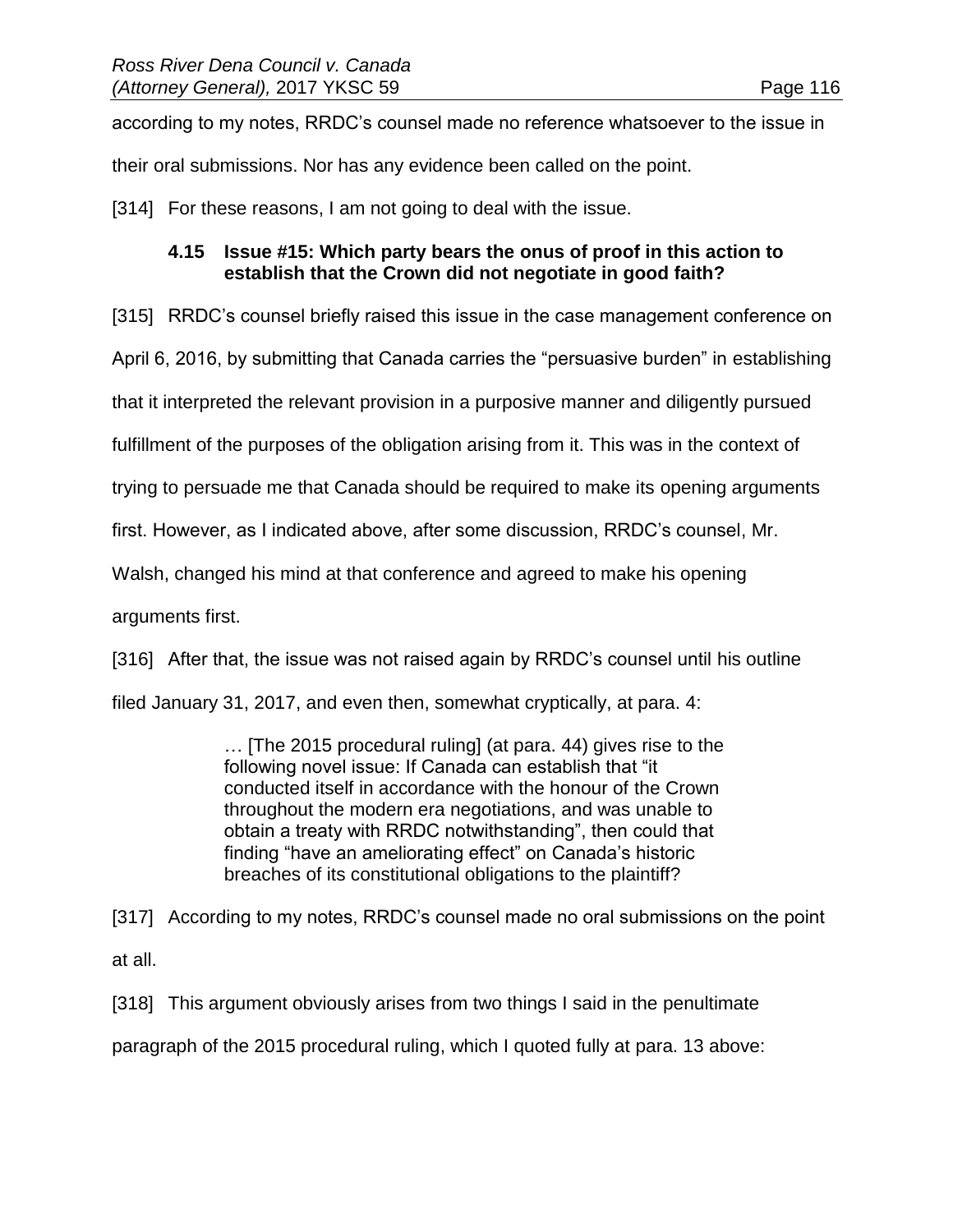according to my notes, RRDC's counsel made no reference whatsoever to the issue in their oral submissions. Nor has any evidence been called on the point.

[314] For these reasons, I am not going to deal with the issue.

### 4.15 Issue #15: Which party bears the onus of proof in this action to establish that the Crown did not negotiate in good faith?

[315] RRDC's counsel briefly raised this issue in the case management conference on April 6, 2016, by submitting that Canada carries the "persuasive burden" in establishing that it interpreted the relevant provision in a purposive manner and diligently pursued fulfillment of the purposes of the obligation arising from it. This was in the context of trying to persuade me that Canada should be required to make its opening arguments first. However, as I indicated above, after some discussion, RRDC's counsel, Mr. Walsh, changed his mind at that conference and agreed to make his opening arguments first.

[316] After that, the issue was not raised again by RRDC's counsel until his outline filed January 31, 2017, and even then, somewhat cryptically, at para. 4:

> … [The 2015 procedural ruling] (at para. 44) gives rise to the following novel issue: If Canada can establish that "it conducted itself in accordance with the honour of the Crown throughout the modern era negotiations, and was unable to obtain a treaty with RRDC notwithstanding", then could that finding "have an ameliorating effect" on Canada's historic breaches of its constitutional obligations to the plaintiff?

[317] According to my notes, RRDC's counsel made no oral submissions on the point at all.

[318] This argument obviously arises from two things I said in the penultimate paragraph of the 2015 procedural ruling, which I quoted fully at para. 13 above: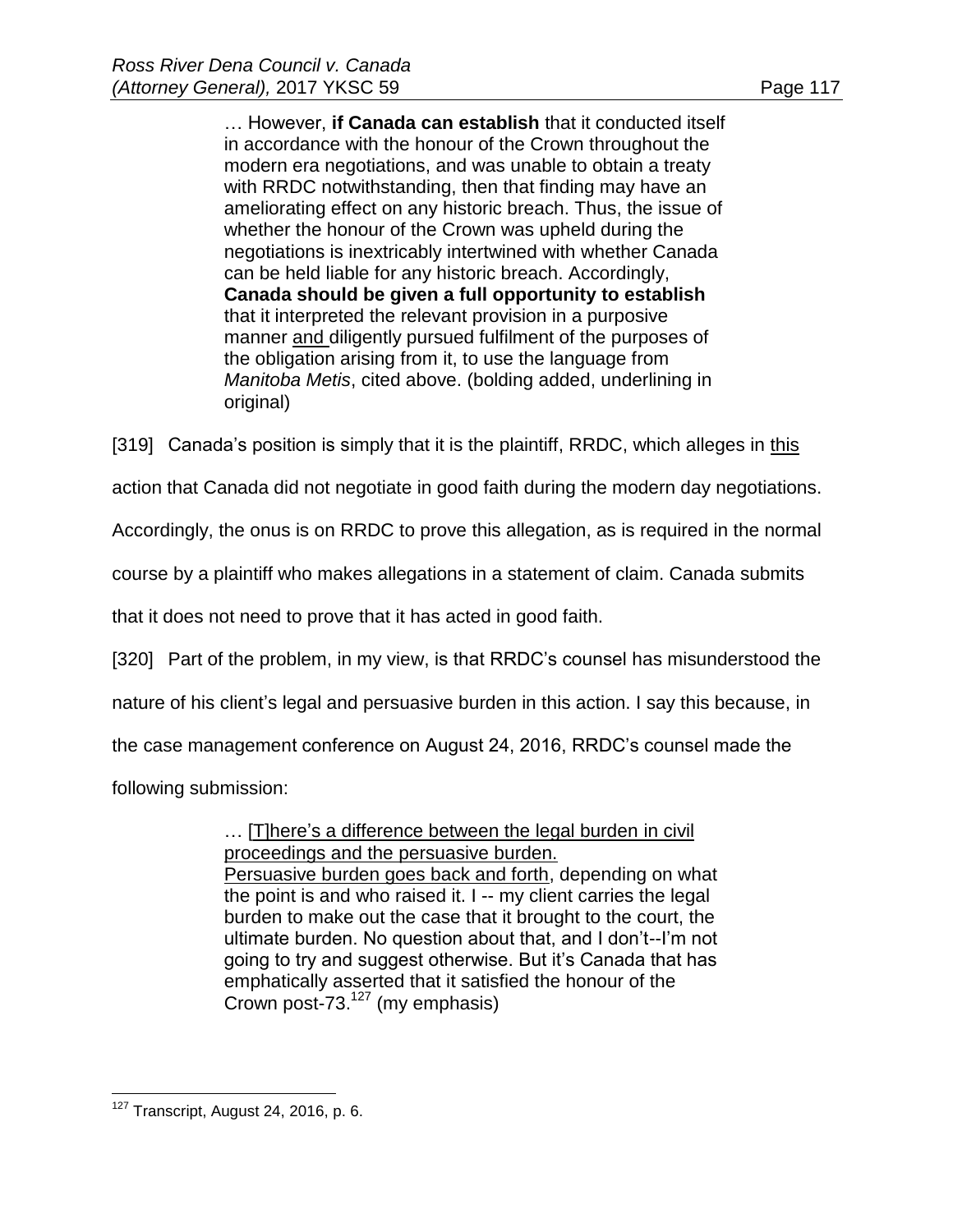> … However, **if Canada can establish** that it conducted itself in accordance with the honour of the Crown throughout the modern era negotiations, and was unable to obtain a treaty with RRDC notwithstanding, then that finding may have an ameliorating effect on any historic breach. Thus, the issue of whether the honour of the Crown was upheld during the negotiations is inextricably intertwined with whether Canada can be held liable for any historic breach. Accordingly, **Canada should be given a full opportunity to establish** that it interpreted the relevant provision in a purposive manner <u>and</u> diligently pursued fulfilment of the purposes of the obligation arising from it, to use the language from *Manitoba Metis*, cited above. (bolding added, underlining in original)

[319] Canada's position is simply that it is the plaintiff, RRDC, which alleges in <u>this</u> action that Canada did not negotiate in good faith during the modern day negotiations. Accordingly, the onus is on RRDC to prove this allegation, as is required in the normal course by a plaintiff who makes allegations in a statement of claim. Canada submits that it does not need to prove that it has acted in good faith.

[320] Part of the problem, in my view, is that RRDC's counsel has misunderstood the nature of his client's legal and persuasive burden in this action. I say this because, in the case management conference on August 24, 2016, RRDC's counsel made the following submission:

> … <u>[T]here's a difference between the legal burden in civil proceedings and the persuasive burden.</u>
> <u>Persuasive burden goes back and forth</u>, depending on what the point is and who raised it. I -- my client carries the legal burden to make out the case that it brought to the court, the ultimate burden. No question about that, and I don't--I'm not going to try and suggest otherwise. But it's Canada that has emphatically asserted that it satisfied the honour of the Crown post-73.[127] (my emphasis)

---

[127] Transcript, August 24, 2016, p. 6.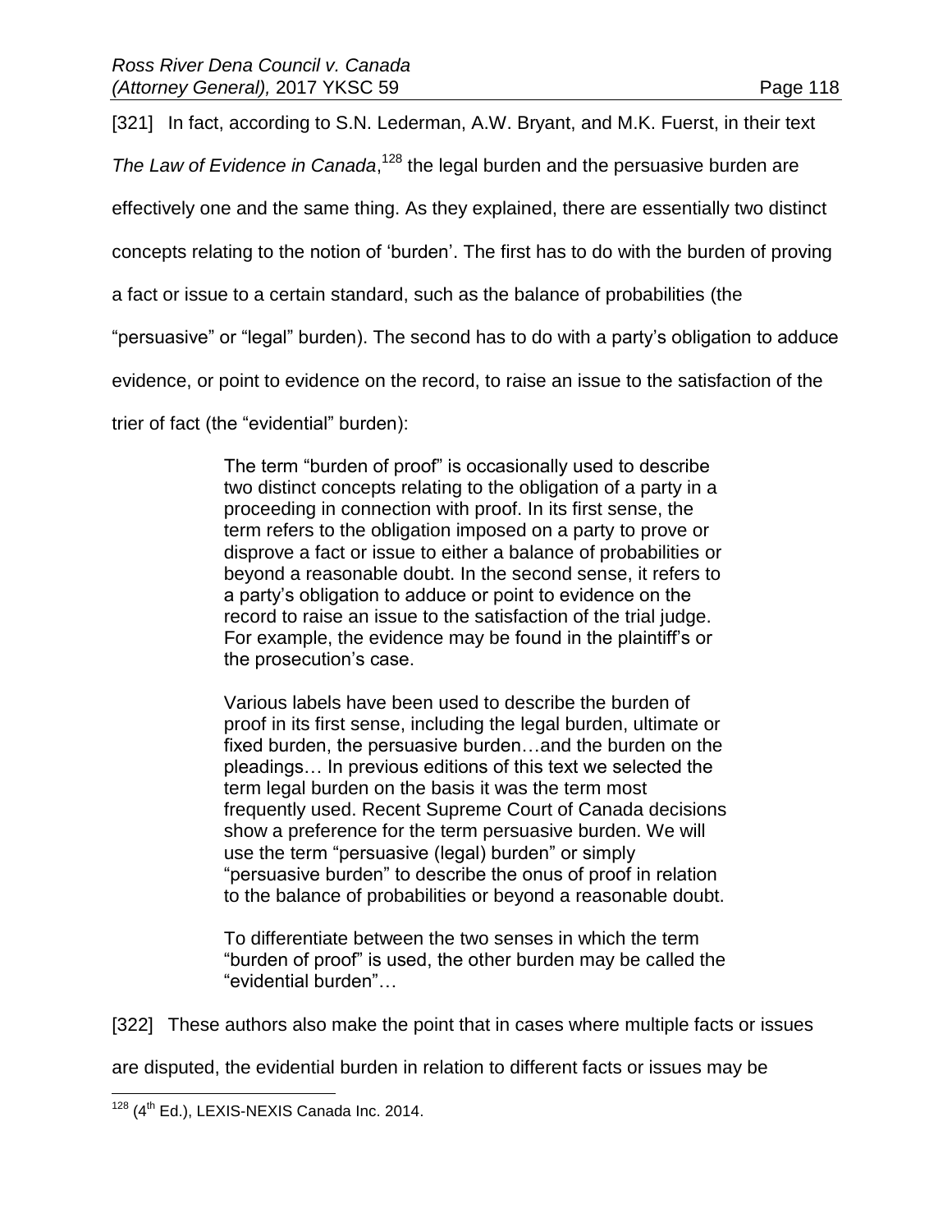[321] In fact, according to S.N. Lederman, A.W. Bryant, and M.K. Fuerst, in their text *The Law of Evidence in Canada*,[128] the legal burden and the persuasive burden are effectively one and the same thing. As they explained, there are essentially two distinct concepts relating to the notion of 'burden'. The first has to do with the burden of proving a fact or issue to a certain standard, such as the balance of probabilities (the "persuasive" or "legal" burden). The second has to do with a party's obligation to adduce evidence, or point to evidence on the record, to raise an issue to the satisfaction of the trier of fact (the "evidential" burden):

> The term "burden of proof" is occasionally used to describe two distinct concepts relating to the obligation of a party in a proceeding in connection with proof. In its first sense, the term refers to the obligation imposed on a party to prove or disprove a fact or issue to either a balance of probabilities or beyond a reasonable doubt. In the second sense, it refers to a party's obligation to adduce or point to evidence on the record to raise an issue to the satisfaction of the trial judge. For example, the evidence may be found in the plaintiff's or the prosecution's case.
>
> Various labels have been used to describe the burden of proof in its first sense, including the legal burden, ultimate or fixed burden, the persuasive burden…and the burden on the pleadings… In previous editions of this text we selected the term legal burden on the basis it was the term most frequently used. Recent Supreme Court of Canada decisions show a preference for the term persuasive burden. We will use the term "persuasive (legal) burden" or simply "persuasive burden" to describe the onus of proof in relation to the balance of probabilities or beyond a reasonable doubt.
>
> To differentiate between the two senses in which the term "burden of proof" is used, the other burden may be called the "evidential burden"…

[322] These authors also make the point that in cases where multiple facts or issues are disputed, the evidential burden in relation to different facts or issues may be

---

[128] (4th Ed.), LEXIS-NEXIS Canada Inc. 2014.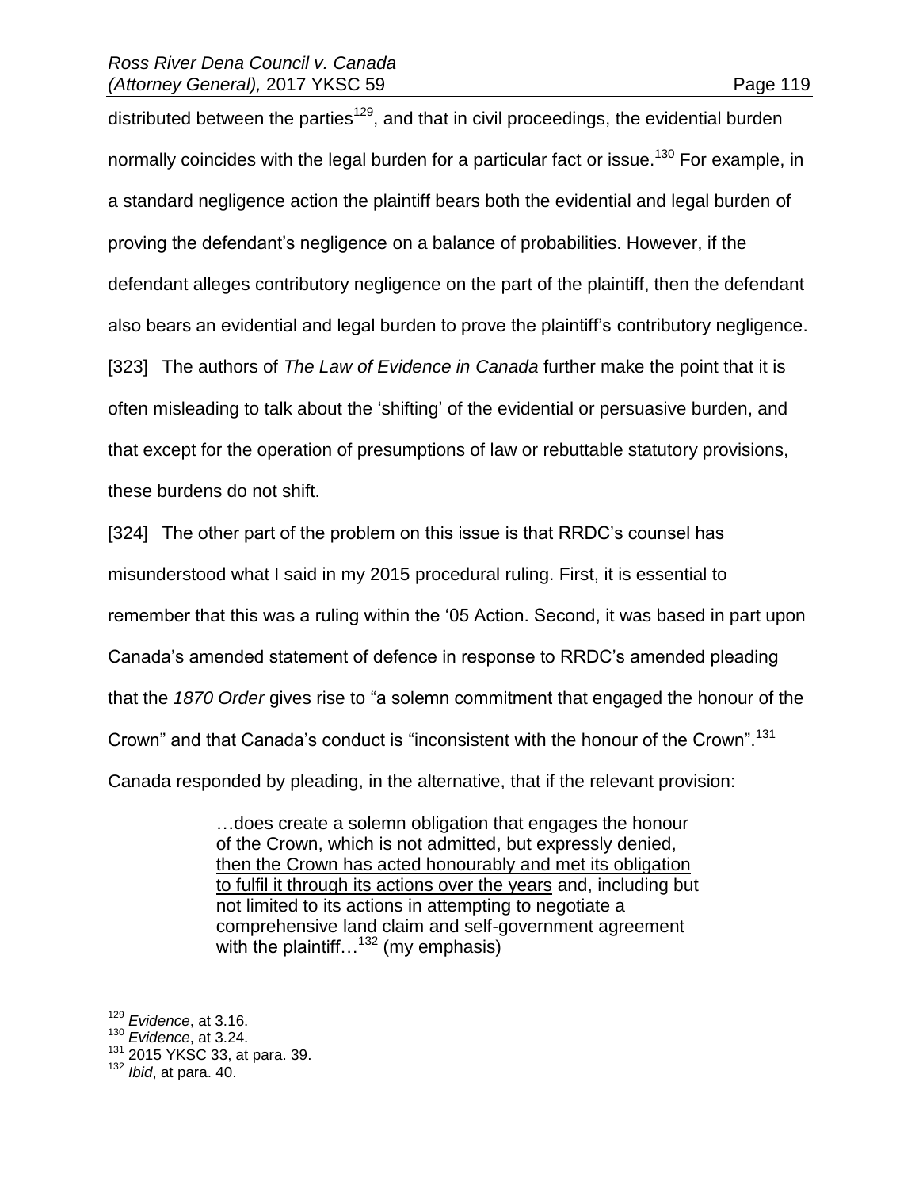distributed between the parties[129], and that in civil proceedings, the evidential burden normally coincides with the legal burden for a particular fact or issue.[130] For example, in a standard negligence action the plaintiff bears both the evidential and legal burden of proving the defendant's negligence on a balance of probabilities. However, if the defendant alleges contributory negligence on the part of the plaintiff, then the defendant also bears an evidential and legal burden to prove the plaintiff's contributory negligence.

[323] The authors of *The Law of Evidence in Canada* further make the point that it is often misleading to talk about the 'shifting' of the evidential or persuasive burden, and that except for the operation of presumptions of law or rebuttable statutory provisions, these burdens do not shift.

[324] The other part of the problem on this issue is that RRDC's counsel has misunderstood what I said in my 2015 procedural ruling. First, it is essential to remember that this was a ruling within the '05 Action. Second, it was based in part upon Canada's amended statement of defence in response to RRDC's amended pleading that the *1870 Order* gives rise to "a solemn commitment that engaged the honour of the Crown" and that Canada's conduct is "inconsistent with the honour of the Crown".[131] Canada responded by pleading, in the alternative, that if the relevant provision:

> …does create a solemn obligation that engages the honour of the Crown, which is not admitted, but expressly denied, <u>then the Crown has acted honourably and met its obligation to fulfil it through its actions over the years</u> and, including but not limited to its actions in attempting to negotiate a comprehensive land claim and self-government agreement with the plaintiff…[132] (my emphasis)

---

[129] *Evidence*, at 3.16.

[130] *Evidence*, at 3.24.

[131] 2015 YKSC 33, at para. 39.

[132] *Ibid*, at para. 40.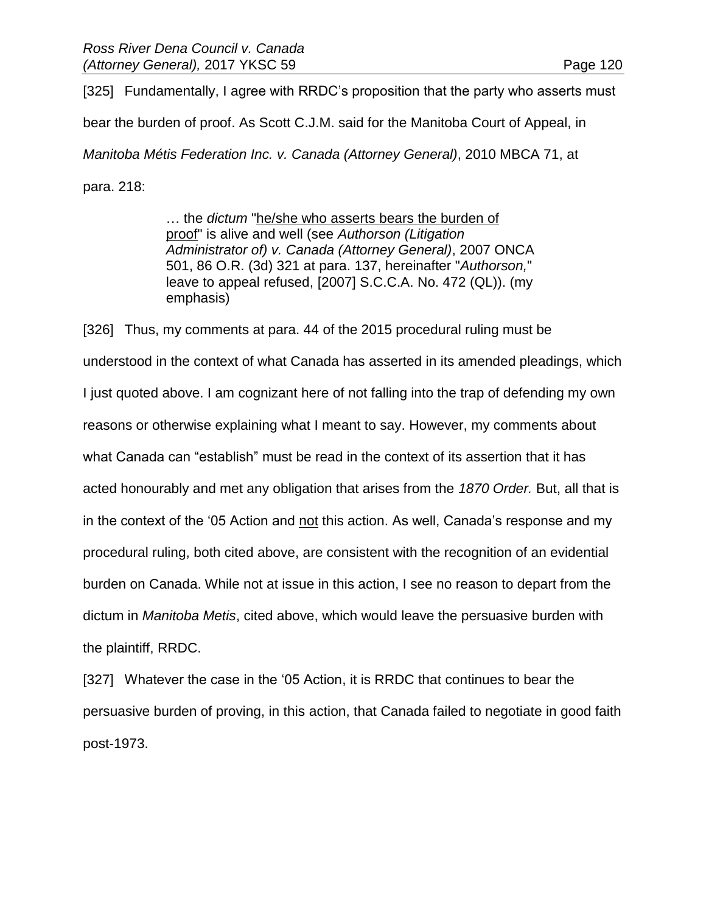[325] Fundamentally, I agree with RRDC's proposition that the party who asserts must bear the burden of proof. As Scott C.J.M. said for the Manitoba Court of Appeal, in *Manitoba Métis Federation Inc. v. Canada (Attorney General)*, 2010 MBCA 71, at para. 218:

> … the *dictum* "he/she who asserts bears the burden of proof" is alive and well (see *Authorson (Litigation Administrator of) v. Canada (Attorney General)*, 2007 ONCA 501, 86 O.R. (3d) 321 at para. 137, hereinafter "*Authorson,*" leave to appeal refused, [2007] S.C.C.A. No. 472 (QL)). (my emphasis)

[326] Thus, my comments at para. 44 of the 2015 procedural ruling must be understood in the context of what Canada has asserted in its amended pleadings, which I just quoted above. I am cognizant here of not falling into the trap of defending my own reasons or otherwise explaining what I meant to say. However, my comments about what Canada can "establish" must be read in the context of its assertion that it has acted honourably and met any obligation that arises from the *1870 Order.* But, all that is in the context of the '05 Action and not this action. As well, Canada's response and my procedural ruling, both cited above, are consistent with the recognition of an evidential burden on Canada. While not at issue in this action, I see no reason to depart from the dictum in *Manitoba Metis*, cited above, which would leave the persuasive burden with the plaintiff, RRDC.

[327] Whatever the case in the '05 Action, it is RRDC that continues to bear the persuasive burden of proving, in this action, that Canada failed to negotiate in good faith post-1973.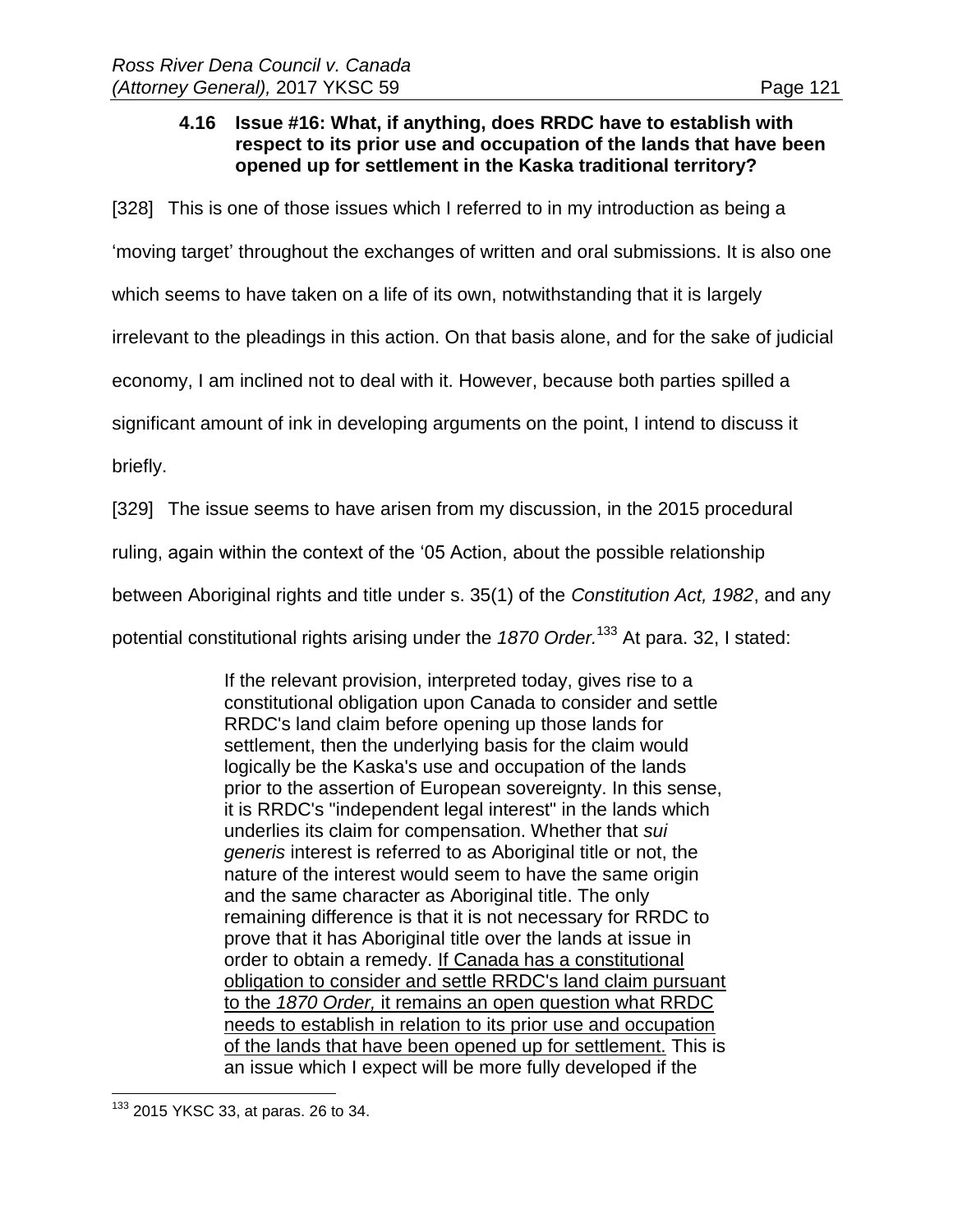### 4.16 Issue #16: What, if anything, does RRDC have to establish with respect to its prior use and occupation of the lands that have been opened up for settlement in the Kaska traditional territory?

[328] This is one of those issues which I referred to in my introduction as being a 'moving target' throughout the exchanges of written and oral submissions. It is also one which seems to have taken on a life of its own, notwithstanding that it is largely irrelevant to the pleadings in this action. On that basis alone, and for the sake of judicial economy, I am inclined not to deal with it. However, because both parties spilled a significant amount of ink in developing arguments on the point, I intend to discuss it briefly.

[329] The issue seems to have arisen from my discussion, in the 2015 procedural ruling, again within the context of the '05 Action, about the possible relationship between Aboriginal rights and title under s. 35(1) of the *Constitution Act, 1982*, and any potential constitutional rights arising under the *1870 Order.*[133] At para. 32, I stated:

> If the relevant provision, interpreted today, gives rise to a constitutional obligation upon Canada to consider and settle RRDC's land claim before opening up those lands for settlement, then the underlying basis for the claim would logically be the Kaska's use and occupation of the lands prior to the assertion of European sovereignty. In this sense, it is RRDC's "independent legal interest" in the lands which underlies its claim for compensation. Whether that *sui generis* interest is referred to as Aboriginal title or not, the nature of the interest would seem to have the same origin and the same character as Aboriginal title. The only remaining difference is that it is not necessary for RRDC to prove that it has Aboriginal title over the lands at issue in order to obtain a remedy. <u>If Canada has a constitutional obligation to consider and settle RRDC's land claim pursuant to the *1870 Order,* it remains an open question what RRDC needs to establish in relation to its prior use and occupation of the lands that have been opened up for settlement.</u> This is an issue which I expect will be more fully developed if the

[133] 2015 YKSC 33, at paras. 26 to 34.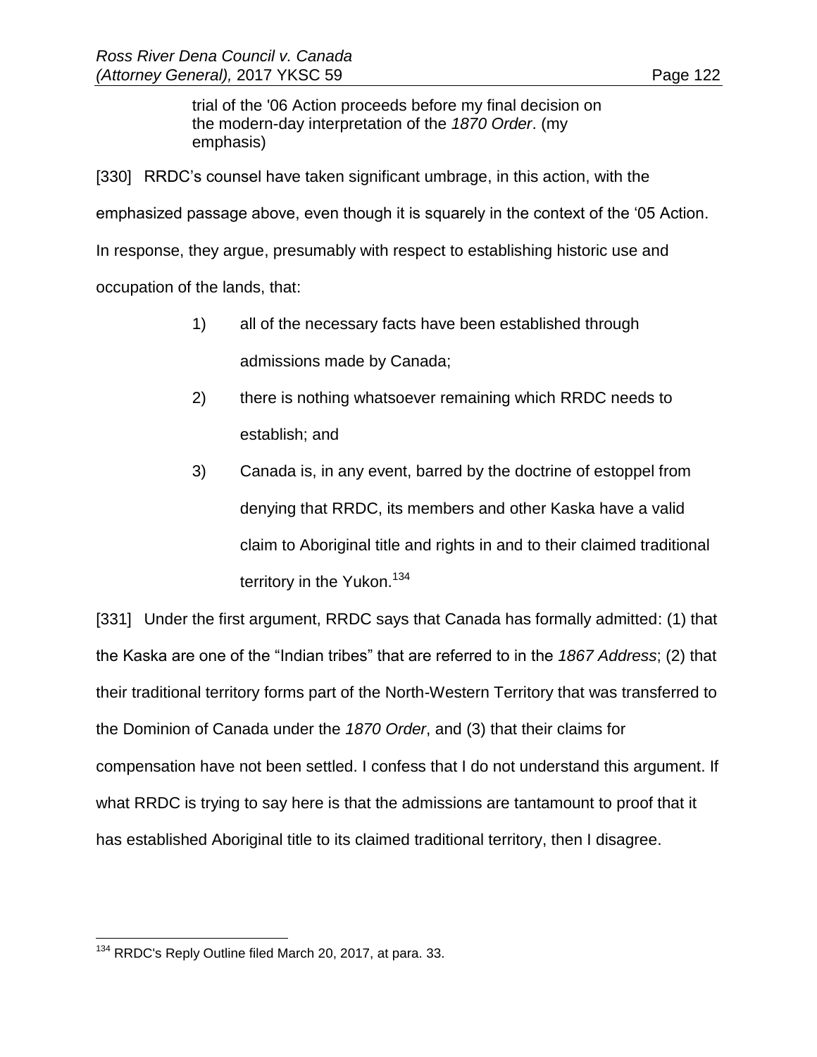> trial of the '06 Action proceeds before my final decision on the modern-day interpretation of the *1870 Order*. (my emphasis)

[330] RRDC's counsel have taken significant umbrage, in this action, with the emphasized passage above, even though it is squarely in the context of the '05 Action. In response, they argue, presumably with respect to establishing historic use and occupation of the lands, that:

> 1) all of the necessary facts have been established through admissions made by Canada;
>
> 2) there is nothing whatsoever remaining which RRDC needs to establish; and
>
> 3) Canada is, in any event, barred by the doctrine of estoppel from denying that RRDC, its members and other Kaska have a valid claim to Aboriginal title and rights in and to their claimed traditional territory in the Yukon.[134]

[331] Under the first argument, RRDC says that Canada has formally admitted: (1) that the Kaska are one of the "Indian tribes" that are referred to in the *1867 Address*; (2) that their traditional territory forms part of the North-Western Territory that was transferred to the Dominion of Canada under the *1870 Order*, and (3) that their claims for compensation have not been settled. I confess that I do not understand this argument. If what RRDC is trying to say here is that the admissions are tantamount to proof that it has established Aboriginal title to its claimed traditional territory, then I disagree.

---

[134] RRDC's Reply Outline filed March 20, 2017, at para. 33.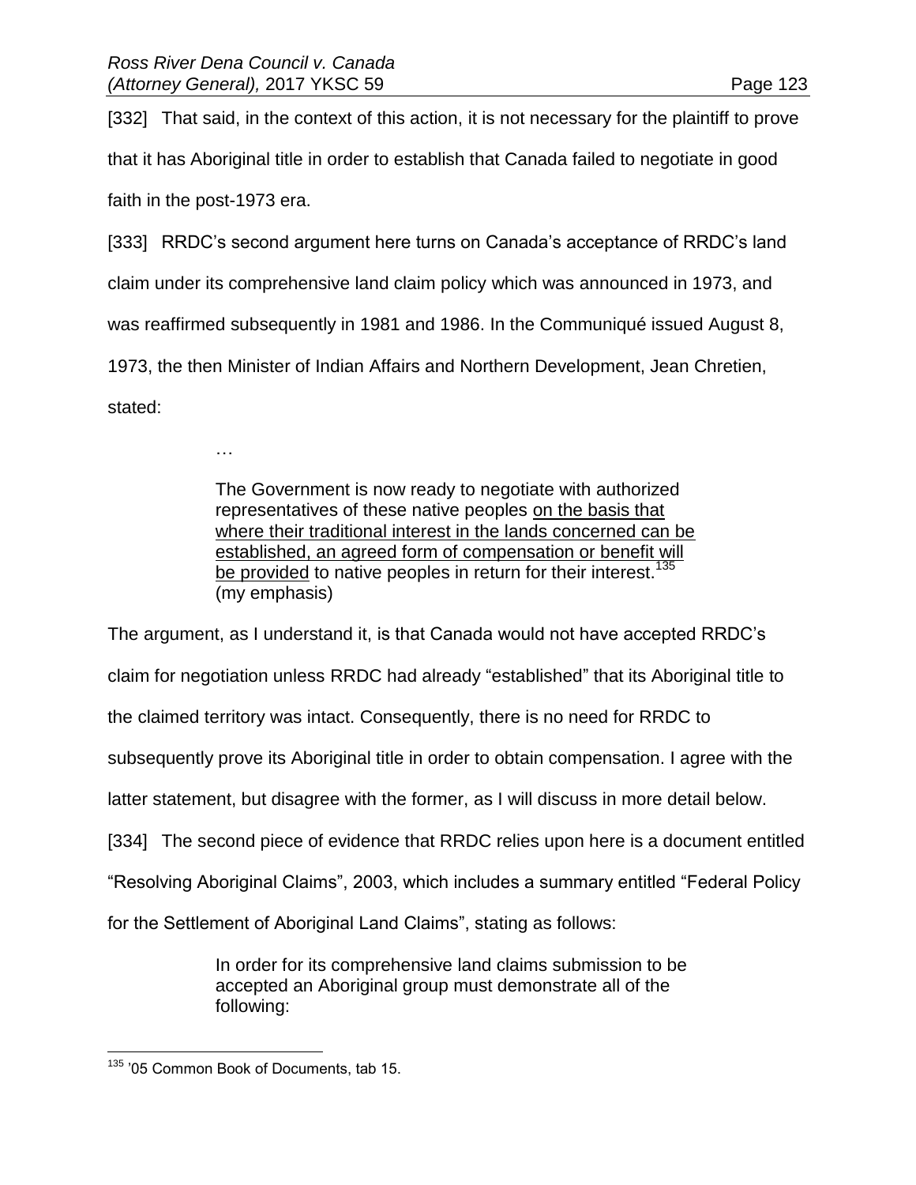[332] That said, in the context of this action, it is not necessary for the plaintiff to prove that it has Aboriginal title in order to establish that Canada failed to negotiate in good faith in the post-1973 era.

[333] RRDC's second argument here turns on Canada's acceptance of RRDC's land claim under its comprehensive land claim policy which was announced in 1973, and was reaffirmed subsequently in 1981 and 1986. In the Communiqué issued August 8, 1973, the then Minister of Indian Affairs and Northern Development, Jean Chretien, stated:

> …
>
> The Government is now ready to negotiate with authorized representatives of these native peoples <u>on the basis that where their traditional interest in the lands concerned can be established, an agreed form of compensation or benefit will be provided</u> to native peoples in return for their interest.[135] (my emphasis)

The argument, as I understand it, is that Canada would not have accepted RRDC's claim for negotiation unless RRDC had already "established" that its Aboriginal title to the claimed territory was intact. Consequently, there is no need for RRDC to subsequently prove its Aboriginal title in order to obtain compensation. I agree with the latter statement, but disagree with the former, as I will discuss in more detail below.

[334] The second piece of evidence that RRDC relies upon here is a document entitled "Resolving Aboriginal Claims", 2003, which includes a summary entitled "Federal Policy for the Settlement of Aboriginal Land Claims", stating as follows:

> In order for its comprehensive land claims submission to be accepted an Aboriginal group must demonstrate all of the following:

---

[135] '05 Common Book of Documents, tab 15.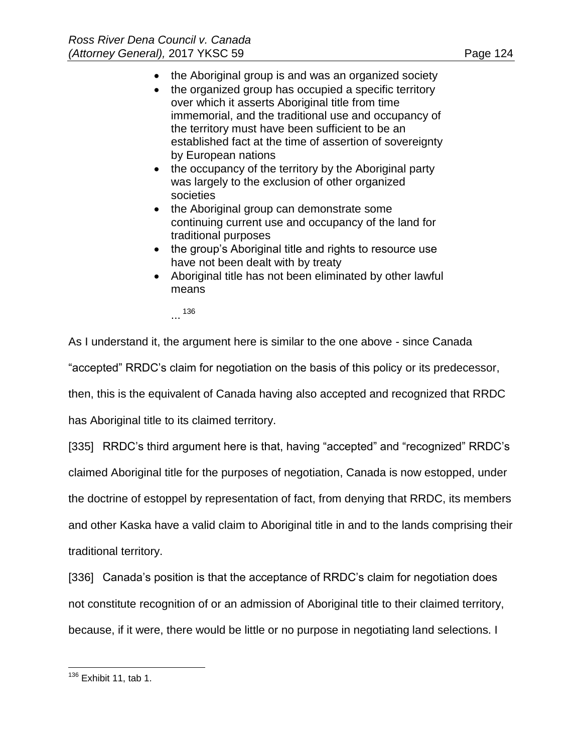- the Aboriginal group is and was an organized society
- the organized group has occupied a specific territory over which it asserts Aboriginal title from time immemorial, and the traditional use and occupancy of the territory must have been sufficient to be an established fact at the time of assertion of sovereignty by European nations
- the occupancy of the territory by the Aboriginal party was largely to the exclusion of other organized societies
- the Aboriginal group can demonstrate some continuing current use and occupancy of the land for traditional purposes
- the group's Aboriginal title and rights to resource use have not been dealt with by treaty
- Aboriginal title has not been eliminated by other lawful means

...[136]

As I understand it, the argument here is similar to the one above - since Canada "accepted" RRDC's claim for negotiation on the basis of this policy or its predecessor, then, this is the equivalent of Canada having also accepted and recognized that RRDC has Aboriginal title to its claimed territory.

[335] RRDC's third argument here is that, having "accepted" and "recognized" RRDC's claimed Aboriginal title for the purposes of negotiation, Canada is now estopped, under the doctrine of estoppel by representation of fact, from denying that RRDC, its members and other Kaska have a valid claim to Aboriginal title in and to the lands comprising their traditional territory.

[336] Canada's position is that the acceptance of RRDC's claim for negotiation does not constitute recognition of or an admission of Aboriginal title to their claimed territory, because, if it were, there would be little or no purpose in negotiating land selections. I

[136] Exhibit 11, tab 1.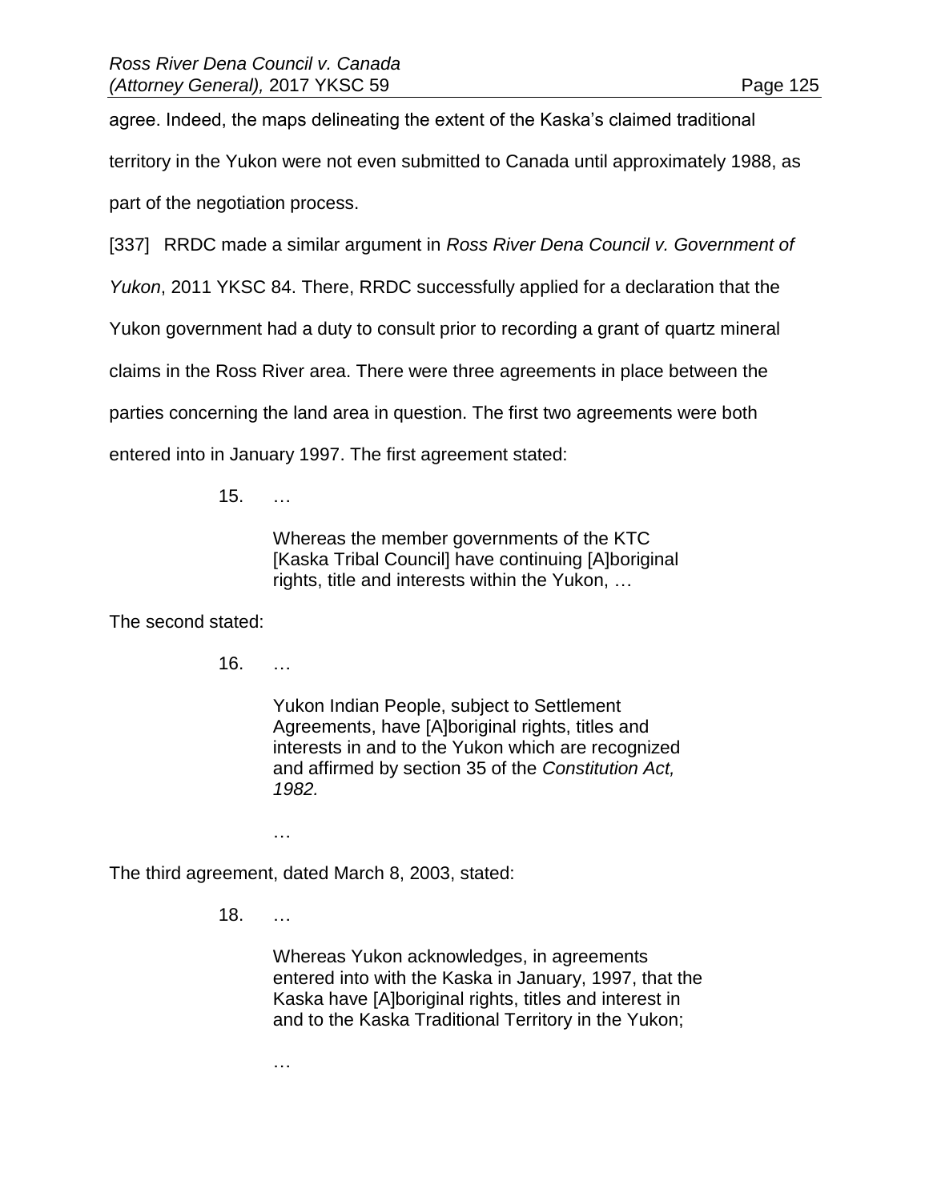agree. Indeed, the maps delineating the extent of the Kaska's claimed traditional territory in the Yukon were not even submitted to Canada until approximately 1988, as part of the negotiation process.

[337] RRDC made a similar argument in *Ross River Dena Council v. Government of Yukon*, 2011 YKSC 84. There, RRDC successfully applied for a declaration that the Yukon government had a duty to consult prior to recording a grant of quartz mineral claims in the Ross River area. There were three agreements in place between the parties concerning the land area in question. The first two agreements were both entered into in January 1997. The first agreement stated:

> 15. …
>
> Whereas the member governments of the KTC [Kaska Tribal Council] have continuing [A]boriginal rights, title and interests within the Yukon, …

The second stated:

> 16. …
>
> Yukon Indian People, subject to Settlement Agreements, have [A]boriginal rights, titles and interests in and to the Yukon which are recognized and affirmed by section 35 of the *Constitution Act, 1982.*
>
> …

The third agreement, dated March 8, 2003, stated:

> 18. …
>
> Whereas Yukon acknowledges, in agreements entered into with the Kaska in January, 1997, that the Kaska have [A]boriginal rights, titles and interest in and to the Kaska Traditional Territory in the Yukon;
>
> …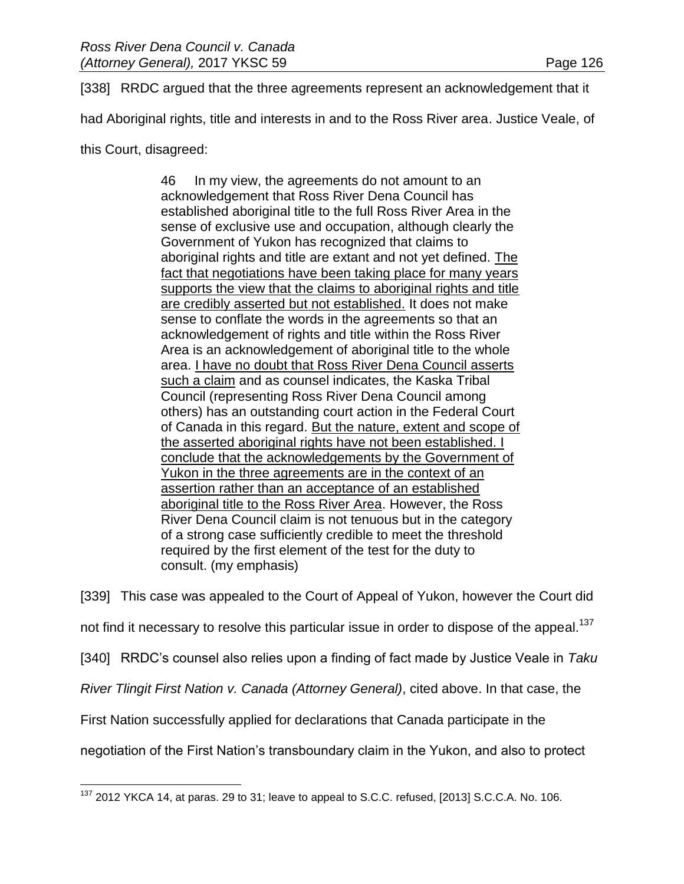[338] RRDC argued that the three agreements represent an acknowledgement that it had Aboriginal rights, title and interests in and to the Ross River area. Justice Veale, of this Court, disagreed:

> 46 In my view, the agreements do not amount to an acknowledgement that Ross River Dena Council has established aboriginal title to the full Ross River Area in the sense of exclusive use and occupation, although clearly the Government of Yukon has recognized that claims to aboriginal rights and title are extant and not yet defined. <u>The fact that negotiations have been taking place for many years supports the view that the claims to aboriginal rights and title are credibly asserted but not established.</u> It does not make sense to conflate the words in the agreements so that an acknowledgement of rights and title within the Ross River Area is an acknowledgement of aboriginal title to the whole area. <u>I have no doubt that Ross River Dena Council asserts such a claim</u> and as counsel indicates, the Kaska Tribal Council (representing Ross River Dena Council among others) has an outstanding court action in the Federal Court of Canada in this regard. <u>But the nature, extent and scope of the asserted aboriginal rights have not been established. I conclude that the acknowledgements by the Government of Yukon in the three agreements are in the context of an assertion rather than an acceptance of an established aboriginal title to the Ross River Area</u>. However, the Ross River Dena Council claim is not tenuous but in the category of a strong case sufficiently credible to meet the threshold required by the first element of the test for the duty to consult. (my emphasis)

[339] This case was appealed to the Court of Appeal of Yukon, however the Court did not find it necessary to resolve this particular issue in order to dispose of the appeal.[137]

[340] RRDC's counsel also relies upon a finding of fact made by Justice Veale in *Taku River Tlingit First Nation v. Canada (Attorney General)*, cited above. In that case, the First Nation successfully applied for declarations that Canada participate in the negotiation of the First Nation's transboundary claim in the Yukon, and also to protect

---

[137] 2012 YKCA 14, at paras. 29 to 31; leave to appeal to S.C.C. refused, [2013] S.C.C.A. No. 106.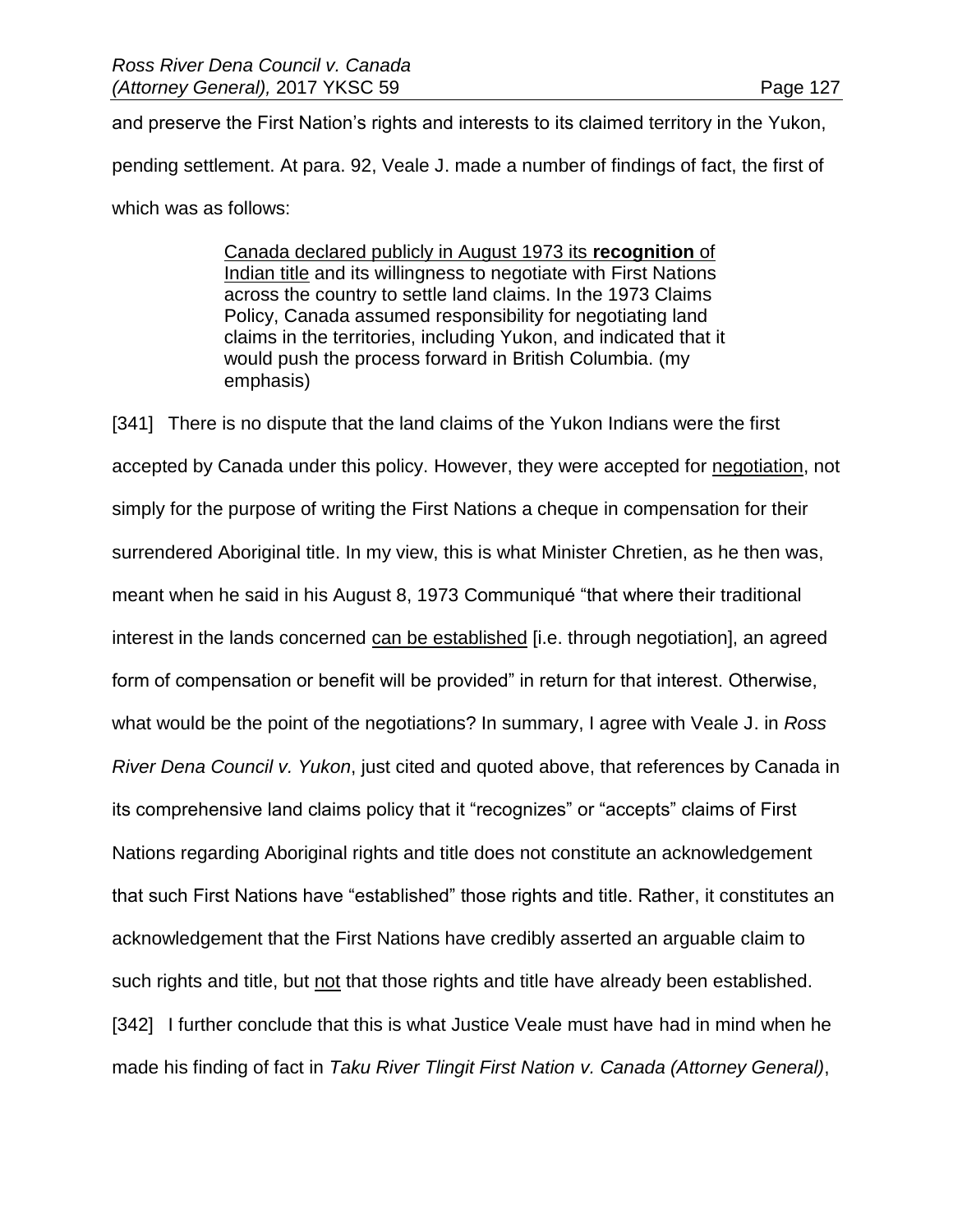and preserve the First Nation's rights and interests to its claimed territory in the Yukon, pending settlement. At para. 92, Veale J. made a number of findings of fact, the first of which was as follows:

> Canada declared publicly in August 1973 its **recognition** of Indian title and its willingness to negotiate with First Nations across the country to settle land claims. In the 1973 Claims Policy, Canada assumed responsibility for negotiating land claims in the territories, including Yukon, and indicated that it would push the process forward in British Columbia. (my emphasis)

[341] There is no dispute that the land claims of the Yukon Indians were the first accepted by Canada under this policy. However, they were accepted for negotiation, not simply for the purpose of writing the First Nations a cheque in compensation for their surrendered Aboriginal title. In my view, this is what Minister Chretien, as he then was, meant when he said in his August 8, 1973 Communiqué "that where their traditional interest in the lands concerned can be established [i.e. through negotiation], an agreed form of compensation or benefit will be provided" in return for that interest. Otherwise, what would be the point of the negotiations? In summary, I agree with Veale J. in *Ross River Dena Council v. Yukon*, just cited and quoted above, that references by Canada in its comprehensive land claims policy that it "recognizes" or "accepts" claims of First Nations regarding Aboriginal rights and title does not constitute an acknowledgement that such First Nations have "established" those rights and title. Rather, it constitutes an acknowledgement that the First Nations have credibly asserted an arguable claim to such rights and title, but not that those rights and title have already been established.

[342] I further conclude that this is what Justice Veale must have had in mind when he made his finding of fact in *Taku River Tlingit First Nation v. Canada (Attorney General)*,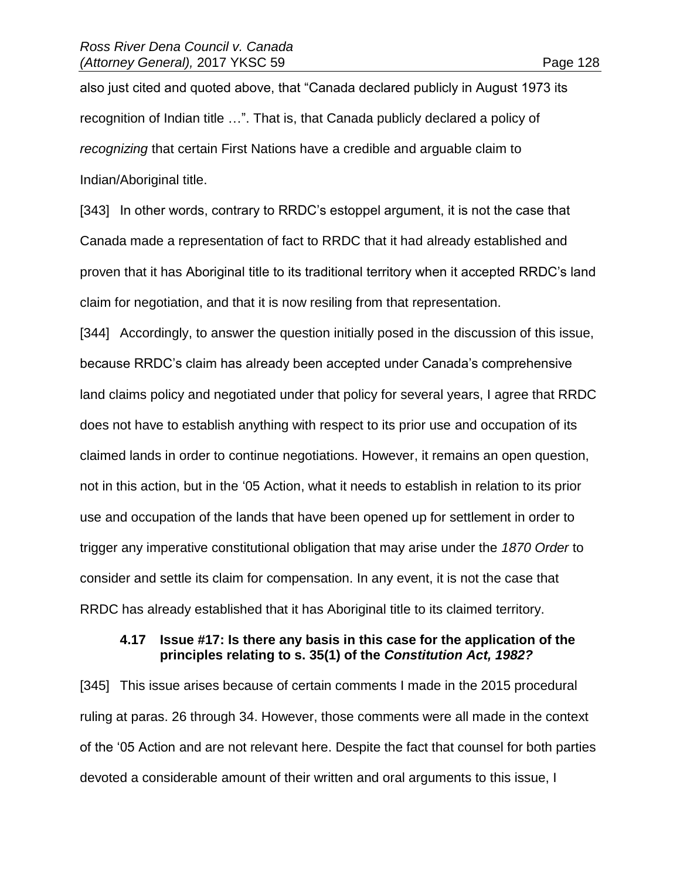also just cited and quoted above, that "Canada declared publicly in August 1973 its recognition of Indian title …". That is, that Canada publicly declared a policy of *recognizing* that certain First Nations have a credible and arguable claim to Indian/Aboriginal title.

[343] In other words, contrary to RRDC's estoppel argument, it is not the case that Canada made a representation of fact to RRDC that it had already established and proven that it has Aboriginal title to its traditional territory when it accepted RRDC's land claim for negotiation, and that it is now resiling from that representation.

[344] Accordingly, to answer the question initially posed in the discussion of this issue, because RRDC's claim has already been accepted under Canada's comprehensive land claims policy and negotiated under that policy for several years, I agree that RRDC does not have to establish anything with respect to its prior use and occupation of its claimed lands in order to continue negotiations. However, it remains an open question, not in this action, but in the '05 Action, what it needs to establish in relation to its prior use and occupation of the lands that have been opened up for settlement in order to trigger any imperative constitutional obligation that may arise under the *1870 Order* to consider and settle its claim for compensation. In any event, it is not the case that RRDC has already established that it has Aboriginal title to its claimed territory.

### 4.17 Issue #17: Is there any basis in this case for the application of the principles relating to s. 35(1) of the *Constitution Act, 1982?*

[345] This issue arises because of certain comments I made in the 2015 procedural ruling at paras. 26 through 34. However, those comments were all made in the context of the '05 Action and are not relevant here. Despite the fact that counsel for both parties devoted a considerable amount of their written and oral arguments to this issue, I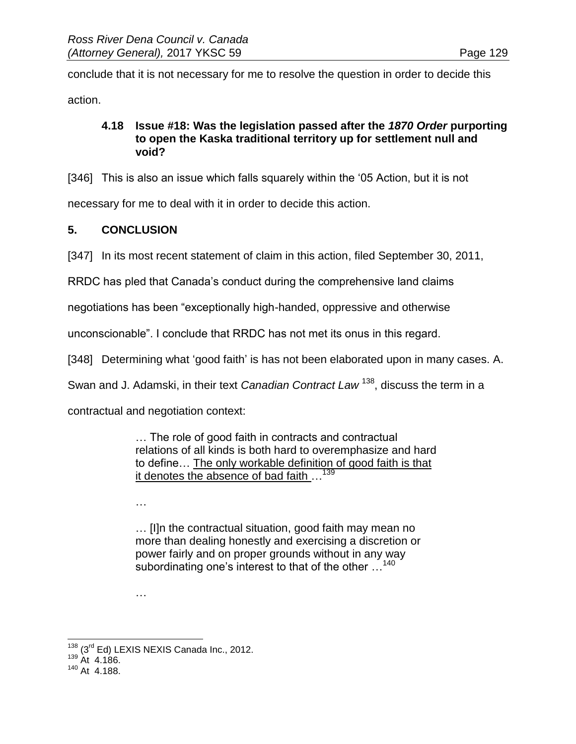conclude that it is not necessary for me to resolve the question in order to decide this action.

### 4.18 Issue #18: Was the legislation passed after the *1870 Order* purporting to open the Kaska traditional territory up for settlement null and void?

[346] This is also an issue which falls squarely within the '05 Action, but it is not necessary for me to deal with it in order to decide this action.

## 5. CONCLUSION

[347] In its most recent statement of claim in this action, filed September 30, 2011, RRDC has pled that Canada's conduct during the comprehensive land claims negotiations has been "exceptionally high-handed, oppressive and otherwise unconscionable". I conclude that RRDC has not met its onus in this regard.

[348] Determining what 'good faith' is has not been elaborated upon in many cases. A. Swan and J. Adamski, in their text *Canadian Contract Law* [138], discuss the term in a contractual and negotiation context:

> … The role of good faith in contracts and contractual relations of all kinds is both hard to overemphasize and hard to define… The only workable definition of good faith is that it denotes the absence of bad faith …[139]
>
> …
>
> … [I]n the contractual situation, good faith may mean no more than dealing honestly and exercising a discretion or power fairly and on proper grounds without in any way subordinating one's interest to that of the other …[140]
>
> …

---

[138] (3rd Ed) LEXIS NEXIS Canada Inc., 2012.
[139] At 4.186.
[140] At 4.188.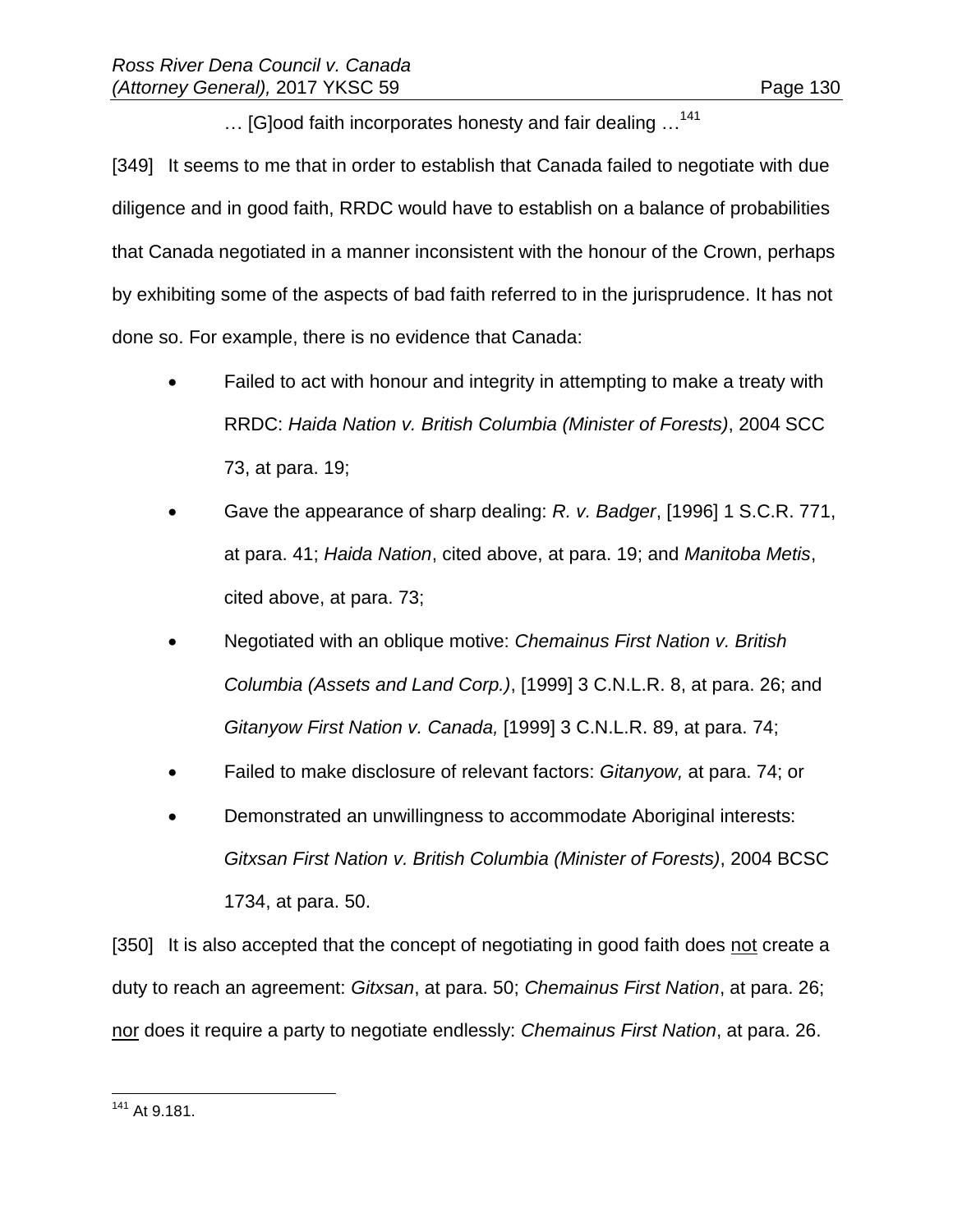> … [G]ood faith incorporates honesty and fair dealing …[141]

[349] It seems to me that in order to establish that Canada failed to negotiate with due diligence and in good faith, RRDC would have to establish on a balance of probabilities that Canada negotiated in a manner inconsistent with the honour of the Crown, perhaps by exhibiting some of the aspects of bad faith referred to in the jurisprudence. It has not done so. For example, there is no evidence that Canada:

- Failed to act with honour and integrity in attempting to make a treaty with RRDC: *Haida Nation v. British Columbia (Minister of Forests)*, 2004 SCC 73, at para. 19;
- Gave the appearance of sharp dealing: *R. v. Badger*, [1996] 1 S.C.R. 771, at para. 41; *Haida Nation*, cited above, at para. 19; and *Manitoba Metis*, cited above, at para. 73;
- Negotiated with an oblique motive: *Chemainus First Nation v. British Columbia (Assets and Land Corp.)*, [1999] 3 C.N.L.R. 8, at para. 26; and *Gitanyow First Nation v. Canada,* [1999] 3 C.N.L.R. 89, at para. 74;
- Failed to make disclosure of relevant factors: *Gitanyow,* at para. 74; or
- Demonstrated an unwillingness to accommodate Aboriginal interests: *Gitxsan First Nation v. British Columbia (Minister of Forests)*, 2004 BCSC 1734, at para. 50.

[350] It is also accepted that the concept of negotiating in good faith does <u>not</u> create a duty to reach an agreement: *Gitxsan*, at para. 50; *Chemainus First Nation*, at para. 26; <u>nor</u> does it require a party to negotiate endlessly: *Chemainus First Nation*, at para. 26.

---

[141] At 9.181.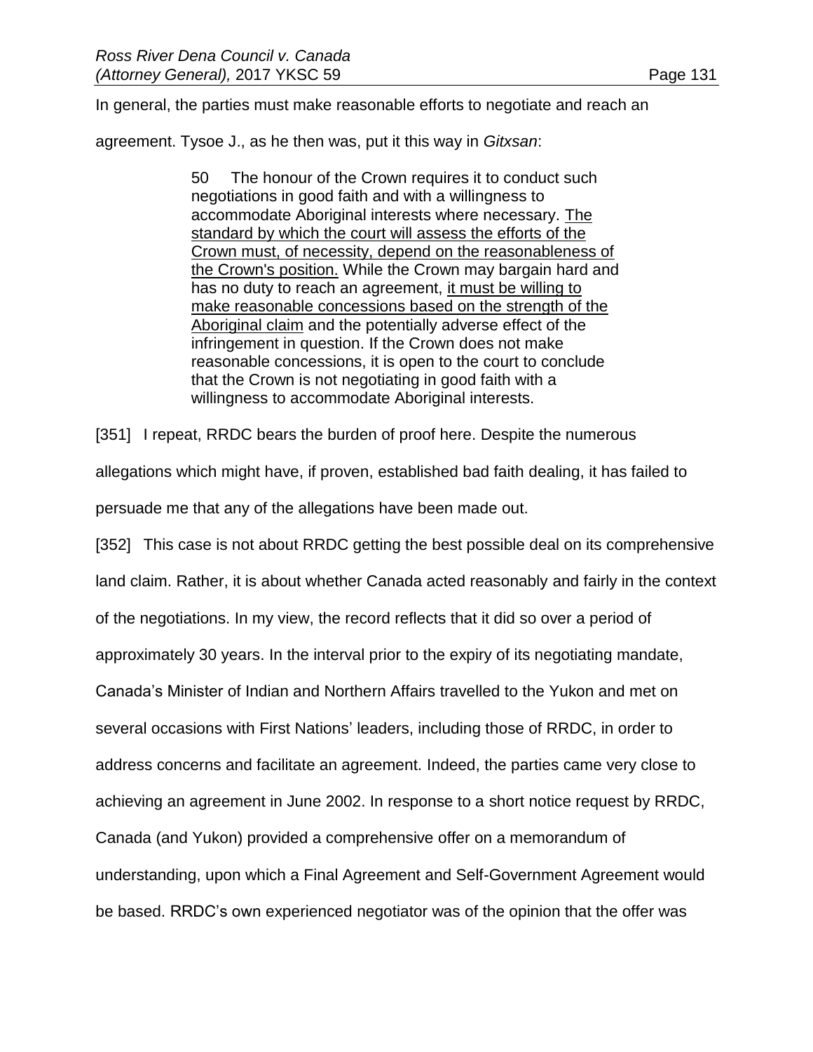In general, the parties must make reasonable efforts to negotiate and reach an agreement. Tysoe J., as he then was, put it this way in *Gitxsan*:

> 50 The honour of the Crown requires it to conduct such negotiations in good faith and with a willingness to accommodate Aboriginal interests where necessary. <u>The standard by which the court will assess the efforts of the Crown must, of necessity, depend on the reasonableness of the Crown's position.</u> While the Crown may bargain hard and has no duty to reach an agreement, <u>it must be willing to make reasonable concessions based on the strength of the Aboriginal claim</u> and the potentially adverse effect of the infringement in question. If the Crown does not make reasonable concessions, it is open to the court to conclude that the Crown is not negotiating in good faith with a willingness to accommodate Aboriginal interests.

[351] I repeat, RRDC bears the burden of proof here. Despite the numerous allegations which might have, if proven, established bad faith dealing, it has failed to persuade me that any of the allegations have been made out.

[352] This case is not about RRDC getting the best possible deal on its comprehensive land claim. Rather, it is about whether Canada acted reasonably and fairly in the context of the negotiations. In my view, the record reflects that it did so over a period of approximately 30 years. In the interval prior to the expiry of its negotiating mandate, Canada's Minister of Indian and Northern Affairs travelled to the Yukon and met on several occasions with First Nations' leaders, including those of RRDC, in order to address concerns and facilitate an agreement. Indeed, the parties came very close to achieving an agreement in June 2002. In response to a short notice request by RRDC, Canada (and Yukon) provided a comprehensive offer on a memorandum of understanding, upon which a Final Agreement and Self-Government Agreement would be based. RRDC's own experienced negotiator was of the opinion that the offer was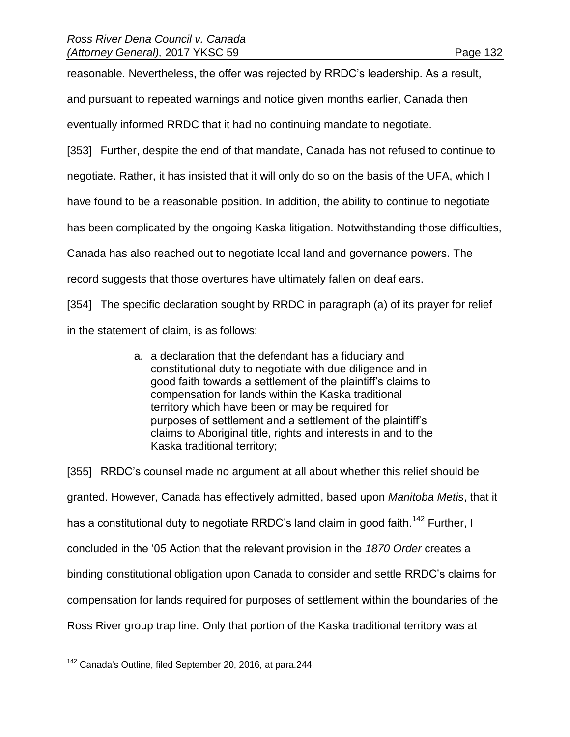reasonable. Nevertheless, the offer was rejected by RRDC's leadership. As a result, and pursuant to repeated warnings and notice given months earlier, Canada then eventually informed RRDC that it had no continuing mandate to negotiate.

[353] Further, despite the end of that mandate, Canada has not refused to continue to negotiate. Rather, it has insisted that it will only do so on the basis of the UFA, which I have found to be a reasonable position. In addition, the ability to continue to negotiate has been complicated by the ongoing Kaska litigation. Notwithstanding those difficulties, Canada has also reached out to negotiate local land and governance powers. The record suggests that those overtures have ultimately fallen on deaf ears.

[354] The specific declaration sought by RRDC in paragraph (a) of its prayer for relief in the statement of claim, is as follows:

> a. a declaration that the defendant has a fiduciary and constitutional duty to negotiate with due diligence and in good faith towards a settlement of the plaintiff's claims to compensation for lands within the Kaska traditional territory which have been or may be required for purposes of settlement and a settlement of the plaintiff's claims to Aboriginal title, rights and interests in and to the Kaska traditional territory;

[355] RRDC's counsel made no argument at all about whether this relief should be granted. However, Canada has effectively admitted, based upon *Manitoba Metis*, that it has a constitutional duty to negotiate RRDC's land claim in good faith.[142] Further, I concluded in the '05 Action that the relevant provision in the *1870 Order* creates a binding constitutional obligation upon Canada to consider and settle RRDC's claims for compensation for lands required for purposes of settlement within the boundaries of the Ross River group trap line. Only that portion of the Kaska traditional territory was at

---

[142] Canada's Outline, filed September 20, 2016, at para.244.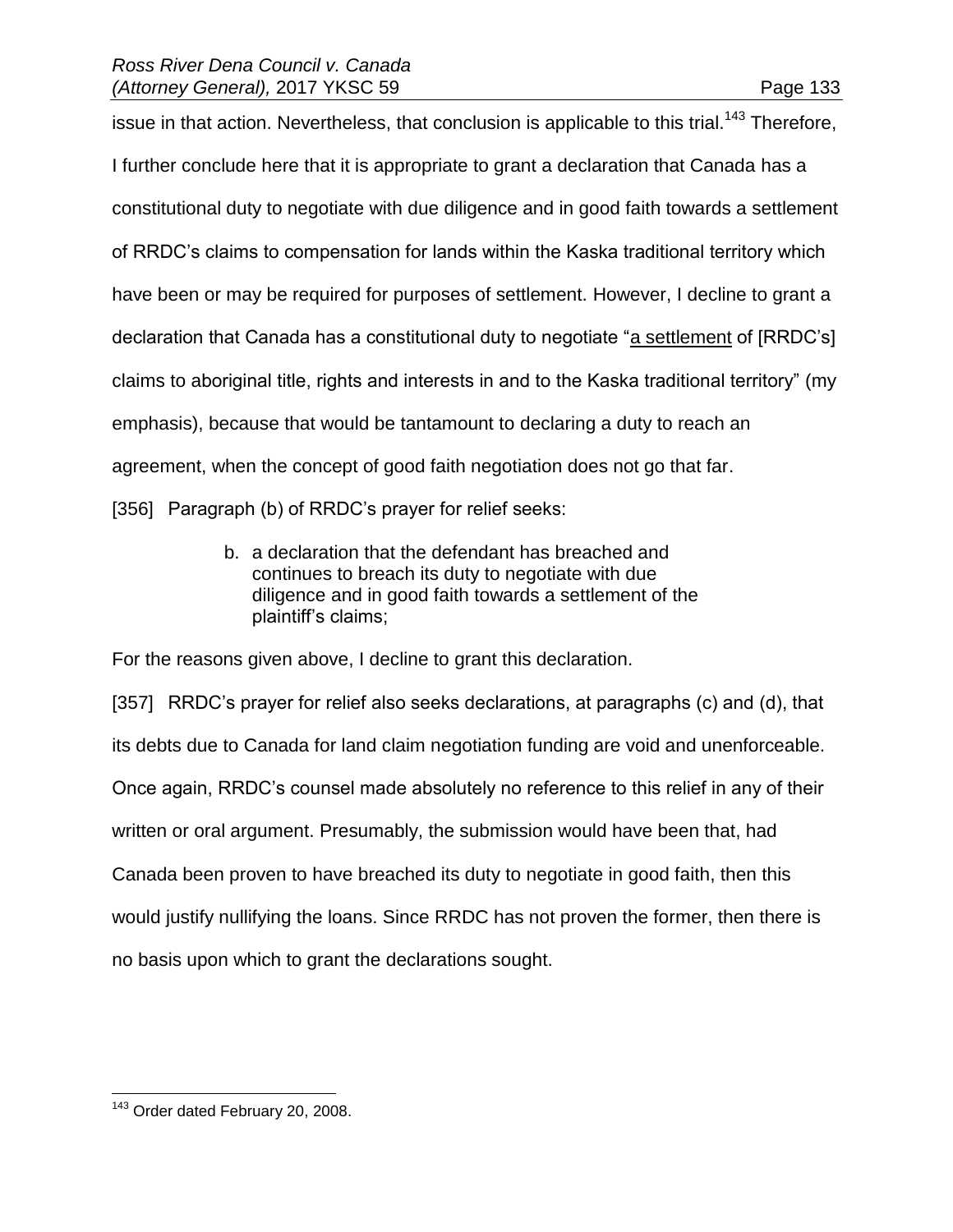issue in that action. Nevertheless, that conclusion is applicable to this trial.[143] Therefore, I further conclude here that it is appropriate to grant a declaration that Canada has a constitutional duty to negotiate with due diligence and in good faith towards a settlement of RRDC's claims to compensation for lands within the Kaska traditional territory which have been or may be required for purposes of settlement. However, I decline to grant a declaration that Canada has a constitutional duty to negotiate "<u>a settlement</u> of [RRDC's] claims to aboriginal title, rights and interests in and to the Kaska traditional territory" (my emphasis), because that would be tantamount to declaring a duty to reach an agreement, when the concept of good faith negotiation does not go that far.

[356] Paragraph (b) of RRDC's prayer for relief seeks:

> b. a declaration that the defendant has breached and continues to breach its duty to negotiate with due diligence and in good faith towards a settlement of the plaintiff's claims;

For the reasons given above, I decline to grant this declaration.

[357] RRDC's prayer for relief also seeks declarations, at paragraphs (c) and (d), that its debts due to Canada for land claim negotiation funding are void and unenforceable. Once again, RRDC's counsel made absolutely no reference to this relief in any of their written or oral argument. Presumably, the submission would have been that, had Canada been proven to have breached its duty to negotiate in good faith, then this would justify nullifying the loans. Since RRDC has not proven the former, then there is no basis upon which to grant the declarations sought.

---

[143] Order dated February 20, 2008.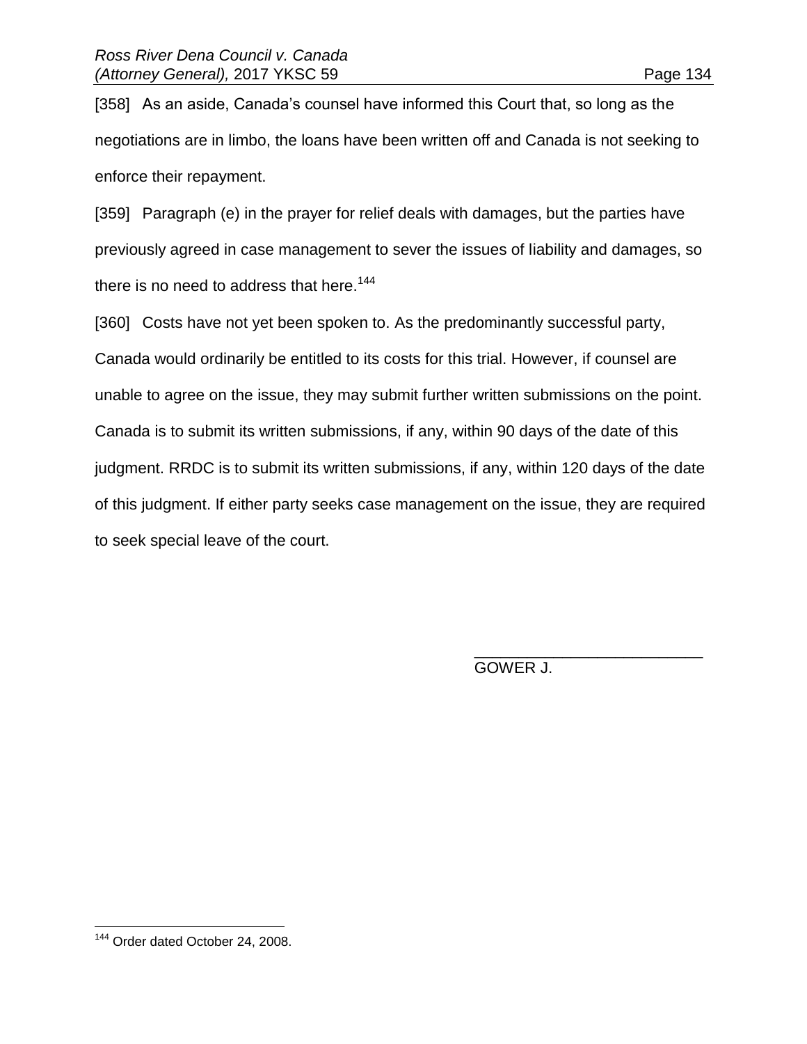[358] As an aside, Canada's counsel have informed this Court that, so long as the negotiations are in limbo, the loans have been written off and Canada is not seeking to enforce their repayment.

[359] Paragraph (e) in the prayer for relief deals with damages, but the parties have previously agreed in case management to sever the issues of liability and damages, so there is no need to address that here.[144]

[360] Costs have not yet been spoken to. As the predominantly successful party, Canada would ordinarily be entitled to its costs for this trial. However, if counsel are unable to agree on the issue, they may submit further written submissions on the point. Canada is to submit its written submissions, if any, within 90 days of the date of this judgment. RRDC is to submit its written submissions, if any, within 120 days of the date of this judgment. If either party seeks case management on the issue, they are required to seek special leave of the court.

___________________________
GOWER J.

---

[144] Order dated October 24, 2008.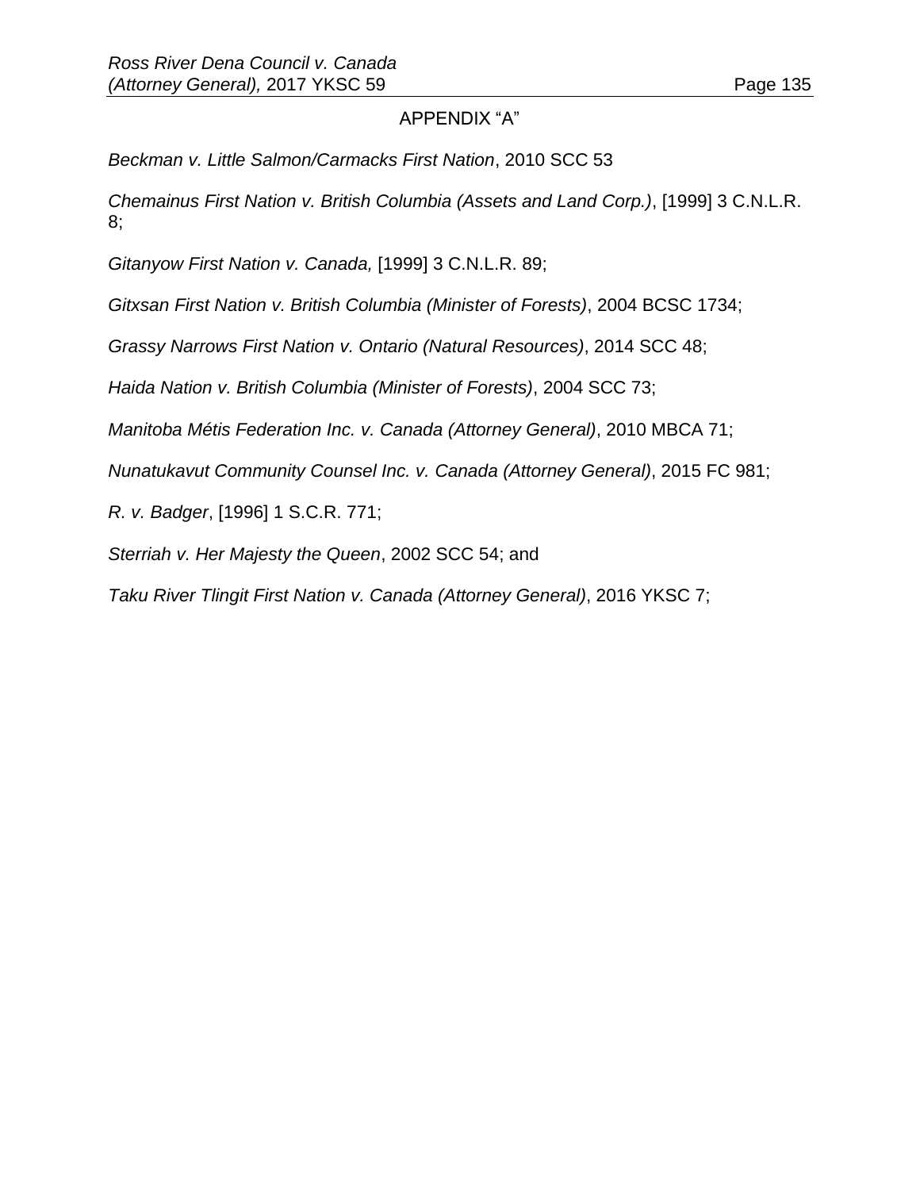APPENDIX "A"

*Beckman v. Little Salmon/Carmacks First Nation*, 2010 SCC 53

*Chemainus First Nation v. British Columbia (Assets and Land Corp.)*, [1999] 3 C.N.L.R. 8;

*Gitanyow First Nation v. Canada,* [1999] 3 C.N.L.R. 89;

*Gitxsan First Nation v. British Columbia (Minister of Forests)*, 2004 BCSC 1734;

*Grassy Narrows First Nation v. Ontario (Natural Resources)*, 2014 SCC 48;

*Haida Nation v. British Columbia (Minister of Forests)*, 2004 SCC 73;

*Manitoba Métis Federation Inc. v. Canada (Attorney General)*, 2010 MBCA 71;

*Nunatukavut Community Counsel Inc. v. Canada (Attorney General)*, 2015 FC 981;

*R. v. Badger*, [1996] 1 S.C.R. 771;

*Sterriah v. Her Majesty the Queen*, 2002 SCC 54; and

*Taku River Tlingit First Nation v. Canada (Attorney General)*, 2016 YKSC 7;